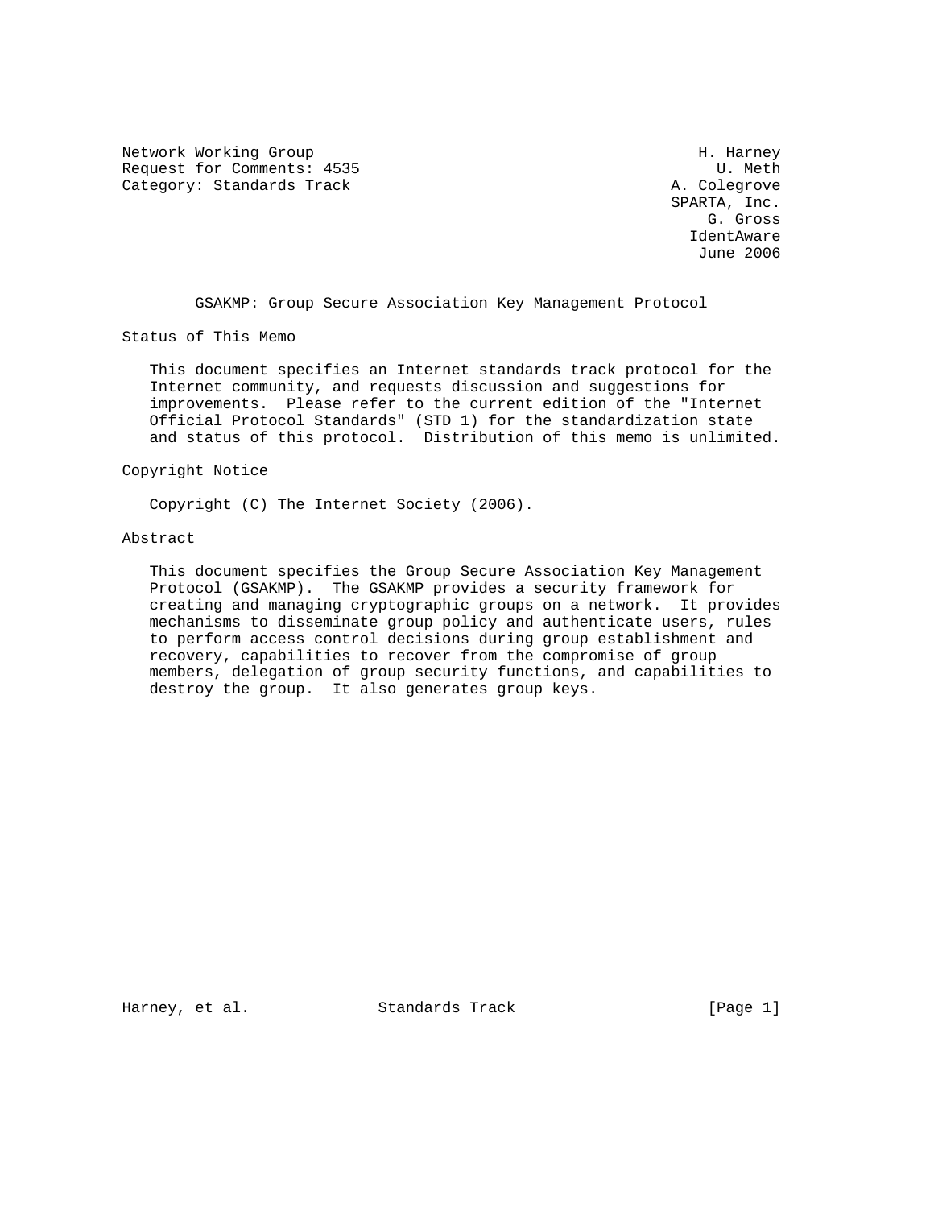Network Working Group H. Harney
Request for Comments: 4535 U. Meth
Category: Standards Track A. Colegrove
SPARTA, Inc.
G. Gross
IdentAware
June 2006

# GSAKMP: Group Secure Association Key Management Protocol

## Status of This Memo

This document specifies an Internet standards track protocol for the Internet community, and requests discussion and suggestions for improvements. Please refer to the current edition of the "Internet Official Protocol Standards" (STD 1) for the standardization state and status of this protocol. Distribution of this memo is unlimited.

## Copyright Notice

Copyright (C) The Internet Society (2006).

## Abstract

This document specifies the Group Secure Association Key Management Protocol (GSAKMP). The GSAKMP provides a security framework for creating and managing cryptographic groups on a network. It provides mechanisms to disseminate group policy and authenticate users, rules to perform access control decisions during group establishment and recovery, capabilities to recover from the compromise of group members, delegation of group security functions, and capabilities to destroy the group. It also generates group keys.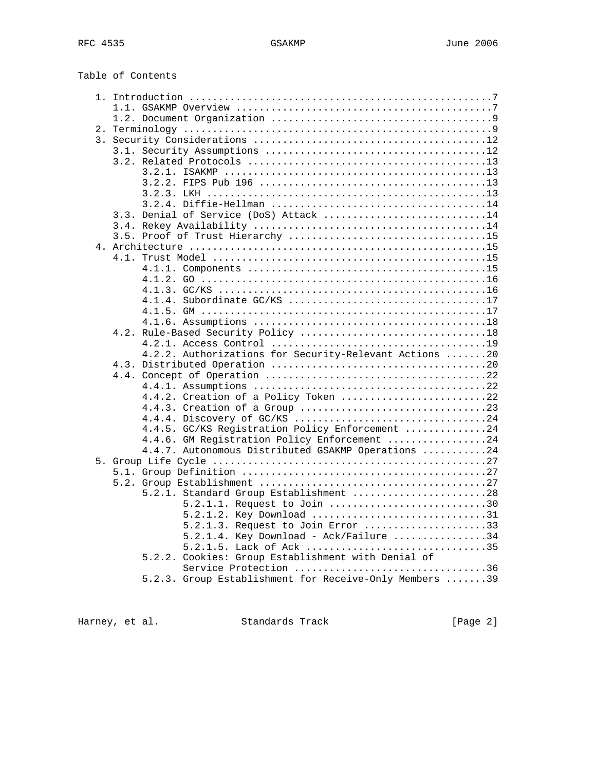Table of Contents

```
   1. Introduction ....................................................7
      1.1. GSAKMP Overview ............................................7
      1.2. Document Organization ......................................9
   2. Terminology .....................................................9
   3. Security Considerations ........................................12
      3.1. Security Assumptions ......................................12
      3.2. Related Protocols .........................................13
           3.2.1. ISAKMP .............................................13
           3.2.2. FIPS Pub 196 .......................................13
           3.2.3. LKH ................................................13
           3.2.4. Diffie-Hellman .....................................14
      3.3. Denial of Service (DoS) Attack ............................14
      3.4. Rekey Availability ........................................14
      3.5. Proof of Trust Hierarchy ..................................15
   4. Architecture ...................................................15
      4.1. Trust Model ...............................................15
           4.1.1. Components .........................................15
           4.1.2. GO .................................................16
           4.1.3. GC/KS ..............................................16
           4.1.4. Subordinate GC/KS ..................................17
           4.1.5. GM .................................................17
           4.1.6. Assumptions ........................................18
      4.2. Rule-Based Security Policy ................................18
           4.2.1. Access Control .....................................19
           4.2.2. Authorizations for Security-Relevant Actions .......20
      4.3. Distributed Operation .....................................20
      4.4. Concept of Operation ......................................22
           4.4.1. Assumptions ........................................22
           4.4.2. Creation of a Policy Token .........................22
           4.4.3. Creation of a Group ................................23
           4.4.4. Discovery of GC/KS .................................24
           4.4.5. GC/KS Registration Policy Enforcement ..............24
           4.4.6. GM Registration Policy Enforcement .................24
           4.4.7. Autonomous Distributed GSAKMP Operations ...........24
   5. Group Life Cycle ...............................................27
      5.1. Group Definition ..........................................27
      5.2. Group Establishment .......................................27
           5.2.1. Standard Group Establishment .......................28
                  5.2.1.1. Request to Join ...........................30
                  5.2.1.2. Key Download ..............................31
                  5.2.1.3. Request to Join Error .....................33
                  5.2.1.4. Key Download - Ack/Failure ................34
                  5.2.1.5. Lack of Ack ...............................35
           5.2.2. Cookies: Group Establishment with Denial of
                  Service Protection .................................36
           5.2.3. Group Establishment for Receive-Only Members .......39
```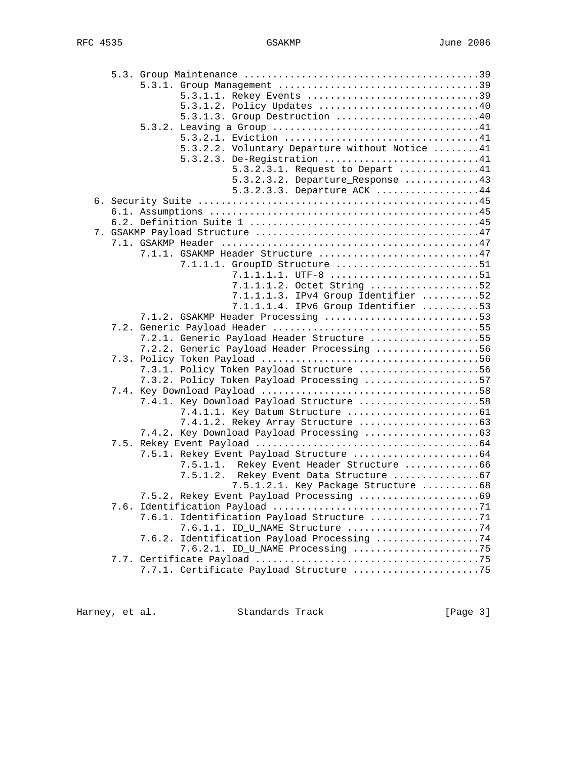```
      5.3. Group Maintenance .........................................39
           5.3.1. Group Management ...................................39
                  5.3.1.1. Rekey Events ..............................39
                  5.3.1.2. Policy Updates ............................40
                  5.3.1.3. Group Destruction .........................40
           5.3.2. Leaving a Group ....................................41
                  5.3.2.1. Eviction ..................................41
                  5.3.2.2. Voluntary Departure without Notice ........41
                  5.3.2.3. De-Registration ...........................41
                           5.3.2.3.1. Request to Depart ..............41
                           5.3.2.3.2. Departure_Response .............43
                           5.3.2.3.3. Departure_ACK ..................44
   6. Security Suite .................................................45
      6.1. Assumptions ...............................................45
      6.2. Definition Suite 1 ........................................45
   7. GSAKMP Payload Structure .......................................47
      7.1. GSAKMP Header .............................................47
           7.1.1. GSAKMP Header Structure ............................47
                  7.1.1.1. GroupID Structure .........................51
                           7.1.1.1.1. UTF-8 ..........................51
                           7.1.1.1.2. Octet String ...................52
                           7.1.1.1.3. IPv4 Group Identifier ..........52
                           7.1.1.1.4. IPv6 Group Identifier ..........53
           7.1.2. GSAKMP Header Processing ...........................53
      7.2. Generic Payload Header ....................................55
           7.2.1. Generic Payload Header Structure ...................55
           7.2.2. Generic Payload Header Processing ..................56
      7.3. Policy Token Payload ......................................56
           7.3.1. Policy Token Payload Structure .....................56
           7.3.2. Policy Token Payload Processing ....................57
      7.4. Key Download Payload ......................................58
           7.4.1. Key Download Payload Structure .....................58
                  7.4.1.1. Key Datum Structure .......................61
                  7.4.1.2. Rekey Array Structure .....................63
           7.4.2. Key Download Payload Processing ....................63
      7.5. Rekey Event Payload .......................................64
           7.5.1. Rekey Event Payload Structure ......................64
                  7.5.1.1.  Rekey Event Header Structure .............66
                  7.5.1.2.  Rekey Event Data Structure ...............67
                           7.5.1.2.1. Key Package Structure ..........68
           7.5.2. Rekey Event Payload Processing .....................69
      7.6. Identification Payload ....................................71
           7.6.1. Identification Payload Structure ...................71
                  7.6.1.1. ID_U_NAME Structure .......................74
           7.6.2. Identification Payload Processing ..................74
                  7.6.2.1. ID_U_NAME Processing ......................75
      7.7. Certificate Payload .......................................75
           7.7.1. Certificate Payload Structure ......................75
```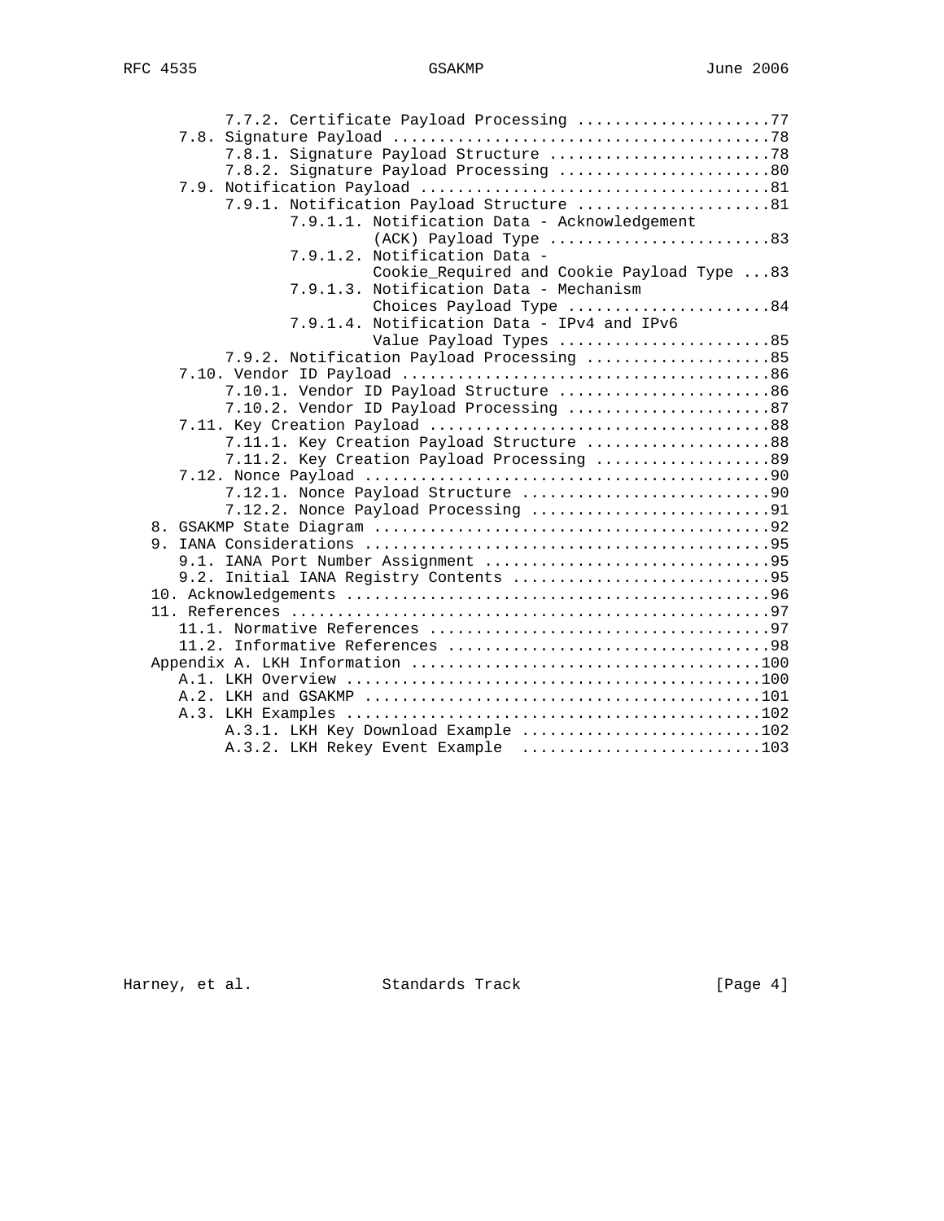```
         7.7.2. Certificate Payload Processing .....................77
    7.8. Signature Payload .........................................78
         7.8.1. Signature Payload Structure ........................78
         7.8.2. Signature Payload Processing .......................80
    7.9. Notification Payload ......................................81
         7.9.1. Notification Payload Structure .....................81
                7.9.1.1. Notification Data - Acknowledgement
                         (ACK) Payload Type ........................83
                7.9.1.2. Notification Data -
                         Cookie_Required and Cookie Payload Type ...83
                7.9.1.3. Notification Data - Mechanism
                         Choices Payload Type ......................84
                7.9.1.4. Notification Data - IPv4 and IPv6
                         Value Payload Types .......................85
         7.9.2. Notification Payload Processing ....................85
    7.10. Vendor ID Payload ........................................86
         7.10.1. Vendor ID Payload Structure .......................86
         7.10.2. Vendor ID Payload Processing ......................87
    7.11. Key Creation Payload .....................................88
         7.11.1. Key Creation Payload Structure ....................88
         7.11.2. Key Creation Payload Processing ...................89
    7.12. Nonce Payload ............................................90
         7.12.1. Nonce Payload Structure ...........................90
         7.12.2. Nonce Payload Processing ..........................91
 8. GSAKMP State Diagram ...........................................92
 9. IANA Considerations ............................................95
    9.1. IANA Port Number Assignment ...............................95
    9.2. Initial IANA Registry Contents ............................95
 10. Acknowledgements ..............................................96
 11. References ....................................................97
    11.1. Normative References .....................................97
    11.2. Informative References ...................................98
 Appendix A. LKH Information ......................................100
    A.1. LKH Overview .............................................100
    A.2. LKH and GSAKMP ...........................................101
    A.3. LKH Examples .............................................102
         A.3.1. LKH Key Download Example ..........................102
         A.3.2. LKH Rekey Event Example  ..........................103
```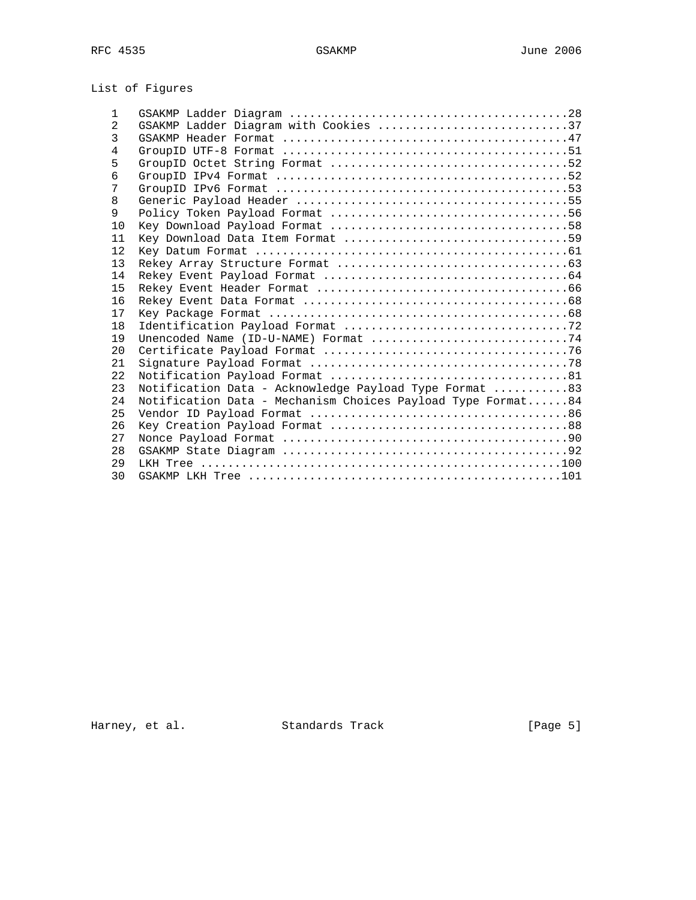## List of Figures

```
   1    GSAKMP Ladder Diagram ........................................28
   2    GSAKMP Ladder Diagram with Cookies ...........................37
   3    GSAKMP Header Format .........................................47
   4    GroupID UTF-8 Format .........................................51
   5    GroupID Octet String Format ..................................52
   6    GroupID IPv4 Format ..........................................52
   7    GroupID IPv6 Format ..........................................53
   8    Generic Payload Header .......................................55
   9    Policy Token Payload Format ..................................56
   10   Key Download Payload Format ..................................58
   11   Key Download Data Item Format ................................59
   12   Key Datum Format .............................................61
   13   Rekey Array Structure Format .................................63
   14   Rekey Event Payload Format ...................................64
   15   Rekey Event Header Format ....................................66
   16   Rekey Event Data Format ......................................68
   17   Key Package Format ...........................................68
   18   Identification Payload Format ................................72
   19   Unencoded Name (ID-U-NAME) Format ............................74
   20   Certificate Payload Format ...................................76
   21   Signature Payload Format .....................................78
   22   Notification Payload Format ..................................81
   23   Notification Data - Acknowledge Payload Type Format ..........83
   24   Notification Data - Mechanism Choices Payload Type Format......84
   25   Vendor ID Payload Format .....................................86
   26   Key Creation Payload Format ..................................88
   27   Nonce Payload Format .........................................90
   28   GSAKMP State Diagram .........................................92
   29   LKH Tree ....................................................100
   30   GSAKMP LKH Tree .............................................101
```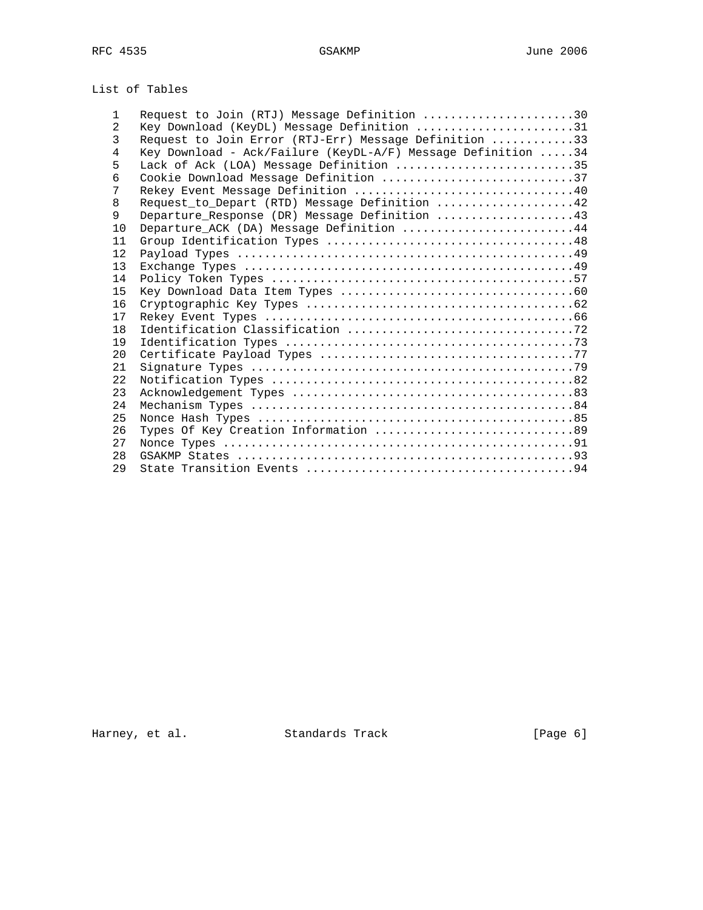List of Tables

```
   1    Request to Join (RTJ) Message Definition ......................30
   2    Key Download (KeyDL) Message Definition .......................31
   3    Request to Join Error (RTJ-Err) Message Definition ............33
   4    Key Download - Ack/Failure (KeyDL-A/F) Message Definition .....34
   5    Lack of Ack (LOA) Message Definition ..........................35
   6    Cookie Download Message Definition ............................37
   7    Rekey Event Message Definition ................................40
   8    Request_to_Depart (RTD) Message Definition ....................42
   9    Departure_Response (DR) Message Definition ....................43
   10   Departure_ACK (DA) Message Definition .........................44
   11   Group Identification Types ....................................48
   12   Payload Types .................................................49
   13   Exchange Types ................................................49
   14   Policy Token Types ............................................57
   15   Key Download Data Item Types ..................................60
   16   Cryptographic Key Types .......................................62
   17   Rekey Event Types .............................................66
   18   Identification Classification .................................72
   19   Identification Types ..........................................73
   20   Certificate Payload Types .....................................77
   21   Signature Types ...............................................79
   22   Notification Types ............................................82
   23   Acknowledgement Types .........................................83
   24   Mechanism Types ...............................................84
   25   Nonce Hash Types ..............................................85
   26   Types Of Key Creation Information .............................89
   27   Nonce Types ...................................................91
   28   GSAKMP States .................................................93
   29   State Transition Events .......................................94
```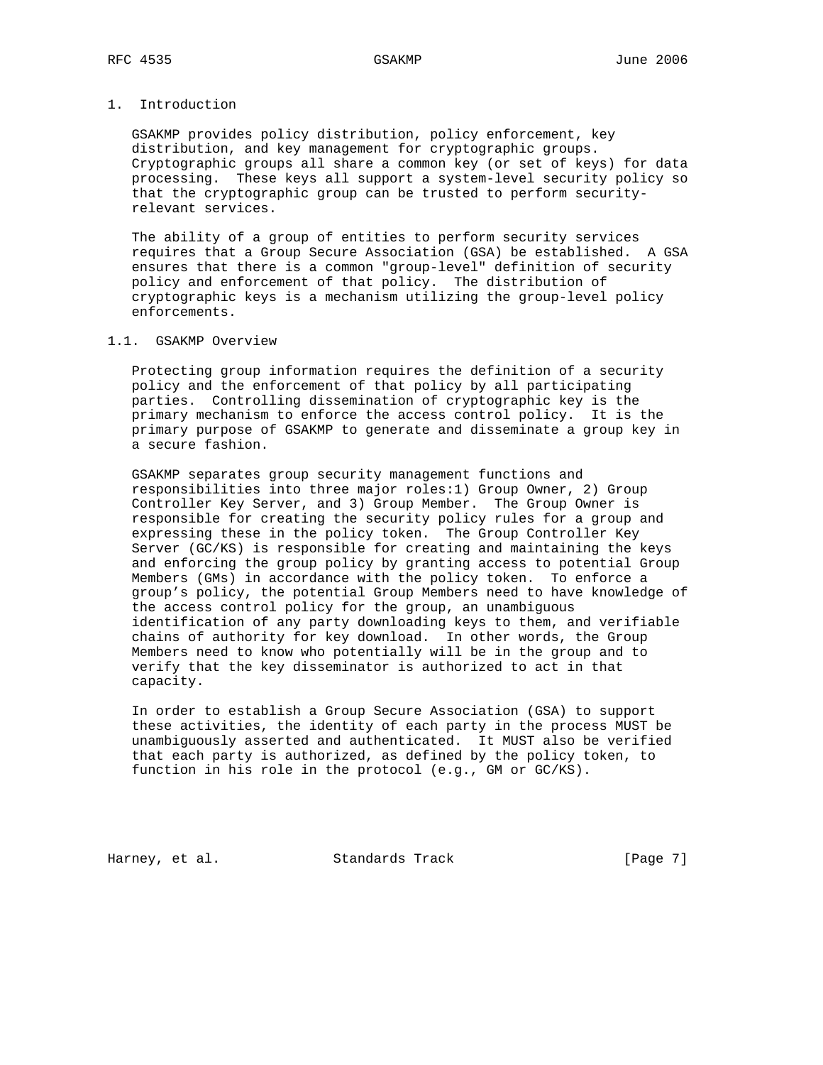# 1. Introduction

GSAKMP provides policy distribution, policy enforcement, key distribution, and key management for cryptographic groups. Cryptographic groups all share a common key (or set of keys) for data processing. These keys all support a system-level security policy so that the cryptographic group can be trusted to perform security-relevant services.

The ability of a group of entities to perform security services requires that a Group Secure Association (GSA) be established. A GSA ensures that there is a common "group-level" definition of security policy and enforcement of that policy. The distribution of cryptographic keys is a mechanism utilizing the group-level policy enforcements.

## 1.1. GSAKMP Overview

Protecting group information requires the definition of a security policy and the enforcement of that policy by all participating parties. Controlling dissemination of cryptographic key is the primary mechanism to enforce the access control policy. It is the primary purpose of GSAKMP to generate and disseminate a group key in a secure fashion.

GSAKMP separates group security management functions and responsibilities into three major roles:1) Group Owner, 2) Group Controller Key Server, and 3) Group Member. The Group Owner is responsible for creating the security policy rules for a group and expressing these in the policy token. The Group Controller Key Server (GC/KS) is responsible for creating and maintaining the keys and enforcing the group policy by granting access to potential Group Members (GMs) in accordance with the policy token. To enforce a group's policy, the potential Group Members need to have knowledge of the access control policy for the group, an unambiguous identification of any party downloading keys to them, and verifiable chains of authority for key download. In other words, the Group Members need to know who potentially will be in the group and to verify that the key disseminator is authorized to act in that capacity.

In order to establish a Group Secure Association (GSA) to support these activities, the identity of each party in the process MUST be unambiguously asserted and authenticated. It MUST also be verified that each party is authorized, as defined by the policy token, to function in his role in the protocol (e.g., GM or GC/KS).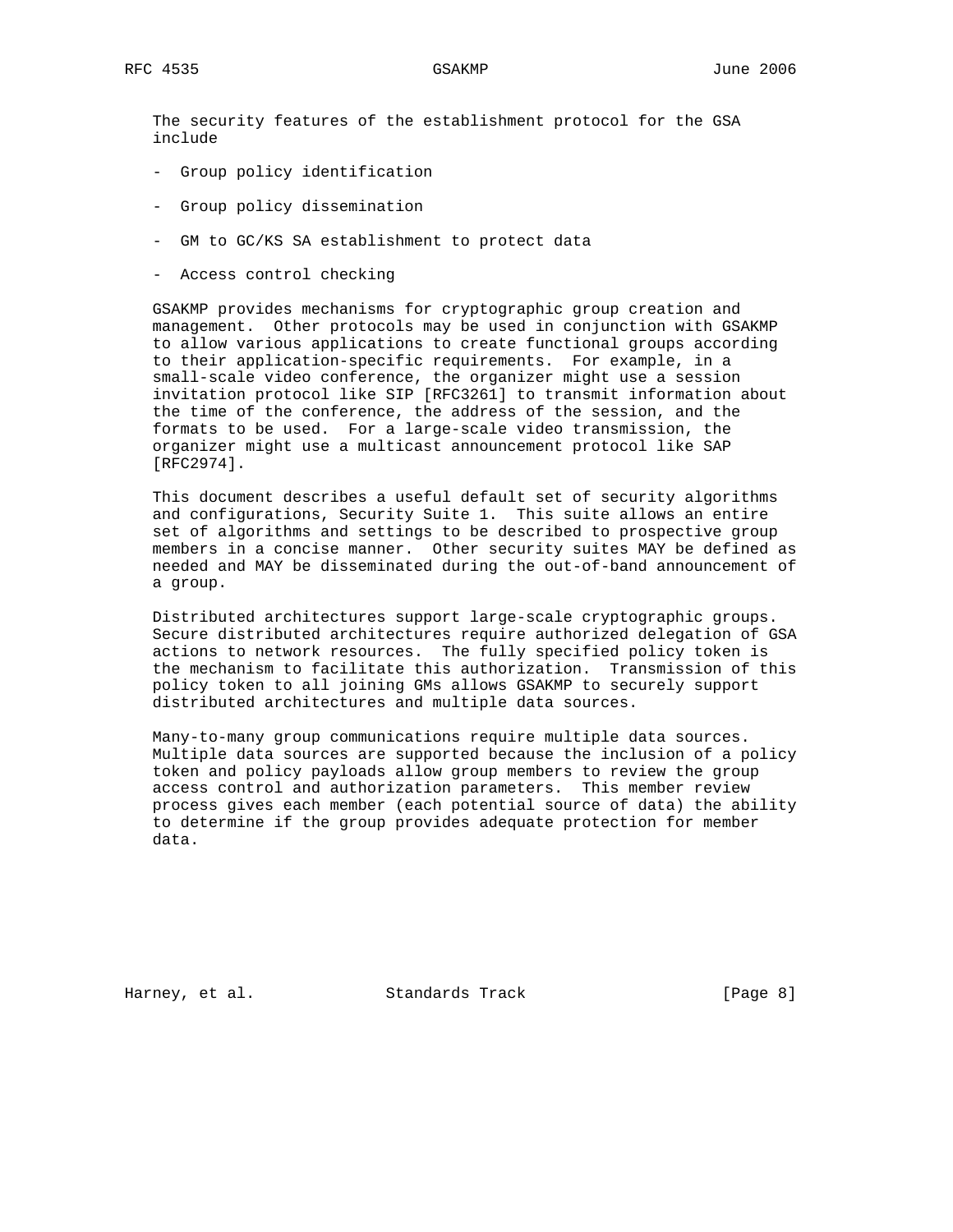The security features of the establishment protocol for the GSA include

- Group policy identification
- Group policy dissemination
- GM to GC/KS SA establishment to protect data
- Access control checking

GSAKMP provides mechanisms for cryptographic group creation and management. Other protocols may be used in conjunction with GSAKMP to allow various applications to create functional groups according to their application-specific requirements. For example, in a small-scale video conference, the organizer might use a session invitation protocol like SIP [RFC3261] to transmit information about the time of the conference, the address of the session, and the formats to be used. For a large-scale video transmission, the organizer might use a multicast announcement protocol like SAP [RFC2974].

This document describes a useful default set of security algorithms and configurations, Security Suite 1. This suite allows an entire set of algorithms and settings to be described to prospective group members in a concise manner. Other security suites MAY be defined as needed and MAY be disseminated during the out-of-band announcement of a group.

Distributed architectures support large-scale cryptographic groups. Secure distributed architectures require authorized delegation of GSA actions to network resources. The fully specified policy token is the mechanism to facilitate this authorization. Transmission of this policy token to all joining GMs allows GSAKMP to securely support distributed architectures and multiple data sources.

Many-to-many group communications require multiple data sources. Multiple data sources are supported because the inclusion of a policy token and policy payloads allow group members to review the group access control and authorization parameters. This member review process gives each member (each potential source of data) the ability to determine if the group provides adequate protection for member data.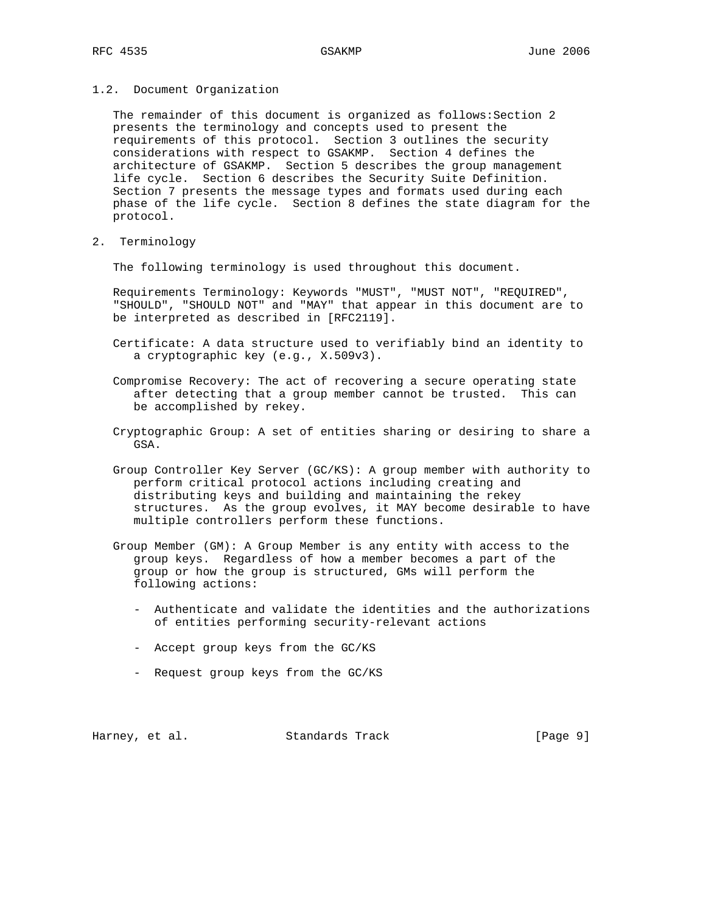## 1.2. Document Organization

The remainder of this document is organized as follows:Section 2 presents the terminology and concepts used to present the requirements of this protocol. Section 3 outlines the security considerations with respect to GSAKMP. Section 4 defines the architecture of GSAKMP. Section 5 describes the group management life cycle. Section 6 describes the Security Suite Definition. Section 7 presents the message types and formats used during each phase of the life cycle. Section 8 defines the state diagram for the protocol.

# 2. Terminology

The following terminology is used throughout this document.

Requirements Terminology: Keywords "MUST", "MUST NOT", "REQUIRED", "SHOULD", "SHOULD NOT" and "MAY" that appear in this document are to be interpreted as described in [RFC2119].

Certificate: A data structure used to verifiably bind an identity to a cryptographic key (e.g., X.509v3).

Compromise Recovery: The act of recovering a secure operating state after detecting that a group member cannot be trusted. This can be accomplished by rekey.

Cryptographic Group: A set of entities sharing or desiring to share a GSA.

Group Controller Key Server (GC/KS): A group member with authority to perform critical protocol actions including creating and distributing keys and building and maintaining the rekey structures. As the group evolves, it MAY become desirable to have multiple controllers perform these functions.

Group Member (GM): A Group Member is any entity with access to the group keys. Regardless of how a member becomes a part of the group or how the group is structured, GMs will perform the following actions:

- Authenticate and validate the identities and the authorizations of entities performing security-relevant actions

- Accept group keys from the GC/KS

- Request group keys from the GC/KS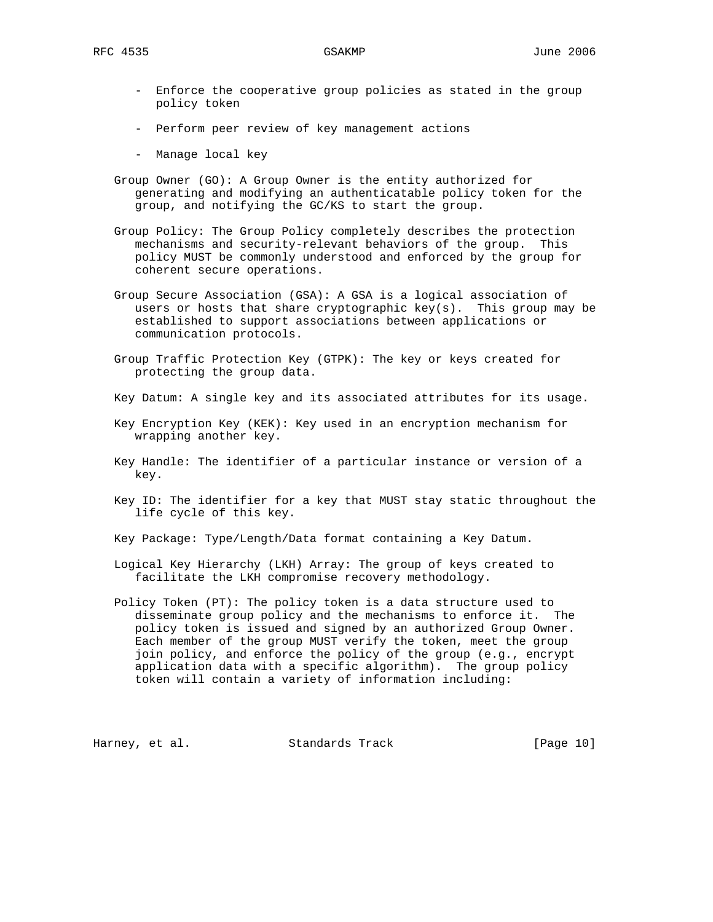- Enforce the cooperative group policies as stated in the group policy token

- Perform peer review of key management actions

- Manage local key

Group Owner (GO): A Group Owner is the entity authorized for generating and modifying an authenticatable policy token for the group, and notifying the GC/KS to start the group.

Group Policy: The Group Policy completely describes the protection mechanisms and security-relevant behaviors of the group. This policy MUST be commonly understood and enforced by the group for coherent secure operations.

Group Secure Association (GSA): A GSA is a logical association of users or hosts that share cryptographic key(s). This group may be established to support associations between applications or communication protocols.

Group Traffic Protection Key (GTPK): The key or keys created for protecting the group data.

Key Datum: A single key and its associated attributes for its usage.

Key Encryption Key (KEK): Key used in an encryption mechanism for wrapping another key.

Key Handle: The identifier of a particular instance or version of a key.

Key ID: The identifier for a key that MUST stay static throughout the life cycle of this key.

Key Package: Type/Length/Data format containing a Key Datum.

Logical Key Hierarchy (LKH) Array: The group of keys created to facilitate the LKH compromise recovery methodology.

Policy Token (PT): The policy token is a data structure used to disseminate group policy and the mechanisms to enforce it. The policy token is issued and signed by an authorized Group Owner. Each member of the group MUST verify the token, meet the group join policy, and enforce the policy of the group (e.g., encrypt application data with a specific algorithm). The group policy token will contain a variety of information including: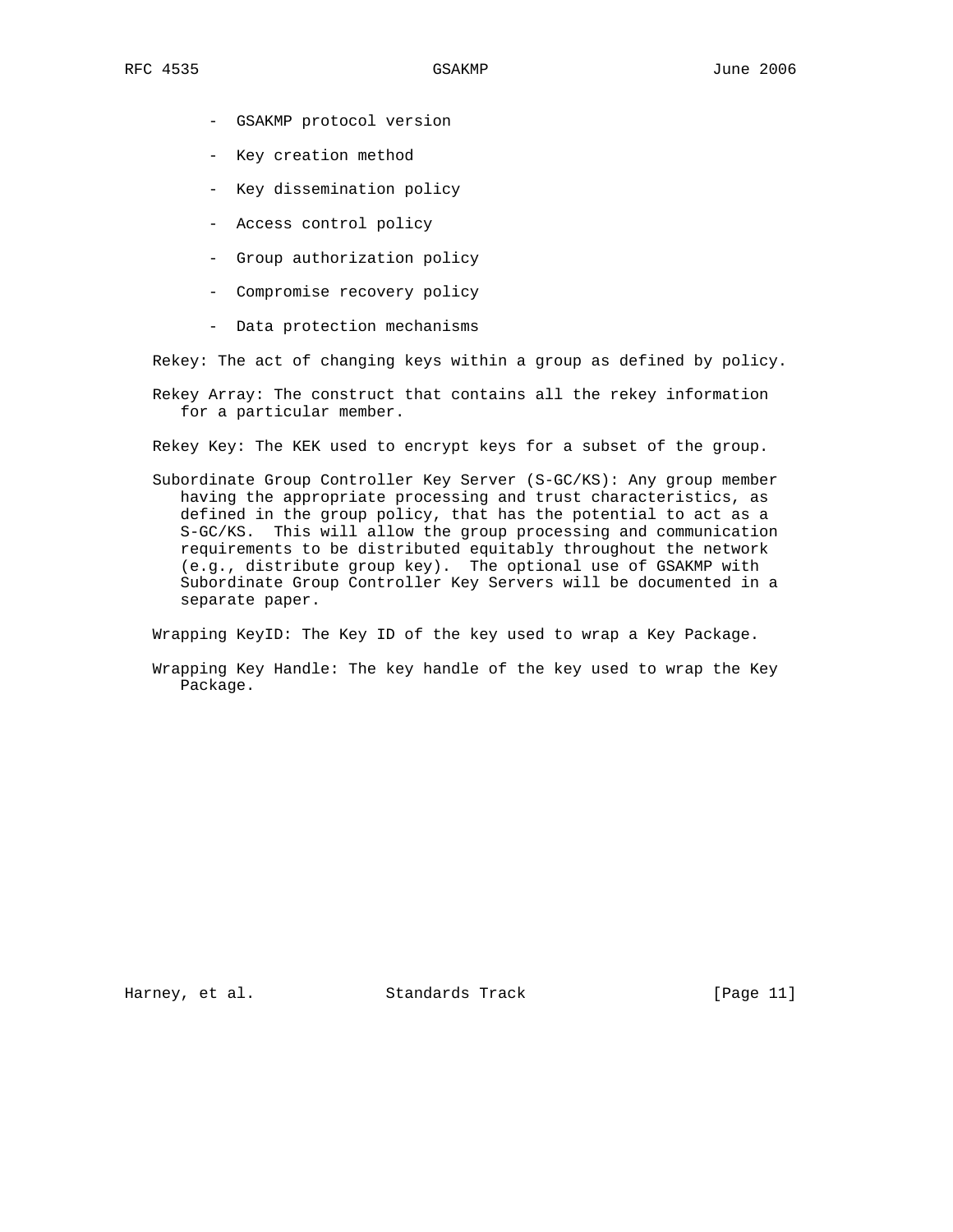- GSAKMP protocol version
- Key creation method
- Key dissemination policy
- Access control policy
- Group authorization policy
- Compromise recovery policy
- Data protection mechanisms

Rekey: The act of changing keys within a group as defined by policy.

Rekey Array: The construct that contains all the rekey information for a particular member.

Rekey Key: The KEK used to encrypt keys for a subset of the group.

Subordinate Group Controller Key Server (S-GC/KS): Any group member having the appropriate processing and trust characteristics, as defined in the group policy, that has the potential to act as a S-GC/KS. This will allow the group processing and communication requirements to be distributed equitably throughout the network (e.g., distribute group key). The optional use of GSAKMP with Subordinate Group Controller Key Servers will be documented in a separate paper.

Wrapping KeyID: The Key ID of the key used to wrap a Key Package.

Wrapping Key Handle: The key handle of the key used to wrap the Key Package.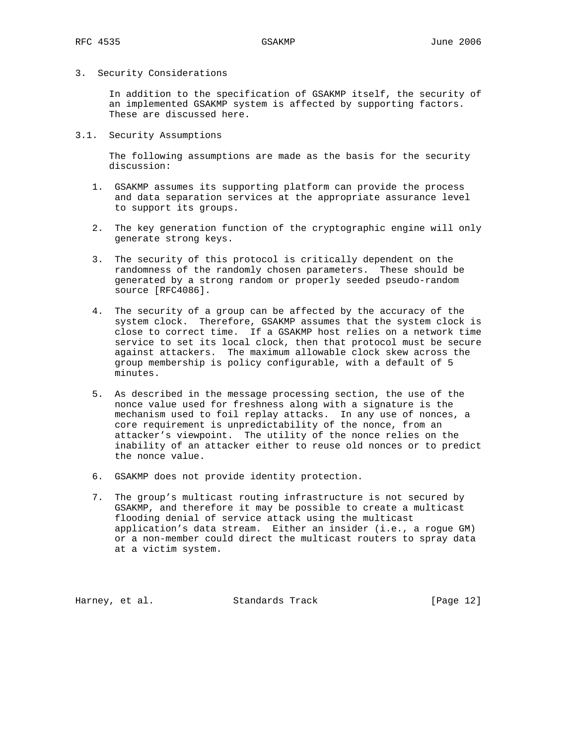## 3. Security Considerations

In addition to the specification of GSAKMP itself, the security of an implemented GSAKMP system is affected by supporting factors. These are discussed here.

### 3.1. Security Assumptions

The following assumptions are made as the basis for the security discussion:

1. GSAKMP assumes its supporting platform can provide the process and data separation services at the appropriate assurance level to support its groups.

2. The key generation function of the cryptographic engine will only generate strong keys.

3. The security of this protocol is critically dependent on the randomness of the randomly chosen parameters. These should be generated by a strong random or properly seeded pseudo-random source [RFC4086].

4. The security of a group can be affected by the accuracy of the system clock. Therefore, GSAKMP assumes that the system clock is close to correct time. If a GSAKMP host relies on a network time service to set its local clock, then that protocol must be secure against attackers. The maximum allowable clock skew across the group membership is policy configurable, with a default of 5 minutes.

5. As described in the message processing section, the use of the nonce value used for freshness along with a signature is the mechanism used to foil replay attacks. In any use of nonces, a core requirement is unpredictability of the nonce, from an attacker's viewpoint. The utility of the nonce relies on the inability of an attacker either to reuse old nonces or to predict the nonce value.

6. GSAKMP does not provide identity protection.

7. The group's multicast routing infrastructure is not secured by GSAKMP, and therefore it may be possible to create a multicast flooding denial of service attack using the multicast application's data stream. Either an insider (i.e., a rogue GM) or a non-member could direct the multicast routers to spray data at a victim system.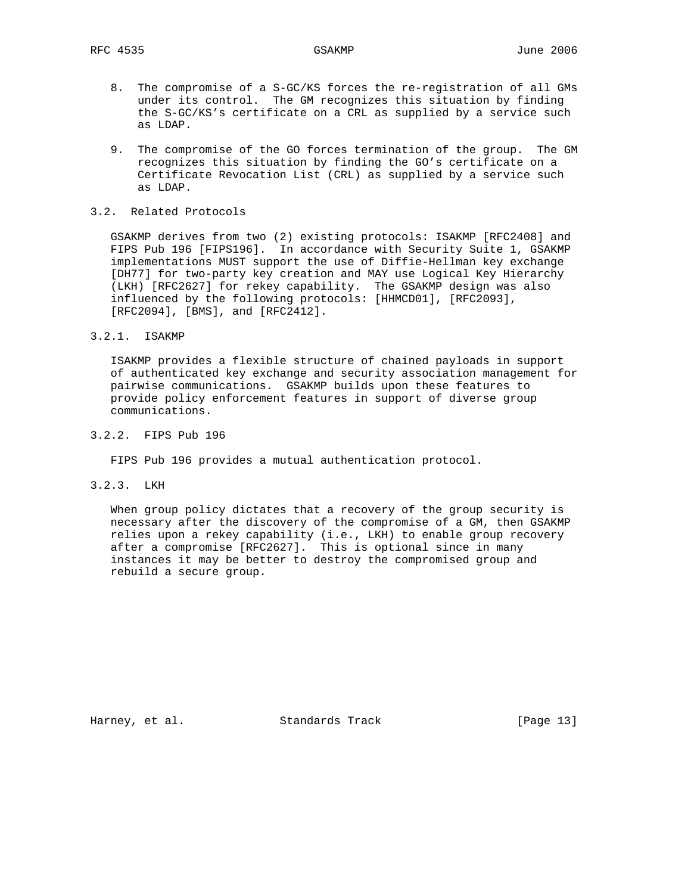8. The compromise of a S-GC/KS forces the re-registration of all GMs under its control. The GM recognizes this situation by finding the S-GC/KS's certificate on a CRL as supplied by a service such as LDAP.

9. The compromise of the GO forces termination of the group. The GM recognizes this situation by finding the GO's certificate on a Certificate Revocation List (CRL) as supplied by a service such as LDAP.

## 3.2. Related Protocols

GSAKMP derives from two (2) existing protocols: ISAKMP [RFC2408] and FIPS Pub 196 [FIPS196]. In accordance with Security Suite 1, GSAKMP implementations MUST support the use of Diffie-Hellman key exchange [DH77] for two-party key creation and MAY use Logical Key Hierarchy (LKH) [RFC2627] for rekey capability. The GSAKMP design was also influenced by the following protocols: [HHMCD01], [RFC2093], [RFC2094], [BMS], and [RFC2412].

### 3.2.1. ISAKMP

ISAKMP provides a flexible structure of chained payloads in support of authenticated key exchange and security association management for pairwise communications. GSAKMP builds upon these features to provide policy enforcement features in support of diverse group communications.

### 3.2.2. FIPS Pub 196

FIPS Pub 196 provides a mutual authentication protocol.

### 3.2.3. LKH

When group policy dictates that a recovery of the group security is necessary after the discovery of the compromise of a GM, then GSAKMP relies upon a rekey capability (i.e., LKH) to enable group recovery after a compromise [RFC2627]. This is optional since in many instances it may be better to destroy the compromised group and rebuild a secure group.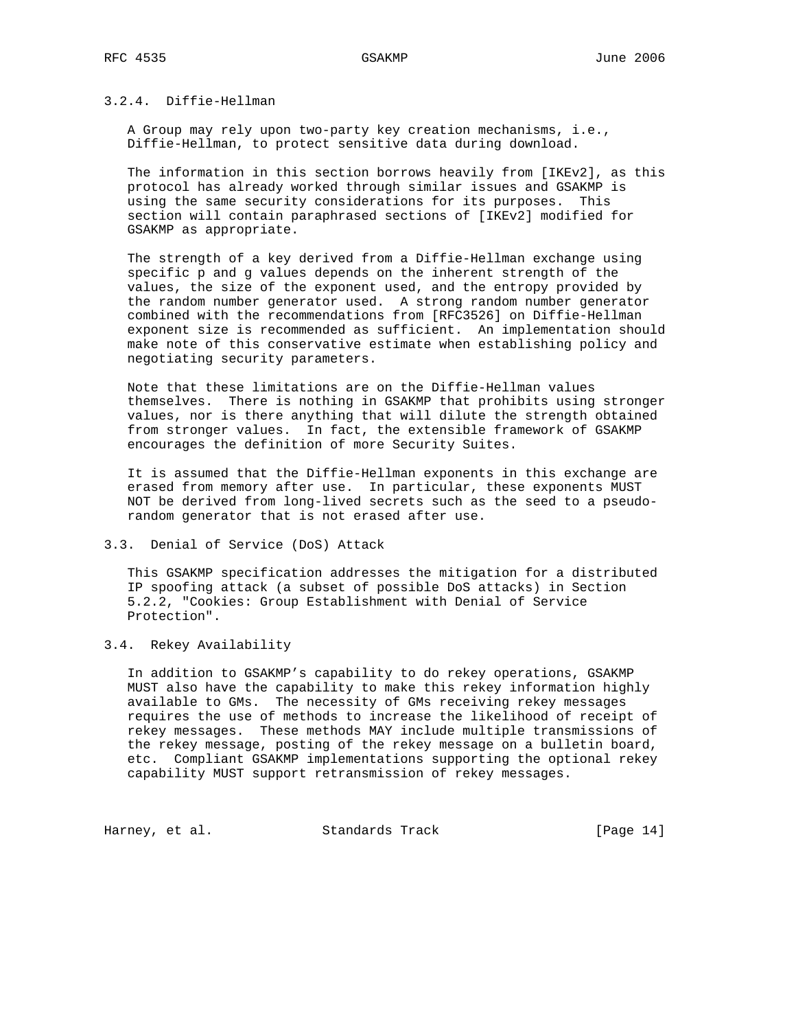### 3.2.4. Diffie-Hellman

A Group may rely upon two-party key creation mechanisms, i.e., Diffie-Hellman, to protect sensitive data during download.

The information in this section borrows heavily from [IKEv2], as this protocol has already worked through similar issues and GSAKMP is using the same security considerations for its purposes. This section will contain paraphrased sections of [IKEv2] modified for GSAKMP as appropriate.

The strength of a key derived from a Diffie-Hellman exchange using specific p and g values depends on the inherent strength of the values, the size of the exponent used, and the entropy provided by the random number generator used. A strong random number generator combined with the recommendations from [RFC3526] on Diffie-Hellman exponent size is recommended as sufficient. An implementation should make note of this conservative estimate when establishing policy and negotiating security parameters.

Note that these limitations are on the Diffie-Hellman values themselves. There is nothing in GSAKMP that prohibits using stronger values, nor is there anything that will dilute the strength obtained from stronger values. In fact, the extensible framework of GSAKMP encourages the definition of more Security Suites.

It is assumed that the Diffie-Hellman exponents in this exchange are erased from memory after use. In particular, these exponents MUST NOT be derived from long-lived secrets such as the seed to a pseudo-random generator that is not erased after use.

## 3.3. Denial of Service (DoS) Attack

This GSAKMP specification addresses the mitigation for a distributed IP spoofing attack (a subset of possible DoS attacks) in Section 5.2.2, "Cookies: Group Establishment with Denial of Service Protection".

## 3.4. Rekey Availability

In addition to GSAKMP's capability to do rekey operations, GSAKMP MUST also have the capability to make this rekey information highly available to GMs. The necessity of GMs receiving rekey messages requires the use of methods to increase the likelihood of receipt of rekey messages. These methods MAY include multiple transmissions of the rekey message, posting of the rekey message on a bulletin board, etc. Compliant GSAKMP implementations supporting the optional rekey capability MUST support retransmission of rekey messages.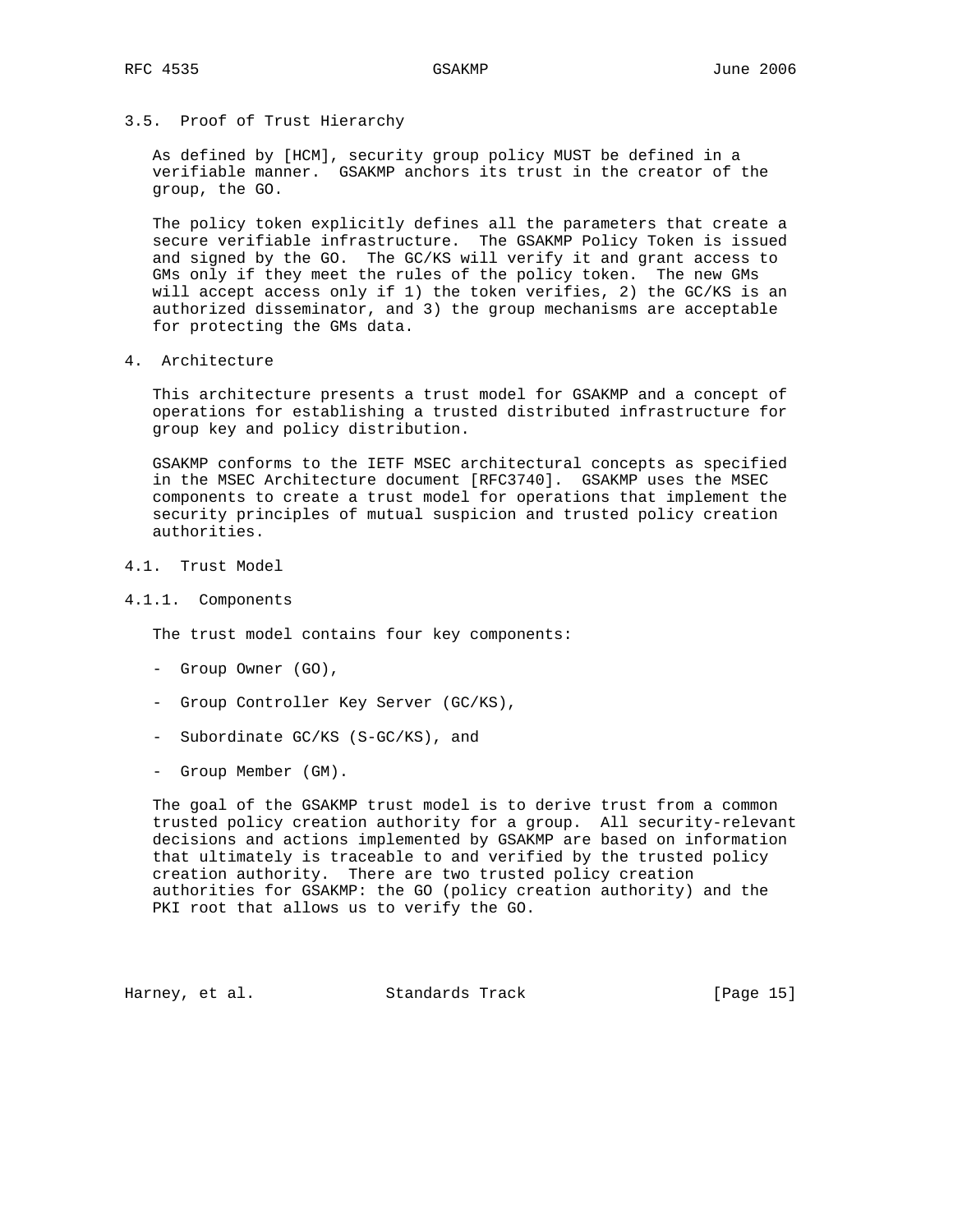### 3.5. Proof of Trust Hierarchy

As defined by [HCM], security group policy MUST be defined in a verifiable manner. GSAKMP anchors its trust in the creator of the group, the GO.

The policy token explicitly defines all the parameters that create a secure verifiable infrastructure. The GSAKMP Policy Token is issued and signed by the GO. The GC/KS will verify it and grant access to GMs only if they meet the rules of the policy token. The new GMs will accept access only if 1) the token verifies, 2) the GC/KS is an authorized disseminator, and 3) the group mechanisms are acceptable for protecting the GMs data.

## 4. Architecture

This architecture presents a trust model for GSAKMP and a concept of operations for establishing a trusted distributed infrastructure for group key and policy distribution.

GSAKMP conforms to the IETF MSEC architectural concepts as specified in the MSEC Architecture document [RFC3740]. GSAKMP uses the MSEC components to create a trust model for operations that implement the security principles of mutual suspicion and trusted policy creation authorities.

### 4.1. Trust Model

#### 4.1.1. Components

The trust model contains four key components:

- Group Owner (GO),
- Group Controller Key Server (GC/KS),
- Subordinate GC/KS (S-GC/KS), and
- Group Member (GM).

The goal of the GSAKMP trust model is to derive trust from a common trusted policy creation authority for a group. All security-relevant decisions and actions implemented by GSAKMP are based on information that ultimately is traceable to and verified by the trusted policy creation authority. There are two trusted policy creation authorities for GSAKMP: the GO (policy creation authority) and the PKI root that allows us to verify the GO.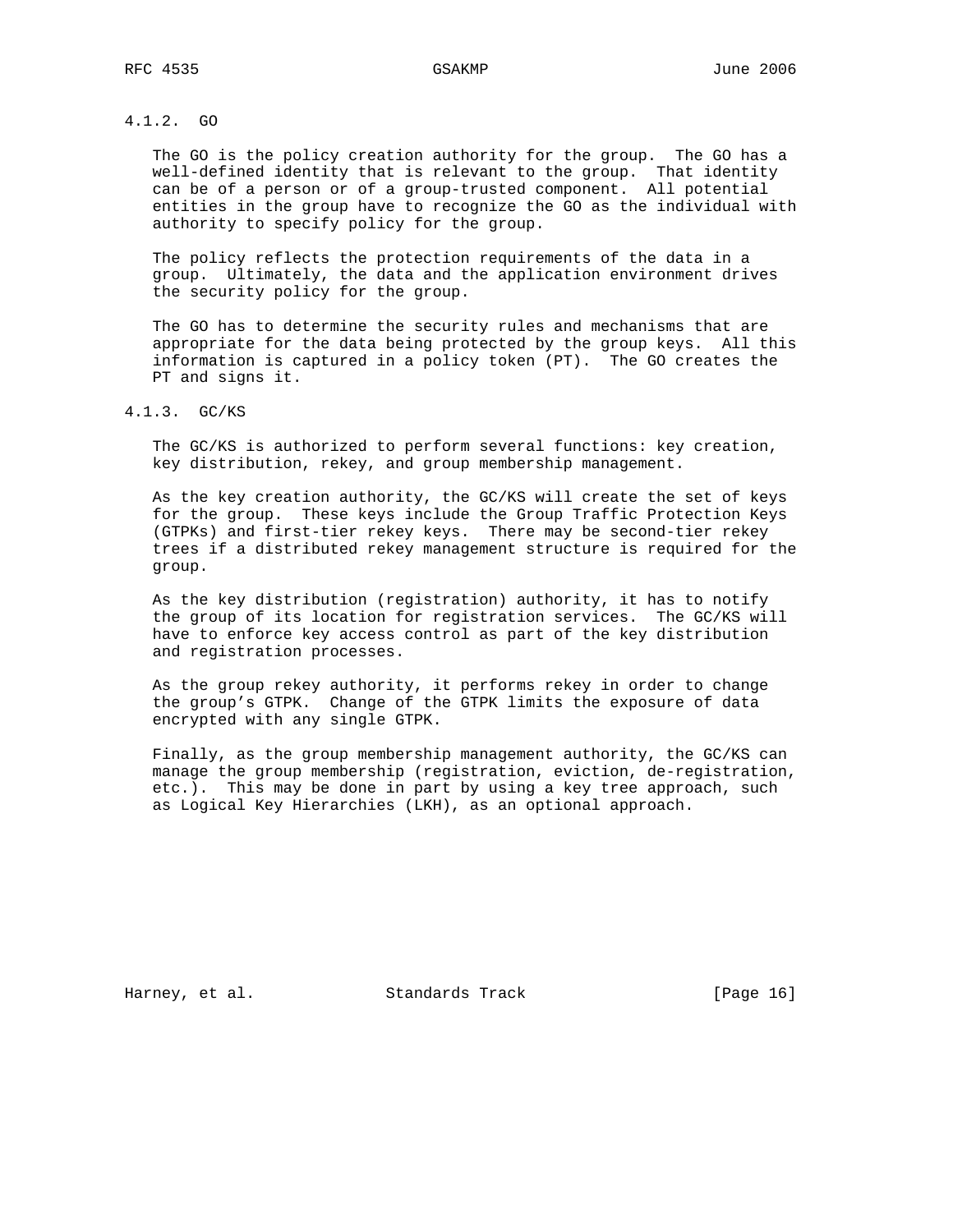### 4.1.2. GO

The GO is the policy creation authority for the group. The GO has a well-defined identity that is relevant to the group. That identity can be of a person or of a group-trusted component. All potential entities in the group have to recognize the GO as the individual with authority to specify policy for the group.

The policy reflects the protection requirements of the data in a group. Ultimately, the data and the application environment drives the security policy for the group.

The GO has to determine the security rules and mechanisms that are appropriate for the data being protected by the group keys. All this information is captured in a policy token (PT). The GO creates the PT and signs it.

### 4.1.3. GC/KS

The GC/KS is authorized to perform several functions: key creation, key distribution, rekey, and group membership management.

As the key creation authority, the GC/KS will create the set of keys for the group. These keys include the Group Traffic Protection Keys (GTPKs) and first-tier rekey keys. There may be second-tier rekey trees if a distributed rekey management structure is required for the group.

As the key distribution (registration) authority, it has to notify the group of its location for registration services. The GC/KS will have to enforce key access control as part of the key distribution and registration processes.

As the group rekey authority, it performs rekey in order to change the group's GTPK. Change of the GTPK limits the exposure of data encrypted with any single GTPK.

Finally, as the group membership management authority, the GC/KS can manage the group membership (registration, eviction, de-registration, etc.). This may be done in part by using a key tree approach, such as Logical Key Hierarchies (LKH), as an optional approach.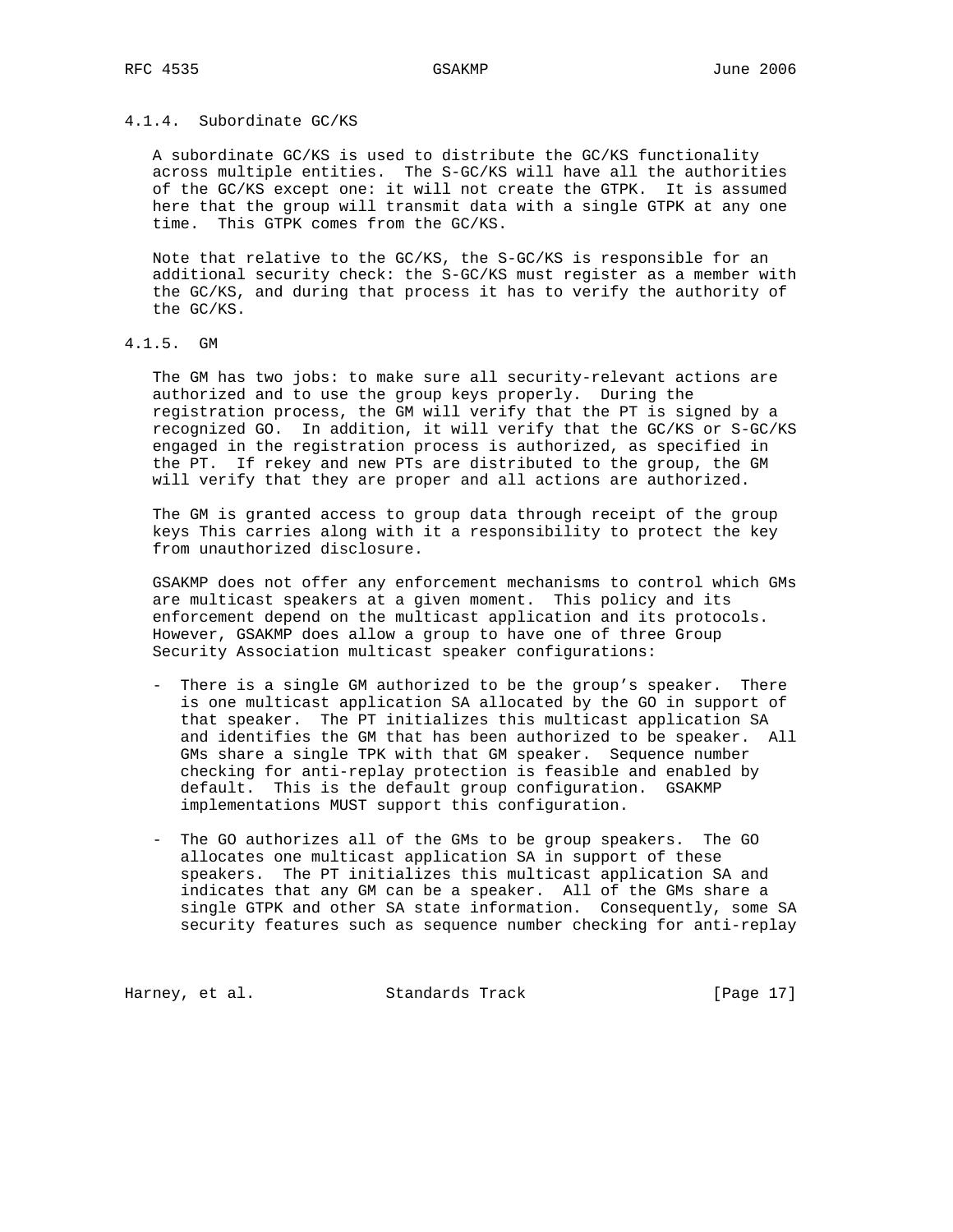### 4.1.4. Subordinate GC/KS

A subordinate GC/KS is used to distribute the GC/KS functionality across multiple entities. The S-GC/KS will have all the authorities of the GC/KS except one: it will not create the GTPK. It is assumed here that the group will transmit data with a single GTPK at any one time. This GTPK comes from the GC/KS.

Note that relative to the GC/KS, the S-GC/KS is responsible for an additional security check: the S-GC/KS must register as a member with the GC/KS, and during that process it has to verify the authority of the GC/KS.

### 4.1.5. GM

The GM has two jobs: to make sure all security-relevant actions are authorized and to use the group keys properly. During the registration process, the GM will verify that the PT is signed by a recognized GO. In addition, it will verify that the GC/KS or S-GC/KS engaged in the registration process is authorized, as specified in the PT. If rekey and new PTs are distributed to the group, the GM will verify that they are proper and all actions are authorized.

The GM is granted access to group data through receipt of the group keys This carries along with it a responsibility to protect the key from unauthorized disclosure.

GSAKMP does not offer any enforcement mechanisms to control which GMs are multicast speakers at a given moment. This policy and its enforcement depend on the multicast application and its protocols. However, GSAKMP does allow a group to have one of three Group Security Association multicast speaker configurations:

- There is a single GM authorized to be the group's speaker. There is one multicast application SA allocated by the GO in support of that speaker. The PT initializes this multicast application SA and identifies the GM that has been authorized to be speaker. All GMs share a single TPK with that GM speaker. Sequence number checking for anti-replay protection is feasible and enabled by default. This is the default group configuration. GSAKMP implementations MUST support this configuration.

- The GO authorizes all of the GMs to be group speakers. The GO allocates one multicast application SA in support of these speakers. The PT initializes this multicast application SA and indicates that any GM can be a speaker. All of the GMs share a single GTPK and other SA state information. Consequently, some SA security features such as sequence number checking for anti-replay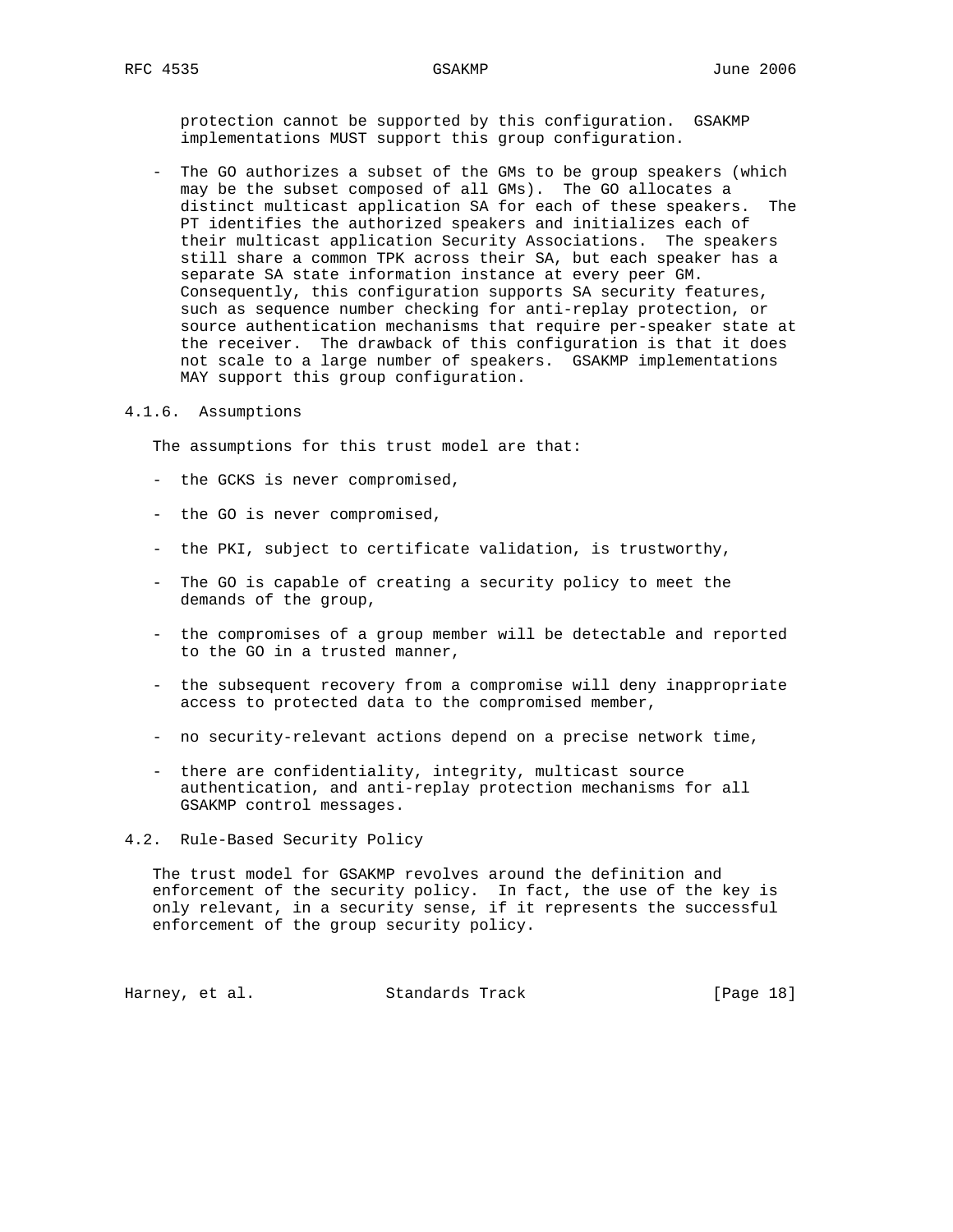protection cannot be supported by this configuration. GSAKMP implementations MUST support this group configuration.

- The GO authorizes a subset of the GMs to be group speakers (which may be the subset composed of all GMs). The GO allocates a distinct multicast application SA for each of these speakers. The PT identifies the authorized speakers and initializes each of their multicast application Security Associations. The speakers still share a common TPK across their SA, but each speaker has a separate SA state information instance at every peer GM. Consequently, this configuration supports SA security features, such as sequence number checking for anti-replay protection, or source authentication mechanisms that require per-speaker state at the receiver. The drawback of this configuration is that it does not scale to a large number of speakers. GSAKMP implementations MAY support this group configuration.

### 4.1.6. Assumptions

The assumptions for this trust model are that:

- the GCKS is never compromised,
- the GO is never compromised,
- the PKI, subject to certificate validation, is trustworthy,
- The GO is capable of creating a security policy to meet the demands of the group,
- the compromises of a group member will be detectable and reported to the GO in a trusted manner,
- the subsequent recovery from a compromise will deny inappropriate access to protected data to the compromised member,
- no security-relevant actions depend on a precise network time,
- there are confidentiality, integrity, multicast source authentication, and anti-replay protection mechanisms for all GSAKMP control messages.

## 4.2. Rule-Based Security Policy

The trust model for GSAKMP revolves around the definition and enforcement of the security policy. In fact, the use of the key is only relevant, in a security sense, if it represents the successful enforcement of the group security policy.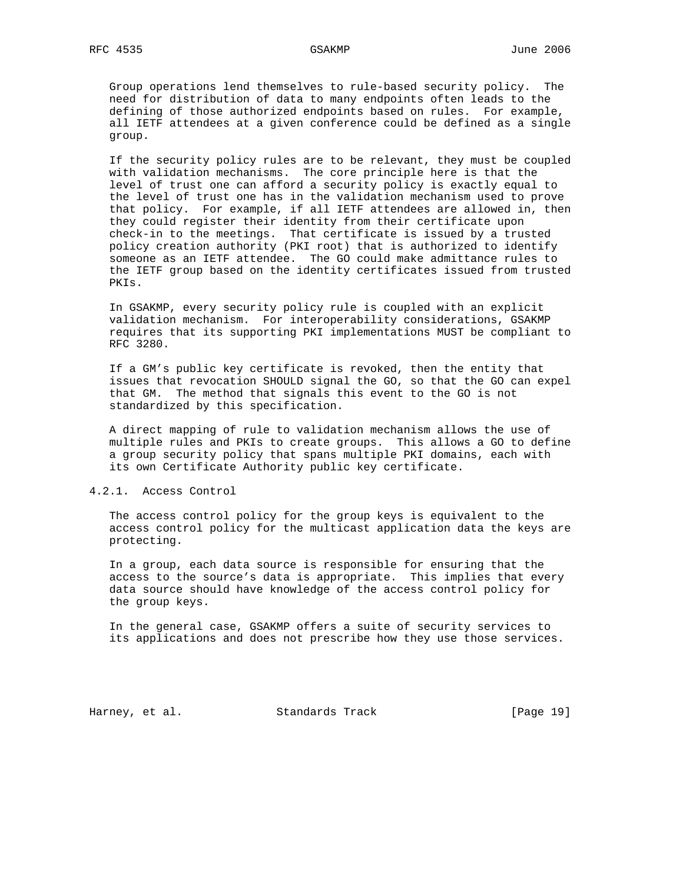Group operations lend themselves to rule-based security policy. The need for distribution of data to many endpoints often leads to the defining of those authorized endpoints based on rules. For example, all IETF attendees at a given conference could be defined as a single group.

If the security policy rules are to be relevant, they must be coupled with validation mechanisms. The core principle here is that the level of trust one can afford a security policy is exactly equal to the level of trust one has in the validation mechanism used to prove that policy. For example, if all IETF attendees are allowed in, then they could register their identity from their certificate upon check-in to the meetings. That certificate is issued by a trusted policy creation authority (PKI root) that is authorized to identify someone as an IETF attendee. The GO could make admittance rules to the IETF group based on the identity certificates issued from trusted PKIs.

In GSAKMP, every security policy rule is coupled with an explicit validation mechanism. For interoperability considerations, GSAKMP requires that its supporting PKI implementations MUST be compliant to RFC 3280.

If a GM's public key certificate is revoked, then the entity that issues that revocation SHOULD signal the GO, so that the GO can expel that GM. The method that signals this event to the GO is not standardized by this specification.

A direct mapping of rule to validation mechanism allows the use of multiple rules and PKIs to create groups. This allows a GO to define a group security policy that spans multiple PKI domains, each with its own Certificate Authority public key certificate.

#### 4.2.1. Access Control

The access control policy for the group keys is equivalent to the access control policy for the multicast application data the keys are protecting.

In a group, each data source is responsible for ensuring that the access to the source's data is appropriate. This implies that every data source should have knowledge of the access control policy for the group keys.

In the general case, GSAKMP offers a suite of security services to its applications and does not prescribe how they use those services.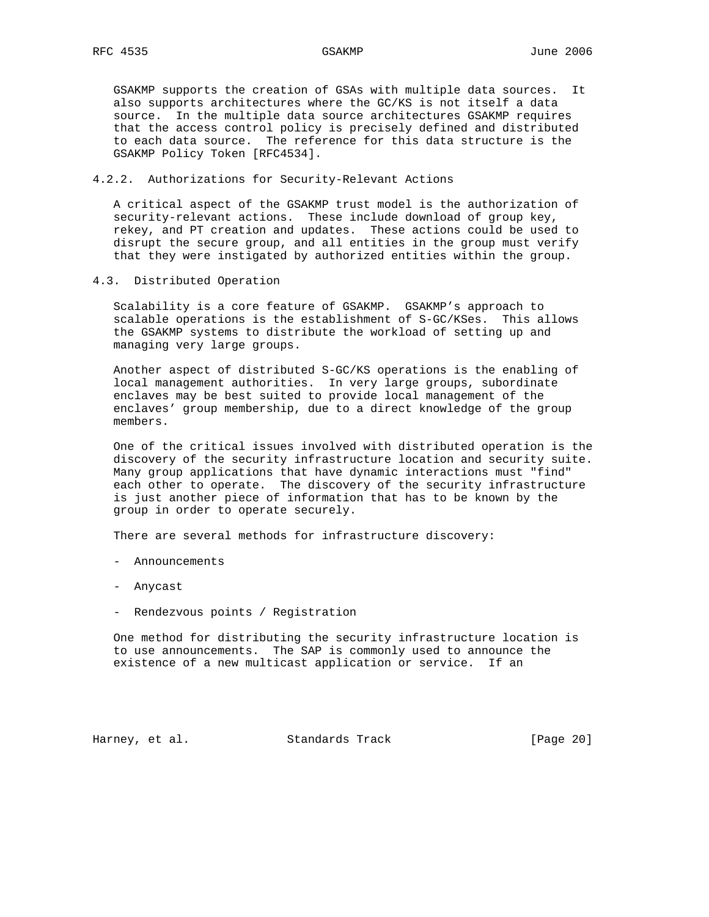GSAKMP supports the creation of GSAs with multiple data sources. It also supports architectures where the GC/KS is not itself a data source. In the multiple data source architectures GSAKMP requires that the access control policy is precisely defined and distributed to each data source. The reference for this data structure is the GSAKMP Policy Token [RFC4534].

#### 4.2.2. Authorizations for Security-Relevant Actions

A critical aspect of the GSAKMP trust model is the authorization of security-relevant actions. These include download of group key, rekey, and PT creation and updates. These actions could be used to disrupt the secure group, and all entities in the group must verify that they were instigated by authorized entities within the group.

### 4.3. Distributed Operation

Scalability is a core feature of GSAKMP. GSAKMP's approach to scalable operations is the establishment of S-GC/KSes. This allows the GSAKMP systems to distribute the workload of setting up and managing very large groups.

Another aspect of distributed S-GC/KS operations is the enabling of local management authorities. In very large groups, subordinate enclaves may be best suited to provide local management of the enclaves' group membership, due to a direct knowledge of the group members.

One of the critical issues involved with distributed operation is the discovery of the security infrastructure location and security suite. Many group applications that have dynamic interactions must "find" each other to operate. The discovery of the security infrastructure is just another piece of information that has to be known by the group in order to operate securely.

There are several methods for infrastructure discovery:

- Announcements
- Anycast
- Rendezvous points / Registration

One method for distributing the security infrastructure location is to use announcements. The SAP is commonly used to announce the existence of a new multicast application or service. If an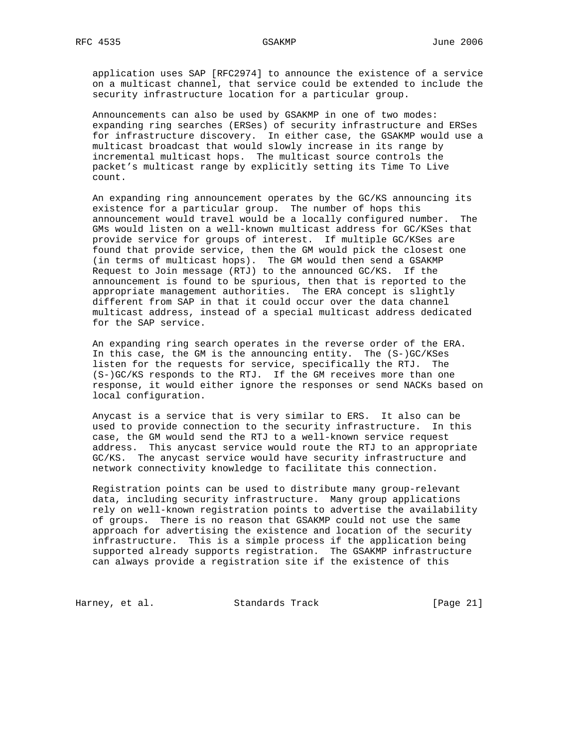application uses SAP [RFC2974] to announce the existence of a service on a multicast channel, that service could be extended to include the security infrastructure location for a particular group.

Announcements can also be used by GSAKMP in one of two modes: expanding ring searches (ERSes) of security infrastructure and ERSes for infrastructure discovery. In either case, the GSAKMP would use a multicast broadcast that would slowly increase in its range by incremental multicast hops. The multicast source controls the packet's multicast range by explicitly setting its Time To Live count.

An expanding ring announcement operates by the GC/KS announcing its existence for a particular group. The number of hops this announcement would travel would be a locally configured number. The GMs would listen on a well-known multicast address for GC/KSes that provide service for groups of interest. If multiple GC/KSes are found that provide service, then the GM would pick the closest one (in terms of multicast hops). The GM would then send a GSAKMP Request to Join message (RTJ) to the announced GC/KS. If the announcement is found to be spurious, then that is reported to the appropriate management authorities. The ERA concept is slightly different from SAP in that it could occur over the data channel multicast address, instead of a special multicast address dedicated for the SAP service.

An expanding ring search operates in the reverse order of the ERA. In this case, the GM is the announcing entity. The (S-)GC/KSes listen for the requests for service, specifically the RTJ. The (S-)GC/KS responds to the RTJ. If the GM receives more than one response, it would either ignore the responses or send NACKs based on local configuration.

Anycast is a service that is very similar to ERS. It also can be used to provide connection to the security infrastructure. In this case, the GM would send the RTJ to a well-known service request address. This anycast service would route the RTJ to an appropriate GC/KS. The anycast service would have security infrastructure and network connectivity knowledge to facilitate this connection.

Registration points can be used to distribute many group-relevant data, including security infrastructure. Many group applications rely on well-known registration points to advertise the availability of groups. There is no reason that GSAKMP could not use the same approach for advertising the existence and location of the security infrastructure. This is a simple process if the application being supported already supports registration. The GSAKMP infrastructure can always provide a registration site if the existence of this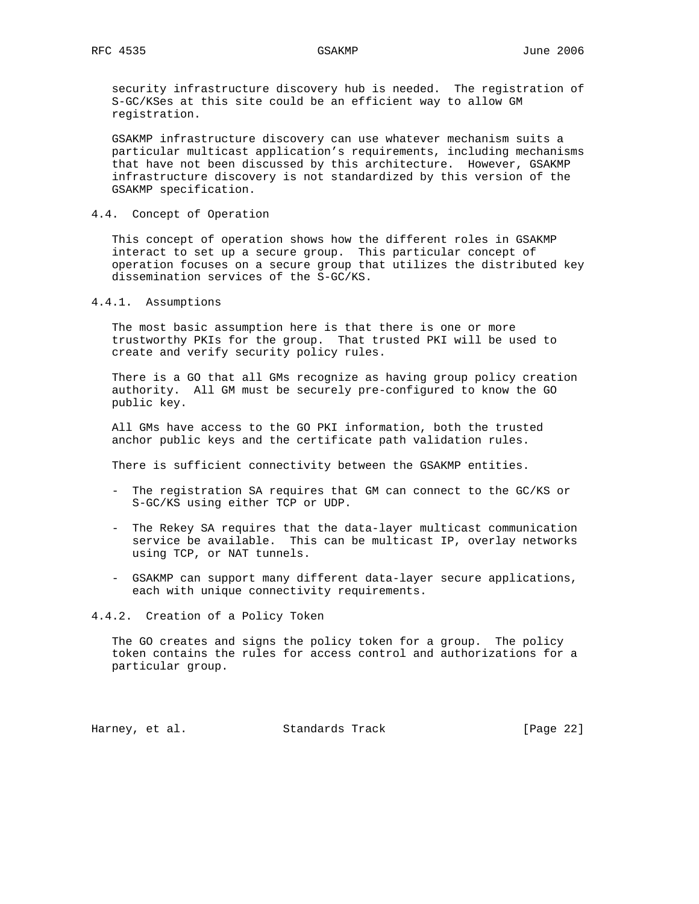security infrastructure discovery hub is needed. The registration of S-GC/KSes at this site could be an efficient way to allow GM registration.

GSAKMP infrastructure discovery can use whatever mechanism suits a particular multicast application’s requirements, including mechanisms that have not been discussed by this architecture. However, GSAKMP infrastructure discovery is not standardized by this version of the GSAKMP specification.

### 4.4. Concept of Operation

This concept of operation shows how the different roles in GSAKMP interact to set up a secure group. This particular concept of operation focuses on a secure group that utilizes the distributed key dissemination services of the S-GC/KS.

#### 4.4.1. Assumptions

The most basic assumption here is that there is one or more trustworthy PKIs for the group. That trusted PKI will be used to create and verify security policy rules.

There is a GO that all GMs recognize as having group policy creation authority. All GM must be securely pre-configured to know the GO public key.

All GMs have access to the GO PKI information, both the trusted anchor public keys and the certificate path validation rules.

There is sufficient connectivity between the GSAKMP entities.

- The registration SA requires that GM can connect to the GC/KS or S-GC/KS using either TCP or UDP.
- The Rekey SA requires that the data-layer multicast communication service be available. This can be multicast IP, overlay networks using TCP, or NAT tunnels.
- GSAKMP can support many different data-layer secure applications, each with unique connectivity requirements.

#### 4.4.2. Creation of a Policy Token

The GO creates and signs the policy token for a group. The policy token contains the rules for access control and authorizations for a particular group.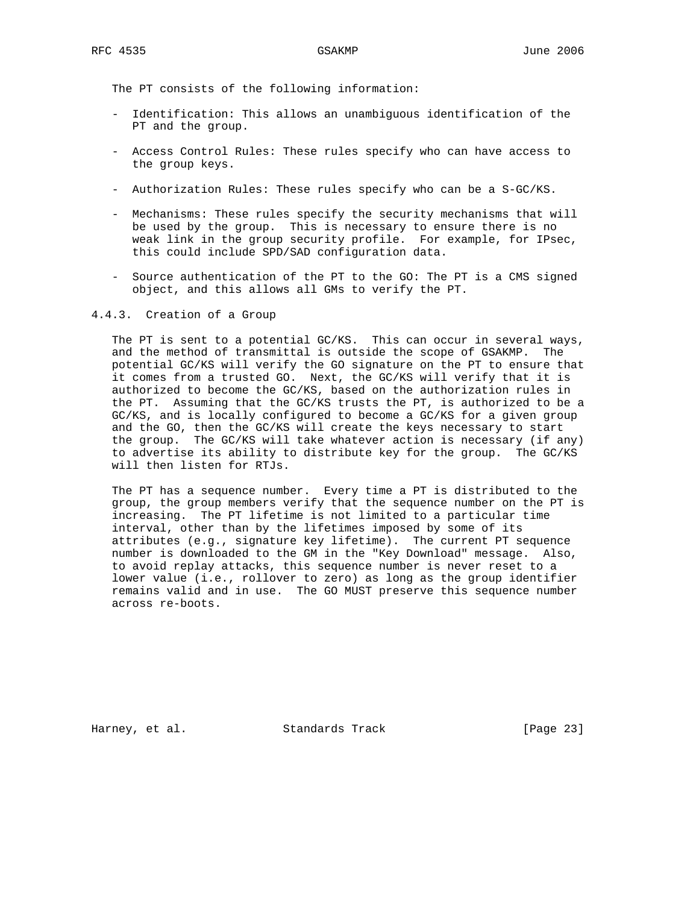The PT consists of the following information:

- Identification: This allows an unambiguous identification of the PT and the group.
- Access Control Rules: These rules specify who can have access to the group keys.
- Authorization Rules: These rules specify who can be a S-GC/KS.
- Mechanisms: These rules specify the security mechanisms that will be used by the group. This is necessary to ensure there is no weak link in the group security profile. For example, for IPsec, this could include SPD/SAD configuration data.
- Source authentication of the PT to the GO: The PT is a CMS signed object, and this allows all GMs to verify the PT.

### 4.4.3. Creation of a Group

The PT is sent to a potential GC/KS. This can occur in several ways, and the method of transmittal is outside the scope of GSAKMP. The potential GC/KS will verify the GO signature on the PT to ensure that it comes from a trusted GO. Next, the GC/KS will verify that it is authorized to become the GC/KS, based on the authorization rules in the PT. Assuming that the GC/KS trusts the PT, is authorized to be a GC/KS, and is locally configured to become a GC/KS for a given group and the GO, then the GC/KS will create the keys necessary to start the group. The GC/KS will take whatever action is necessary (if any) to advertise its ability to distribute key for the group. The GC/KS will then listen for RTJs.

The PT has a sequence number. Every time a PT is distributed to the group, the group members verify that the sequence number on the PT is increasing. The PT lifetime is not limited to a particular time interval, other than by the lifetimes imposed by some of its attributes (e.g., signature key lifetime). The current PT sequence number is downloaded to the GM in the "Key Download" message. Also, to avoid replay attacks, this sequence number is never reset to a lower value (i.e., rollover to zero) as long as the group identifier remains valid and in use. The GO MUST preserve this sequence number across re-boots.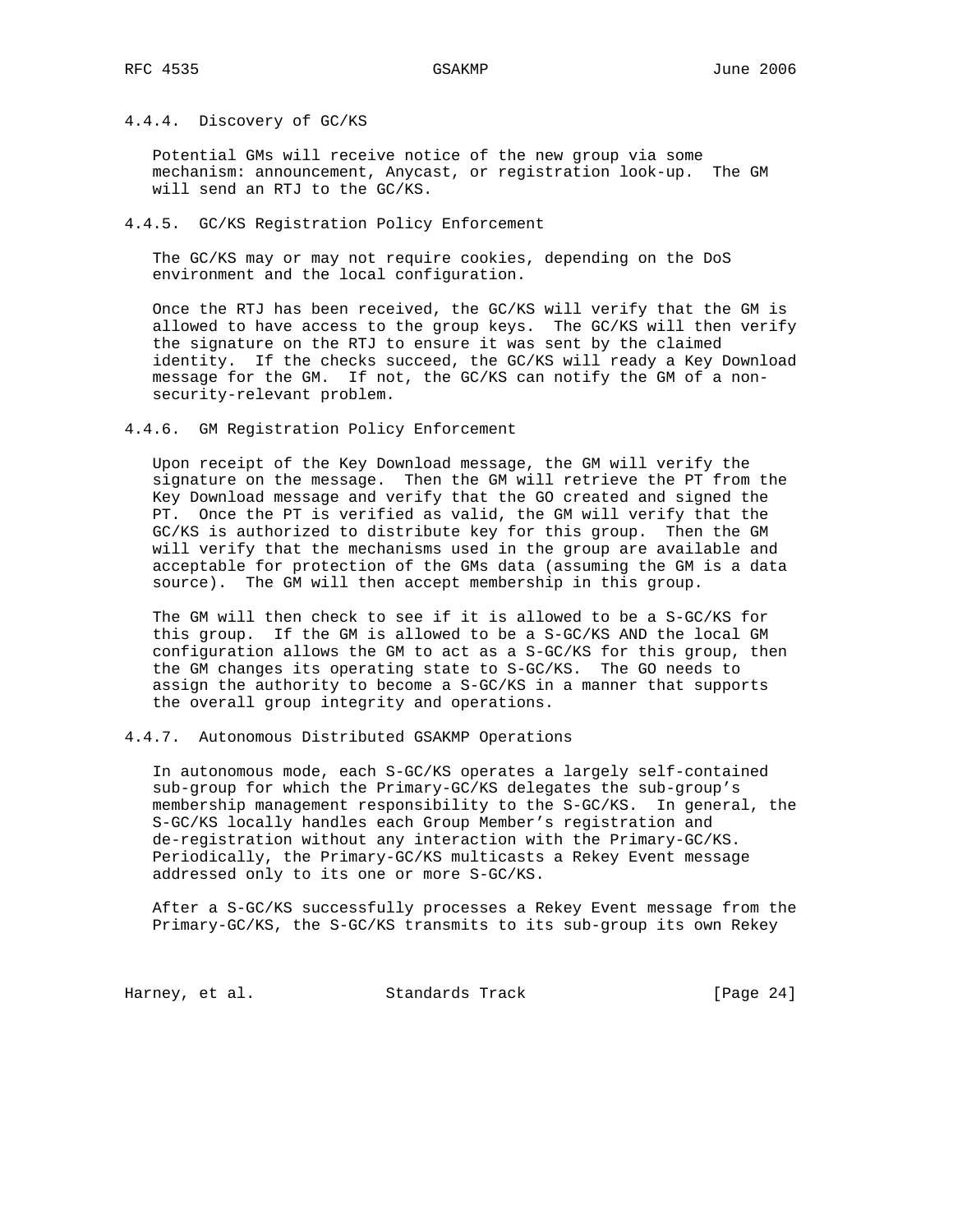#### 4.4.4. Discovery of GC/KS

Potential GMs will receive notice of the new group via some mechanism: announcement, Anycast, or registration look-up. The GM will send an RTJ to the GC/KS.

#### 4.4.5. GC/KS Registration Policy Enforcement

The GC/KS may or may not require cookies, depending on the DoS environment and the local configuration.

Once the RTJ has been received, the GC/KS will verify that the GM is allowed to have access to the group keys. The GC/KS will then verify the signature on the RTJ to ensure it was sent by the claimed identity. If the checks succeed, the GC/KS will ready a Key Download message for the GM. If not, the GC/KS can notify the GM of a non-security-relevant problem.

#### 4.4.6. GM Registration Policy Enforcement

Upon receipt of the Key Download message, the GM will verify the signature on the message. Then the GM will retrieve the PT from the Key Download message and verify that the GO created and signed the PT. Once the PT is verified as valid, the GM will verify that the GC/KS is authorized to distribute key for this group. Then the GM will verify that the mechanisms used in the group are available and acceptable for protection of the GMs data (assuming the GM is a data source). The GM will then accept membership in this group.

The GM will then check to see if it is allowed to be a S-GC/KS for this group. If the GM is allowed to be a S-GC/KS AND the local GM configuration allows the GM to act as a S-GC/KS for this group, then the GM changes its operating state to S-GC/KS. The GO needs to assign the authority to become a S-GC/KS in a manner that supports the overall group integrity and operations.

#### 4.4.7. Autonomous Distributed GSAKMP Operations

In autonomous mode, each S-GC/KS operates a largely self-contained sub-group for which the Primary-GC/KS delegates the sub-group's membership management responsibility to the S-GC/KS. In general, the S-GC/KS locally handles each Group Member's registration and de-registration without any interaction with the Primary-GC/KS. Periodically, the Primary-GC/KS multicasts a Rekey Event message addressed only to its one or more S-GC/KS.

After a S-GC/KS successfully processes a Rekey Event message from the Primary-GC/KS, the S-GC/KS transmits to its sub-group its own Rekey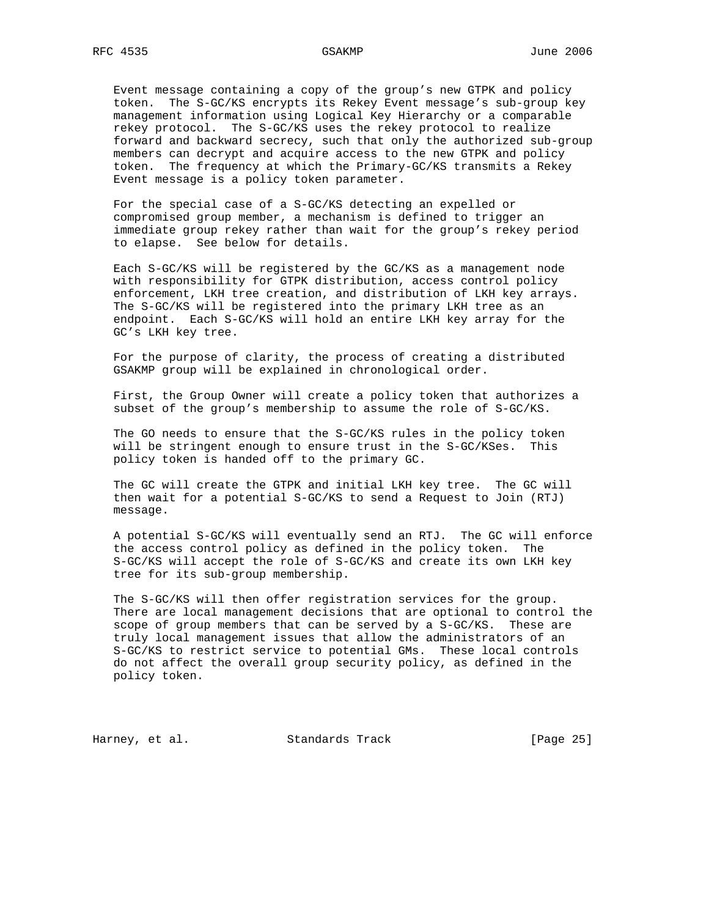Event message containing a copy of the group's new GTPK and policy token. The S-GC/KS encrypts its Rekey Event message's sub-group key management information using Logical Key Hierarchy or a comparable rekey protocol. The S-GC/KS uses the rekey protocol to realize forward and backward secrecy, such that only the authorized sub-group members can decrypt and acquire access to the new GTPK and policy token. The frequency at which the Primary-GC/KS transmits a Rekey Event message is a policy token parameter.

For the special case of a S-GC/KS detecting an expelled or compromised group member, a mechanism is defined to trigger an immediate group rekey rather than wait for the group's rekey period to elapse. See below for details.

Each S-GC/KS will be registered by the GC/KS as a management node with responsibility for GTPK distribution, access control policy enforcement, LKH tree creation, and distribution of LKH key arrays. The S-GC/KS will be registered into the primary LKH tree as an endpoint. Each S-GC/KS will hold an entire LKH key array for the GC's LKH key tree.

For the purpose of clarity, the process of creating a distributed GSAKMP group will be explained in chronological order.

First, the Group Owner will create a policy token that authorizes a subset of the group's membership to assume the role of S-GC/KS.

The GO needs to ensure that the S-GC/KS rules in the policy token will be stringent enough to ensure trust in the S-GC/KSes. This policy token is handed off to the primary GC.

The GC will create the GTPK and initial LKH key tree. The GC will then wait for a potential S-GC/KS to send a Request to Join (RTJ) message.

A potential S-GC/KS will eventually send an RTJ. The GC will enforce the access control policy as defined in the policy token. The S-GC/KS will accept the role of S-GC/KS and create its own LKH key tree for its sub-group membership.

The S-GC/KS will then offer registration services for the group. There are local management decisions that are optional to control the scope of group members that can be served by a S-GC/KS. These are truly local management issues that allow the administrators of an S-GC/KS to restrict service to potential GMs. These local controls do not affect the overall group security policy, as defined in the policy token.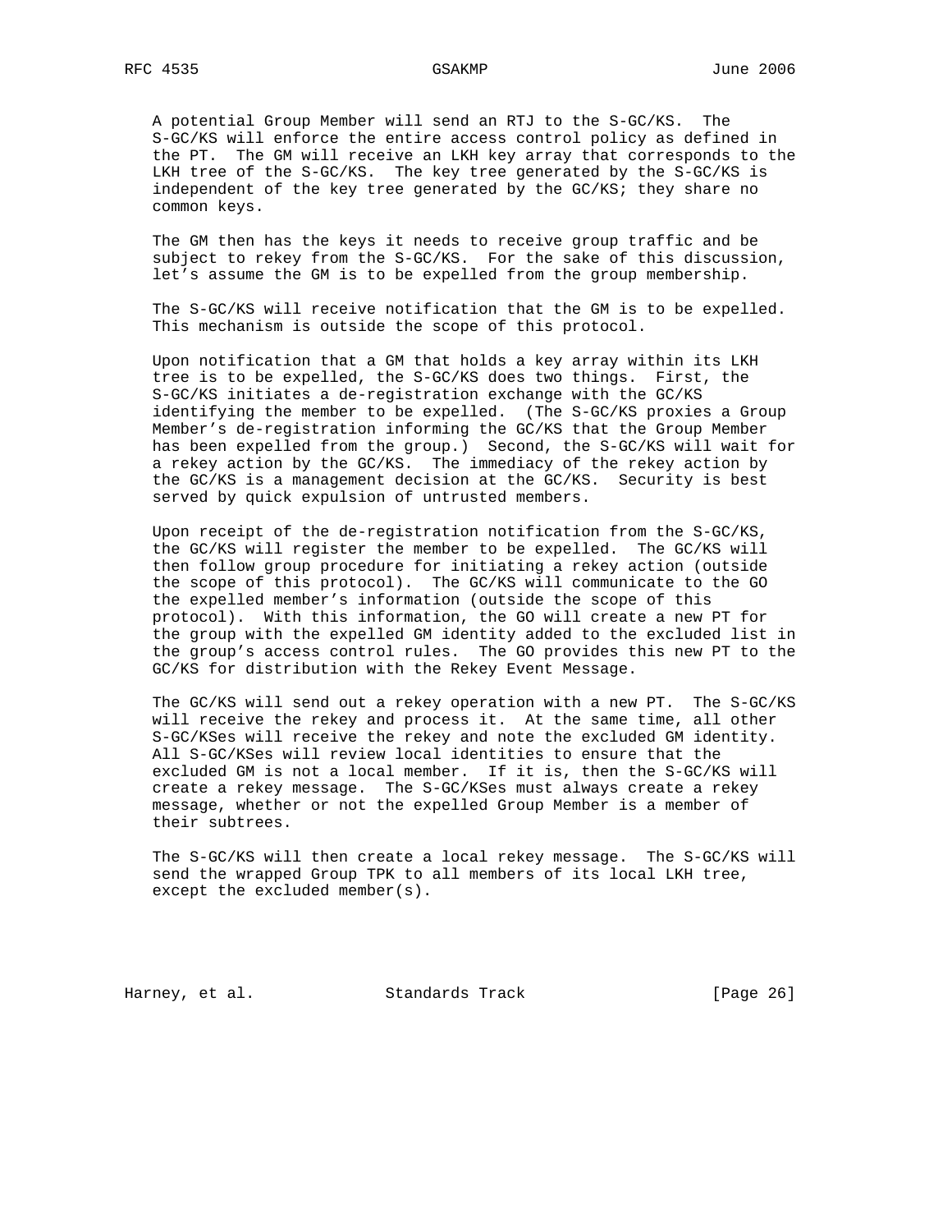A potential Group Member will send an RTJ to the S-GC/KS. The S-GC/KS will enforce the entire access control policy as defined in the PT. The GM will receive an LKH key array that corresponds to the LKH tree of the S-GC/KS. The key tree generated by the S-GC/KS is independent of the key tree generated by the GC/KS; they share no common keys.

The GM then has the keys it needs to receive group traffic and be subject to rekey from the S-GC/KS. For the sake of this discussion, let's assume the GM is to be expelled from the group membership.

The S-GC/KS will receive notification that the GM is to be expelled. This mechanism is outside the scope of this protocol.

Upon notification that a GM that holds a key array within its LKH tree is to be expelled, the S-GC/KS does two things. First, the S-GC/KS initiates a de-registration exchange with the GC/KS identifying the member to be expelled. (The S-GC/KS proxies a Group Member's de-registration informing the GC/KS that the Group Member has been expelled from the group.) Second, the S-GC/KS will wait for a rekey action by the GC/KS. The immediacy of the rekey action by the GC/KS is a management decision at the GC/KS. Security is best served by quick expulsion of untrusted members.

Upon receipt of the de-registration notification from the S-GC/KS, the GC/KS will register the member to be expelled. The GC/KS will then follow group procedure for initiating a rekey action (outside the scope of this protocol). The GC/KS will communicate to the GO the expelled member's information (outside the scope of this protocol). With this information, the GO will create a new PT for the group with the expelled GM identity added to the excluded list in the group's access control rules. The GO provides this new PT to the GC/KS for distribution with the Rekey Event Message.

The GC/KS will send out a rekey operation with a new PT. The S-GC/KS will receive the rekey and process it. At the same time, all other S-GC/KSes will receive the rekey and note the excluded GM identity. All S-GC/KSes will review local identities to ensure that the excluded GM is not a local member. If it is, then the S-GC/KS will create a rekey message. The S-GC/KSes must always create a rekey message, whether or not the expelled Group Member is a member of their subtrees.

The S-GC/KS will then create a local rekey message. The S-GC/KS will send the wrapped Group TPK to all members of its local LKH tree, except the excluded member(s).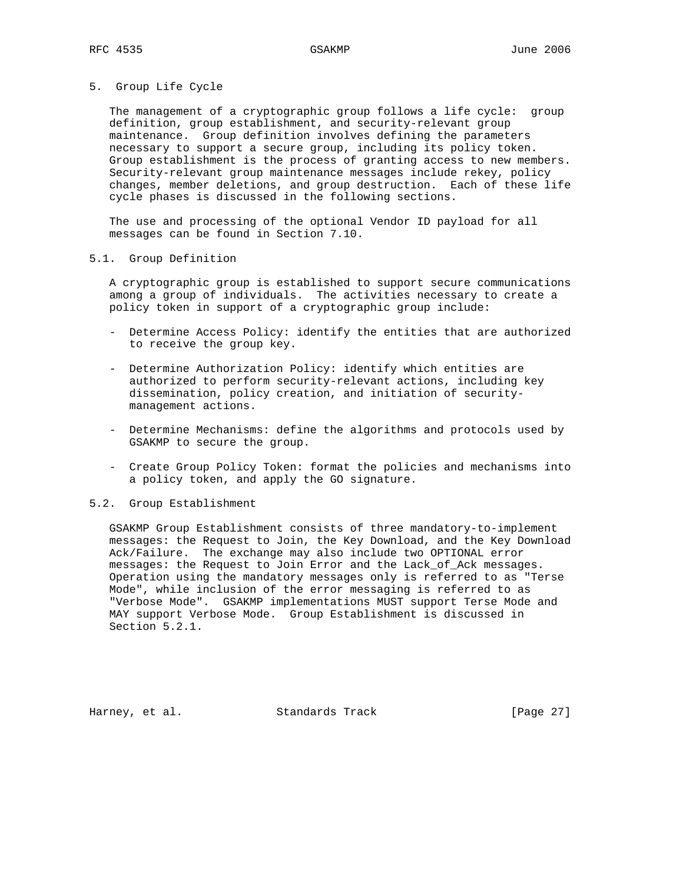# 5. Group Life Cycle

The management of a cryptographic group follows a life cycle: group definition, group establishment, and security-relevant group maintenance. Group definition involves defining the parameters necessary to support a secure group, including its policy token. Group establishment is the process of granting access to new members. Security-relevant group maintenance messages include rekey, policy changes, member deletions, and group destruction. Each of these life cycle phases is discussed in the following sections.

The use and processing of the optional Vendor ID payload for all messages can be found in Section 7.10.

## 5.1. Group Definition

A cryptographic group is established to support secure communications among a group of individuals. The activities necessary to create a policy token in support of a cryptographic group include:

- Determine Access Policy: identify the entities that are authorized to receive the group key.

- Determine Authorization Policy: identify which entities are authorized to perform security-relevant actions, including key dissemination, policy creation, and initiation of security-management actions.

- Determine Mechanisms: define the algorithms and protocols used by GSAKMP to secure the group.

- Create Group Policy Token: format the policies and mechanisms into a policy token, and apply the GO signature.

## 5.2. Group Establishment

GSAKMP Group Establishment consists of three mandatory-to-implement messages: the Request to Join, the Key Download, and the Key Download Ack/Failure. The exchange may also include two OPTIONAL error messages: the Request to Join Error and the Lack_of_Ack messages. Operation using the mandatory messages only is referred to as "Terse Mode", while inclusion of the error messaging is referred to as "Verbose Mode". GSAKMP implementations MUST support Terse Mode and MAY support Verbose Mode. Group Establishment is discussed in Section 5.2.1.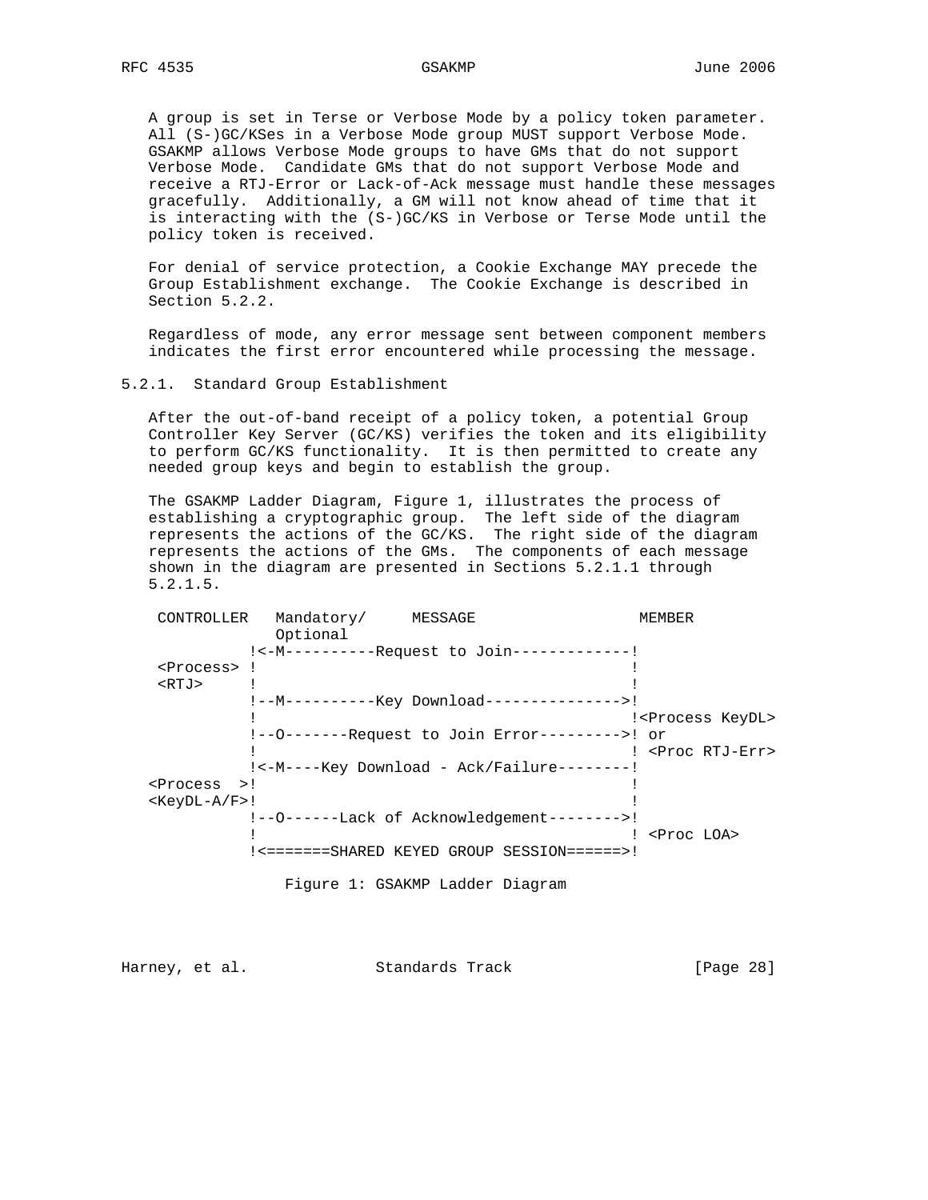A group is set in Terse or Verbose Mode by a policy token parameter. All (S-)GC/KSes in a Verbose Mode group MUST support Verbose Mode. GSAKMP allows Verbose Mode groups to have GMs that do not support Verbose Mode. Candidate GMs that do not support Verbose Mode and receive a RTJ-Error or Lack-of-Ack message must handle these messages gracefully. Additionally, a GM will not know ahead of time that it is interacting with the (S-)GC/KS in Verbose or Terse Mode until the policy token is received.

For denial of service protection, a Cookie Exchange MAY precede the Group Establishment exchange. The Cookie Exchange is described in Section 5.2.2.

Regardless of mode, any error message sent between component members indicates the first error encountered while processing the message.

### 5.2.1. Standard Group Establishment

After the out-of-band receipt of a policy token, a potential Group Controller Key Server (GC/KS) verifies the token and its eligibility to perform GC/KS functionality. It is then permitted to create any needed group keys and begin to establish the group.

The GSAKMP Ladder Diagram, Figure 1, illustrates the process of establishing a cryptographic group. The left side of the diagram represents the actions of the GC/KS. The right side of the diagram represents the actions of the GMs. The components of each message shown in the diagram are presented in Sections 5.2.1.1 through 5.2.1.5.

```
 CONTROLLER   Mandatory/     MESSAGE                 MEMBER
              Optional
           !<-M----------Request to Join-------------!
 <Process> !                                         !
 <RTJ>     !                                         !
           !--M----------Key Download--------------->!
           !                                         !<Process KeyDL>
           !--O-------Request to Join Error--------->! or
           !                                         ! <Proc RTJ-Err>
           !<-M----Key Download - Ack/Failure--------!
<Process  >!                                         !
<KeyDL-A/F>!                                         !
           !--O------Lack of Acknowledgement-------->!
           !                                         ! <Proc LOA>
           !<=======SHARED KEYED GROUP SESSION======>!
```

Figure 1: GSAKMP Ladder Diagram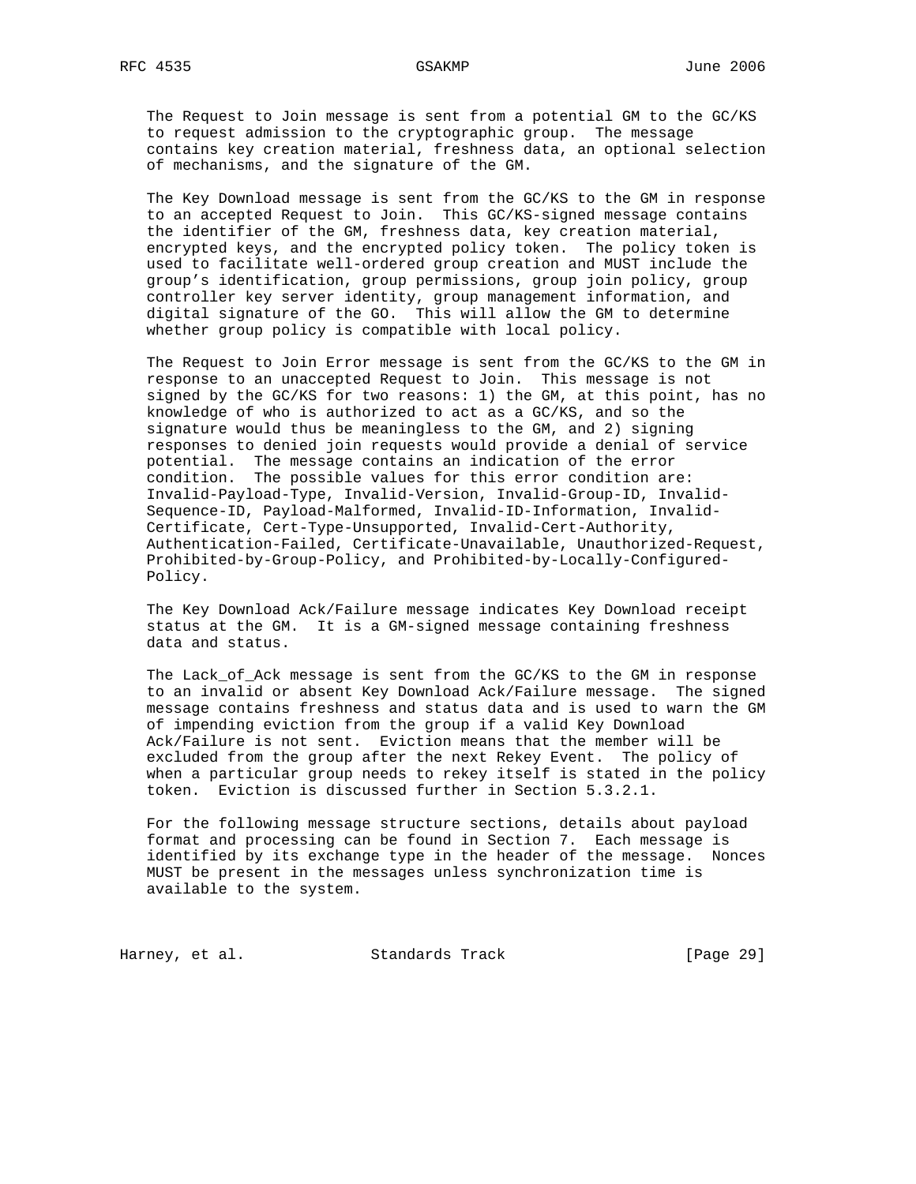The Request to Join message is sent from a potential GM to the GC/KS to request admission to the cryptographic group. The message contains key creation material, freshness data, an optional selection of mechanisms, and the signature of the GM.

The Key Download message is sent from the GC/KS to the GM in response to an accepted Request to Join. This GC/KS-signed message contains the identifier of the GM, freshness data, key creation material, encrypted keys, and the encrypted policy token. The policy token is used to facilitate well-ordered group creation and MUST include the group's identification, group permissions, group join policy, group controller key server identity, group management information, and digital signature of the GO. This will allow the GM to determine whether group policy is compatible with local policy.

The Request to Join Error message is sent from the GC/KS to the GM in response to an unaccepted Request to Join. This message is not signed by the GC/KS for two reasons: 1) the GM, at this point, has no knowledge of who is authorized to act as a GC/KS, and so the signature would thus be meaningless to the GM, and 2) signing responses to denied join requests would provide a denial of service potential. The message contains an indication of the error condition. The possible values for this error condition are: Invalid-Payload-Type, Invalid-Version, Invalid-Group-ID, Invalid-Sequence-ID, Payload-Malformed, Invalid-ID-Information, Invalid-Certificate, Cert-Type-Unsupported, Invalid-Cert-Authority, Authentication-Failed, Certificate-Unavailable, Unauthorized-Request, Prohibited-by-Group-Policy, and Prohibited-by-Locally-Configured-Policy.

The Key Download Ack/Failure message indicates Key Download receipt status at the GM. It is a GM-signed message containing freshness data and status.

The Lack_of_Ack message is sent from the GC/KS to the GM in response to an invalid or absent Key Download Ack/Failure message. The signed message contains freshness and status data and is used to warn the GM of impending eviction from the group if a valid Key Download Ack/Failure is not sent. Eviction means that the member will be excluded from the group after the next Rekey Event. The policy of when a particular group needs to rekey itself is stated in the policy token. Eviction is discussed further in Section 5.3.2.1.

For the following message structure sections, details about payload format and processing can be found in Section 7. Each message is identified by its exchange type in the header of the message. Nonces MUST be present in the messages unless synchronization time is available to the system.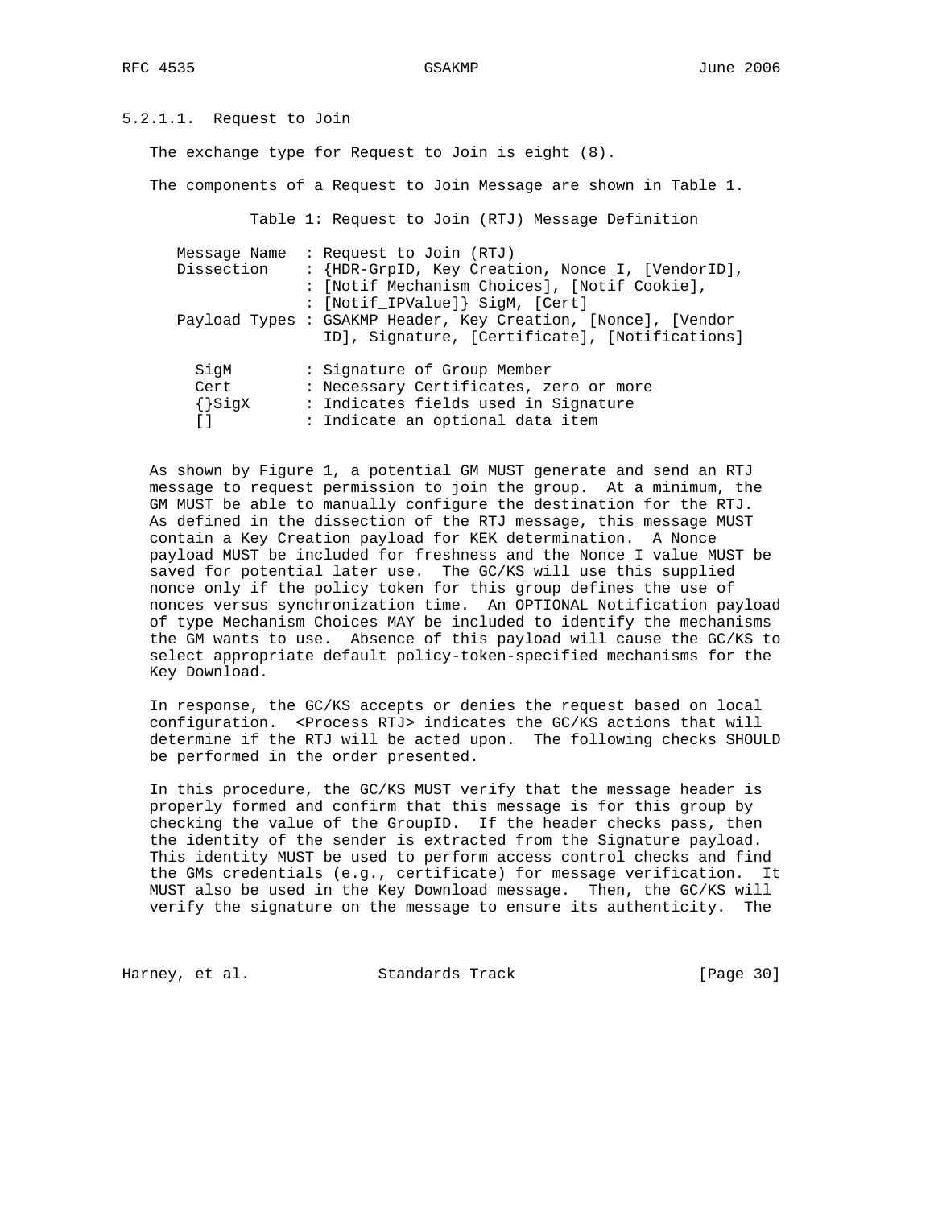### 5.2.1.1. Request to Join

The exchange type for Request to Join is eight (8).

The components of a Request to Join Message are shown in Table 1.

Table 1: Request to Join (RTJ) Message Definition

```
Message Name  : Request to Join (RTJ)
Dissection    : {HDR-GrpID, Key Creation, Nonce_I, [VendorID],
              : [Notif_Mechanism_Choices], [Notif_Cookie],
              : [Notif_IPValue]} SigM, [Cert]
Payload Types : GSAKMP Header, Key Creation, [Nonce], [Vendor
                ID], Signature, [Certificate], [Notifications]

  SigM        : Signature of Group Member
  Cert        : Necessary Certificates, zero or more
  {}SigX      : Indicates fields used in Signature
  []          : Indicate an optional data item
```

As shown by Figure 1, a potential GM MUST generate and send an RTJ message to request permission to join the group. At a minimum, the GM MUST be able to manually configure the destination for the RTJ. As defined in the dissection of the RTJ message, this message MUST contain a Key Creation payload for KEK determination. A Nonce payload MUST be included for freshness and the Nonce_I value MUST be saved for potential later use. The GC/KS will use this supplied nonce only if the policy token for this group defines the use of nonces versus synchronization time. An OPTIONAL Notification payload of type Mechanism Choices MAY be included to identify the mechanisms the GM wants to use. Absence of this payload will cause the GC/KS to select appropriate default policy-token-specified mechanisms for the Key Download.

In response, the GC/KS accepts or denies the request based on local configuration. <Process RTJ> indicates the GC/KS actions that will determine if the RTJ will be acted upon. The following checks SHOULD be performed in the order presented.

In this procedure, the GC/KS MUST verify that the message header is properly formed and confirm that this message is for this group by checking the value of the GroupID. If the header checks pass, then the identity of the sender is extracted from the Signature payload. This identity MUST be used to perform access control checks and find the GMs credentials (e.g., certificate) for message verification. It MUST also be used in the Key Download message. Then, the GC/KS will verify the signature on the message to ensure its authenticity. The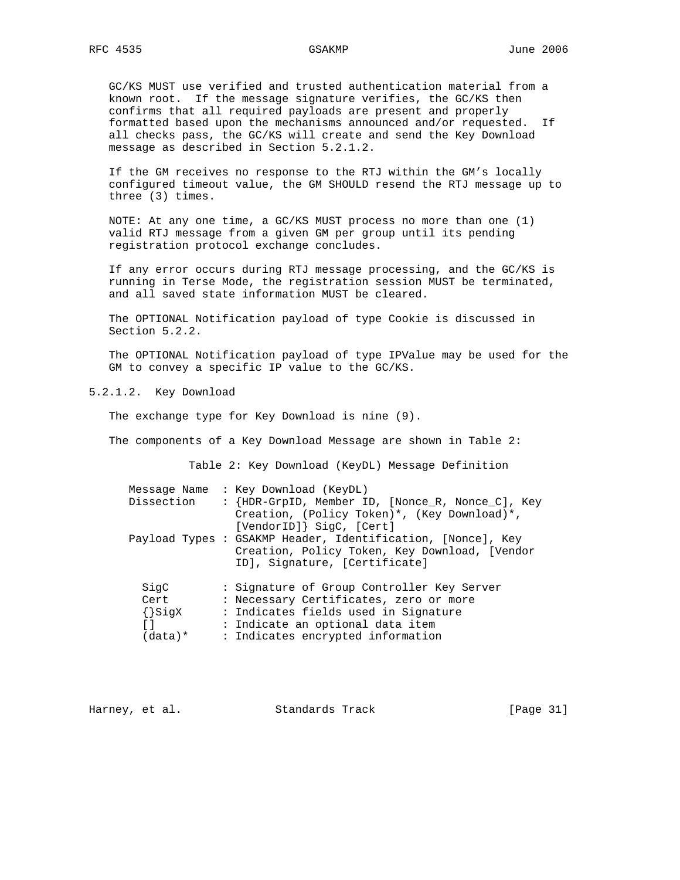GC/KS MUST use verified and trusted authentication material from a known root. If the message signature verifies, the GC/KS then confirms that all required payloads are present and properly formatted based upon the mechanisms announced and/or requested. If all checks pass, the GC/KS will create and send the Key Download message as described in Section 5.2.1.2.

If the GM receives no response to the RTJ within the GM's locally configured timeout value, the GM SHOULD resend the RTJ message up to three (3) times.

NOTE: At any one time, a GC/KS MUST process no more than one (1) valid RTJ message from a given GM per group until its pending registration protocol exchange concludes.

If any error occurs during RTJ message processing, and the GC/KS is running in Terse Mode, the registration session MUST be terminated, and all saved state information MUST be cleared.

The OPTIONAL Notification payload of type Cookie is discussed in Section 5.2.2.

The OPTIONAL Notification payload of type IPValue may be used for the GM to convey a specific IP value to the GC/KS.

#### 5.2.1.2. Key Download

The exchange type for Key Download is nine (9).

The components of a Key Download Message are shown in Table 2:

Table 2: Key Download (KeyDL) Message Definition

```
Message Name  : Key Download (KeyDL)
Dissection    : {HDR-GrpID, Member ID, [Nonce_R, Nonce_C], Key
                Creation, (Policy Token)*, (Key Download)*,
                [VendorID]} SigC, [Cert]
Payload Types : GSAKMP Header, Identification, [Nonce], Key
                Creation, Policy Token, Key Download, [Vendor
                ID], Signature, [Certificate]

  SigC        : Signature of Group Controller Key Server
  Cert        : Necessary Certificates, zero or more
  {}SigX      : Indicates fields used in Signature
  []          : Indicate an optional data item
  (data)*     : Indicates encrypted information
```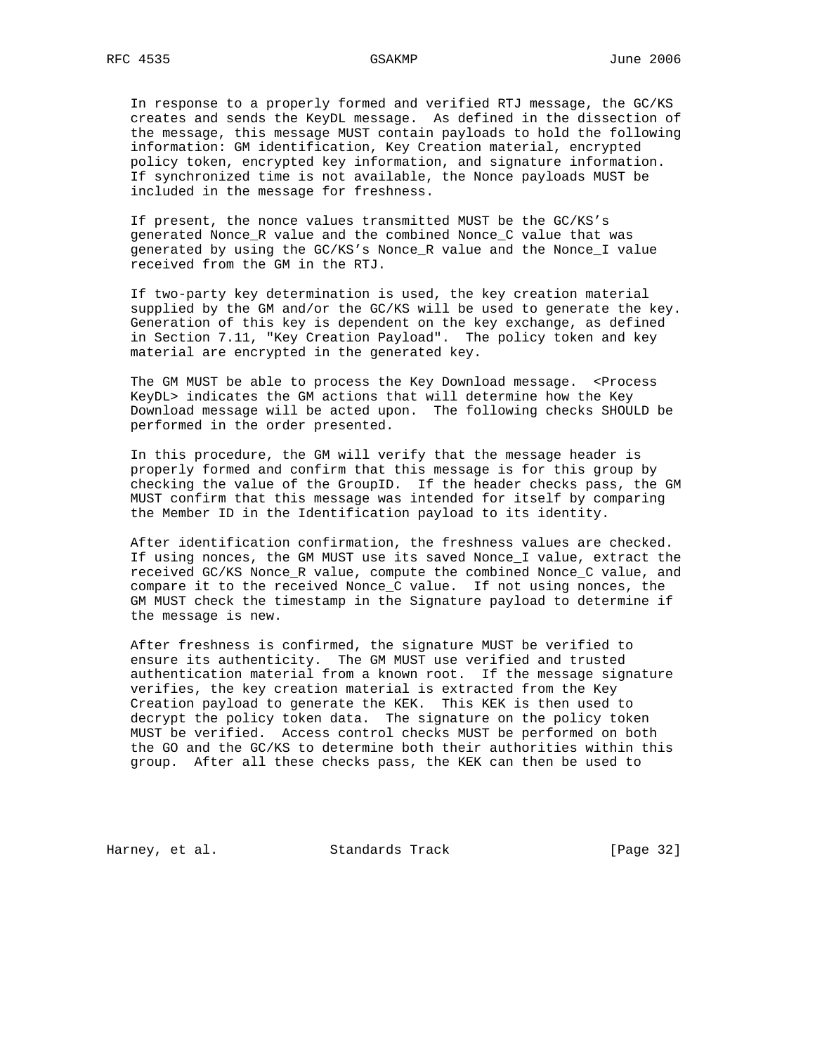In response to a properly formed and verified RTJ message, the GC/KS creates and sends the KeyDL message. As defined in the dissection of the message, this message MUST contain payloads to hold the following information: GM identification, Key Creation material, encrypted policy token, encrypted key information, and signature information. If synchronized time is not available, the Nonce payloads MUST be included in the message for freshness.

If present, the nonce values transmitted MUST be the GC/KS's generated Nonce_R value and the combined Nonce_C value that was generated by using the GC/KS's Nonce_R value and the Nonce_I value received from the GM in the RTJ.

If two-party key determination is used, the key creation material supplied by the GM and/or the GC/KS will be used to generate the key. Generation of this key is dependent on the key exchange, as defined in Section 7.11, "Key Creation Payload". The policy token and key material are encrypted in the generated key.

The GM MUST be able to process the Key Download message. <Process KeyDL> indicates the GM actions that will determine how the Key Download message will be acted upon. The following checks SHOULD be performed in the order presented.

In this procedure, the GM will verify that the message header is properly formed and confirm that this message is for this group by checking the value of the GroupID. If the header checks pass, the GM MUST confirm that this message was intended for itself by comparing the Member ID in the Identification payload to its identity.

After identification confirmation, the freshness values are checked. If using nonces, the GM MUST use its saved Nonce_I value, extract the received GC/KS Nonce_R value, compute the combined Nonce_C value, and compare it to the received Nonce_C value. If not using nonces, the GM MUST check the timestamp in the Signature payload to determine if the message is new.

After freshness is confirmed, the signature MUST be verified to ensure its authenticity. The GM MUST use verified and trusted authentication material from a known root. If the message signature verifies, the key creation material is extracted from the Key Creation payload to generate the KEK. This KEK is then used to decrypt the policy token data. The signature on the policy token MUST be verified. Access control checks MUST be performed on both the GO and the GC/KS to determine both their authorities within this group. After all these checks pass, the KEK can then be used to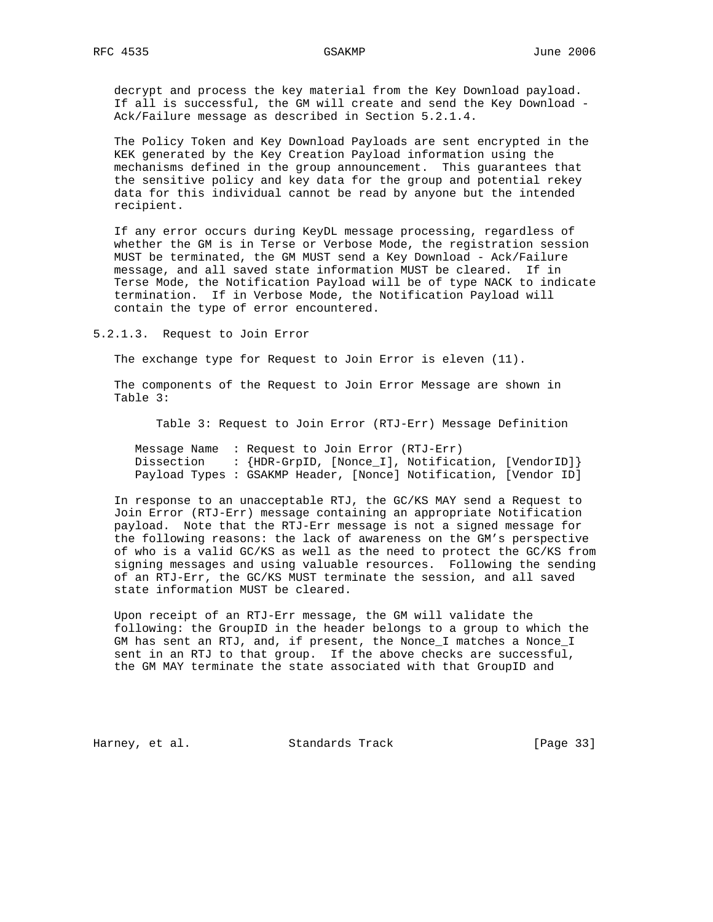decrypt and process the key material from the Key Download payload. If all is successful, the GM will create and send the Key Download - Ack/Failure message as described in Section 5.2.1.4.

The Policy Token and Key Download Payloads are sent encrypted in the KEK generated by the Key Creation Payload information using the mechanisms defined in the group announcement. This guarantees that the sensitive policy and key data for the group and potential rekey data for this individual cannot be read by anyone but the intended recipient.

If any error occurs during KeyDL message processing, regardless of whether the GM is in Terse or Verbose Mode, the registration session MUST be terminated, the GM MUST send a Key Download - Ack/Failure message, and all saved state information MUST be cleared. If in Terse Mode, the Notification Payload will be of type NACK to indicate termination. If in Verbose Mode, the Notification Payload will contain the type of error encountered.

### 5.2.1.3. Request to Join Error

The exchange type for Request to Join Error is eleven (11).

The components of the Request to Join Error Message are shown in Table 3:

Table 3: Request to Join Error (RTJ-Err) Message Definition

```
Message Name  : Request to Join Error (RTJ-Err)
Dissection    : {HDR-GrpID, [Nonce_I], Notification, [VendorID]}
Payload Types : GSAKMP Header, [Nonce] Notification, [Vendor ID]
```

In response to an unacceptable RTJ, the GC/KS MAY send a Request to Join Error (RTJ-Err) message containing an appropriate Notification payload. Note that the RTJ-Err message is not a signed message for the following reasons: the lack of awareness on the GM's perspective of who is a valid GC/KS as well as the need to protect the GC/KS from signing messages and using valuable resources. Following the sending of an RTJ-Err, the GC/KS MUST terminate the session, and all saved state information MUST be cleared.

Upon receipt of an RTJ-Err message, the GM will validate the following: the GroupID in the header belongs to a group to which the GM has sent an RTJ, and, if present, the Nonce_I matches a Nonce_I sent in an RTJ to that group. If the above checks are successful, the GM MAY terminate the state associated with that GroupID and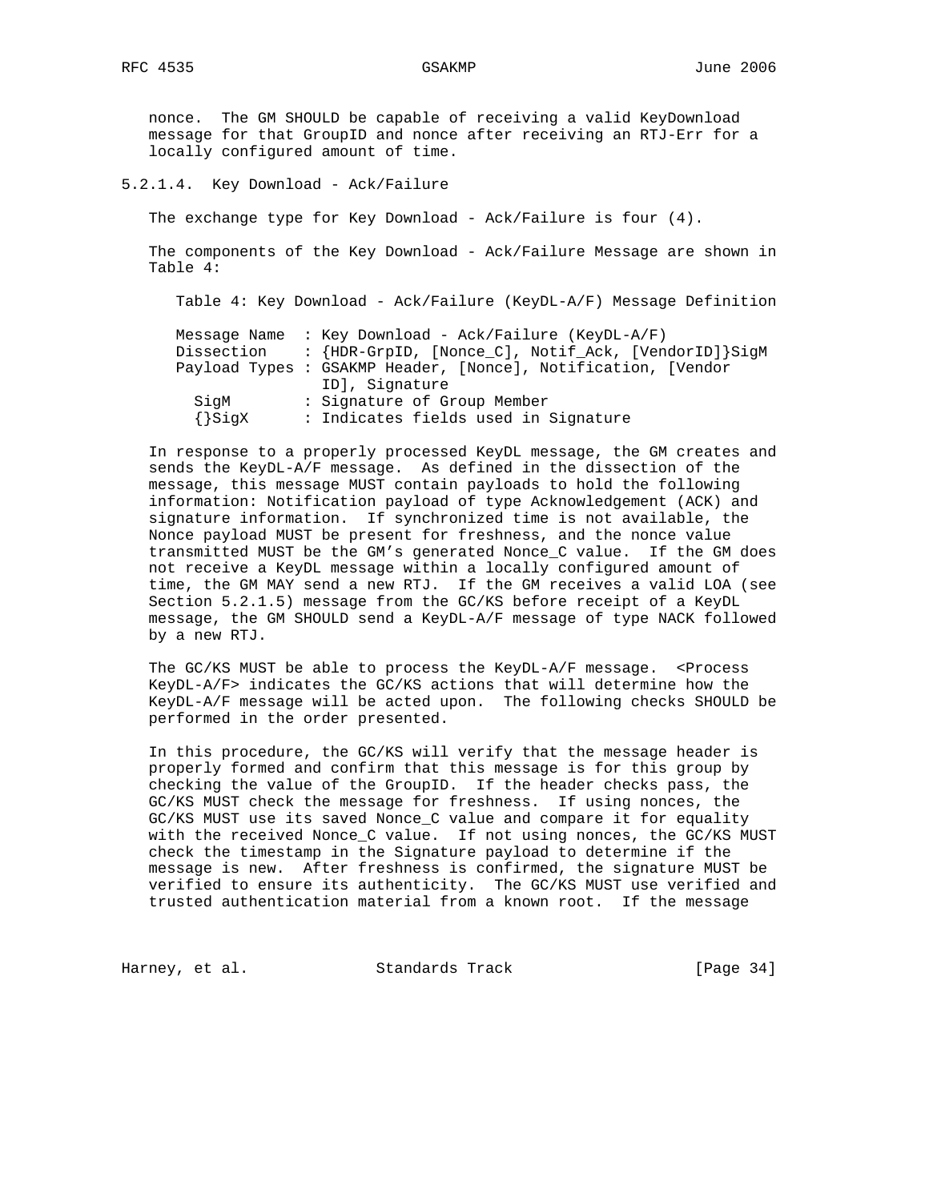nonce. The GM SHOULD be capable of receiving a valid KeyDownload message for that GroupID and nonce after receiving an RTJ-Err for a locally configured amount of time.

#### 5.2.1.4. Key Download - Ack/Failure

The exchange type for Key Download - Ack/Failure is four (4).

The components of the Key Download - Ack/Failure Message are shown in Table 4:

Table 4: Key Download - Ack/Failure (KeyDL-A/F) Message Definition

```
Message Name  : Key Download - Ack/Failure (KeyDL-A/F)
Dissection    : {HDR-GrpID, [Nonce_C], Notif_Ack, [VendorID]}SigM
Payload Types : GSAKMP Header, [Nonce], Notification, [Vendor
                ID], Signature
  SigM        : Signature of Group Member
  {}SigX      : Indicates fields used in Signature
```

In response to a properly processed KeyDL message, the GM creates and sends the KeyDL-A/F message. As defined in the dissection of the message, this message MUST contain payloads to hold the following information: Notification payload of type Acknowledgement (ACK) and signature information. If synchronized time is not available, the Nonce payload MUST be present for freshness, and the nonce value transmitted MUST be the GM's generated Nonce_C value. If the GM does not receive a KeyDL message within a locally configured amount of time, the GM MAY send a new RTJ. If the GM receives a valid LOA (see Section 5.2.1.5) message from the GC/KS before receipt of a KeyDL message, the GM SHOULD send a KeyDL-A/F message of type NACK followed by a new RTJ.

The GC/KS MUST be able to process the KeyDL-A/F message. <Process KeyDL-A/F> indicates the GC/KS actions that will determine how the KeyDL-A/F message will be acted upon. The following checks SHOULD be performed in the order presented.

In this procedure, the GC/KS will verify that the message header is properly formed and confirm that this message is for this group by checking the value of the GroupID. If the header checks pass, the GC/KS MUST check the message for freshness. If using nonces, the GC/KS MUST use its saved Nonce_C value and compare it for equality with the received Nonce_C value. If not using nonces, the GC/KS MUST check the timestamp in the Signature payload to determine if the message is new. After freshness is confirmed, the signature MUST be verified to ensure its authenticity. The GC/KS MUST use verified and trusted authentication material from a known root. If the message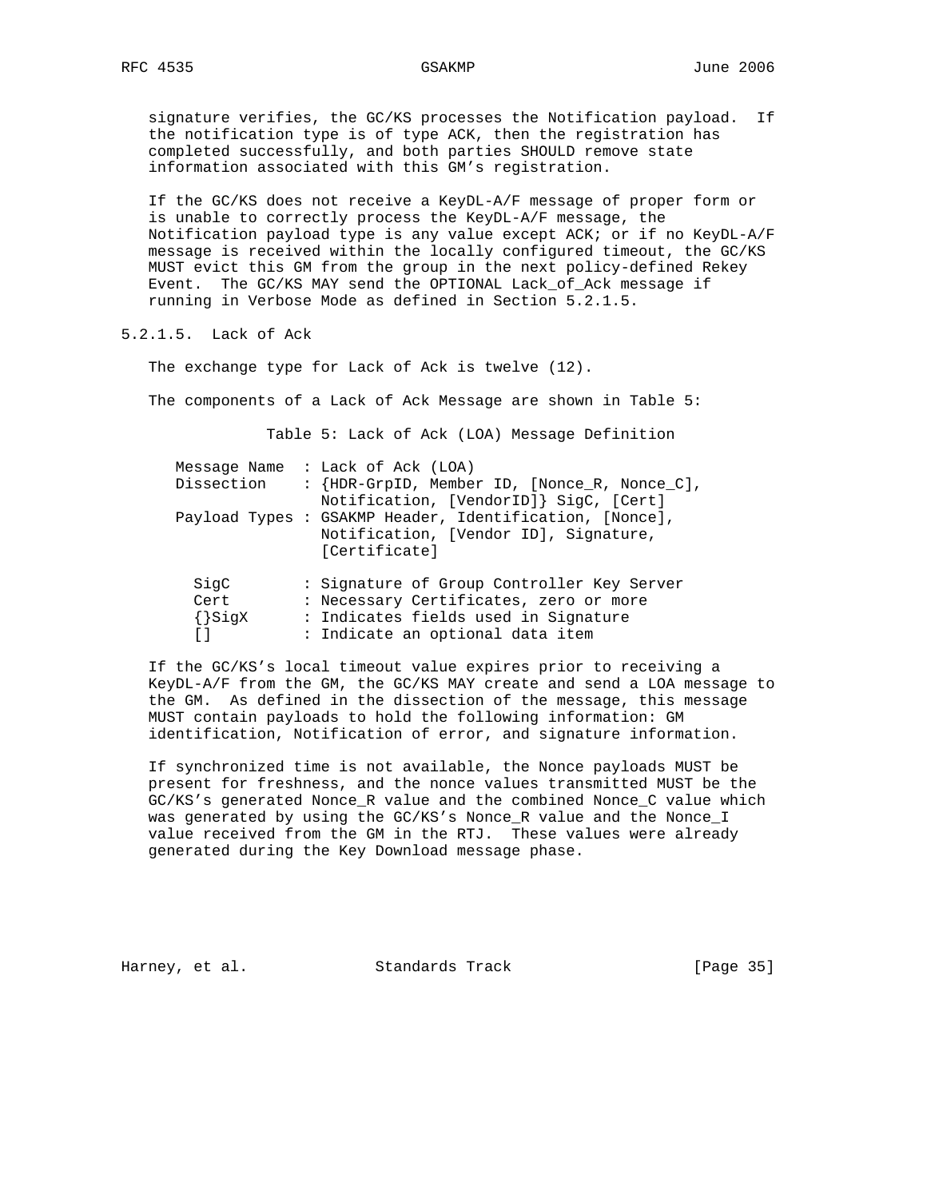signature verifies, the GC/KS processes the Notification payload. If the notification type is of type ACK, then the registration has completed successfully, and both parties SHOULD remove state information associated with this GM's registration.

If the GC/KS does not receive a KeyDL-A/F message of proper form or is unable to correctly process the KeyDL-A/F message, the Notification payload type is any value except ACK; or if no KeyDL-A/F message is received within the locally configured timeout, the GC/KS MUST evict this GM from the group in the next policy-defined Rekey Event. The GC/KS MAY send the OPTIONAL Lack_of_Ack message if running in Verbose Mode as defined in Section 5.2.1.5.

### 5.2.1.5. Lack of Ack

The exchange type for Lack of Ack is twelve (12).

The components of a Lack of Ack Message are shown in Table 5:

Table 5: Lack of Ack (LOA) Message Definition

```
Message Name  : Lack of Ack (LOA)
Dissection    : {HDR-GrpID, Member ID, [Nonce_R, Nonce_C],
                Notification, [VendorID]} SigC, [Cert]
Payload Types : GSAKMP Header, Identification, [Nonce],
                Notification, [Vendor ID], Signature,
                [Certificate]

  SigC        : Signature of Group Controller Key Server
  Cert        : Necessary Certificates, zero or more
  {}SigX      : Indicates fields used in Signature
  []          : Indicate an optional data item
```

If the GC/KS's local timeout value expires prior to receiving a KeyDL-A/F from the GM, the GC/KS MAY create and send a LOA message to the GM. As defined in the dissection of the message, this message MUST contain payloads to hold the following information: GM identification, Notification of error, and signature information.

If synchronized time is not available, the Nonce payloads MUST be present for freshness, and the nonce values transmitted MUST be the GC/KS's generated Nonce_R value and the combined Nonce_C value which was generated by using the GC/KS's Nonce_R value and the Nonce_I value received from the GM in the RTJ. These values were already generated during the Key Download message phase.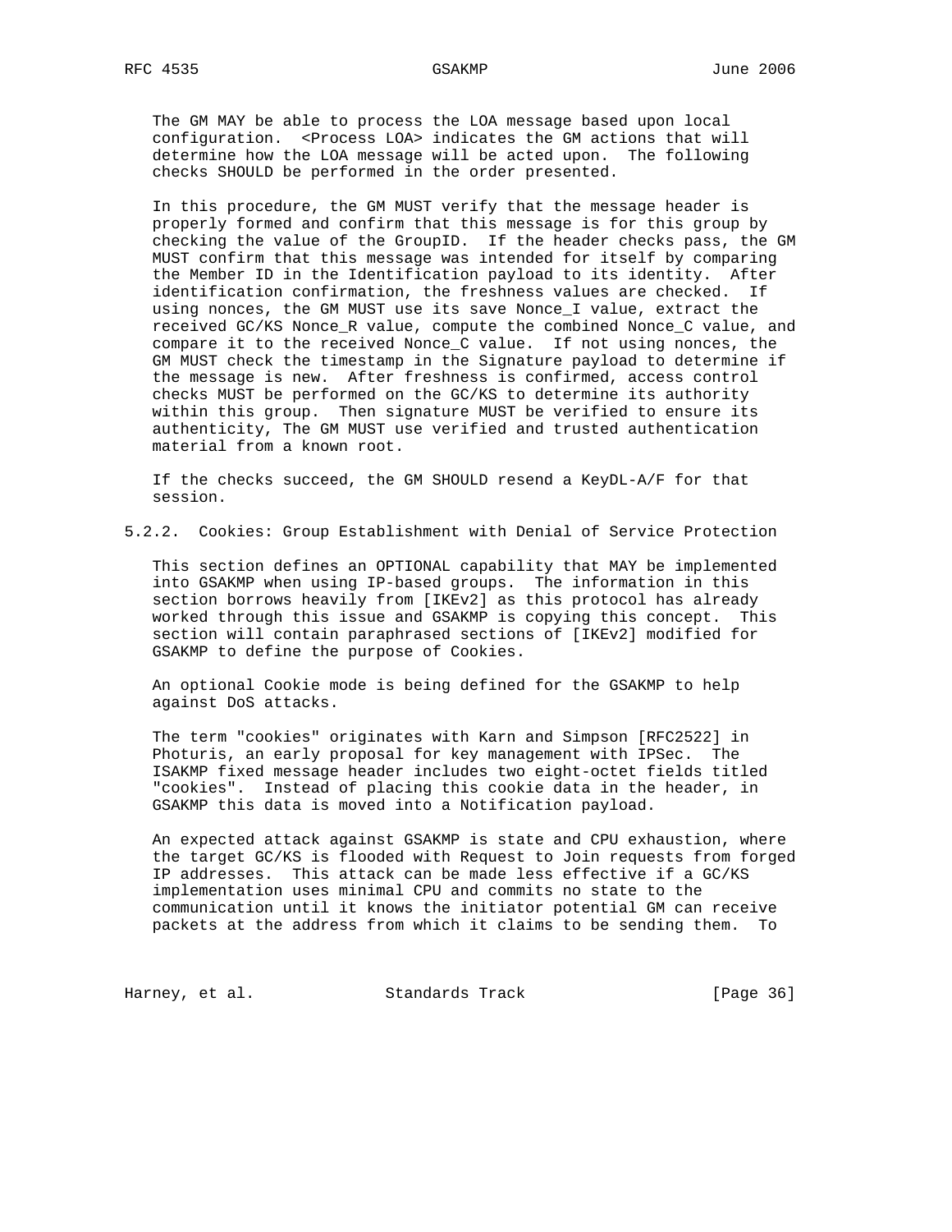The GM MAY be able to process the LOA message based upon local configuration. <Process LOA> indicates the GM actions that will determine how the LOA message will be acted upon. The following checks SHOULD be performed in the order presented.

In this procedure, the GM MUST verify that the message header is properly formed and confirm that this message is for this group by checking the value of the GroupID. If the header checks pass, the GM MUST confirm that this message was intended for itself by comparing the Member ID in the Identification payload to its identity. After identification confirmation, the freshness values are checked. If using nonces, the GM MUST use its save Nonce_I value, extract the received GC/KS Nonce_R value, compute the combined Nonce_C value, and compare it to the received Nonce_C value. If not using nonces, the GM MUST check the timestamp in the Signature payload to determine if the message is new. After freshness is confirmed, access control checks MUST be performed on the GC/KS to determine its authority within this group. Then signature MUST be verified to ensure its authenticity, The GM MUST use verified and trusted authentication material from a known root.

If the checks succeed, the GM SHOULD resend a KeyDL-A/F for that session.

### 5.2.2. Cookies: Group Establishment with Denial of Service Protection

This section defines an OPTIONAL capability that MAY be implemented into GSAKMP when using IP-based groups. The information in this section borrows heavily from [IKEv2] as this protocol has already worked through this issue and GSAKMP is copying this concept. This section will contain paraphrased sections of [IKEv2] modified for GSAKMP to define the purpose of Cookies.

An optional Cookie mode is being defined for the GSAKMP to help against DoS attacks.

The term "cookies" originates with Karn and Simpson [RFC2522] in Photuris, an early proposal for key management with IPSec. The ISAKMP fixed message header includes two eight-octet fields titled "cookies". Instead of placing this cookie data in the header, in GSAKMP this data is moved into a Notification payload.

An expected attack against GSAKMP is state and CPU exhaustion, where the target GC/KS is flooded with Request to Join requests from forged IP addresses. This attack can be made less effective if a GC/KS implementation uses minimal CPU and commits no state to the communication until it knows the initiator potential GM can receive packets at the address from which it claims to be sending them. To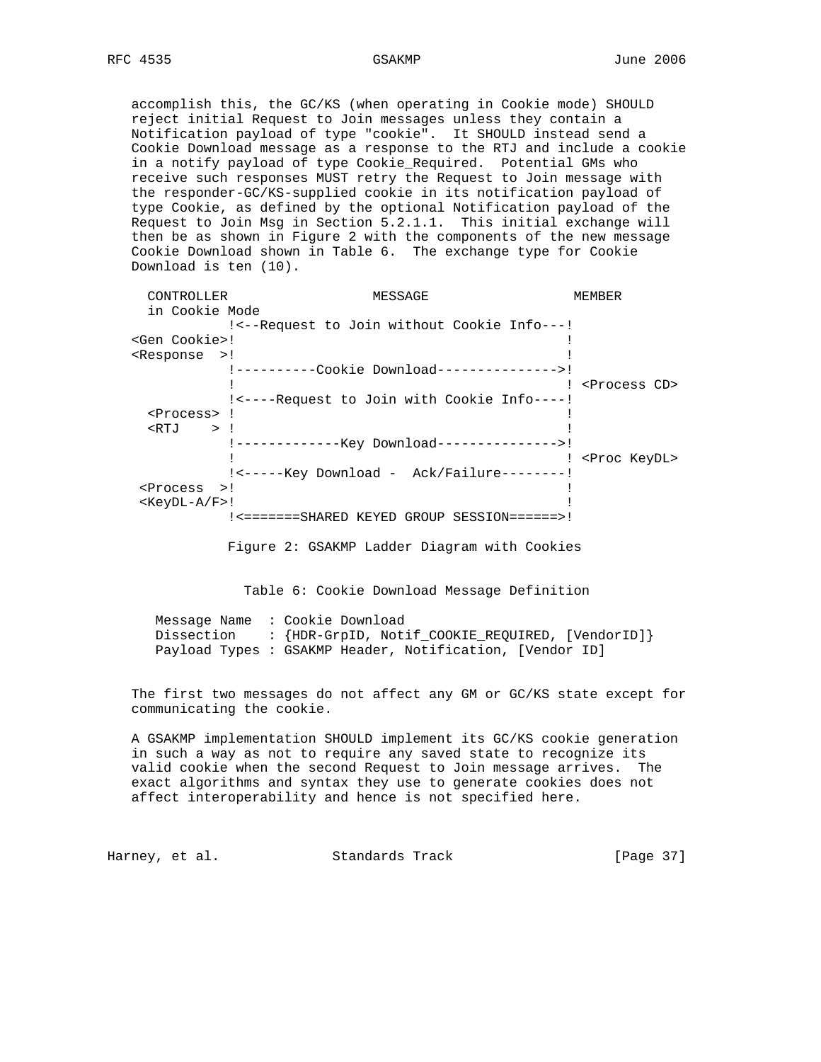accomplish this, the GC/KS (when operating in Cookie mode) SHOULD reject initial Request to Join messages unless they contain a Notification payload of type "cookie". It SHOULD instead send a Cookie Download message as a response to the RTJ and include a cookie in a notify payload of type Cookie_Required. Potential GMs who receive such responses MUST retry the Request to Join message with the responder-GC/KS-supplied cookie in its notification payload of type Cookie, as defined by the optional Notification payload of the Request to Join Msg in Section 5.2.1.1. This initial exchange will then be as shown in Figure 2 with the components of the new message Cookie Download shown in Table 6. The exchange type for Cookie Download is ten (10).

```
  CONTROLLER                   MESSAGE                   MEMBER
  in Cookie Mode
            !<--Request to Join without Cookie Info---!
<Gen Cookie>!                                         !
<Response  >!                                         !
            !----------Cookie Download--------------->!
            !                                         ! <Process CD>
            !<----Request to Join with Cookie Info----!
  <Process> !                                         !
  <RTJ    > !                                         !
            !-------------Key Download--------------->!
            !                                         ! <Proc KeyDL>
            !<-----Key Download -  Ack/Failure--------!
 <Process  >!                                         !
 <KeyDL-A/F>!                                         !
            !<=======SHARED KEYED GROUP SESSION======>!
```

Figure 2: GSAKMP Ladder Diagram with Cookies

Table 6: Cookie Download Message Definition

```
Message Name  : Cookie Download
Dissection    : {HDR-GrpID, Notif_COOKIE_REQUIRED, [VendorID]}
Payload Types : GSAKMP Header, Notification, [Vendor ID]
```

The first two messages do not affect any GM or GC/KS state except for communicating the cookie.

A GSAKMP implementation SHOULD implement its GC/KS cookie generation in such a way as not to require any saved state to recognize its valid cookie when the second Request to Join message arrives. The exact algorithms and syntax they use to generate cookies does not affect interoperability and hence is not specified here.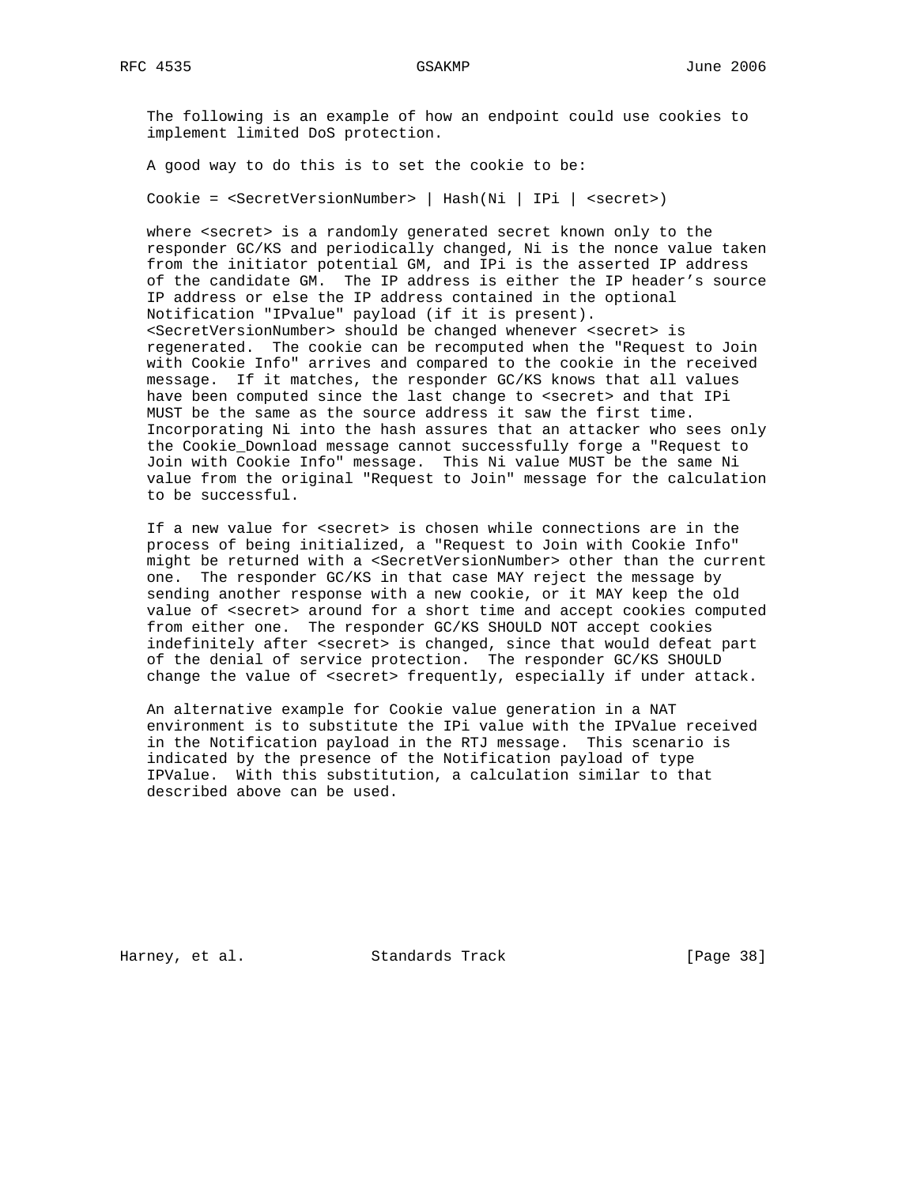The following is an example of how an endpoint could use cookies to implement limited DoS protection.

A good way to do this is to set the cookie to be:

```
Cookie = <SecretVersionNumber> | Hash(Ni | IPi | <secret>)
```

where <secret> is a randomly generated secret known only to the responder GC/KS and periodically changed, Ni is the nonce value taken from the initiator potential GM, and IPi is the asserted IP address of the candidate GM. The IP address is either the IP header's source IP address or else the IP address contained in the optional Notification "IPvalue" payload (if it is present). <SecretVersionNumber> should be changed whenever <secret> is regenerated. The cookie can be recomputed when the "Request to Join with Cookie Info" arrives and compared to the cookie in the received message. If it matches, the responder GC/KS knows that all values have been computed since the last change to <secret> and that IPi MUST be the same as the source address it saw the first time. Incorporating Ni into the hash assures that an attacker who sees only the Cookie_Download message cannot successfully forge a "Request to Join with Cookie Info" message. This Ni value MUST be the same Ni value from the original "Request to Join" message for the calculation to be successful.

If a new value for <secret> is chosen while connections are in the process of being initialized, a "Request to Join with Cookie Info" might be returned with a <SecretVersionNumber> other than the current one. The responder GC/KS in that case MAY reject the message by sending another response with a new cookie, or it MAY keep the old value of <secret> around for a short time and accept cookies computed from either one. The responder GC/KS SHOULD NOT accept cookies indefinitely after <secret> is changed, since that would defeat part of the denial of service protection. The responder GC/KS SHOULD change the value of <secret> frequently, especially if under attack.

An alternative example for Cookie value generation in a NAT environment is to substitute the IPi value with the IPValue received in the Notification payload in the RTJ message. This scenario is indicated by the presence of the Notification payload of type IPValue. With this substitution, a calculation similar to that described above can be used.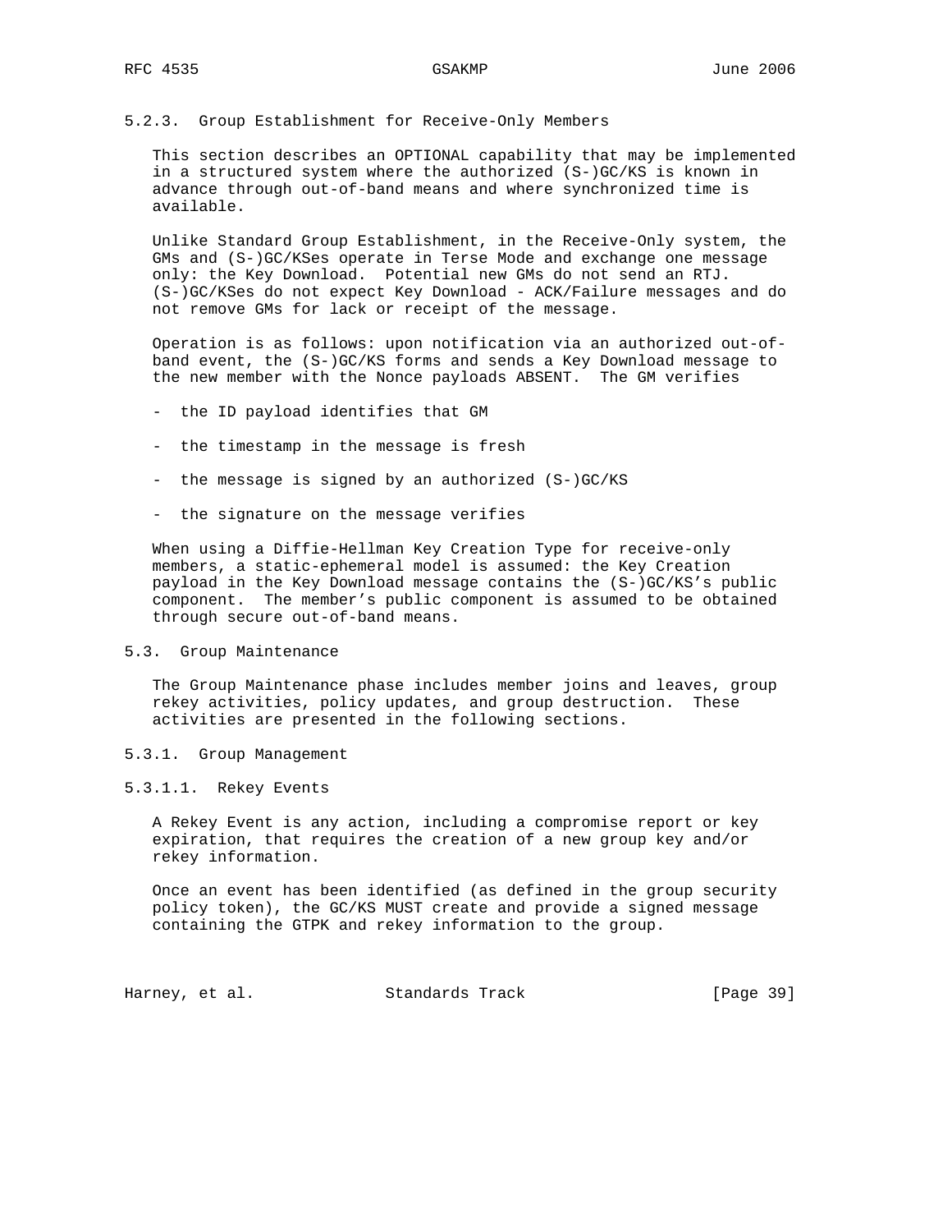#### 5.2.3. Group Establishment for Receive-Only Members

This section describes an OPTIONAL capability that may be implemented in a structured system where the authorized (S-)GC/KS is known in advance through out-of-band means and where synchronized time is available.

Unlike Standard Group Establishment, in the Receive-Only system, the GMs and (S-)GC/KSes operate in Terse Mode and exchange one message only: the Key Download. Potential new GMs do not send an RTJ. (S-)GC/KSes do not expect Key Download - ACK/Failure messages and do not remove GMs for lack or receipt of the message.

Operation is as follows: upon notification via an authorized out-of-band event, the (S-)GC/KS forms and sends a Key Download message to the new member with the Nonce payloads ABSENT. The GM verifies

- the ID payload identifies that GM
- the timestamp in the message is fresh
- the message is signed by an authorized (S-)GC/KS
- the signature on the message verifies

When using a Diffie-Hellman Key Creation Type for receive-only members, a static-ephemeral model is assumed: the Key Creation payload in the Key Download message contains the (S-)GC/KS's public component. The member's public component is assumed to be obtained through secure out-of-band means.

### 5.3. Group Maintenance

The Group Maintenance phase includes member joins and leaves, group rekey activities, policy updates, and group destruction. These activities are presented in the following sections.

#### 5.3.1. Group Management

##### 5.3.1.1. Rekey Events

A Rekey Event is any action, including a compromise report or key expiration, that requires the creation of a new group key and/or rekey information.

Once an event has been identified (as defined in the group security policy token), the GC/KS MUST create and provide a signed message containing the GTPK and rekey information to the group.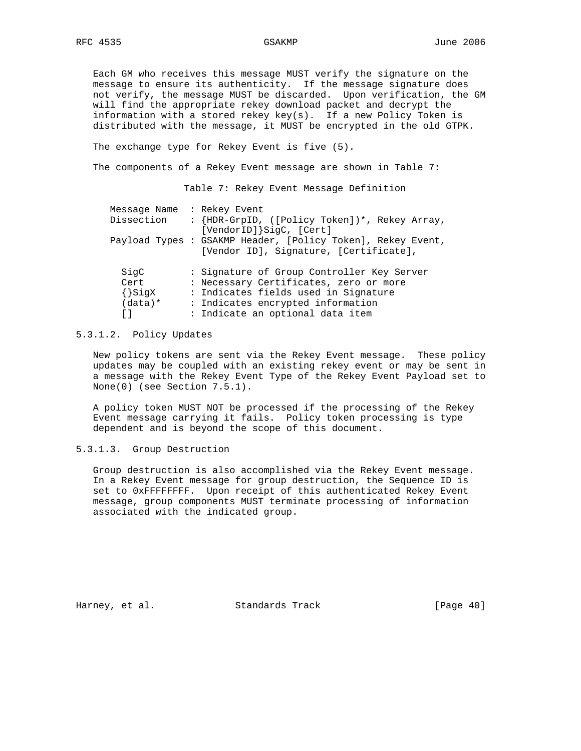Each GM who receives this message MUST verify the signature on the message to ensure its authenticity. If the message signature does not verify, the message MUST be discarded. Upon verification, the GM will find the appropriate rekey download packet and decrypt the information with a stored rekey key(s). If a new Policy Token is distributed with the message, it MUST be encrypted in the old GTPK.

The exchange type for Rekey Event is five (5).

The components of a Rekey Event message are shown in Table 7:

Table 7: Rekey Event Message Definition

```
Message Name  : Rekey Event
Dissection    : {HDR-GrpID, ([Policy Token])*, Rekey Array,
                [VendorID]}SigC, [Cert]
Payload Types : GSAKMP Header, [Policy Token], Rekey Event,
                [Vendor ID], Signature, [Certificate],

  SigC        : Signature of Group Controller Key Server
  Cert        : Necessary Certificates, zero or more
  {}SigX      : Indicates fields used in Signature
  (data)*     : Indicates encrypted information
  []          : Indicate an optional data item
```

#### 5.3.1.2. Policy Updates

New policy tokens are sent via the Rekey Event message. These policy updates may be coupled with an existing rekey event or may be sent in a message with the Rekey Event Type of the Rekey Event Payload set to None(0) (see Section 7.5.1).

A policy token MUST NOT be processed if the processing of the Rekey Event message carrying it fails. Policy token processing is type dependent and is beyond the scope of this document.

#### 5.3.1.3. Group Destruction

Group destruction is also accomplished via the Rekey Event message. In a Rekey Event message for group destruction, the Sequence ID is set to 0xFFFFFFFF. Upon receipt of this authenticated Rekey Event message, group components MUST terminate processing of information associated with the indicated group.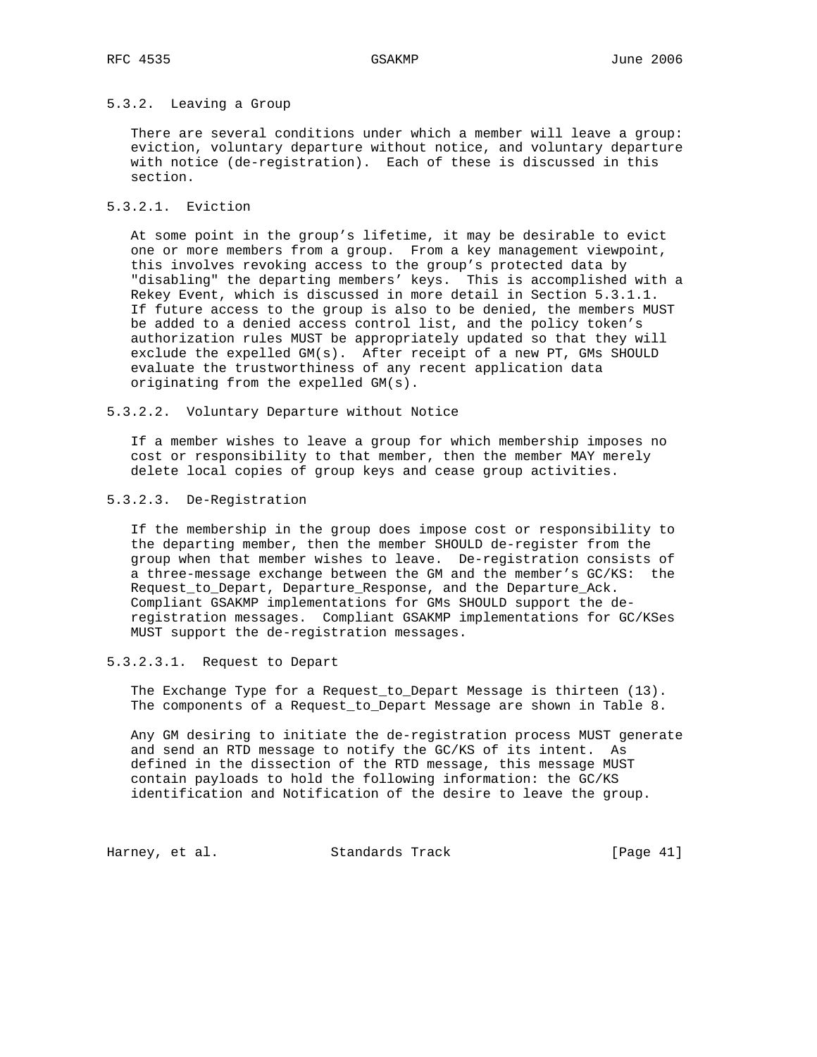### 5.3.2. Leaving a Group

There are several conditions under which a member will leave a group: eviction, voluntary departure without notice, and voluntary departure with notice (de-registration). Each of these is discussed in this section.

#### 5.3.2.1. Eviction

At some point in the group's lifetime, it may be desirable to evict one or more members from a group. From a key management viewpoint, this involves revoking access to the group's protected data by "disabling" the departing members' keys. This is accomplished with a Rekey Event, which is discussed in more detail in Section 5.3.1.1. If future access to the group is also to be denied, the members MUST be added to a denied access control list, and the policy token's authorization rules MUST be appropriately updated so that they will exclude the expelled GM(s). After receipt of a new PT, GMs SHOULD evaluate the trustworthiness of any recent application data originating from the expelled GM(s).

#### 5.3.2.2. Voluntary Departure without Notice

If a member wishes to leave a group for which membership imposes no cost or responsibility to that member, then the member MAY merely delete local copies of group keys and cease group activities.

#### 5.3.2.3. De-Registration

If the membership in the group does impose cost or responsibility to the departing member, then the member SHOULD de-register from the group when that member wishes to leave. De-registration consists of a three-message exchange between the GM and the member's GC/KS: the Request_to_Depart, Departure_Response, and the Departure_Ack. Compliant GSAKMP implementations for GMs SHOULD support the de-registration messages. Compliant GSAKMP implementations for GC/KSes MUST support the de-registration messages.

##### 5.3.2.3.1. Request to Depart

The Exchange Type for a Request_to_Depart Message is thirteen (13). The components of a Request_to_Depart Message are shown in Table 8.

Any GM desiring to initiate the de-registration process MUST generate and send an RTD message to notify the GC/KS of its intent. As defined in the dissection of the RTD message, this message MUST contain payloads to hold the following information: the GC/KS identification and Notification of the desire to leave the group.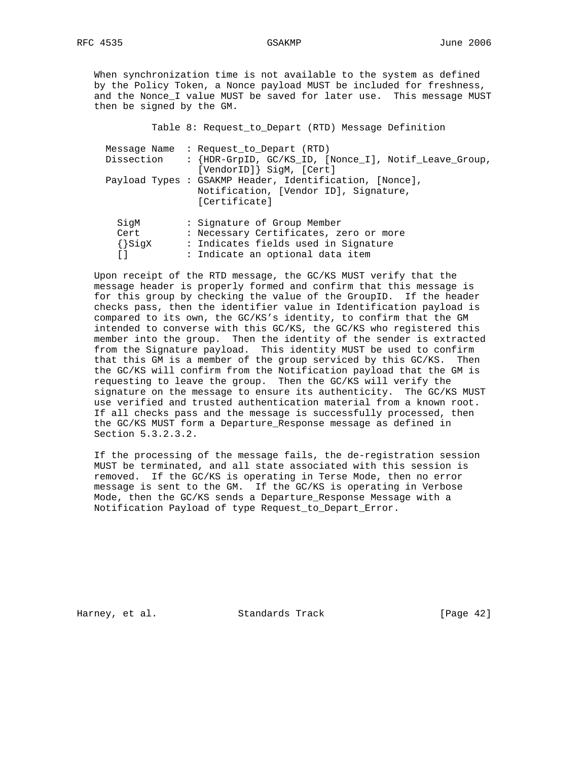When synchronization time is not available to the system as defined by the Policy Token, a Nonce payload MUST be included for freshness, and the Nonce_I value MUST be saved for later use. This message MUST then be signed by the GM.

Table 8: Request_to_Depart (RTD) Message Definition

```
Message Name  : Request_to_Depart (RTD)
Dissection    : {HDR-GrpID, GC/KS_ID, [Nonce_I], Notif_Leave_Group,
                [VendorID]} SigM, [Cert]
Payload Types : GSAKMP Header, Identification, [Nonce],
                Notification, [Vendor ID], Signature,
                [Certificate]

  SigM        : Signature of Group Member
  Cert        : Necessary Certificates, zero or more
  {}SigX      : Indicates fields used in Signature
  []          : Indicate an optional data item
```

Upon receipt of the RTD message, the GC/KS MUST verify that the message header is properly formed and confirm that this message is for this group by checking the value of the GroupID. If the header checks pass, then the identifier value in Identification payload is compared to its own, the GC/KS's identity, to confirm that the GM intended to converse with this GC/KS, the GC/KS who registered this member into the group. Then the identity of the sender is extracted from the Signature payload. This identity MUST be used to confirm that this GM is a member of the group serviced by this GC/KS. Then the GC/KS will confirm from the Notification payload that the GM is requesting to leave the group. Then the GC/KS will verify the signature on the message to ensure its authenticity. The GC/KS MUST use verified and trusted authentication material from a known root. If all checks pass and the message is successfully processed, then the GC/KS MUST form a Departure_Response message as defined in Section 5.3.2.3.2.

If the processing of the message fails, the de-registration session MUST be terminated, and all state associated with this session is removed. If the GC/KS is operating in Terse Mode, then no error message is sent to the GM. If the GC/KS is operating in Verbose Mode, then the GC/KS sends a Departure_Response Message with a Notification Payload of type Request_to_Depart_Error.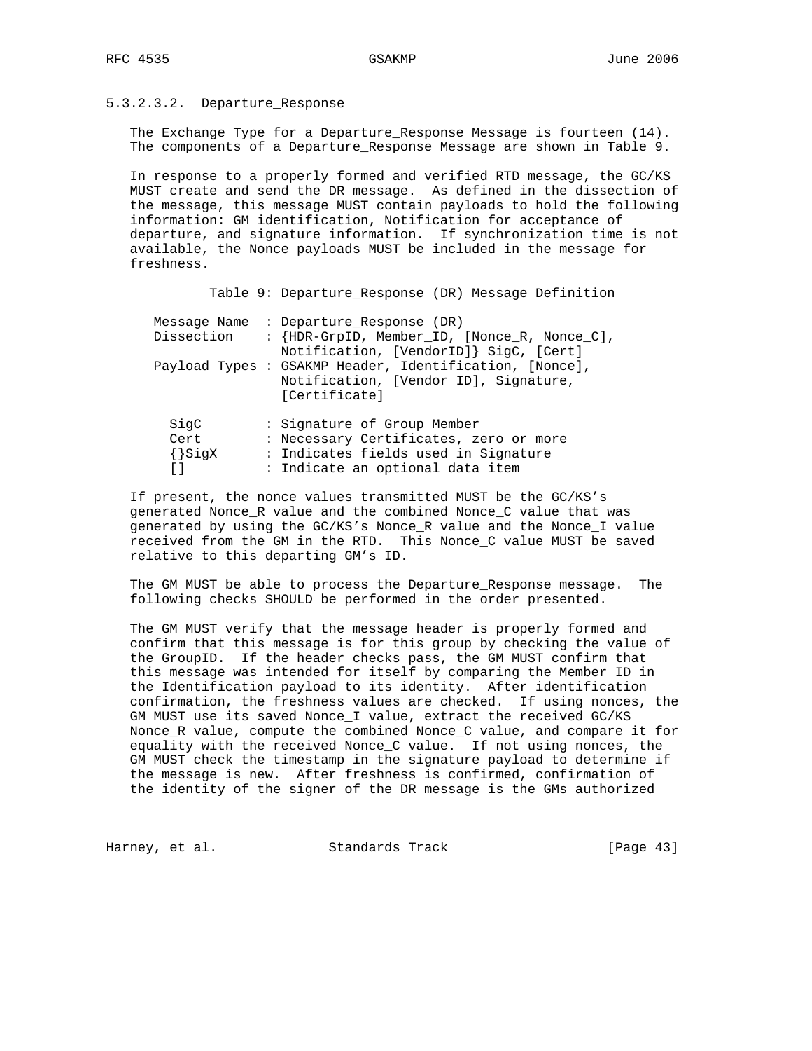#### 5.3.2.3.2. Departure_Response

The Exchange Type for a Departure_Response Message is fourteen (14). The components of a Departure_Response Message are shown in Table 9.

In response to a properly formed and verified RTD message, the GC/KS MUST create and send the DR message. As defined in the dissection of the message, this message MUST contain payloads to hold the following information: GM identification, Notification for acceptance of departure, and signature information. If synchronization time is not available, the Nonce payloads MUST be included in the message for freshness.

Table 9: Departure_Response (DR) Message Definition

```
Message Name  : Departure_Response (DR)
Dissection    : {HDR-GrpID, Member_ID, [Nonce_R, Nonce_C],
                Notification, [VendorID]} SigC, [Cert]
Payload Types : GSAKMP Header, Identification, [Nonce],
                Notification, [Vendor ID], Signature,
                [Certificate]

  SigC        : Signature of Group Member
  Cert        : Necessary Certificates, zero or more
  {}SigX      : Indicates fields used in Signature
  []          : Indicate an optional data item
```

If present, the nonce values transmitted MUST be the GC/KS's generated Nonce_R value and the combined Nonce_C value that was generated by using the GC/KS's Nonce_R value and the Nonce_I value received from the GM in the RTD. This Nonce_C value MUST be saved relative to this departing GM's ID.

The GM MUST be able to process the Departure_Response message. The following checks SHOULD be performed in the order presented.

The GM MUST verify that the message header is properly formed and confirm that this message is for this group by checking the value of the GroupID. If the header checks pass, the GM MUST confirm that this message was intended for itself by comparing the Member ID in the Identification payload to its identity. After identification confirmation, the freshness values are checked. If using nonces, the GM MUST use its saved Nonce_I value, extract the received GC/KS Nonce_R value, compute the combined Nonce_C value, and compare it for equality with the received Nonce_C value. If not using nonces, the GM MUST check the timestamp in the signature payload to determine if the message is new. After freshness is confirmed, confirmation of the identity of the signer of the DR message is the GMs authorized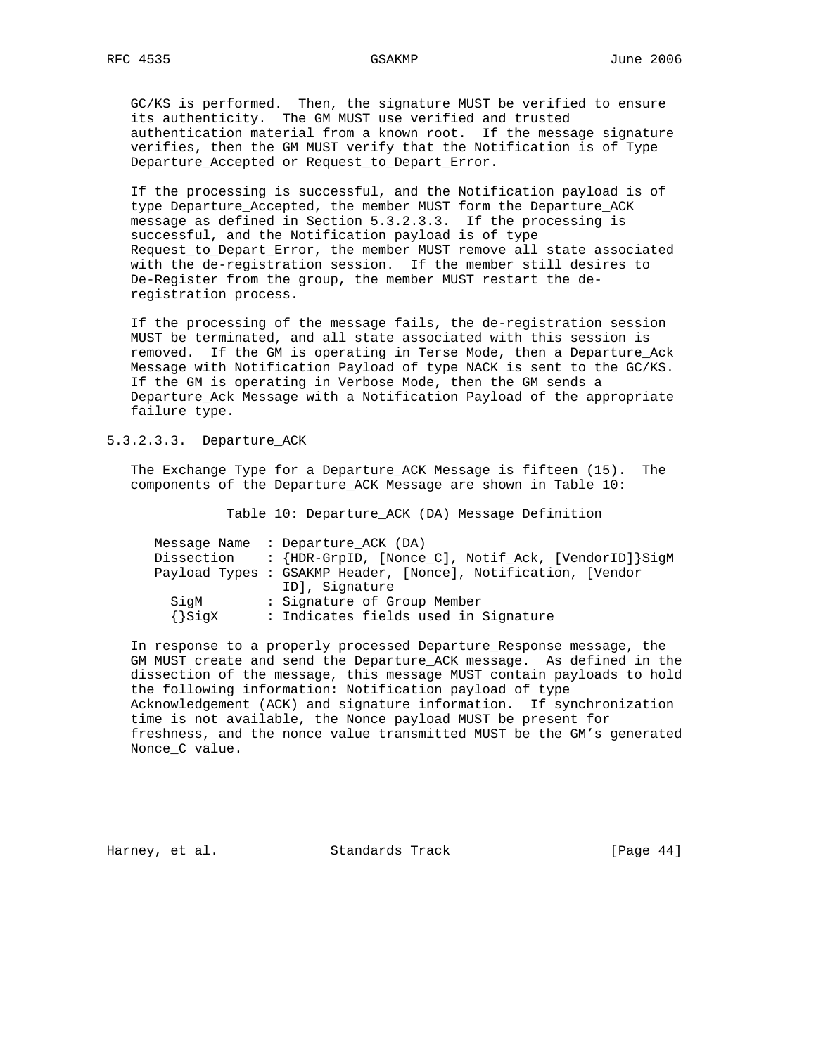GC/KS is performed. Then, the signature MUST be verified to ensure its authenticity. The GM MUST use verified and trusted authentication material from a known root. If the message signature verifies, then the GM MUST verify that the Notification is of Type Departure_Accepted or Request_to_Depart_Error.

If the processing is successful, and the Notification payload is of type Departure_Accepted, the member MUST form the Departure_ACK message as defined in Section 5.3.2.3.3. If the processing is successful, and the Notification payload is of type Request_to_Depart_Error, the member MUST remove all state associated with the de-registration session. If the member still desires to De-Register from the group, the member MUST restart the de-registration process.

If the processing of the message fails, the de-registration session MUST be terminated, and all state associated with this session is removed. If the GM is operating in Terse Mode, then a Departure_Ack Message with Notification Payload of type NACK is sent to the GC/KS. If the GM is operating in Verbose Mode, then the GM sends a Departure_Ack Message with a Notification Payload of the appropriate failure type.

#### 5.3.2.3.3. Departure_ACK

The Exchange Type for a Departure_ACK Message is fifteen (15). The components of the Departure_ACK Message are shown in Table 10:

Table 10: Departure_ACK (DA) Message Definition

```
   Message Name  : Departure_ACK (DA)
   Dissection    : {HDR-GrpID, [Nonce_C], Notif_Ack, [VendorID]}SigM
   Payload Types : GSAKMP Header, [Nonce], Notification, [Vendor
                   ID], Signature
     SigM        : Signature of Group Member
     {}SigX      : Indicates fields used in Signature
```

In response to a properly processed Departure_Response message, the GM MUST create and send the Departure_ACK message. As defined in the dissection of the message, this message MUST contain payloads to hold the following information: Notification payload of type Acknowledgement (ACK) and signature information. If synchronization time is not available, the Nonce payload MUST be present for freshness, and the nonce value transmitted MUST be the GM's generated Nonce_C value.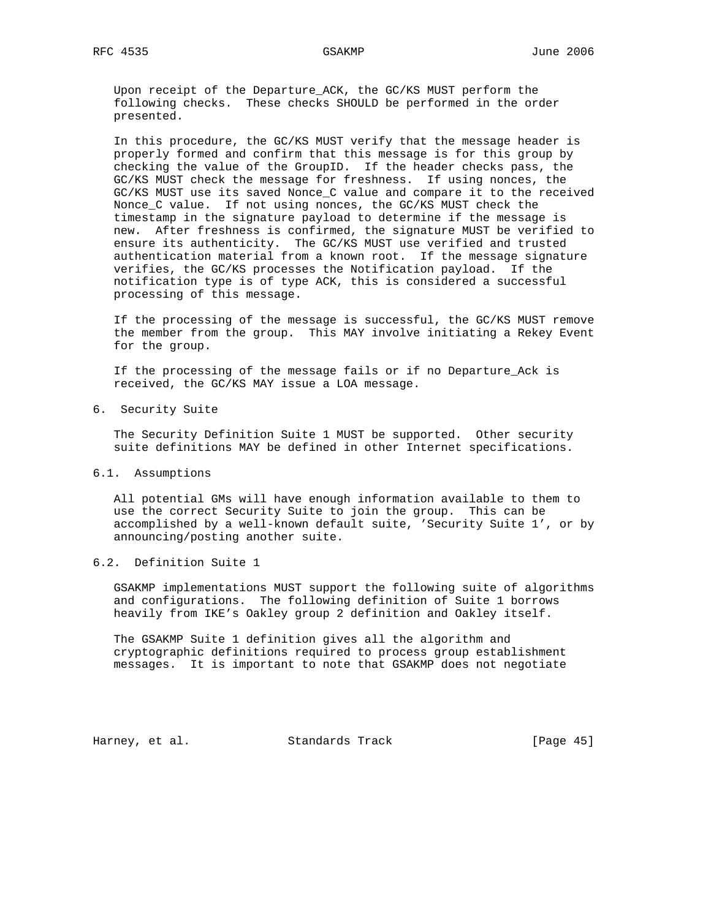Upon receipt of the Departure_ACK, the GC/KS MUST perform the following checks. These checks SHOULD be performed in the order presented.

In this procedure, the GC/KS MUST verify that the message header is properly formed and confirm that this message is for this group by checking the value of the GroupID. If the header checks pass, the GC/KS MUST check the message for freshness. If using nonces, the GC/KS MUST use its saved Nonce_C value and compare it to the received Nonce_C value. If not using nonces, the GC/KS MUST check the timestamp in the signature payload to determine if the message is new. After freshness is confirmed, the signature MUST be verified to ensure its authenticity. The GC/KS MUST use verified and trusted authentication material from a known root. If the message signature verifies, the GC/KS processes the Notification payload. If the notification type is of type ACK, this is considered a successful processing of this message.

If the processing of the message is successful, the GC/KS MUST remove the member from the group. This MAY involve initiating a Rekey Event for the group.

If the processing of the message fails or if no Departure_Ack is received, the GC/KS MAY issue a LOA message.

## 6. Security Suite

The Security Definition Suite 1 MUST be supported. Other security suite definitions MAY be defined in other Internet specifications.

### 6.1. Assumptions

All potential GMs will have enough information available to them to use the correct Security Suite to join the group. This can be accomplished by a well-known default suite, 'Security Suite 1', or by announcing/posting another suite.

### 6.2. Definition Suite 1

GSAKMP implementations MUST support the following suite of algorithms and configurations. The following definition of Suite 1 borrows heavily from IKE's Oakley group 2 definition and Oakley itself.

The GSAKMP Suite 1 definition gives all the algorithm and cryptographic definitions required to process group establishment messages. It is important to note that GSAKMP does not negotiate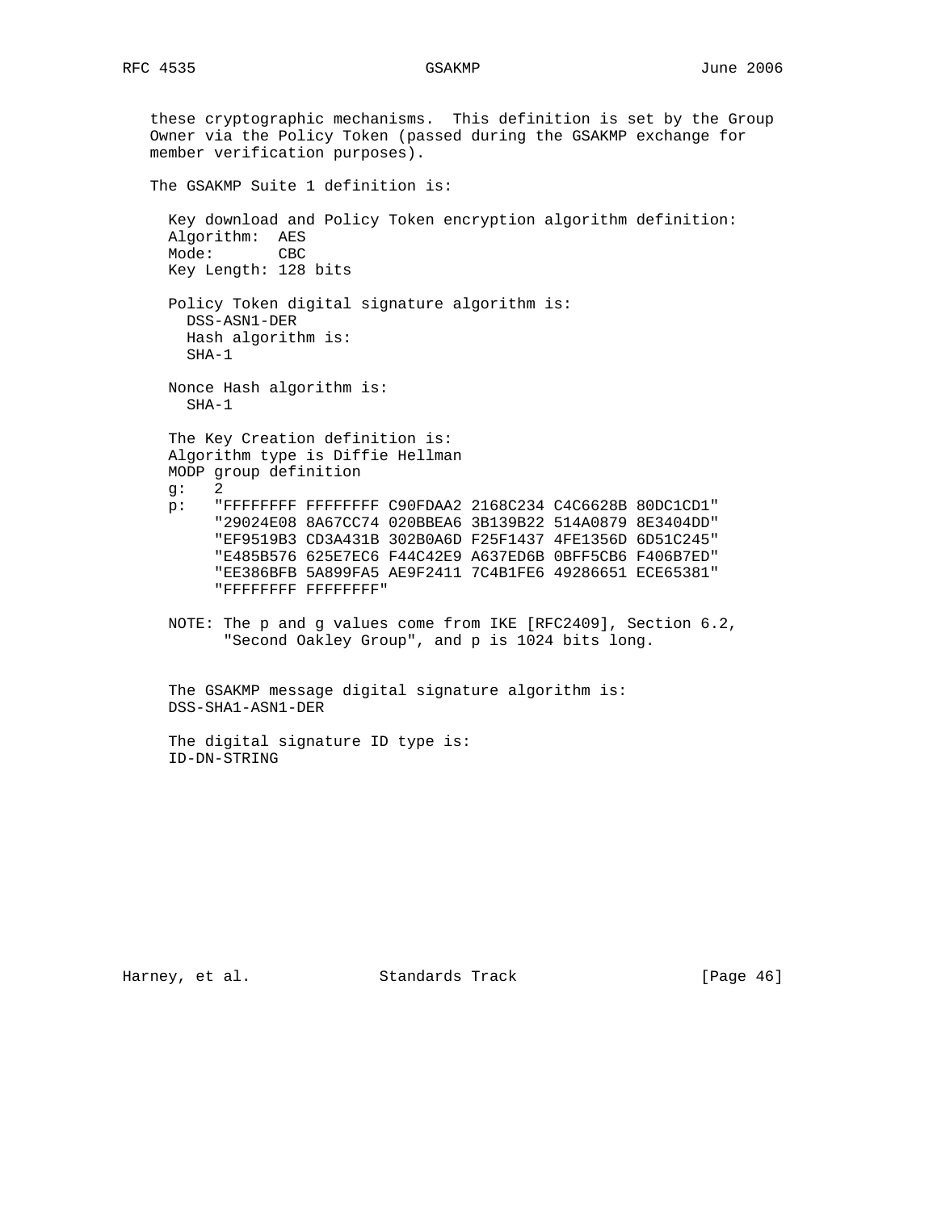these cryptographic mechanisms. This definition is set by the Group Owner via the Policy Token (passed during the GSAKMP exchange for member verification purposes).

The GSAKMP Suite 1 definition is:

```
Key download and Policy Token encryption algorithm definition:
Algorithm:  AES
Mode:       CBC
Key Length: 128 bits

Policy Token digital signature algorithm is:
  DSS-ASN1-DER
  Hash algorithm is:
  SHA-1

Nonce Hash algorithm is:
  SHA-1

The Key Creation definition is:
Algorithm type is Diffie Hellman
MODP group definition
g:   2
p:   "FFFFFFFF FFFFFFFF C90FDAA2 2168C234 C4C6628B 80DC1CD1"
     "29024E08 8A67CC74 020BBEA6 3B139B22 514A0879 8E3404DD"
     "EF9519B3 CD3A431B 302B0A6D F25F1437 4FE1356D 6D51C245"
     "E485B576 625E7EC6 F44C42E9 A637ED6B 0BFF5CB6 F406B7ED"
     "EE386BFB 5A899FA5 AE9F2411 7C4B1FE6 49286651 ECE65381"
     "FFFFFFFF FFFFFFFF"

NOTE: The p and g values come from IKE [RFC2409], Section 6.2,
      "Second Oakley Group", and p is 1024 bits long.


The GSAKMP message digital signature algorithm is:
DSS-SHA1-ASN1-DER

The digital signature ID type is:
ID-DN-STRING
```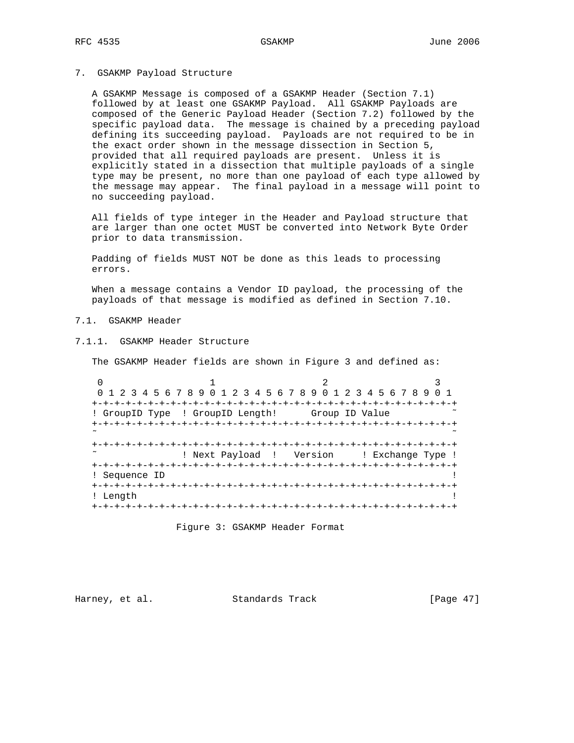# 7. GSAKMP Payload Structure

A GSAKMP Message is composed of a GSAKMP Header (Section 7.1) followed by at least one GSAKMP Payload. All GSAKMP Payloads are composed of the Generic Payload Header (Section 7.2) followed by the specific payload data. The message is chained by a preceding payload defining its succeeding payload. Payloads are not required to be in the exact order shown in the message dissection in Section 5, provided that all required payloads are present. Unless it is explicitly stated in a dissection that multiple payloads of a single type may be present, no more than one payload of each type allowed by the message may appear. The final payload in a message will point to no succeeding payload.

All fields of type integer in the Header and Payload structure that are larger than one octet MUST be converted into Network Byte Order prior to data transmission.

Padding of fields MUST NOT be done as this leads to processing errors.

When a message contains a Vendor ID payload, the processing of the payloads of that message is modified as defined in Section 7.10.

## 7.1. GSAKMP Header

### 7.1.1. GSAKMP Header Structure

The GSAKMP Header fields are shown in Figure 3 and defined as:

```
 0                   1                   2                   3
 0 1 2 3 4 5 6 7 8 9 0 1 2 3 4 5 6 7 8 9 0 1 2 3 4 5 6 7 8 9 0 1
+-+-+-+-+-+-+-+-+-+-+-+-+-+-+-+-+-+-+-+-+-+-+-+-+-+-+-+-+-+-+-+-+
! GroupID Type  ! GroupID Length!      Group ID Value           ~
+-+-+-+-+-+-+-+-+-+-+-+-+-+-+-+-+-+-+-+-+-+-+-+-+-+-+-+-+-+-+-+-+
~                                                               ~
+-+-+-+-+-+-+-+-+-+-+-+-+-+-+-+-+-+-+-+-+-+-+-+-+-+-+-+-+-+-+-+-+
~               ! Next Payload  !   Version     ! Exchange Type !
+-+-+-+-+-+-+-+-+-+-+-+-+-+-+-+-+-+-+-+-+-+-+-+-+-+-+-+-+-+-+-+-+
! Sequence ID                                                   !
+-+-+-+-+-+-+-+-+-+-+-+-+-+-+-+-+-+-+-+-+-+-+-+-+-+-+-+-+-+-+-+-+
! Length                                                        !
+-+-+-+-+-+-+-+-+-+-+-+-+-+-+-+-+-+-+-+-+-+-+-+-+-+-+-+-+-+-+-+-+
```

Figure 3: GSAKMP Header Format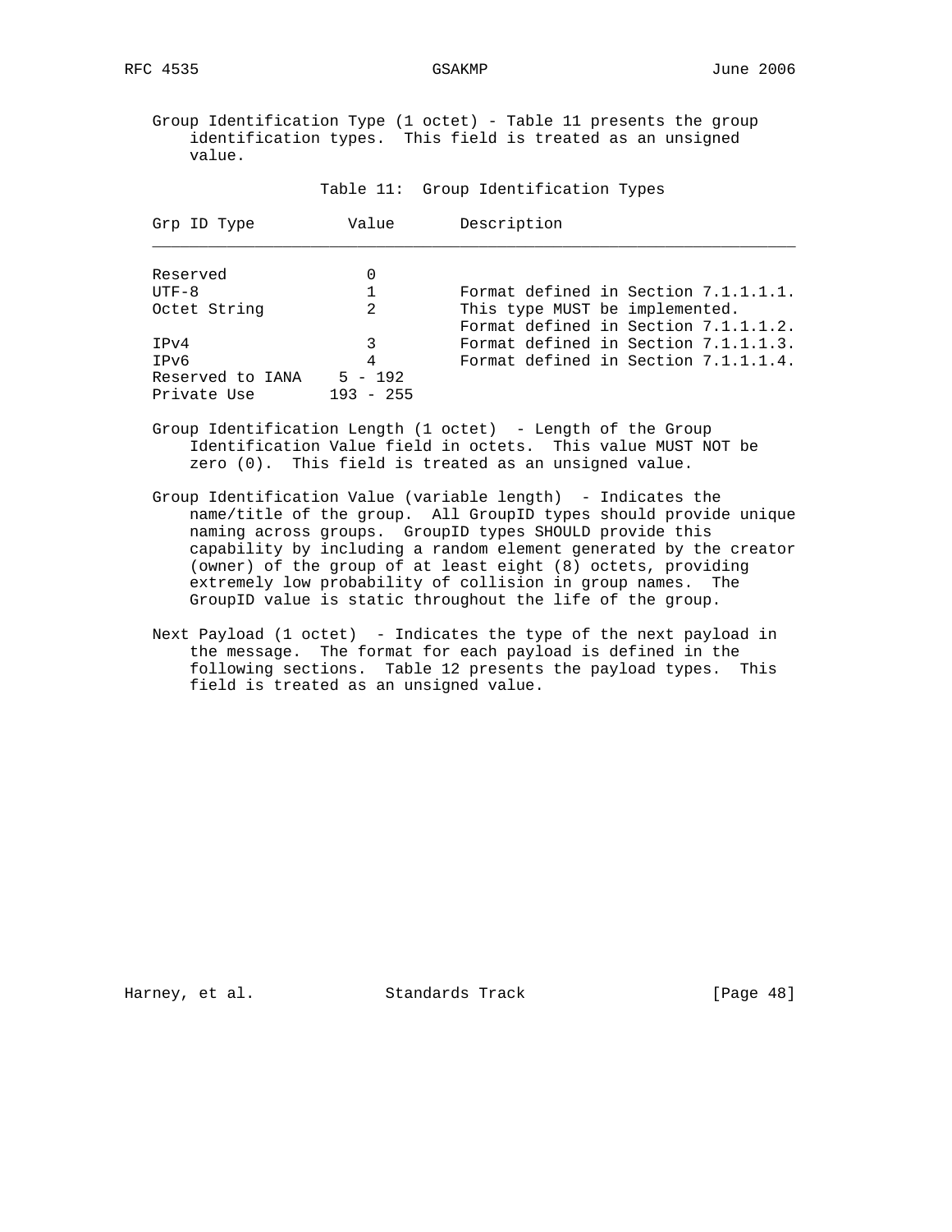Group Identification Type (1 octet) - Table 11 presents the group identification types. This field is treated as an unsigned value.

Table 11: Group Identification Types

| Grp ID Type | Value | Description |
|---|---|---|
| Reserved | 0 | |
| UTF-8 | 1 | Format defined in Section 7.1.1.1.1. |
| Octet String | 2 | This type MUST be implemented. Format defined in Section 7.1.1.1.2. |
| IPv4 | 3 | Format defined in Section 7.1.1.1.3. |
| IPv6 | 4 | Format defined in Section 7.1.1.1.4. |
| Reserved to IANA | 5 - 192 | |
| Private Use | 193 - 255 | |

Group Identification Length (1 octet) - Length of the Group Identification Value field in octets. This value MUST NOT be zero (0). This field is treated as an unsigned value.

Group Identification Value (variable length) - Indicates the name/title of the group. All GroupID types should provide unique naming across groups. GroupID types SHOULD provide this capability by including a random element generated by the creator (owner) of the group of at least eight (8) octets, providing extremely low probability of collision in group names. The GroupID value is static throughout the life of the group.

Next Payload (1 octet) - Indicates the type of the next payload in the message. The format for each payload is defined in the following sections. Table 12 presents the payload types. This field is treated as an unsigned value.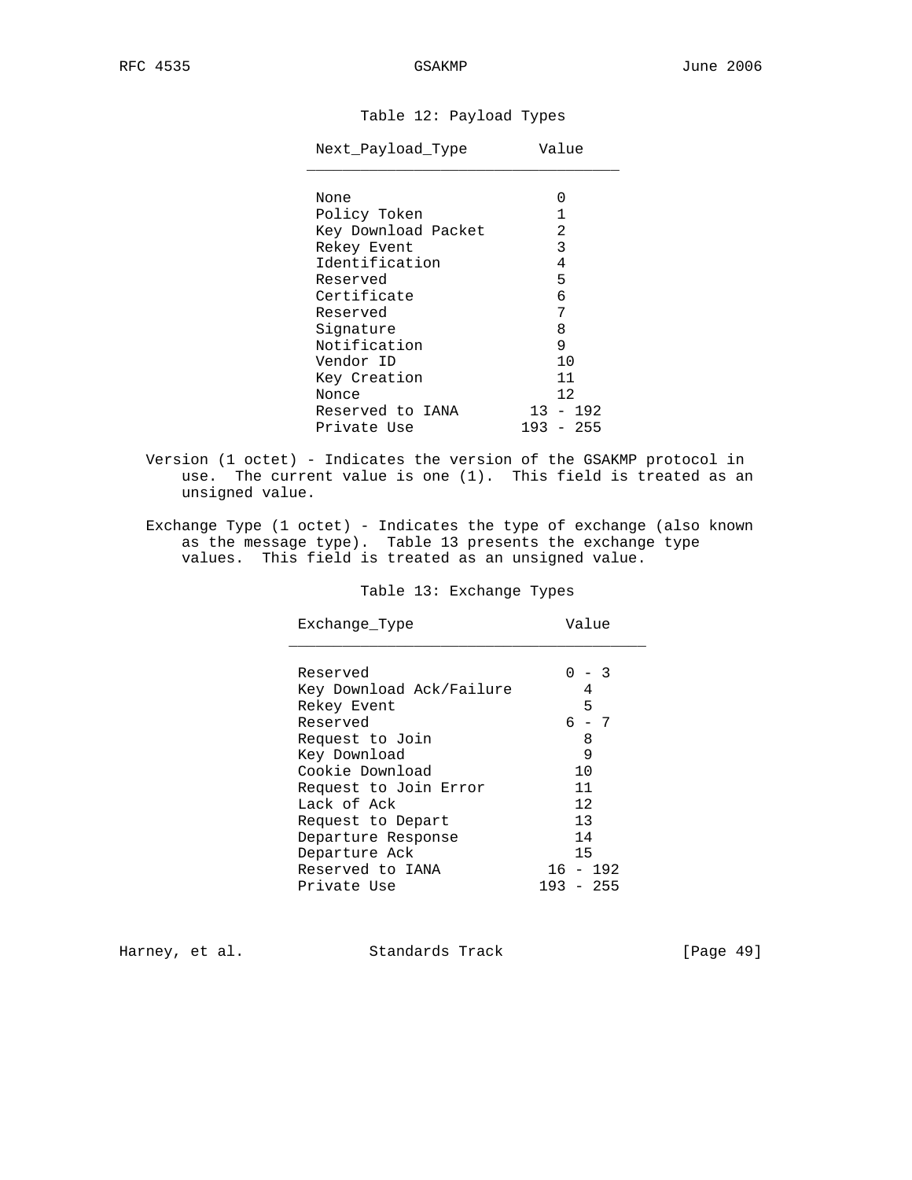Table 12: Payload Types

| Next_Payload_Type | Value |
| --- | --- |
| None | 0 |
| Policy Token | 1 |
| Key Download Packet | 2 |
| Rekey Event | 3 |
| Identification | 4 |
| Reserved | 5 |
| Certificate | 6 |
| Reserved | 7 |
| Signature | 8 |
| Notification | 9 |
| Vendor ID | 10 |
| Key Creation | 11 |
| Nonce | 12 |
| Reserved to IANA | 13 - 192 |
| Private Use | 193 - 255 |

Version (1 octet) - Indicates the version of the GSAKMP protocol in use. The current value is one (1). This field is treated as an unsigned value.

Exchange Type (1 octet) - Indicates the type of exchange (also known as the message type). Table 13 presents the exchange type values. This field is treated as an unsigned value.

Table 13: Exchange Types

| Exchange_Type | Value |
| --- | --- |
| Reserved | 0 - 3 |
| Key Download Ack/Failure | 4 |
| Rekey Event | 5 |
| Reserved | 6 - 7 |
| Request to Join | 8 |
| Key Download | 9 |
| Cookie Download | 10 |
| Request to Join Error | 11 |
| Lack of Ack | 12 |
| Request to Depart | 13 |
| Departure Response | 14 |
| Departure Ack | 15 |
| Reserved to IANA | 16 - 192 |
| Private Use | 193 - 255 |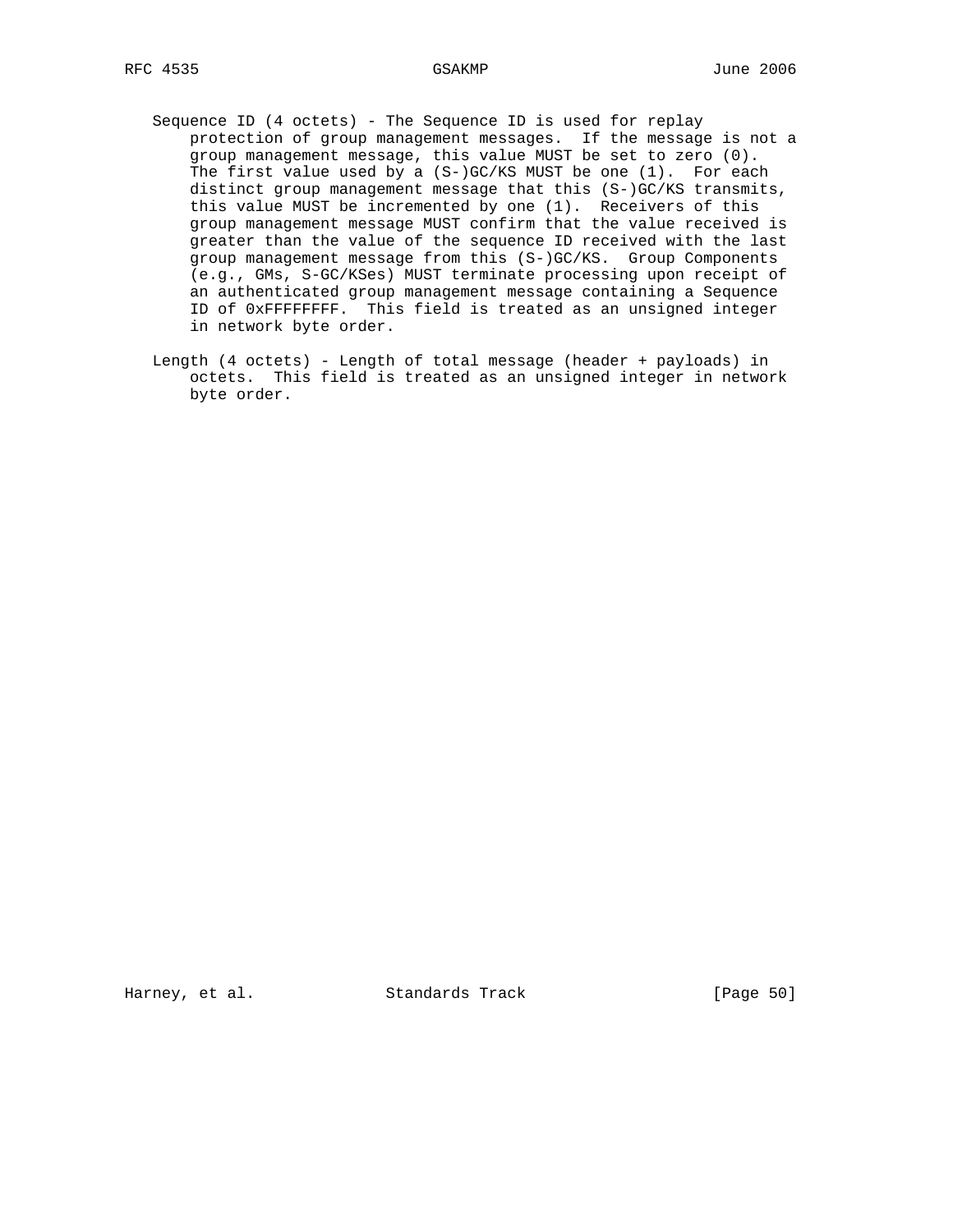Sequence ID (4 octets) - The Sequence ID is used for replay protection of group management messages. If the message is not a group management message, this value MUST be set to zero (0). The first value used by a (S-)GC/KS MUST be one (1). For each distinct group management message that this (S-)GC/KS transmits, this value MUST be incremented by one (1). Receivers of this group management message MUST confirm that the value received is greater than the value of the sequence ID received with the last group management message from this (S-)GC/KS. Group Components (e.g., GMs, S-GC/KSes) MUST terminate processing upon receipt of an authenticated group management message containing a Sequence ID of 0xFFFFFFFF. This field is treated as an unsigned integer in network byte order.

Length (4 octets) - Length of total message (header + payloads) in octets. This field is treated as an unsigned integer in network byte order.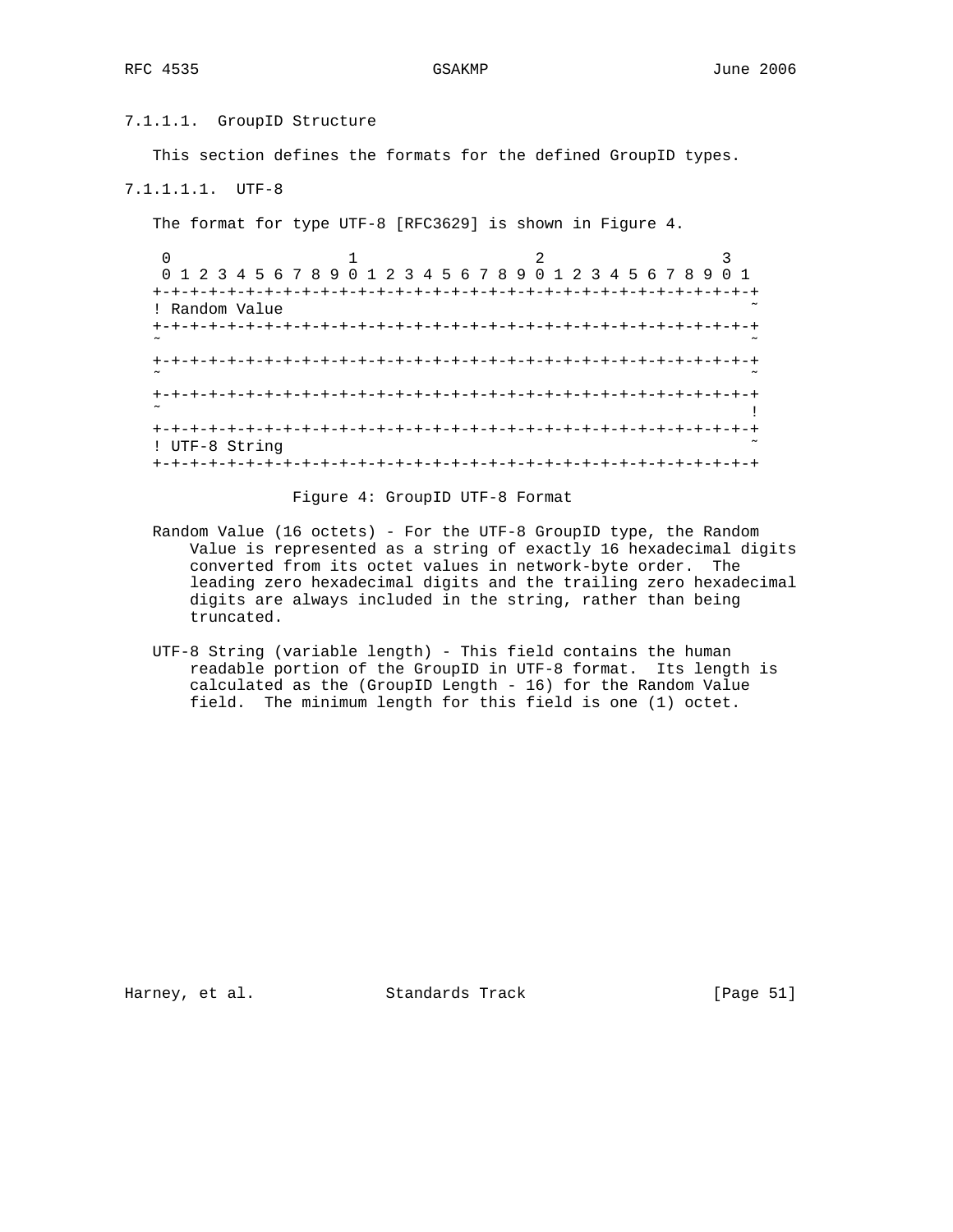#### 7.1.1.1. GroupID Structure

This section defines the formats for the defined GroupID types.

##### 7.1.1.1.1. UTF-8

The format for type UTF-8 [RFC3629] is shown in Figure 4.

```
 0                   1                   2                   3
 0 1 2 3 4 5 6 7 8 9 0 1 2 3 4 5 6 7 8 9 0 1 2 3 4 5 6 7 8 9 0 1
+-+-+-+-+-+-+-+-+-+-+-+-+-+-+-+-+-+-+-+-+-+-+-+-+-+-+-+-+-+-+-+-+
! Random Value                                                  ~
+-+-+-+-+-+-+-+-+-+-+-+-+-+-+-+-+-+-+-+-+-+-+-+-+-+-+-+-+-+-+-+-+
~                                                               ~
+-+-+-+-+-+-+-+-+-+-+-+-+-+-+-+-+-+-+-+-+-+-+-+-+-+-+-+-+-+-+-+-+
~                                                               ~
+-+-+-+-+-+-+-+-+-+-+-+-+-+-+-+-+-+-+-+-+-+-+-+-+-+-+-+-+-+-+-+-+
~                                                               !
+-+-+-+-+-+-+-+-+-+-+-+-+-+-+-+-+-+-+-+-+-+-+-+-+-+-+-+-+-+-+-+-+
! UTF-8 String                                                  ~
+-+-+-+-+-+-+-+-+-+-+-+-+-+-+-+-+-+-+-+-+-+-+-+-+-+-+-+-+-+-+-+-+
```

Figure 4: GroupID UTF-8 Format

Random Value (16 octets) - For the UTF-8 GroupID type, the Random Value is represented as a string of exactly 16 hexadecimal digits converted from its octet values in network-byte order. The leading zero hexadecimal digits and the trailing zero hexadecimal digits are always included in the string, rather than being truncated.

UTF-8 String (variable length) - This field contains the human readable portion of the GroupID in UTF-8 format. Its length is calculated as the (GroupID Length - 16) for the Random Value field. The minimum length for this field is one (1) octet.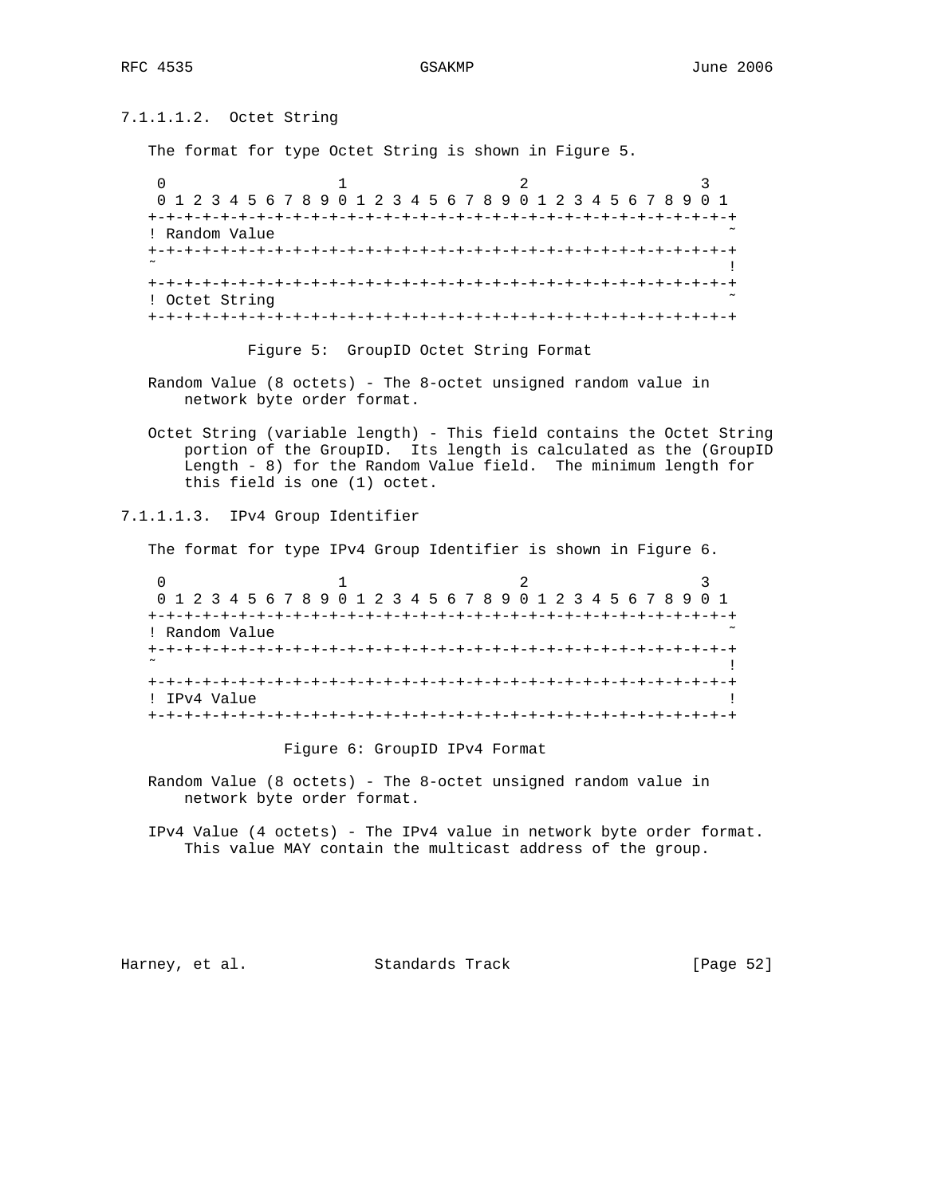#### 7.1.1.1.2. Octet String

The format for type Octet String is shown in Figure 5.

```
 0                   1                   2                   3
 0 1 2 3 4 5 6 7 8 9 0 1 2 3 4 5 6 7 8 9 0 1 2 3 4 5 6 7 8 9 0 1
+-+-+-+-+-+-+-+-+-+-+-+-+-+-+-+-+-+-+-+-+-+-+-+-+-+-+-+-+-+-+-+-+
! Random Value                                                  ~
+-+-+-+-+-+-+-+-+-+-+-+-+-+-+-+-+-+-+-+-+-+-+-+-+-+-+-+-+-+-+-+-+
~                                                               !
+-+-+-+-+-+-+-+-+-+-+-+-+-+-+-+-+-+-+-+-+-+-+-+-+-+-+-+-+-+-+-+-+
! Octet String                                                  ~
+-+-+-+-+-+-+-+-+-+-+-+-+-+-+-+-+-+-+-+-+-+-+-+-+-+-+-+-+-+-+-+-+
```

Figure 5: GroupID Octet String Format

Random Value (8 octets) - The 8-octet unsigned random value in network byte order format.

Octet String (variable length) - This field contains the Octet String portion of the GroupID. Its length is calculated as the (GroupID Length - 8) for the Random Value field. The minimum length for this field is one (1) octet.

#### 7.1.1.1.3. IPv4 Group Identifier

The format for type IPv4 Group Identifier is shown in Figure 6.

```
 0                   1                   2                   3
 0 1 2 3 4 5 6 7 8 9 0 1 2 3 4 5 6 7 8 9 0 1 2 3 4 5 6 7 8 9 0 1
+-+-+-+-+-+-+-+-+-+-+-+-+-+-+-+-+-+-+-+-+-+-+-+-+-+-+-+-+-+-+-+-+
! Random Value                                                  ~
+-+-+-+-+-+-+-+-+-+-+-+-+-+-+-+-+-+-+-+-+-+-+-+-+-+-+-+-+-+-+-+-+
~                                                               !
+-+-+-+-+-+-+-+-+-+-+-+-+-+-+-+-+-+-+-+-+-+-+-+-+-+-+-+-+-+-+-+-+
! IPv4 Value                                                    !
+-+-+-+-+-+-+-+-+-+-+-+-+-+-+-+-+-+-+-+-+-+-+-+-+-+-+-+-+-+-+-+-+
```

Figure 6: GroupID IPv4 Format

Random Value (8 octets) - The 8-octet unsigned random value in network byte order format.

IPv4 Value (4 octets) - The IPv4 value in network byte order format. This value MAY contain the multicast address of the group.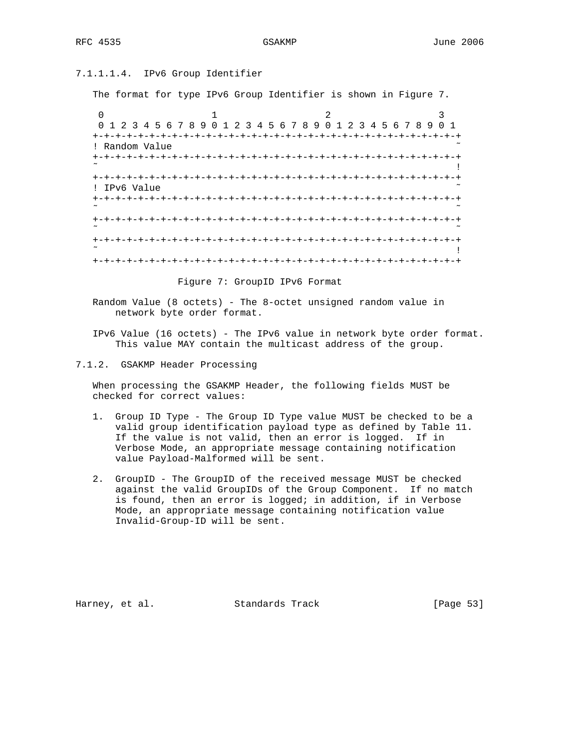#### 7.1.1.1.4. IPv6 Group Identifier

The format for type IPv6 Group Identifier is shown in Figure 7.

```
 0                   1                   2                   3
 0 1 2 3 4 5 6 7 8 9 0 1 2 3 4 5 6 7 8 9 0 1 2 3 4 5 6 7 8 9 0 1
+-+-+-+-+-+-+-+-+-+-+-+-+-+-+-+-+-+-+-+-+-+-+-+-+-+-+-+-+-+-+-+-+
! Random Value                                                  ~
+-+-+-+-+-+-+-+-+-+-+-+-+-+-+-+-+-+-+-+-+-+-+-+-+-+-+-+-+-+-+-+-+
~                                                               !
+-+-+-+-+-+-+-+-+-+-+-+-+-+-+-+-+-+-+-+-+-+-+-+-+-+-+-+-+-+-+-+-+
! IPv6 Value                                                    ~
+-+-+-+-+-+-+-+-+-+-+-+-+-+-+-+-+-+-+-+-+-+-+-+-+-+-+-+-+-+-+-+-+
~                                                               ~
+-+-+-+-+-+-+-+-+-+-+-+-+-+-+-+-+-+-+-+-+-+-+-+-+-+-+-+-+-+-+-+-+
~                                                               ~
+-+-+-+-+-+-+-+-+-+-+-+-+-+-+-+-+-+-+-+-+-+-+-+-+-+-+-+-+-+-+-+-+
~                                                               !
+-+-+-+-+-+-+-+-+-+-+-+-+-+-+-+-+-+-+-+-+-+-+-+-+-+-+-+-+-+-+-+-+
```

Figure 7: GroupID IPv6 Format

Random Value (8 octets) - The 8-octet unsigned random value in network byte order format.

IPv6 Value (16 octets) - The IPv6 value in network byte order format. This value MAY contain the multicast address of the group.

### 7.1.2. GSAKMP Header Processing

When processing the GSAKMP Header, the following fields MUST be checked for correct values:

1. Group ID Type - The Group ID Type value MUST be checked to be a valid group identification payload type as defined by Table 11. If the value is not valid, then an error is logged. If in Verbose Mode, an appropriate message containing notification value Payload-Malformed will be sent.

2. GroupID - The GroupID of the received message MUST be checked against the valid GroupIDs of the Group Component. If no match is found, then an error is logged; in addition, if in Verbose Mode, an appropriate message containing notification value Invalid-Group-ID will be sent.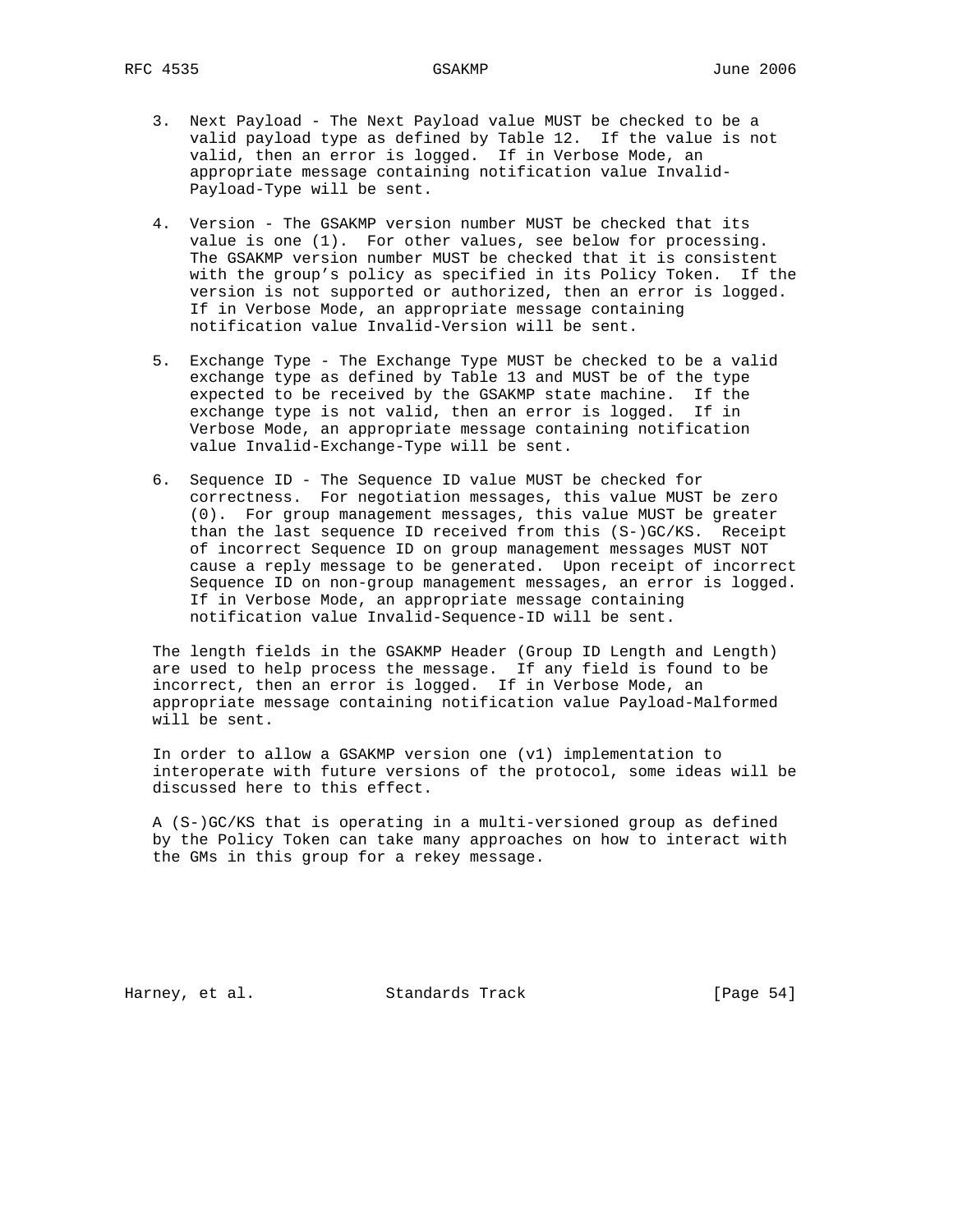3. Next Payload - The Next Payload value MUST be checked to be a valid payload type as defined by Table 12. If the value is not valid, then an error is logged. If in Verbose Mode, an appropriate message containing notification value Invalid-Payload-Type will be sent.

4. Version - The GSAKMP version number MUST be checked that its value is one (1). For other values, see below for processing. The GSAKMP version number MUST be checked that it is consistent with the group's policy as specified in its Policy Token. If the version is not supported or authorized, then an error is logged. If in Verbose Mode, an appropriate message containing notification value Invalid-Version will be sent.

5. Exchange Type - The Exchange Type MUST be checked to be a valid exchange type as defined by Table 13 and MUST be of the type expected to be received by the GSAKMP state machine. If the exchange type is not valid, then an error is logged. If in Verbose Mode, an appropriate message containing notification value Invalid-Exchange-Type will be sent.

6. Sequence ID - The Sequence ID value MUST be checked for correctness. For negotiation messages, this value MUST be zero (0). For group management messages, this value MUST be greater than the last sequence ID received from this (S-)GC/KS. Receipt of incorrect Sequence ID on group management messages MUST NOT cause a reply message to be generated. Upon receipt of incorrect Sequence ID on non-group management messages, an error is logged. If in Verbose Mode, an appropriate message containing notification value Invalid-Sequence-ID will be sent.

The length fields in the GSAKMP Header (Group ID Length and Length) are used to help process the message. If any field is found to be incorrect, then an error is logged. If in Verbose Mode, an appropriate message containing notification value Payload-Malformed will be sent.

In order to allow a GSAKMP version one (v1) implementation to interoperate with future versions of the protocol, some ideas will be discussed here to this effect.

A (S-)GC/KS that is operating in a multi-versioned group as defined by the Policy Token can take many approaches on how to interact with the GMs in this group for a rekey message.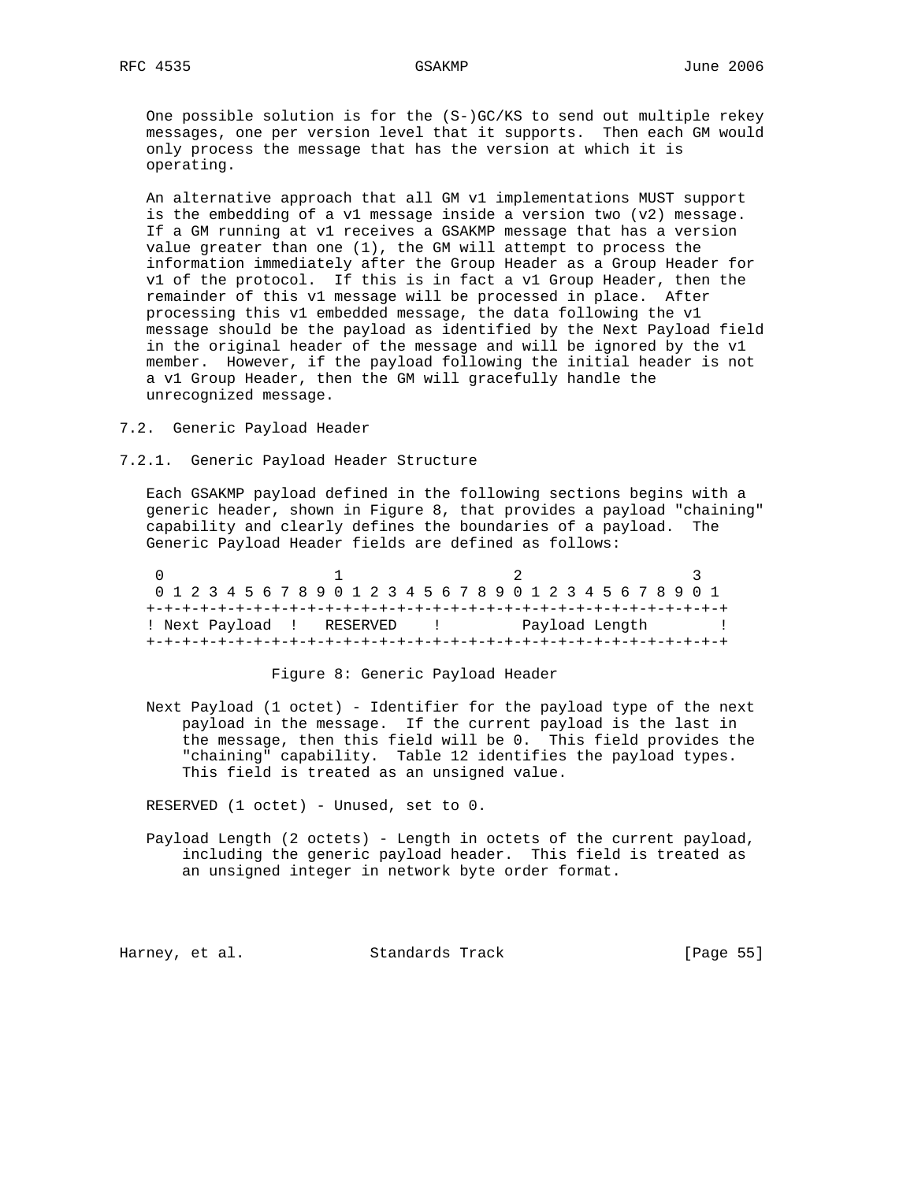One possible solution is for the (S-)GC/KS to send out multiple rekey messages, one per version level that it supports. Then each GM would only process the message that has the version at which it is operating.

An alternative approach that all GM v1 implementations MUST support is the embedding of a v1 message inside a version two (v2) message. If a GM running at v1 receives a GSAKMP message that has a version value greater than one (1), the GM will attempt to process the information immediately after the Group Header as a Group Header for v1 of the protocol. If this is in fact a v1 Group Header, then the remainder of this v1 message will be processed in place. After processing this v1 embedded message, the data following the v1 message should be the payload as identified by the Next Payload field in the original header of the message and will be ignored by the v1 member. However, if the payload following the initial header is not a v1 Group Header, then the GM will gracefully handle the unrecognized message.

## 7.2. Generic Payload Header

### 7.2.1. Generic Payload Header Structure

Each GSAKMP payload defined in the following sections begins with a generic header, shown in Figure 8, that provides a payload "chaining" capability and clearly defines the boundaries of a payload. The Generic Payload Header fields are defined as follows:

```
 0                   1                   2                   3
 0 1 2 3 4 5 6 7 8 9 0 1 2 3 4 5 6 7 8 9 0 1 2 3 4 5 6 7 8 9 0 1
+-+-+-+-+-+-+-+-+-+-+-+-+-+-+-+-+-+-+-+-+-+-+-+-+-+-+-+-+-+-+-+-+
! Next Payload  !   RESERVED    !         Payload Length        !
+-+-+-+-+-+-+-+-+-+-+-+-+-+-+-+-+-+-+-+-+-+-+-+-+-+-+-+-+-+-+-+-+
```

Figure 8: Generic Payload Header

Next Payload (1 octet) - Identifier for the payload type of the next payload in the message. If the current payload is the last in the message, then this field will be 0. This field provides the "chaining" capability. Table 12 identifies the payload types. This field is treated as an unsigned value.

RESERVED (1 octet) - Unused, set to 0.

Payload Length (2 octets) - Length in octets of the current payload, including the generic payload header. This field is treated as an unsigned integer in network byte order format.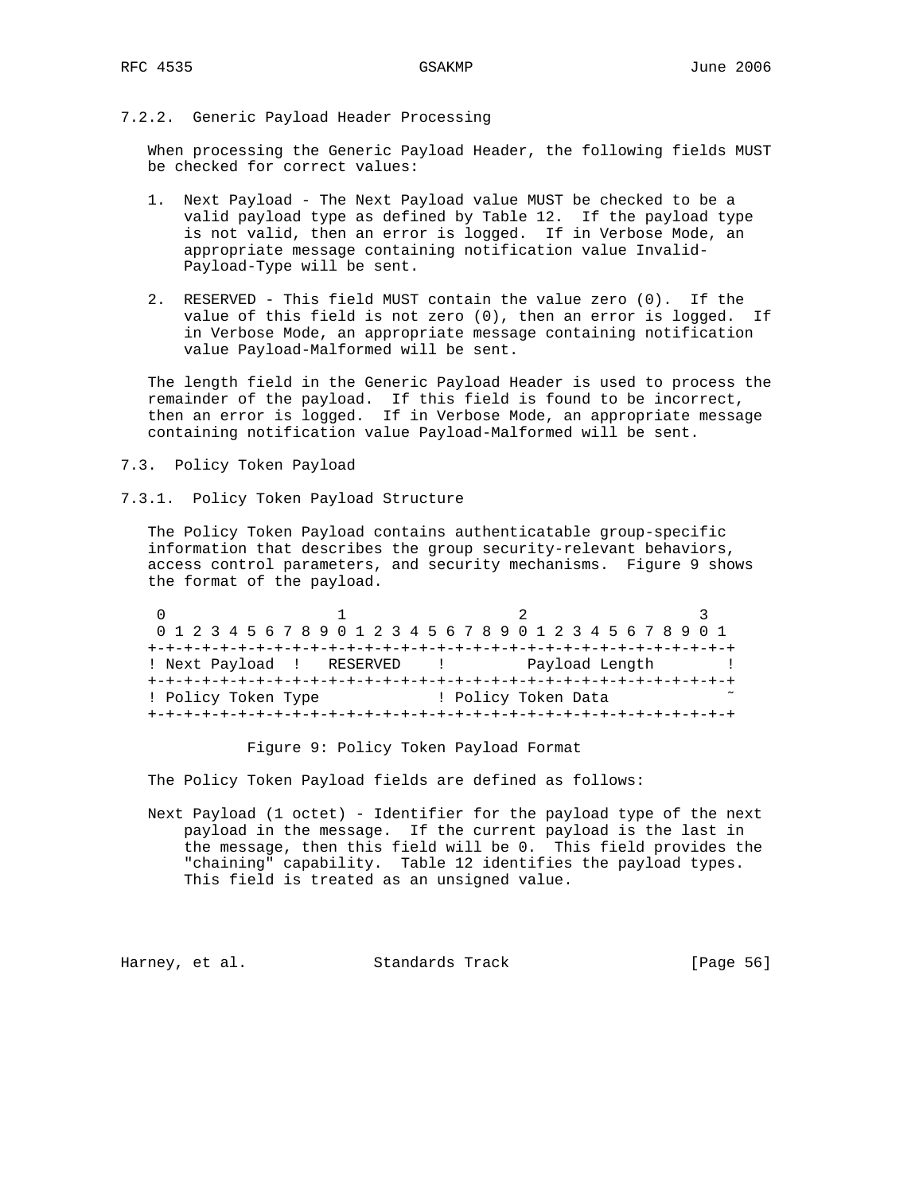### 7.2.2. Generic Payload Header Processing

When processing the Generic Payload Header, the following fields MUST be checked for correct values:

1. Next Payload - The Next Payload value MUST be checked to be a valid payload type as defined by Table 12. If the payload type is not valid, then an error is logged. If in Verbose Mode, an appropriate message containing notification value Invalid-Payload-Type will be sent.

2. RESERVED - This field MUST contain the value zero (0). If the value of this field is not zero (0), then an error is logged. If in Verbose Mode, an appropriate message containing notification value Payload-Malformed will be sent.

The length field in the Generic Payload Header is used to process the remainder of the payload. If this field is found to be incorrect, then an error is logged. If in Verbose Mode, an appropriate message containing notification value Payload-Malformed will be sent.

## 7.3. Policy Token Payload

### 7.3.1. Policy Token Payload Structure

The Policy Token Payload contains authenticatable group-specific information that describes the group security-relevant behaviors, access control parameters, and security mechanisms. Figure 9 shows the format of the payload.

```
 0                   1                   2                   3
 0 1 2 3 4 5 6 7 8 9 0 1 2 3 4 5 6 7 8 9 0 1 2 3 4 5 6 7 8 9 0 1
+-+-+-+-+-+-+-+-+-+-+-+-+-+-+-+-+-+-+-+-+-+-+-+-+-+-+-+-+-+-+-+-+
! Next Payload  !   RESERVED    !         Payload Length        !
+-+-+-+-+-+-+-+-+-+-+-+-+-+-+-+-+-+-+-+-+-+-+-+-+-+-+-+-+-+-+-+-+
! Policy Token Type             ! Policy Token Data             ~
+-+-+-+-+-+-+-+-+-+-+-+-+-+-+-+-+-+-+-+-+-+-+-+-+-+-+-+-+-+-+-+-+
```

Figure 9: Policy Token Payload Format

The Policy Token Payload fields are defined as follows:

Next Payload (1 octet) - Identifier for the payload type of the next payload in the message. If the current payload is the last in the message, then this field will be 0. This field provides the "chaining" capability. Table 12 identifies the payload types. This field is treated as an unsigned value.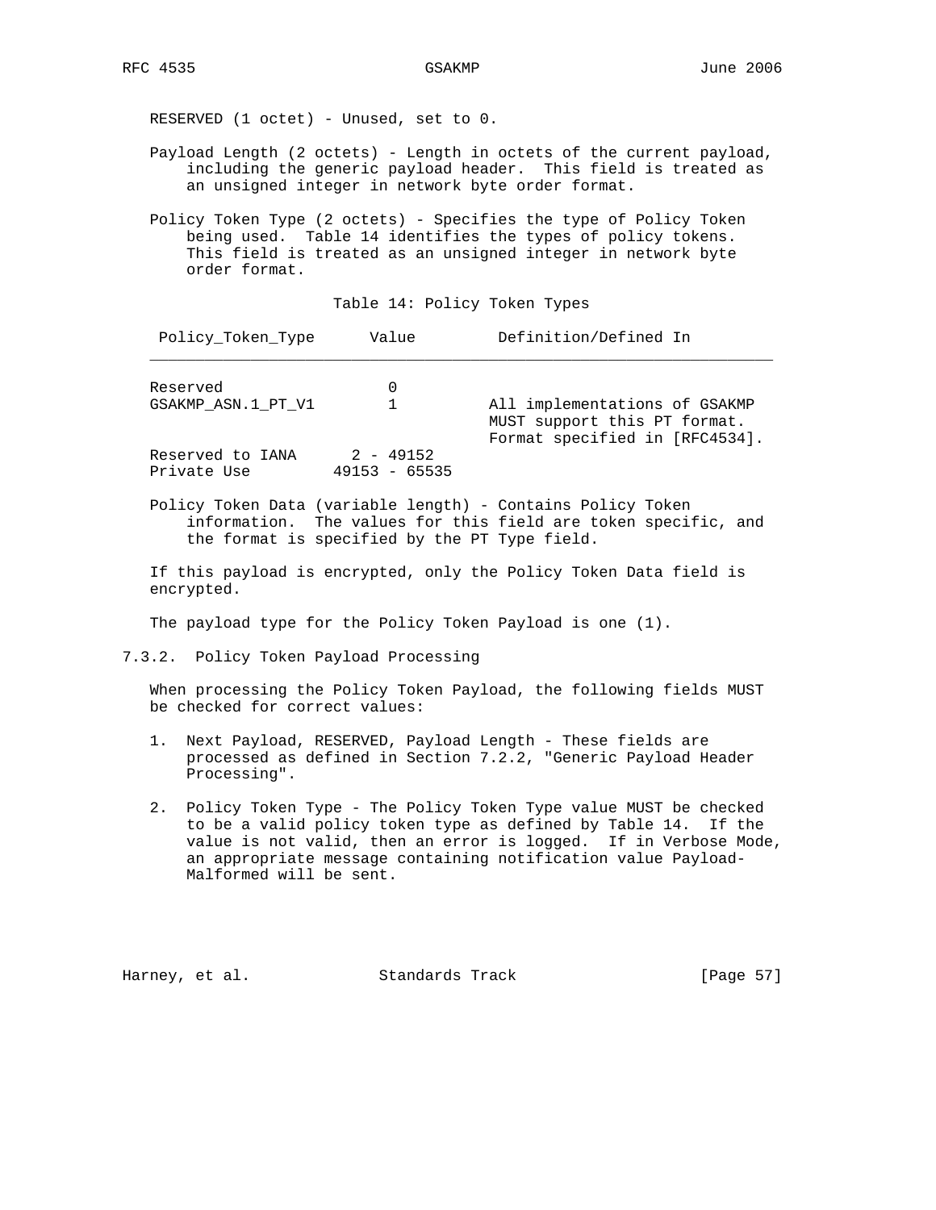RESERVED (1 octet) - Unused, set to 0.

Payload Length (2 octets) - Length in octets of the current payload, including the generic payload header. This field is treated as an unsigned integer in network byte order format.

Policy Token Type (2 octets) - Specifies the type of Policy Token being used. Table 14 identifies the types of policy tokens. This field is treated as an unsigned integer in network byte order format.

Table 14: Policy Token Types

| Policy_Token_Type | Value | Definition/Defined In |
|---|---|---|
| Reserved | 0 | |
| GSAKMP_ASN.1_PT_V1 | 1 | All implementations of GSAKMP MUST support this PT format. Format specified in [RFC4534]. |
| Reserved to IANA | 2 - 49152 | |
| Private Use | 49153 - 65535 | |

Policy Token Data (variable length) - Contains Policy Token information. The values for this field are token specific, and the format is specified by the PT Type field.

If this payload is encrypted, only the Policy Token Data field is encrypted.

The payload type for the Policy Token Payload is one (1).

### 7.3.2. Policy Token Payload Processing

When processing the Policy Token Payload, the following fields MUST be checked for correct values:

1. Next Payload, RESERVED, Payload Length - These fields are processed as defined in Section 7.2.2, "Generic Payload Header Processing".

2. Policy Token Type - The Policy Token Type value MUST be checked to be a valid policy token type as defined by Table 14. If the value is not valid, then an error is logged. If in Verbose Mode, an appropriate message containing notification value Payload-Malformed will be sent.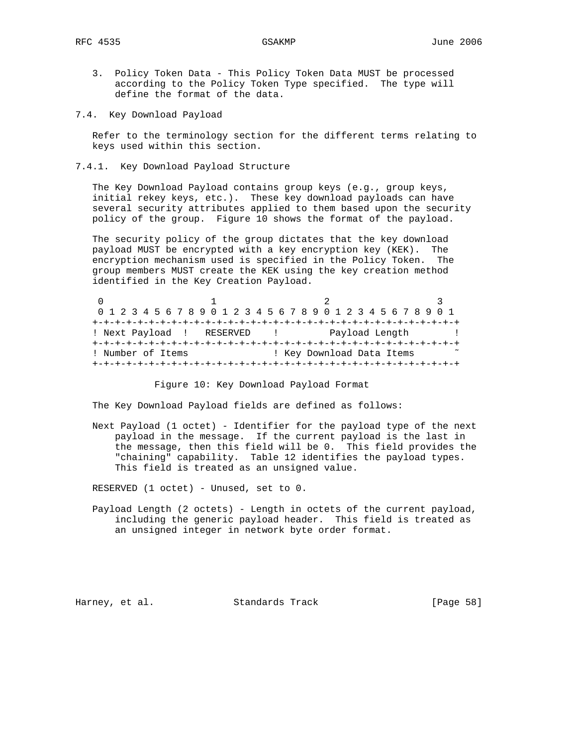3. Policy Token Data - This Policy Token Data MUST be processed according to the Policy Token Type specified. The type will define the format of the data.

## 7.4. Key Download Payload

Refer to the terminology section for the different terms relating to keys used within this section.

### 7.4.1. Key Download Payload Structure

The Key Download Payload contains group keys (e.g., group keys, initial rekey keys, etc.). These key download payloads can have several security attributes applied to them based upon the security policy of the group. Figure 10 shows the format of the payload.

The security policy of the group dictates that the key download payload MUST be encrypted with a key encryption key (KEK). The encryption mechanism used is specified in the Policy Token. The group members MUST create the KEK using the key creation method identified in the Key Creation Payload.

```
 0                   1                   2                   3
 0 1 2 3 4 5 6 7 8 9 0 1 2 3 4 5 6 7 8 9 0 1 2 3 4 5 6 7 8 9 0 1
+-+-+-+-+-+-+-+-+-+-+-+-+-+-+-+-+-+-+-+-+-+-+-+-+-+-+-+-+-+-+-+-+
! Next Payload  !   RESERVED    !         Payload Length        !
+-+-+-+-+-+-+-+-+-+-+-+-+-+-+-+-+-+-+-+-+-+-+-+-+-+-+-+-+-+-+-+-+
! Number of Items               ! Key Download Data Items       ~
+-+-+-+-+-+-+-+-+-+-+-+-+-+-+-+-+-+-+-+-+-+-+-+-+-+-+-+-+-+-+-+-+
```

Figure 10: Key Download Payload Format

The Key Download Payload fields are defined as follows:

Next Payload (1 octet) - Identifier for the payload type of the next payload in the message. If the current payload is the last in the message, then this field will be 0. This field provides the "chaining" capability. Table 12 identifies the payload types. This field is treated as an unsigned value.

RESERVED (1 octet) - Unused, set to 0.

Payload Length (2 octets) - Length in octets of the current payload, including the generic payload header. This field is treated as an unsigned integer in network byte order format.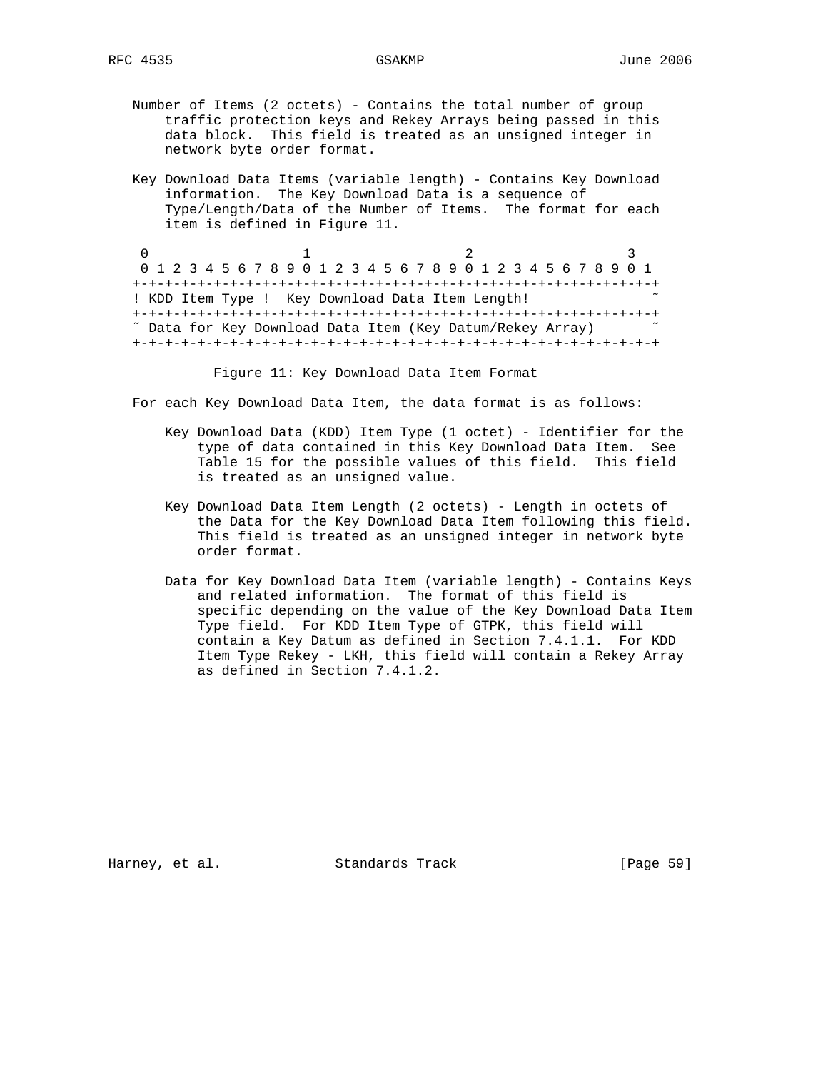Number of Items (2 octets) - Contains the total number of group traffic protection keys and Rekey Arrays being passed in this data block. This field is treated as an unsigned integer in network byte order format.

Key Download Data Items (variable length) - Contains Key Download information. The Key Download Data is a sequence of Type/Length/Data of the Number of Items. The format for each item is defined in Figure 11.

```
 0                   1                   2                   3
 0 1 2 3 4 5 6 7 8 9 0 1 2 3 4 5 6 7 8 9 0 1 2 3 4 5 6 7 8 9 0 1
+-+-+-+-+-+-+-+-+-+-+-+-+-+-+-+-+-+-+-+-+-+-+-+-+-+-+-+-+-+-+-+-+
! KDD Item Type !  Key Download Data Item Length!               ~
+-+-+-+-+-+-+-+-+-+-+-+-+-+-+-+-+-+-+-+-+-+-+-+-+-+-+-+-+-+-+-+-+
~ Data for Key Download Data Item (Key Datum/Rekey Array)       ~
+-+-+-+-+-+-+-+-+-+-+-+-+-+-+-+-+-+-+-+-+-+-+-+-+-+-+-+-+-+-+-+-+
```

Figure 11: Key Download Data Item Format

For each Key Download Data Item, the data format is as follows:

Key Download Data (KDD) Item Type (1 octet) - Identifier for the type of data contained in this Key Download Data Item. See Table 15 for the possible values of this field. This field is treated as an unsigned value.

Key Download Data Item Length (2 octets) - Length in octets of the Data for the Key Download Data Item following this field. This field is treated as an unsigned integer in network byte order format.

Data for Key Download Data Item (variable length) - Contains Keys and related information. The format of this field is specific depending on the value of the Key Download Data Item Type field. For KDD Item Type of GTPK, this field will contain a Key Datum as defined in Section 7.4.1.1. For KDD Item Type Rekey - LKH, this field will contain a Rekey Array as defined in Section 7.4.1.2.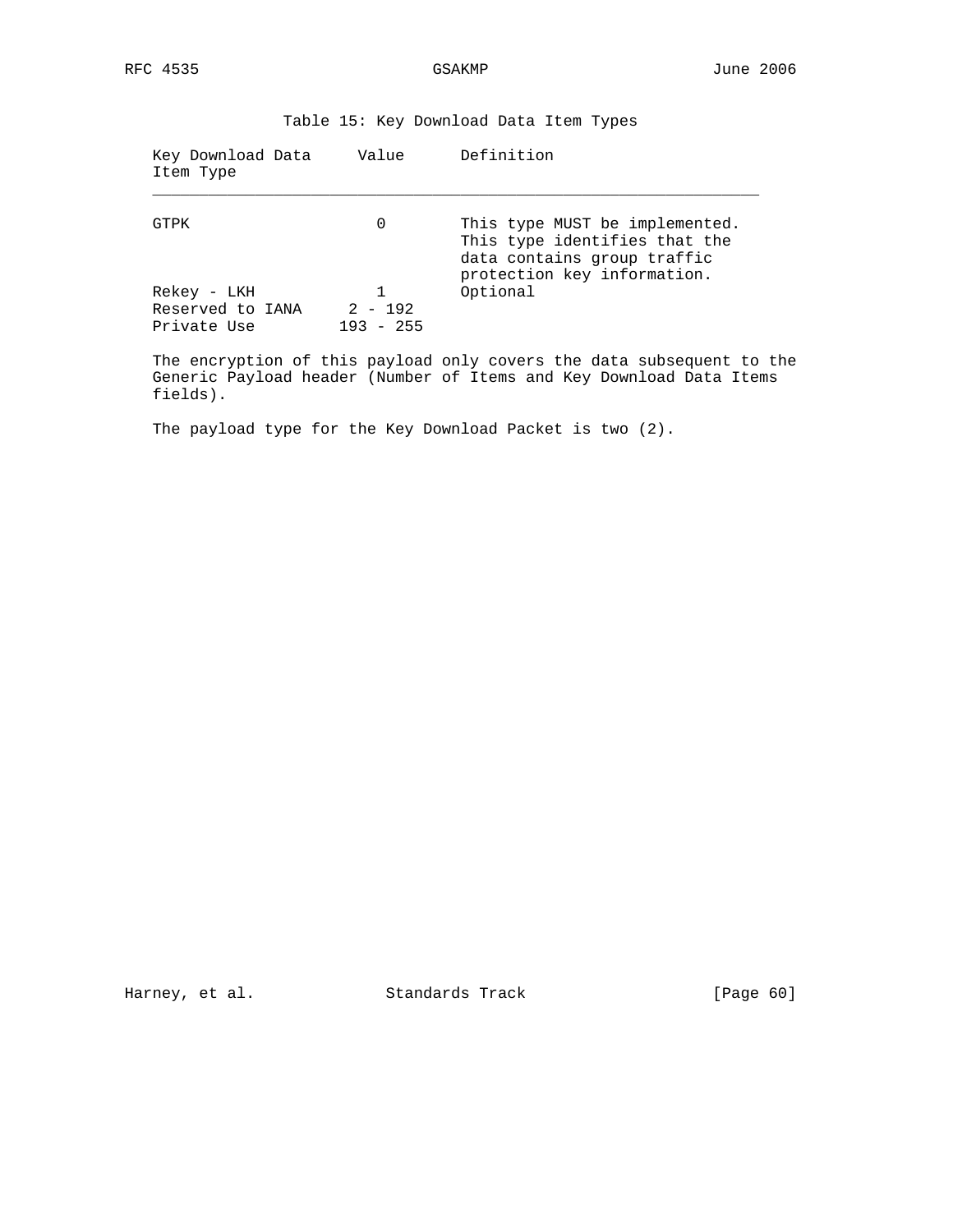Table 15: Key Download Data Item Types

| Key Download Data Item Type | Value | Definition |
|---|---|---|
| GTPK | 0 | This type MUST be implemented. This type identifies that the data contains group traffic protection key information. |
| Rekey - LKH | 1 | Optional |
| Reserved to IANA | 2 - 192 | |
| Private Use | 193 - 255 | |

The encryption of this payload only covers the data subsequent to the Generic Payload header (Number of Items and Key Download Data Items fields).

The payload type for the Key Download Packet is two (2).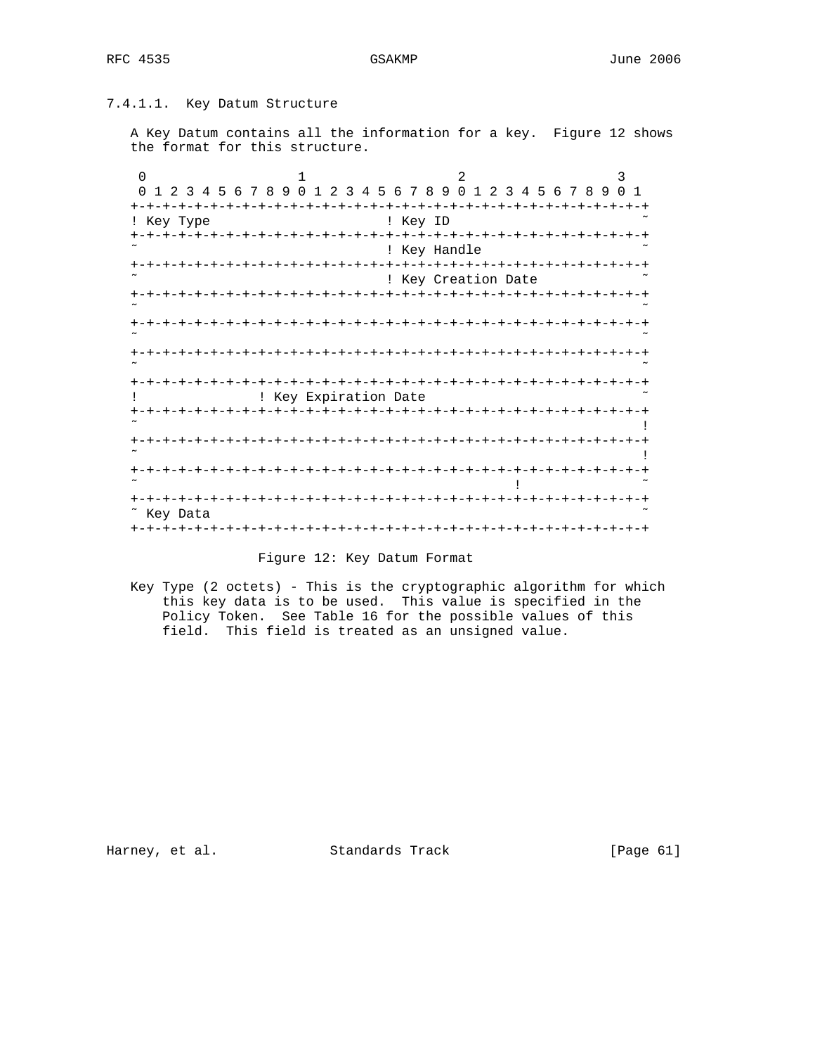### 7.4.1.1. Key Datum Structure

A Key Datum contains all the information for a key. Figure 12 shows the format for this structure.

```
 0                   1                   2                   3
 0 1 2 3 4 5 6 7 8 9 0 1 2 3 4 5 6 7 8 9 0 1 2 3 4 5 6 7 8 9 0 1
+-+-+-+-+-+-+-+-+-+-+-+-+-+-+-+-+-+-+-+-+-+-+-+-+-+-+-+-+-+-+-+-+
! Key Type                      ! Key ID                        ~
+-+-+-+-+-+-+-+-+-+-+-+-+-+-+-+-+-+-+-+-+-+-+-+-+-+-+-+-+-+-+-+-+
~                               ! Key Handle                    ~
+-+-+-+-+-+-+-+-+-+-+-+-+-+-+-+-+-+-+-+-+-+-+-+-+-+-+-+-+-+-+-+-+
~                               ! Key Creation Date             ~
+-+-+-+-+-+-+-+-+-+-+-+-+-+-+-+-+-+-+-+-+-+-+-+-+-+-+-+-+-+-+-+-+
~                                                               ~
+-+-+-+-+-+-+-+-+-+-+-+-+-+-+-+-+-+-+-+-+-+-+-+-+-+-+-+-+-+-+-+-+
~                                                               ~
+-+-+-+-+-+-+-+-+-+-+-+-+-+-+-+-+-+-+-+-+-+-+-+-+-+-+-+-+-+-+-+-+
~                                                               ~
+-+-+-+-+-+-+-+-+-+-+-+-+-+-+-+-+-+-+-+-+-+-+-+-+-+-+-+-+-+-+-+-+
!             ! Key Expiration Date                             ~
+-+-+-+-+-+-+-+-+-+-+-+-+-+-+-+-+-+-+-+-+-+-+-+-+-+-+-+-+-+-+-+-+
~                                                               !
+-+-+-+-+-+-+-+-+-+-+-+-+-+-+-+-+-+-+-+-+-+-+-+-+-+-+-+-+-+-+-+-+
~                                                               !
+-+-+-+-+-+-+-+-+-+-+-+-+-+-+-+-+-+-+-+-+-+-+-+-+-+-+-+-+-+-+-+-+
~                                              !                ~
+-+-+-+-+-+-+-+-+-+-+-+-+-+-+-+-+-+-+-+-+-+-+-+-+-+-+-+-+-+-+-+-+
~ Key Data                                                      ~
+-+-+-+-+-+-+-+-+-+-+-+-+-+-+-+-+-+-+-+-+-+-+-+-+-+-+-+-+-+-+-+-+
```

Figure 12: Key Datum Format

Key Type (2 octets) - This is the cryptographic algorithm for which this key data is to be used. This value is specified in the Policy Token. See Table 16 for the possible values of this field. This field is treated as an unsigned value.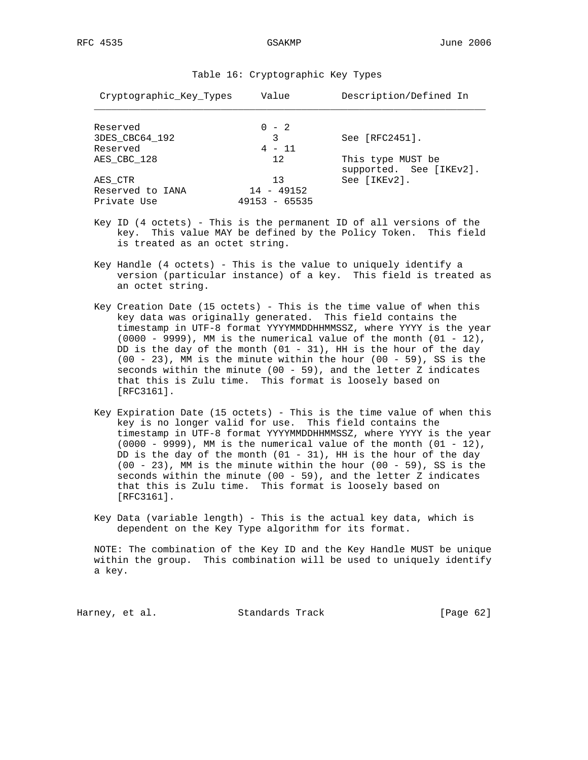Table 16: Cryptographic Key Types

| Cryptographic_Key_Types | Value | Description/Defined In |
|---|---|---|
| Reserved | 0 - 2 | |
| 3DES_CBC64_192 | 3 | See [RFC2451]. |
| Reserved | 4 - 11 | |
| AES_CBC_128 | 12 | This type MUST be supported. See [IKEv2]. |
| AES_CTR | 13 | See [IKEv2]. |
| Reserved to IANA | 14 - 49152 | |
| Private Use | 49153 - 65535 | |

Key ID (4 octets) - This is the permanent ID of all versions of the key. This value MAY be defined by the Policy Token. This field is treated as an octet string.

Key Handle (4 octets) - This is the value to uniquely identify a version (particular instance) of a key. This field is treated as an octet string.

Key Creation Date (15 octets) - This is the time value of when this key data was originally generated. This field contains the timestamp in UTF-8 format YYYYMMDDHHMMSSZ, where YYYY is the year (0000 - 9999), MM is the numerical value of the month (01 - 12), DD is the day of the month (01 - 31), HH is the hour of the day (00 - 23), MM is the minute within the hour (00 - 59), SS is the seconds within the minute (00 - 59), and the letter Z indicates that this is Zulu time. This format is loosely based on [RFC3161].

Key Expiration Date (15 octets) - This is the time value of when this key is no longer valid for use. This field contains the timestamp in UTF-8 format YYYYMMDDHHMMSSZ, where YYYY is the year (0000 - 9999), MM is the numerical value of the month (01 - 12), DD is the day of the month (01 - 31), HH is the hour of the day (00 - 23), MM is the minute within the hour (00 - 59), SS is the seconds within the minute (00 - 59), and the letter Z indicates that this is Zulu time. This format is loosely based on [RFC3161].

Key Data (variable length) - This is the actual key data, which is dependent on the Key Type algorithm for its format.

NOTE: The combination of the Key ID and the Key Handle MUST be unique within the group. This combination will be used to uniquely identify a key.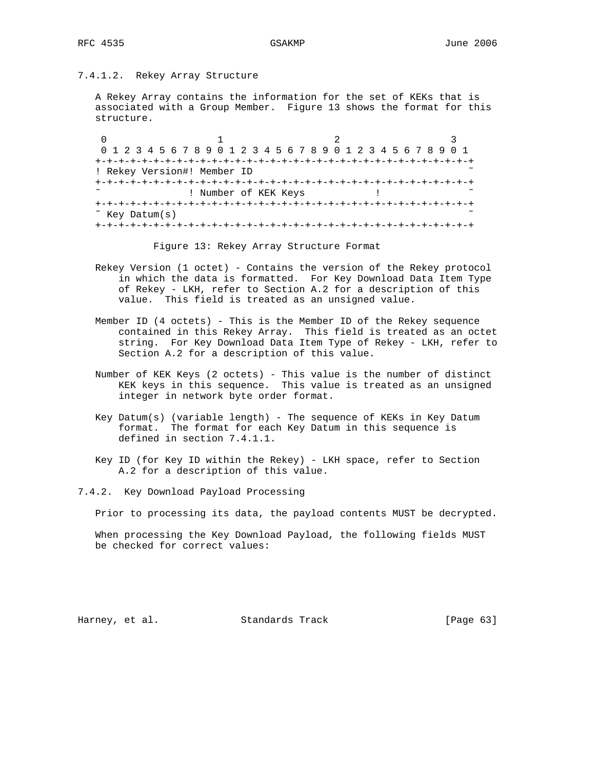### 7.4.1.2. Rekey Array Structure

A Rekey Array contains the information for the set of KEKs that is associated with a Group Member. Figure 13 shows the format for this structure.

```
 0                   1                   2                   3
 0 1 2 3 4 5 6 7 8 9 0 1 2 3 4 5 6 7 8 9 0 1 2 3 4 5 6 7 8 9 0 1
+-+-+-+-+-+-+-+-+-+-+-+-+-+-+-+-+-+-+-+-+-+-+-+-+-+-+-+-+-+-+-+-+
! Rekey Version#! Member ID                                     ~
+-+-+-+-+-+-+-+-+-+-+-+-+-+-+-+-+-+-+-+-+-+-+-+-+-+-+-+-+-+-+-+-+
~               ! Number of KEK Keys            !               ~
+-+-+-+-+-+-+-+-+-+-+-+-+-+-+-+-+-+-+-+-+-+-+-+-+-+-+-+-+-+-+-+-+
~ Key Datum(s)                                                  ~
+-+-+-+-+-+-+-+-+-+-+-+-+-+-+-+-+-+-+-+-+-+-+-+-+-+-+-+-+-+-+-+-+
```

Figure 13: Rekey Array Structure Format

Rekey Version (1 octet) - Contains the version of the Rekey protocol in which the data is formatted. For Key Download Data Item Type of Rekey - LKH, refer to Section A.2 for a description of this value. This field is treated as an unsigned value.

Member ID (4 octets) - This is the Member ID of the Rekey sequence contained in this Rekey Array. This field is treated as an octet string. For Key Download Data Item Type of Rekey - LKH, refer to Section A.2 for a description of this value.

Number of KEK Keys (2 octets) - This value is the number of distinct KEK keys in this sequence. This value is treated as an unsigned integer in network byte order format.

Key Datum(s) (variable length) - The sequence of KEKs in Key Datum format. The format for each Key Datum in this sequence is defined in section 7.4.1.1.

Key ID (for Key ID within the Rekey) - LKH space, refer to Section A.2 for a description of this value.

### 7.4.2. Key Download Payload Processing

Prior to processing its data, the payload contents MUST be decrypted.

When processing the Key Download Payload, the following fields MUST be checked for correct values: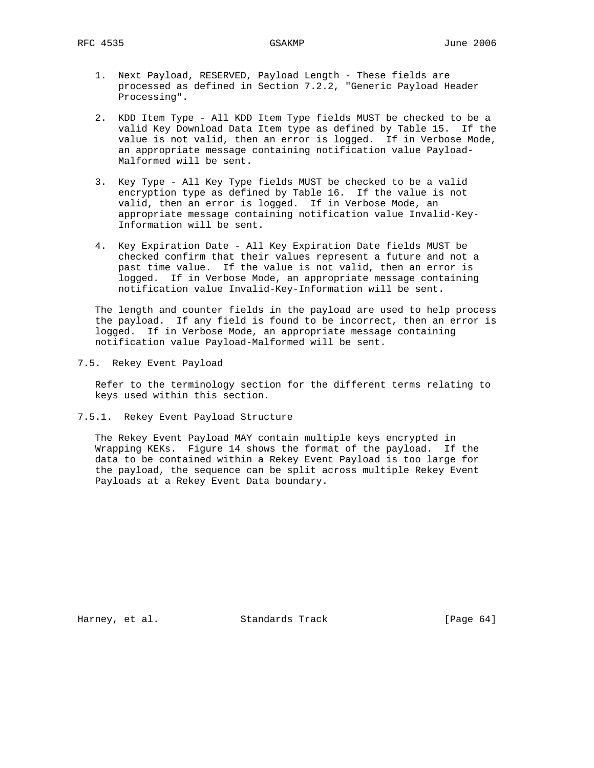1. Next Payload, RESERVED, Payload Length - These fields are processed as defined in Section 7.2.2, "Generic Payload Header Processing".

2. KDD Item Type - All KDD Item Type fields MUST be checked to be a valid Key Download Data Item type as defined by Table 15. If the value is not valid, then an error is logged. If in Verbose Mode, an appropriate message containing notification value Payload-Malformed will be sent.

3. Key Type - All Key Type fields MUST be checked to be a valid encryption type as defined by Table 16. If the value is not valid, then an error is logged. If in Verbose Mode, an appropriate message containing notification value Invalid-Key-Information will be sent.

4. Key Expiration Date - All Key Expiration Date fields MUST be checked confirm that their values represent a future and not a past time value. If the value is not valid, then an error is logged. If in Verbose Mode, an appropriate message containing notification value Invalid-Key-Information will be sent.

The length and counter fields in the payload are used to help process the payload. If any field is found to be incorrect, then an error is logged. If in Verbose Mode, an appropriate message containing notification value Payload-Malformed will be sent.

## 7.5. Rekey Event Payload

Refer to the terminology section for the different terms relating to keys used within this section.

### 7.5.1. Rekey Event Payload Structure

The Rekey Event Payload MAY contain multiple keys encrypted in Wrapping KEKs. Figure 14 shows the format of the payload. If the data to be contained within a Rekey Event Payload is too large for the payload, the sequence can be split across multiple Rekey Event Payloads at a Rekey Event Data boundary.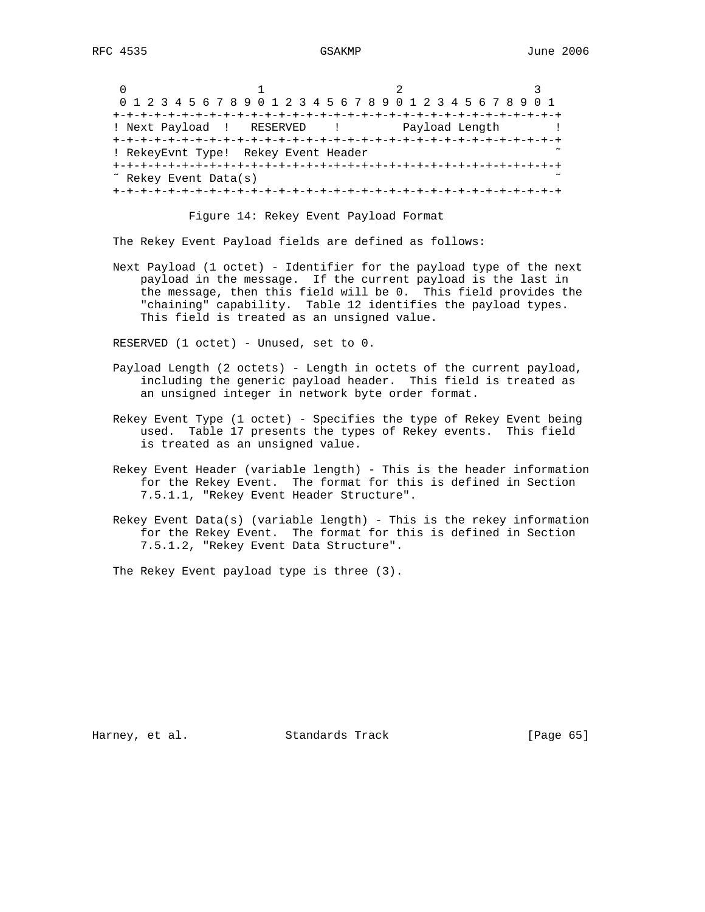```
 0                   1                   2                   3
 0 1 2 3 4 5 6 7 8 9 0 1 2 3 4 5 6 7 8 9 0 1 2 3 4 5 6 7 8 9 0 1
+-+-+-+-+-+-+-+-+-+-+-+-+-+-+-+-+-+-+-+-+-+-+-+-+-+-+-+-+-+-+-+-+
! Next Payload  !   RESERVED    !         Payload Length        !
+-+-+-+-+-+-+-+-+-+-+-+-+-+-+-+-+-+-+-+-+-+-+-+-+-+-+-+-+-+-+-+-+
! RekeyEvnt Type!  Rekey Event Header                           ~
+-+-+-+-+-+-+-+-+-+-+-+-+-+-+-+-+-+-+-+-+-+-+-+-+-+-+-+-+-+-+-+-+
~ Rekey Event Data(s)                                           ~
+-+-+-+-+-+-+-+-+-+-+-+-+-+-+-+-+-+-+-+-+-+-+-+-+-+-+-+-+-+-+-+-+
```

Figure 14: Rekey Event Payload Format

The Rekey Event Payload fields are defined as follows:

Next Payload (1 octet) - Identifier for the payload type of the next payload in the message. If the current payload is the last in the message, then this field will be 0. This field provides the "chaining" capability. Table 12 identifies the payload types. This field is treated as an unsigned value.

RESERVED (1 octet) - Unused, set to 0.

Payload Length (2 octets) - Length in octets of the current payload, including the generic payload header. This field is treated as an unsigned integer in network byte order format.

Rekey Event Type (1 octet) - Specifies the type of Rekey Event being used. Table 17 presents the types of Rekey events. This field is treated as an unsigned value.

Rekey Event Header (variable length) - This is the header information for the Rekey Event. The format for this is defined in Section 7.5.1.1, "Rekey Event Header Structure".

Rekey Event Data(s) (variable length) - This is the rekey information for the Rekey Event. The format for this is defined in Section 7.5.1.2, "Rekey Event Data Structure".

The Rekey Event payload type is three (3).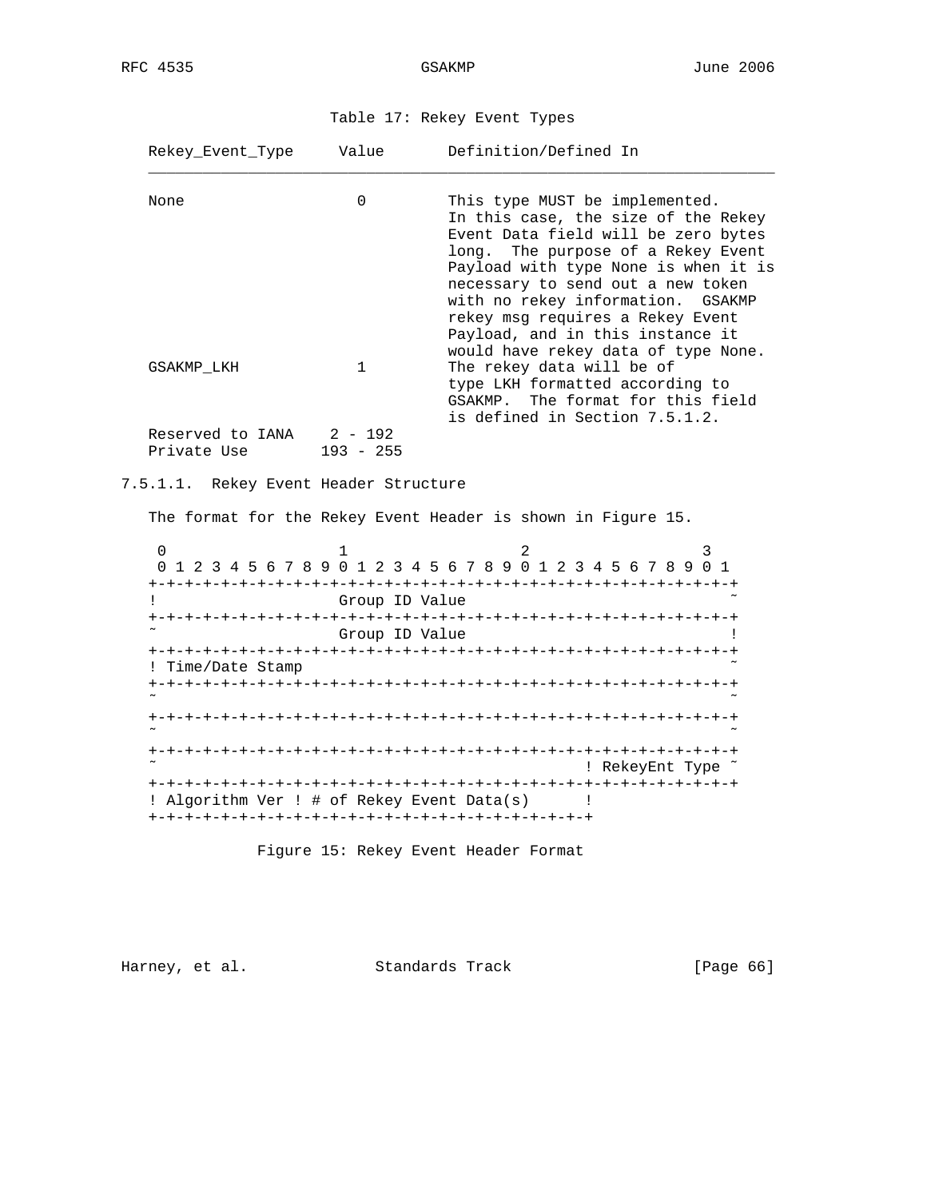Table 17: Rekey Event Types

| Rekey_Event_Type | Value | Definition/Defined In |
|---|---|---|
| None | 0 | This type MUST be implemented. In this case, the size of the Rekey Event Data field will be zero bytes long. The purpose of a Rekey Event Payload with type None is when it is necessary to send out a new token with no rekey information. GSAKMP rekey msg requires a Rekey Event Payload, and in this instance it would have rekey data of type None. |
| GSAKMP_LKH | 1 | The rekey data will be of type LKH formatted according to GSAKMP. The format for this field is defined in Section 7.5.1.2. |
| Reserved to IANA | 2 - 192 | |
| Private Use | 193 - 255 | |

#### 7.5.1.1. Rekey Event Header Structure

The format for the Rekey Event Header is shown in Figure 15.

```
 0                   1                   2                   3
 0 1 2 3 4 5 6 7 8 9 0 1 2 3 4 5 6 7 8 9 0 1 2 3 4 5 6 7 8 9 0 1
+-+-+-+-+-+-+-+-+-+-+-+-+-+-+-+-+-+-+-+-+-+-+-+-+-+-+-+-+-+-+-+-+
!                   Group ID Value                              ~
+-+-+-+-+-+-+-+-+-+-+-+-+-+-+-+-+-+-+-+-+-+-+-+-+-+-+-+-+-+-+-+-+
~                   Group ID Value                              !
+-+-+-+-+-+-+-+-+-+-+-+-+-+-+-+-+-+-+-+-+-+-+-+-+-+-+-+-+-+-+-+-+
! Time/Date Stamp                                               ~
+-+-+-+-+-+-+-+-+-+-+-+-+-+-+-+-+-+-+-+-+-+-+-+-+-+-+-+-+-+-+-+-+
~                                                               ~
+-+-+-+-+-+-+-+-+-+-+-+-+-+-+-+-+-+-+-+-+-+-+-+-+-+-+-+-+-+-+-+-+
~                                                               ~
+-+-+-+-+-+-+-+-+-+-+-+-+-+-+-+-+-+-+-+-+-+-+-+-+-+-+-+-+-+-+-+-+
~                                               ! RekeyEnt Type ~
+-+-+-+-+-+-+-+-+-+-+-+-+-+-+-+-+-+-+-+-+-+-+-+-+-+-+-+-+-+-+-+-+
! Algorithm Ver ! # of Rekey Event Data(s)      !
+-+-+-+-+-+-+-+-+-+-+-+-+-+-+-+-+-+-+-+-+-+-+-+-+
```

Figure 15: Rekey Event Header Format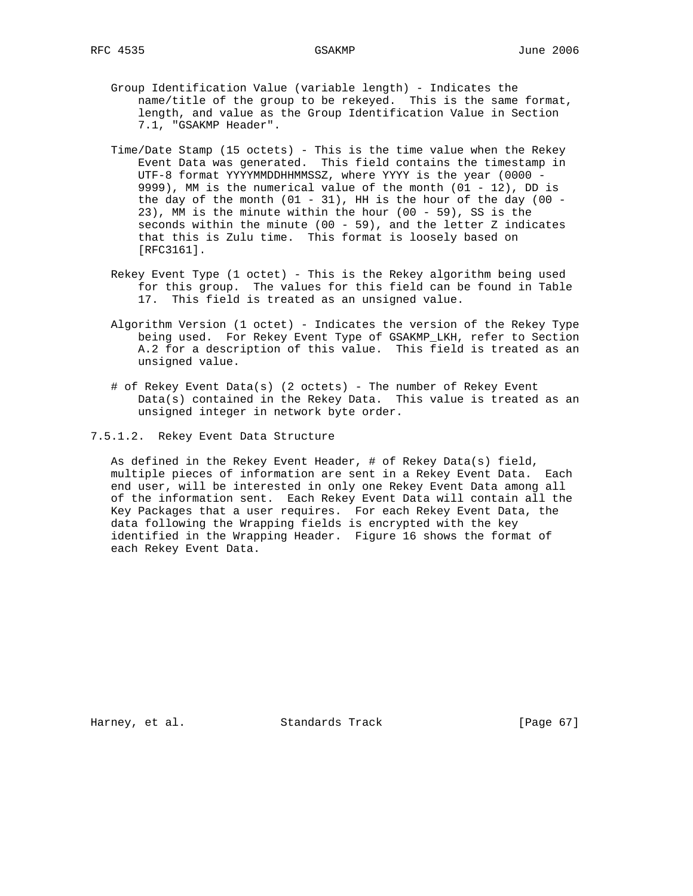Group Identification Value (variable length) - Indicates the name/title of the group to be rekeyed. This is the same format, length, and value as the Group Identification Value in Section 7.1, "GSAKMP Header".

Time/Date Stamp (15 octets) - This is the time value when the Rekey Event Data was generated. This field contains the timestamp in UTF-8 format YYYYMMDDHHMMSSZ, where YYYY is the year (0000 - 9999), MM is the numerical value of the month (01 - 12), DD is the day of the month (01 - 31), HH is the hour of the day (00 - 23), MM is the minute within the hour (00 - 59), SS is the seconds within the minute (00 - 59), and the letter Z indicates that this is Zulu time. This format is loosely based on [RFC3161].

Rekey Event Type (1 octet) - This is the Rekey algorithm being used for this group. The values for this field can be found in Table 17. This field is treated as an unsigned value.

Algorithm Version (1 octet) - Indicates the version of the Rekey Type being used. For Rekey Event Type of GSAKMP_LKH, refer to Section A.2 for a description of this value. This field is treated as an unsigned value.

# of Rekey Event Data(s) (2 octets) - The number of Rekey Event Data(s) contained in the Rekey Data. This value is treated as an unsigned integer in network byte order.

#### 7.5.1.2. Rekey Event Data Structure

As defined in the Rekey Event Header, # of Rekey Data(s) field, multiple pieces of information are sent in a Rekey Event Data. Each end user, will be interested in only one Rekey Event Data among all of the information sent. Each Rekey Event Data will contain all the Key Packages that a user requires. For each Rekey Event Data, the data following the Wrapping fields is encrypted with the key identified in the Wrapping Header. Figure 16 shows the format of each Rekey Event Data.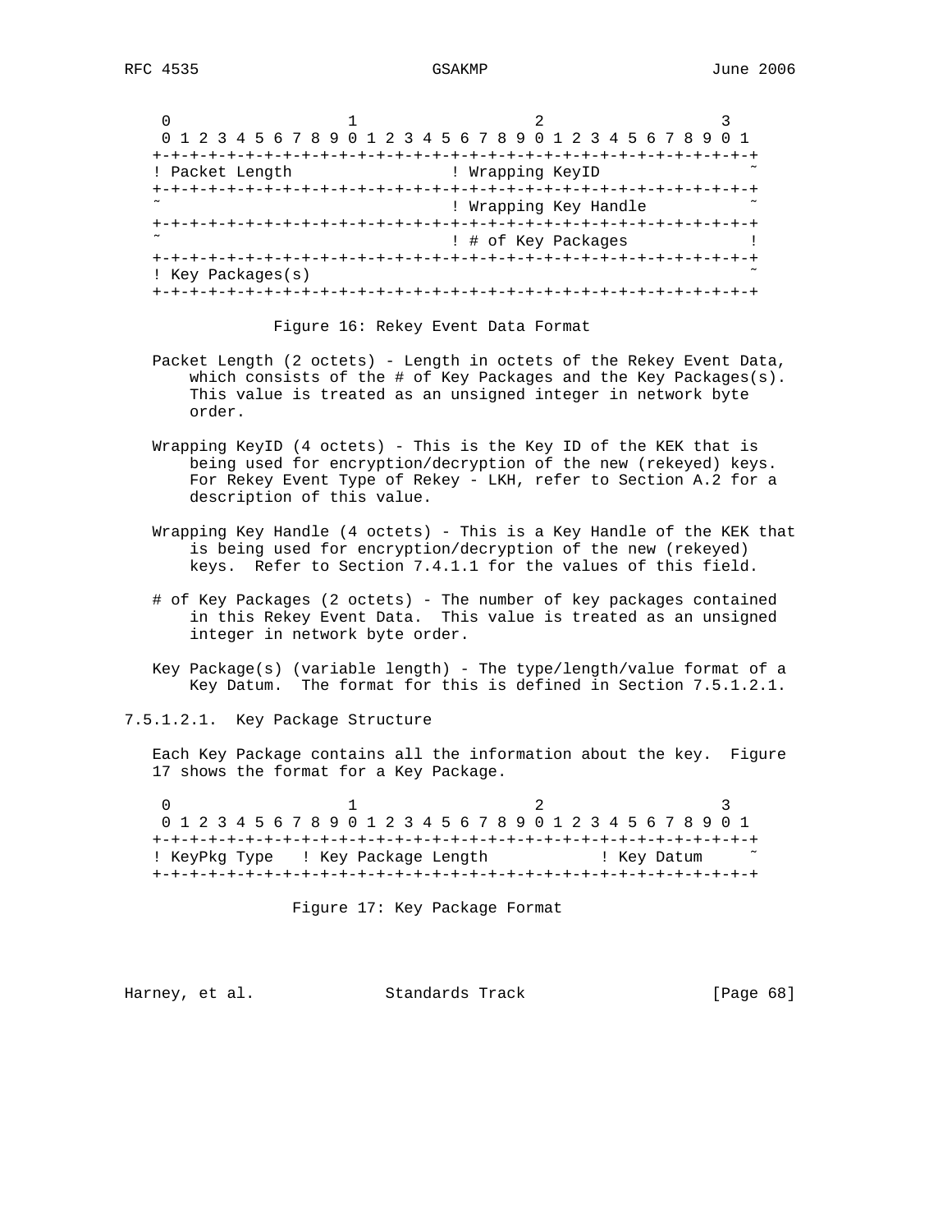```
  0                   1                   2                   3
  0 1 2 3 4 5 6 7 8 9 0 1 2 3 4 5 6 7 8 9 0 1 2 3 4 5 6 7 8 9 0 1
 +-+-+-+-+-+-+-+-+-+-+-+-+-+-+-+-+-+-+-+-+-+-+-+-+-+-+-+-+-+-+-+-+
 ! Packet Length                 ! Wrapping KeyID                ~
 +-+-+-+-+-+-+-+-+-+-+-+-+-+-+-+-+-+-+-+-+-+-+-+-+-+-+-+-+-+-+-+-+
 ~                               ! Wrapping Key Handle           ~
 +-+-+-+-+-+-+-+-+-+-+-+-+-+-+-+-+-+-+-+-+-+-+-+-+-+-+-+-+-+-+-+-+
 ~                               ! # of Key Packages             !
 +-+-+-+-+-+-+-+-+-+-+-+-+-+-+-+-+-+-+-+-+-+-+-+-+-+-+-+-+-+-+-+-+
 ! Key Packages(s)                                               ~
 +-+-+-+-+-+-+-+-+-+-+-+-+-+-+-+-+-+-+-+-+-+-+-+-+-+-+-+-+-+-+-+-+
```

Figure 16: Rekey Event Data Format

Packet Length (2 octets) - Length in octets of the Rekey Event Data, which consists of the # of Key Packages and the Key Packages(s). This value is treated as an unsigned integer in network byte order.

Wrapping KeyID (4 octets) - This is the Key ID of the KEK that is being used for encryption/decryption of the new (rekeyed) keys. For Rekey Event Type of Rekey - LKH, refer to Section A.2 for a description of this value.

Wrapping Key Handle (4 octets) - This is a Key Handle of the KEK that is being used for encryption/decryption of the new (rekeyed) keys. Refer to Section 7.4.1.1 for the values of this field.

# of Key Packages (2 octets) - The number of key packages contained in this Rekey Event Data. This value is treated as an unsigned integer in network byte order.

Key Package(s) (variable length) - The type/length/value format of a Key Datum. The format for this is defined in Section 7.5.1.2.1.

#### 7.5.1.2.1. Key Package Structure

Each Key Package contains all the information about the key. Figure 17 shows the format for a Key Package.

```
  0                   1                   2                   3
  0 1 2 3 4 5 6 7 8 9 0 1 2 3 4 5 6 7 8 9 0 1 2 3 4 5 6 7 8 9 0 1
 +-+-+-+-+-+-+-+-+-+-+-+-+-+-+-+-+-+-+-+-+-+-+-+-+-+-+-+-+-+-+-+-+
 ! KeyPkg Type   ! Key Package Length            ! Key Datum     ~
 +-+-+-+-+-+-+-+-+-+-+-+-+-+-+-+-+-+-+-+-+-+-+-+-+-+-+-+-+-+-+-+-+
```

Figure 17: Key Package Format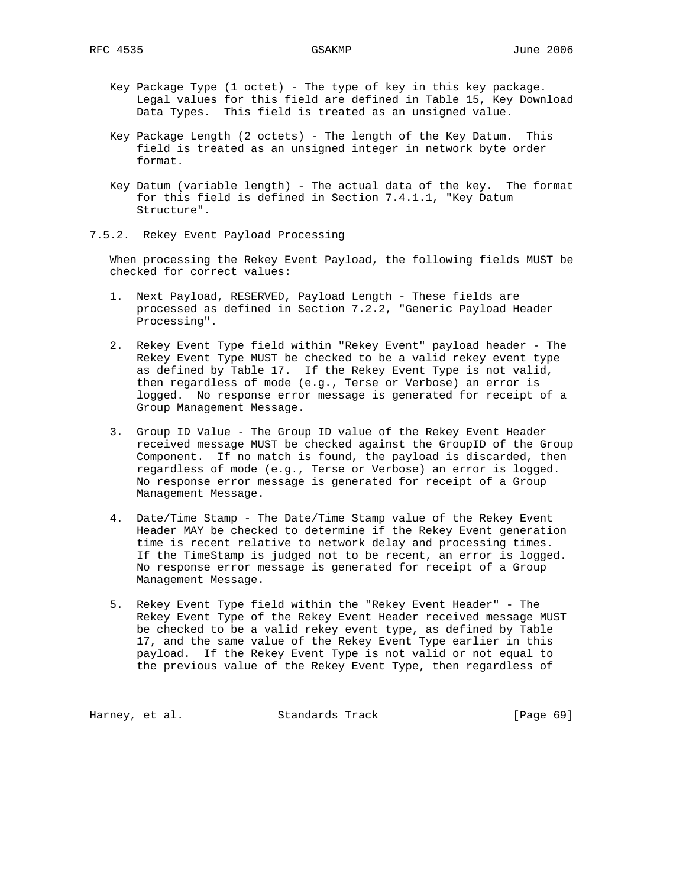Key Package Type (1 octet) - The type of key in this key package. Legal values for this field are defined in Table 15, Key Download Data Types. This field is treated as an unsigned value.

Key Package Length (2 octets) - The length of the Key Datum. This field is treated as an unsigned integer in network byte order format.

Key Datum (variable length) - The actual data of the key. The format for this field is defined in Section 7.4.1.1, "Key Datum Structure".

### 7.5.2. Rekey Event Payload Processing

When processing the Rekey Event Payload, the following fields MUST be checked for correct values:

1. Next Payload, RESERVED, Payload Length - These fields are processed as defined in Section 7.2.2, "Generic Payload Header Processing".

2. Rekey Event Type field within "Rekey Event" payload header - The Rekey Event Type MUST be checked to be a valid rekey event type as defined by Table 17. If the Rekey Event Type is not valid, then regardless of mode (e.g., Terse or Verbose) an error is logged. No response error message is generated for receipt of a Group Management Message.

3. Group ID Value - The Group ID value of the Rekey Event Header received message MUST be checked against the GroupID of the Group Component. If no match is found, the payload is discarded, then regardless of mode (e.g., Terse or Verbose) an error is logged. No response error message is generated for receipt of a Group Management Message.

4. Date/Time Stamp - The Date/Time Stamp value of the Rekey Event Header MAY be checked to determine if the Rekey Event generation time is recent relative to network delay and processing times. If the TimeStamp is judged not to be recent, an error is logged. No response error message is generated for receipt of a Group Management Message.

5. Rekey Event Type field within the "Rekey Event Header" - The Rekey Event Type of the Rekey Event Header received message MUST be checked to be a valid rekey event type, as defined by Table 17, and the same value of the Rekey Event Type earlier in this payload. If the Rekey Event Type is not valid or not equal to the previous value of the Rekey Event Type, then regardless of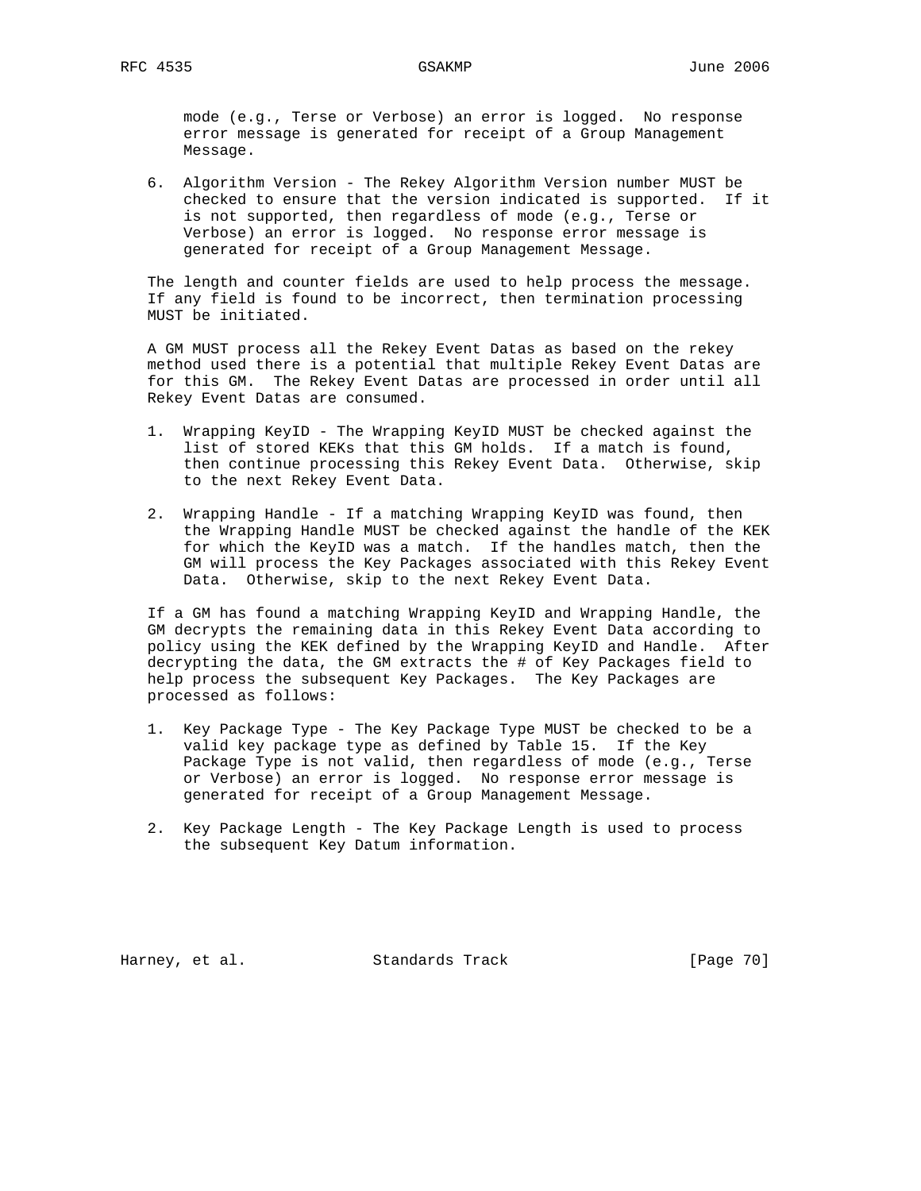mode (e.g., Terse or Verbose) an error is logged. No response error message is generated for receipt of a Group Management Message.

6. Algorithm Version - The Rekey Algorithm Version number MUST be checked to ensure that the version indicated is supported. If it is not supported, then regardless of mode (e.g., Terse or Verbose) an error is logged. No response error message is generated for receipt of a Group Management Message.

The length and counter fields are used to help process the message. If any field is found to be incorrect, then termination processing MUST be initiated.

A GM MUST process all the Rekey Event Datas as based on the rekey method used there is a potential that multiple Rekey Event Datas are for this GM. The Rekey Event Datas are processed in order until all Rekey Event Datas are consumed.

1. Wrapping KeyID - The Wrapping KeyID MUST be checked against the list of stored KEKs that this GM holds. If a match is found, then continue processing this Rekey Event Data. Otherwise, skip to the next Rekey Event Data.

2. Wrapping Handle - If a matching Wrapping KeyID was found, then the Wrapping Handle MUST be checked against the handle of the KEK for which the KeyID was a match. If the handles match, then the GM will process the Key Packages associated with this Rekey Event Data. Otherwise, skip to the next Rekey Event Data.

If a GM has found a matching Wrapping KeyID and Wrapping Handle, the GM decrypts the remaining data in this Rekey Event Data according to policy using the KEK defined by the Wrapping KeyID and Handle. After decrypting the data, the GM extracts the # of Key Packages field to help process the subsequent Key Packages. The Key Packages are processed as follows:

1. Key Package Type - The Key Package Type MUST be checked to be a valid key package type as defined by Table 15. If the Key Package Type is not valid, then regardless of mode (e.g., Terse or Verbose) an error is logged. No response error message is generated for receipt of a Group Management Message.

2. Key Package Length - The Key Package Length is used to process the subsequent Key Datum information.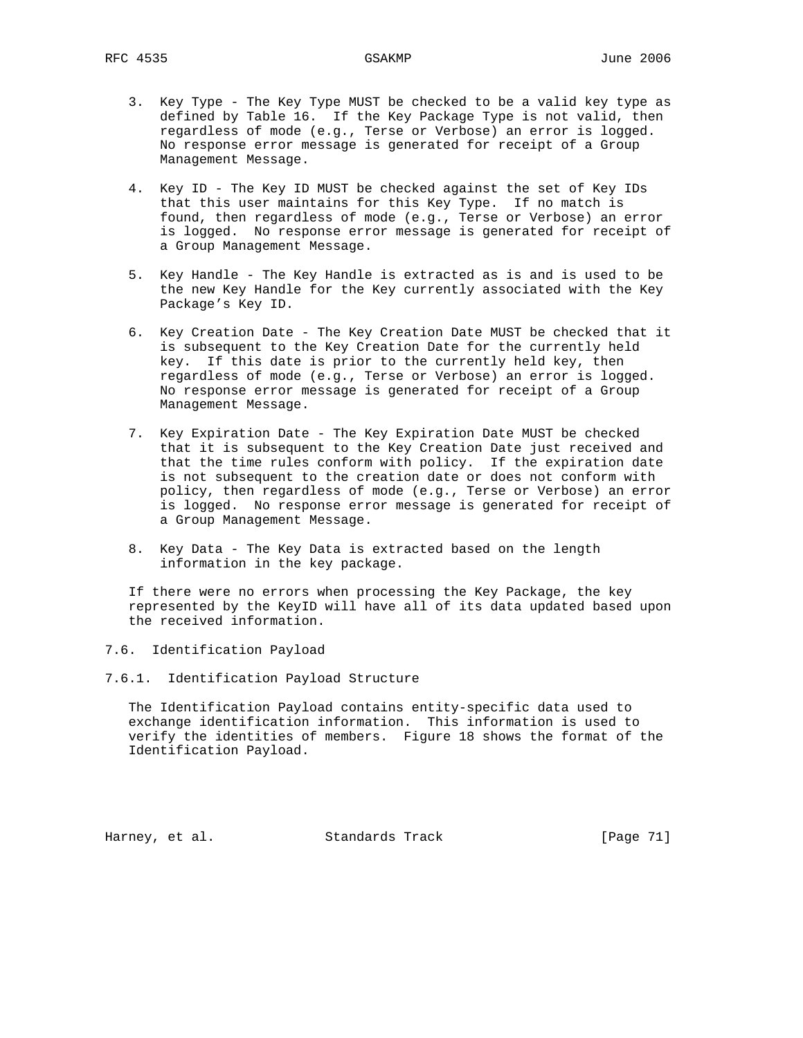3. Key Type - The Key Type MUST be checked to be a valid key type as defined by Table 16. If the Key Package Type is not valid, then regardless of mode (e.g., Terse or Verbose) an error is logged. No response error message is generated for receipt of a Group Management Message.

4. Key ID - The Key ID MUST be checked against the set of Key IDs that this user maintains for this Key Type. If no match is found, then regardless of mode (e.g., Terse or Verbose) an error is logged. No response error message is generated for receipt of a Group Management Message.

5. Key Handle - The Key Handle is extracted as is and is used to be the new Key Handle for the Key currently associated with the Key Package's Key ID.

6. Key Creation Date - The Key Creation Date MUST be checked that it is subsequent to the Key Creation Date for the currently held key. If this date is prior to the currently held key, then regardless of mode (e.g., Terse or Verbose) an error is logged. No response error message is generated for receipt of a Group Management Message.

7. Key Expiration Date - The Key Expiration Date MUST be checked that it is subsequent to the Key Creation Date just received and that the time rules conform with policy. If the expiration date is not subsequent to the creation date or does not conform with policy, then regardless of mode (e.g., Terse or Verbose) an error is logged. No response error message is generated for receipt of a Group Management Message.

8. Key Data - The Key Data is extracted based on the length information in the key package.

If there were no errors when processing the Key Package, the key represented by the KeyID will have all of its data updated based upon the received information.

## 7.6. Identification Payload

### 7.6.1. Identification Payload Structure

The Identification Payload contains entity-specific data used to exchange identification information. This information is used to verify the identities of members. Figure 18 shows the format of the Identification Payload.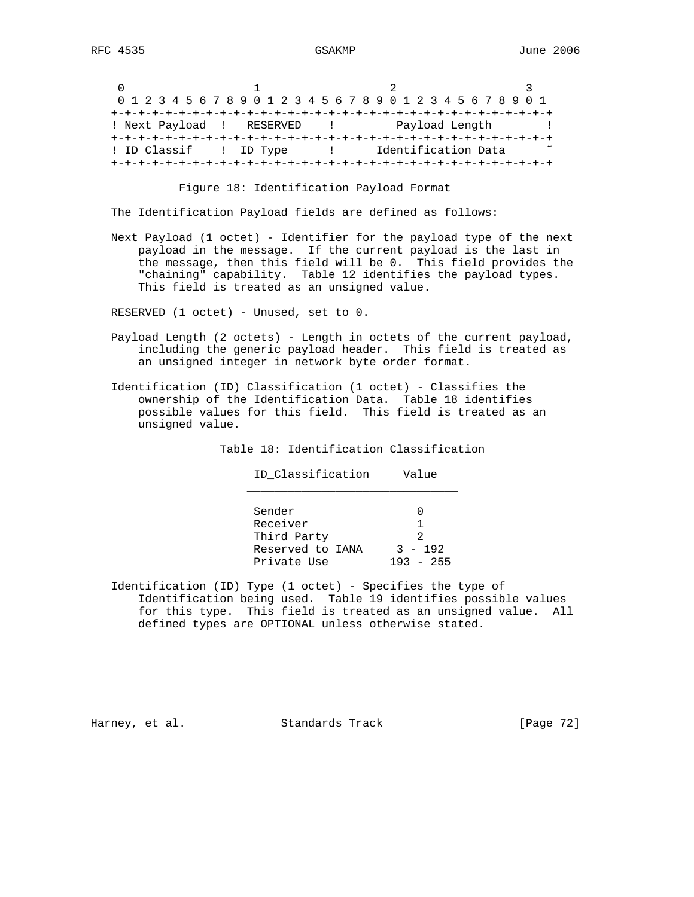```
 0                   1                   2                   3
 0 1 2 3 4 5 6 7 8 9 0 1 2 3 4 5 6 7 8 9 0 1 2 3 4 5 6 7 8 9 0 1
+-+-+-+-+-+-+-+-+-+-+-+-+-+-+-+-+-+-+-+-+-+-+-+-+-+-+-+-+-+-+-+-+
! Next Payload  !   RESERVED    !         Payload Length        !
+-+-+-+-+-+-+-+-+-+-+-+-+-+-+-+-+-+-+-+-+-+-+-+-+-+-+-+-+-+-+-+-+
! ID Classif    !  ID Type      !      Identification Data      ~
+-+-+-+-+-+-+-+-+-+-+-+-+-+-+-+-+-+-+-+-+-+-+-+-+-+-+-+-+-+-+-+-+
```

Figure 18: Identification Payload Format

The Identification Payload fields are defined as follows:

Next Payload (1 octet) - Identifier for the payload type of the next payload in the message. If the current payload is the last in the message, then this field will be 0. This field provides the "chaining" capability. Table 12 identifies the payload types. This field is treated as an unsigned value.

RESERVED (1 octet) - Unused, set to 0.

Payload Length (2 octets) - Length in octets of the current payload, including the generic payload header. This field is treated as an unsigned integer in network byte order format.

Identification (ID) Classification (1 octet) - Classifies the ownership of the Identification Data. Table 18 identifies possible values for this field. This field is treated as an unsigned value.

Table 18: Identification Classification

| ID_Classification | Value |
|---|---|
| Sender | 0 |
| Receiver | 1 |
| Third Party | 2 |
| Reserved to IANA | 3 - 192 |
| Private Use | 193 - 255 |

Identification (ID) Type (1 octet) - Specifies the type of Identification being used. Table 19 identifies possible values for this type. This field is treated as an unsigned value. All defined types are OPTIONAL unless otherwise stated.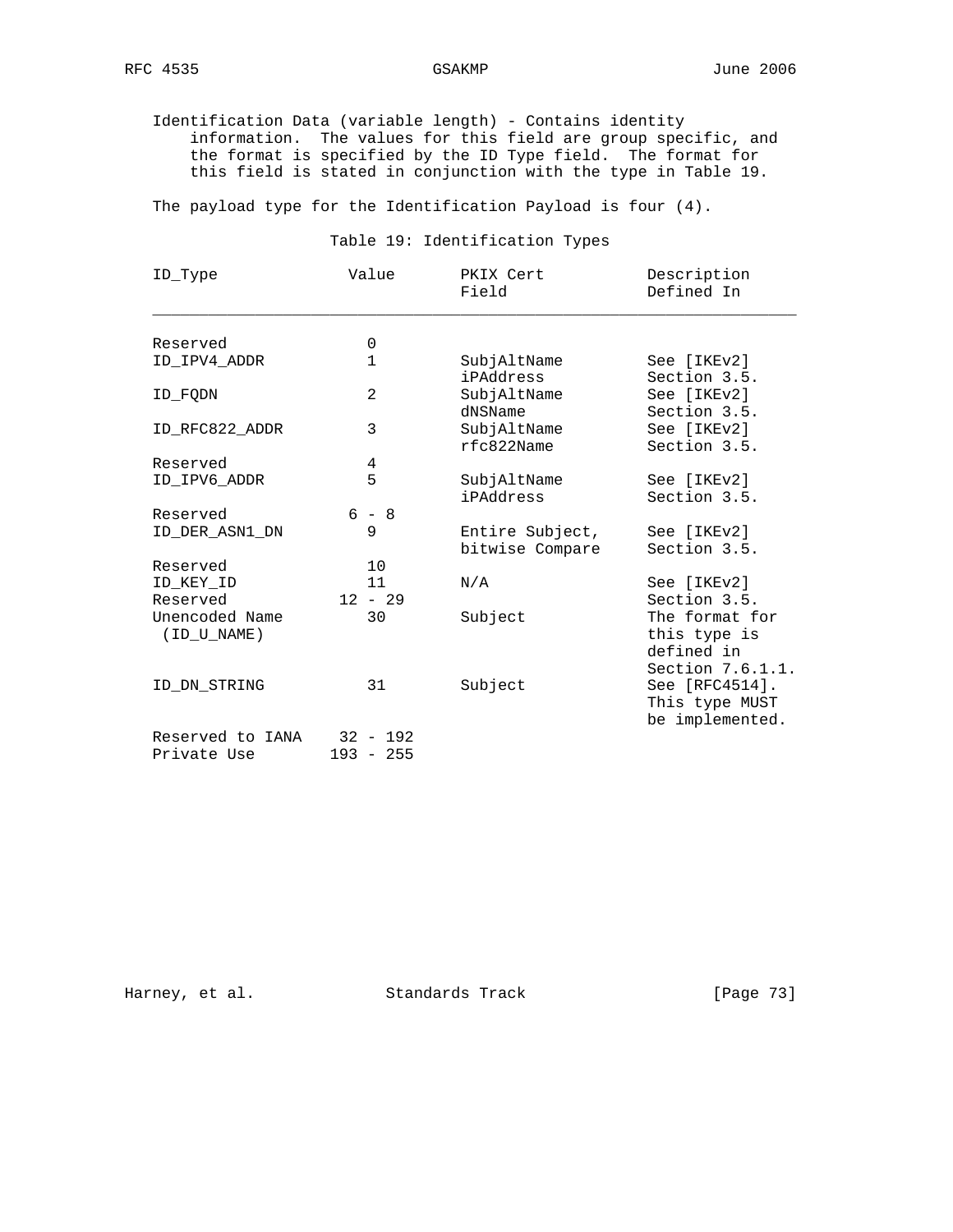Identification Data (variable length) - Contains identity information. The values for this field are group specific, and the format is specified by the ID Type field. The format for this field is stated in conjunction with the type in Table 19.

The payload type for the Identification Payload is four (4).

Table 19: Identification Types

| ID_Type | Value | PKIX Cert Field | Description Defined In |
|---|---|---|---|
| Reserved | 0 | | |
| ID_IPV4_ADDR | 1 | SubjAltName iPAddress | See [IKEv2] Section 3.5. |
| ID_FQDN | 2 | SubjAltName dNSName | See [IKEv2] Section 3.5. |
| ID_RFC822_ADDR | 3 | SubjAltName rfc822Name | See [IKEv2] Section 3.5. |
| Reserved | 4 | | |
| ID_IPV6_ADDR | 5 | SubjAltName iPAddress | See [IKEv2] Section 3.5. |
| Reserved | 6 - 8 | | |
| ID_DER_ASN1_DN | 9 | Entire Subject, bitwise Compare | See [IKEv2] Section 3.5. |
| Reserved | 10 | | |
| ID_KEY_ID | 11 | N/A | See [IKEv2] Section 3.5. |
| Reserved | 12 - 29 | | |
| Unencoded Name (ID_U_NAME) | 30 | Subject | The format for this type is defined in Section 7.6.1.1. |
| ID_DN_STRING | 31 | Subject | See [RFC4514]. This type MUST be implemented. |
| Reserved to IANA | 32 - 192 | | |
| Private Use | 193 - 255 | | |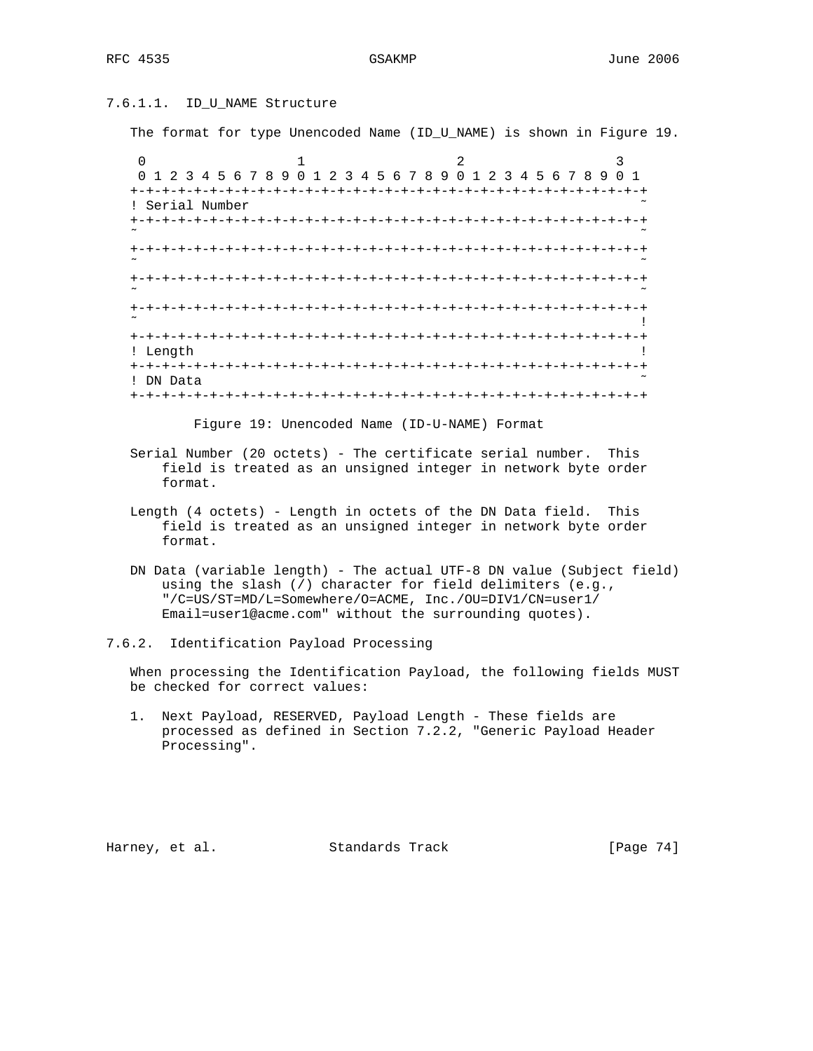#### 7.6.1.1. ID_U_NAME Structure

The format for type Unencoded Name (ID_U_NAME) is shown in Figure 19.

```
 0                   1                   2                   3
 0 1 2 3 4 5 6 7 8 9 0 1 2 3 4 5 6 7 8 9 0 1 2 3 4 5 6 7 8 9 0 1
+-+-+-+-+-+-+-+-+-+-+-+-+-+-+-+-+-+-+-+-+-+-+-+-+-+-+-+-+-+-+-+-+
! Serial Number                                                 ~
+-+-+-+-+-+-+-+-+-+-+-+-+-+-+-+-+-+-+-+-+-+-+-+-+-+-+-+-+-+-+-+-+
~                                                               ~
+-+-+-+-+-+-+-+-+-+-+-+-+-+-+-+-+-+-+-+-+-+-+-+-+-+-+-+-+-+-+-+-+
~                                                               ~
+-+-+-+-+-+-+-+-+-+-+-+-+-+-+-+-+-+-+-+-+-+-+-+-+-+-+-+-+-+-+-+-+
~                                                               ~
+-+-+-+-+-+-+-+-+-+-+-+-+-+-+-+-+-+-+-+-+-+-+-+-+-+-+-+-+-+-+-+-+
~                                                               !
+-+-+-+-+-+-+-+-+-+-+-+-+-+-+-+-+-+-+-+-+-+-+-+-+-+-+-+-+-+-+-+-+
! Length                                                        !
+-+-+-+-+-+-+-+-+-+-+-+-+-+-+-+-+-+-+-+-+-+-+-+-+-+-+-+-+-+-+-+-+
! DN Data                                                       ~
+-+-+-+-+-+-+-+-+-+-+-+-+-+-+-+-+-+-+-+-+-+-+-+-+-+-+-+-+-+-+-+-+
```

Figure 19: Unencoded Name (ID-U-NAME) Format

Serial Number (20 octets) - The certificate serial number. This field is treated as an unsigned integer in network byte order format.

Length (4 octets) - Length in octets of the DN Data field. This field is treated as an unsigned integer in network byte order format.

DN Data (variable length) - The actual UTF-8 DN value (Subject field) using the slash (/) character for field delimiters (e.g., "/C=US/ST=MD/L=Somewhere/O=ACME, Inc./OU=DIV1/CN=user1/Email=user1@acme.com" without the surrounding quotes).

### 7.6.2. Identification Payload Processing

When processing the Identification Payload, the following fields MUST be checked for correct values:

1. Next Payload, RESERVED, Payload Length - These fields are processed as defined in Section 7.2.2, "Generic Payload Header Processing".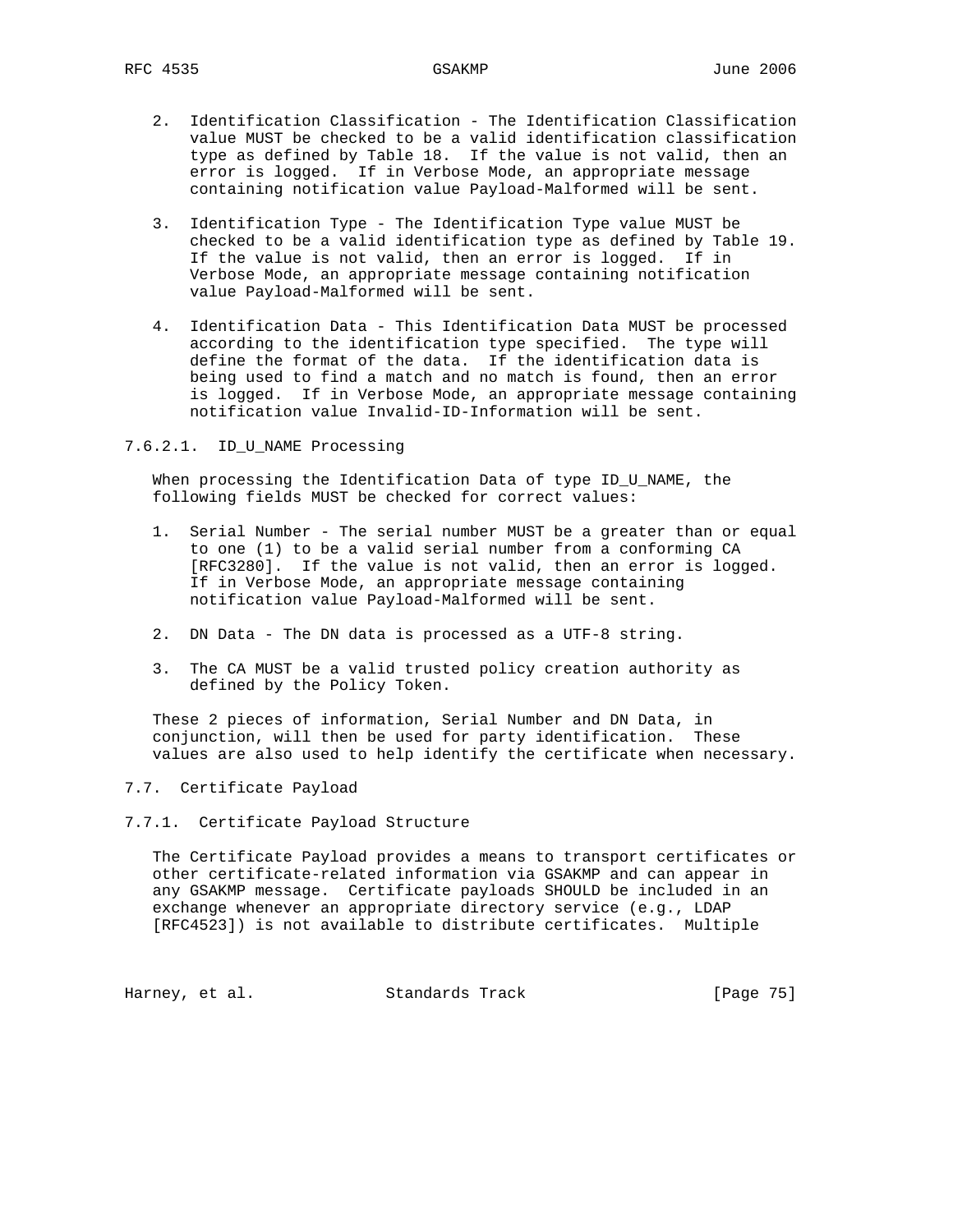2. Identification Classification - The Identification Classification value MUST be checked to be a valid identification classification type as defined by Table 18. If the value is not valid, then an error is logged. If in Verbose Mode, an appropriate message containing notification value Payload-Malformed will be sent.

3. Identification Type - The Identification Type value MUST be checked to be a valid identification type as defined by Table 19. If the value is not valid, then an error is logged. If in Verbose Mode, an appropriate message containing notification value Payload-Malformed will be sent.

4. Identification Data - This Identification Data MUST be processed according to the identification type specified. The type will define the format of the data. If the identification data is being used to find a match and no match is found, then an error is logged. If in Verbose Mode, an appropriate message containing notification value Invalid-ID-Information will be sent.

#### 7.6.2.1. ID_U_NAME Processing

When processing the Identification Data of type ID_U_NAME, the following fields MUST be checked for correct values:

1. Serial Number - The serial number MUST be a greater than or equal to one (1) to be a valid serial number from a conforming CA [RFC3280]. If the value is not valid, then an error is logged. If in Verbose Mode, an appropriate message containing notification value Payload-Malformed will be sent.

2. DN Data - The DN data is processed as a UTF-8 string.

3. The CA MUST be a valid trusted policy creation authority as defined by the Policy Token.

These 2 pieces of information, Serial Number and DN Data, in conjunction, will then be used for party identification. These values are also used to help identify the certificate when necessary.

## 7.7. Certificate Payload

### 7.7.1. Certificate Payload Structure

The Certificate Payload provides a means to transport certificates or other certificate-related information via GSAKMP and can appear in any GSAKMP message. Certificate payloads SHOULD be included in an exchange whenever an appropriate directory service (e.g., LDAP [RFC4523]) is not available to distribute certificates. Multiple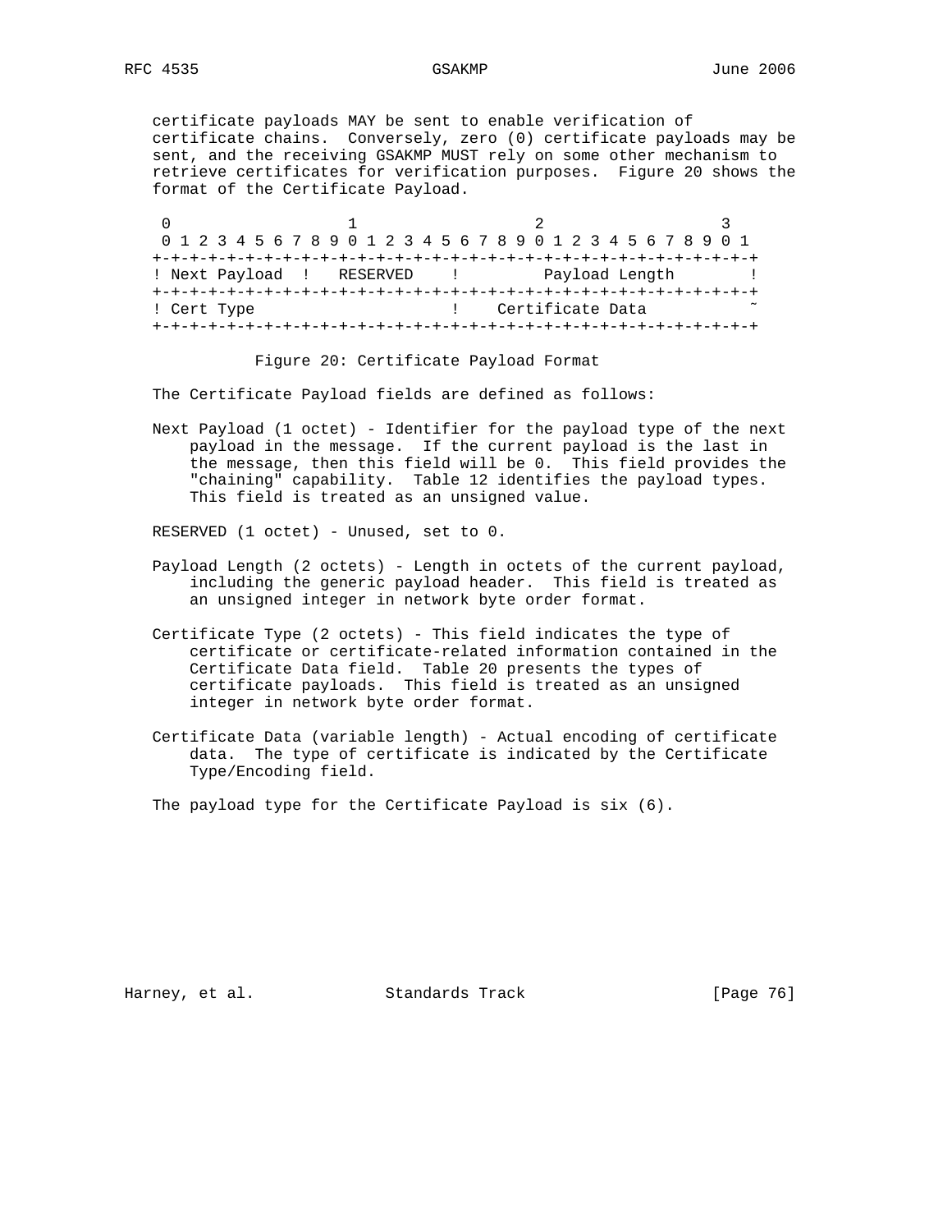certificate payloads MAY be sent to enable verification of certificate chains. Conversely, zero (0) certificate payloads may be sent, and the receiving GSAKMP MUST rely on some other mechanism to retrieve certificates for verification purposes. Figure 20 shows the format of the Certificate Payload.

```
 0                   1                   2                   3
 0 1 2 3 4 5 6 7 8 9 0 1 2 3 4 5 6 7 8 9 0 1 2 3 4 5 6 7 8 9 0 1
+-+-+-+-+-+-+-+-+-+-+-+-+-+-+-+-+-+-+-+-+-+-+-+-+-+-+-+-+-+-+-+-+
! Next Payload  !   RESERVED    !         Payload Length        !
+-+-+-+-+-+-+-+-+-+-+-+-+-+-+-+-+-+-+-+-+-+-+-+-+-+-+-+-+-+-+-+-+
! Cert Type                     !    Certificate Data           ~
+-+-+-+-+-+-+-+-+-+-+-+-+-+-+-+-+-+-+-+-+-+-+-+-+-+-+-+-+-+-+-+-+
```

Figure 20: Certificate Payload Format

The Certificate Payload fields are defined as follows:

Next Payload (1 octet) - Identifier for the payload type of the next payload in the message. If the current payload is the last in the message, then this field will be 0. This field provides the "chaining" capability. Table 12 identifies the payload types. This field is treated as an unsigned value.

RESERVED (1 octet) - Unused, set to 0.

Payload Length (2 octets) - Length in octets of the current payload, including the generic payload header. This field is treated as an unsigned integer in network byte order format.

Certificate Type (2 octets) - This field indicates the type of certificate or certificate-related information contained in the Certificate Data field. Table 20 presents the types of certificate payloads. This field is treated as an unsigned integer in network byte order format.

Certificate Data (variable length) - Actual encoding of certificate data. The type of certificate is indicated by the Certificate Type/Encoding field.

The payload type for the Certificate Payload is six (6).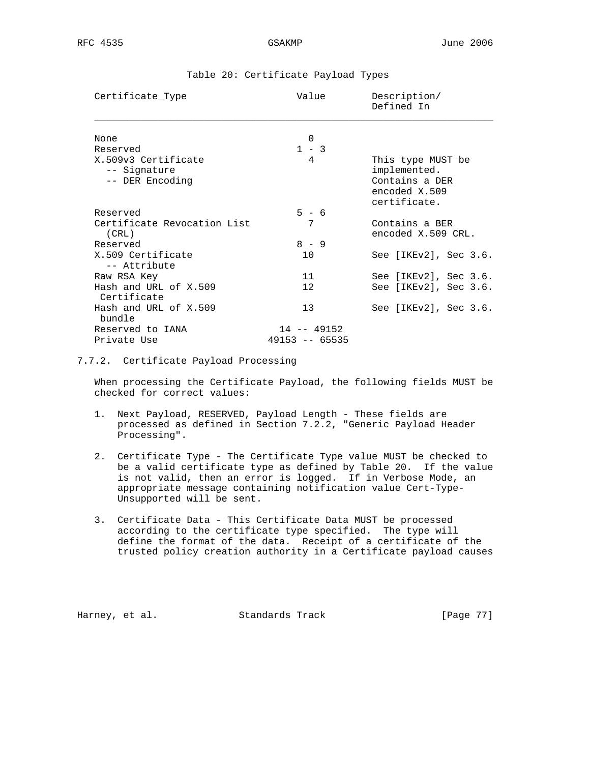Table 20: Certificate Payload Types

| Certificate_Type | Value | Description/ Defined In |
|---|---|---|
| None | 0 | |
| Reserved | 1 - 3 | |
| X.509v3 Certificate -- Signature -- DER Encoding | 4 | This type MUST be implemented. Contains a DER encoded X.509 certificate. |
| Reserved | 5 - 6 | |
| Certificate Revocation List (CRL) | 7 | Contains a BER encoded X.509 CRL. |
| Reserved | 8 - 9 | |
| X.509 Certificate -- Attribute | 10 | See [IKEv2], Sec 3.6. |
| Raw RSA Key | 11 | See [IKEv2], Sec 3.6. |
| Hash and URL of X.509 Certificate | 12 | See [IKEv2], Sec 3.6. |
| Hash and URL of X.509 bundle | 13 | See [IKEv2], Sec 3.6. |
| Reserved to IANA | 14 -- 49152 | |
| Private Use | 49153 -- 65535 | |

### 7.7.2. Certificate Payload Processing

When processing the Certificate Payload, the following fields MUST be checked for correct values:

1. Next Payload, RESERVED, Payload Length - These fields are processed as defined in Section 7.2.2, "Generic Payload Header Processing".

2. Certificate Type - The Certificate Type value MUST be checked to be a valid certificate type as defined by Table 20. If the value is not valid, then an error is logged. If in Verbose Mode, an appropriate message containing notification value Cert-Type-Unsupported will be sent.

3. Certificate Data - This Certificate Data MUST be processed according to the certificate type specified. The type will define the format of the data. Receipt of a certificate of the trusted policy creation authority in a Certificate payload causes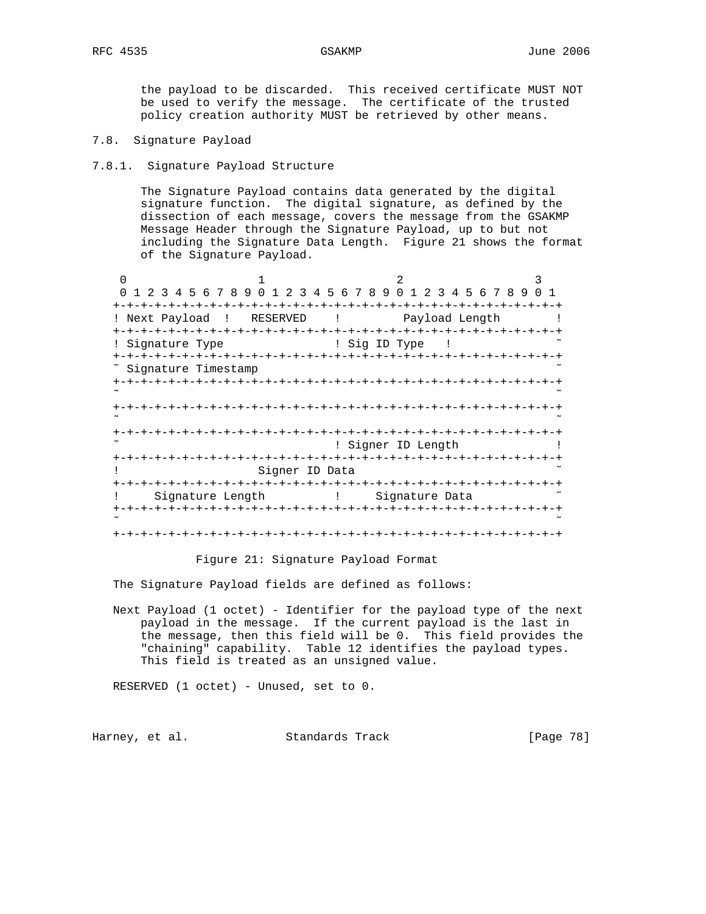the payload to be discarded. This received certificate MUST NOT be used to verify the message. The certificate of the trusted policy creation authority MUST be retrieved by other means.

## 7.8. Signature Payload

### 7.8.1. Signature Payload Structure

The Signature Payload contains data generated by the digital signature function. The digital signature, as defined by the dissection of each message, covers the message from the GSAKMP Message Header through the Signature Payload, up to but not including the Signature Data Length. Figure 21 shows the format of the Signature Payload.

```
 0                   1                   2                   3
 0 1 2 3 4 5 6 7 8 9 0 1 2 3 4 5 6 7 8 9 0 1 2 3 4 5 6 7 8 9 0 1
+-+-+-+-+-+-+-+-+-+-+-+-+-+-+-+-+-+-+-+-+-+-+-+-+-+-+-+-+-+-+-+-+
! Next Payload  !   RESERVED    !         Payload Length        !
+-+-+-+-+-+-+-+-+-+-+-+-+-+-+-+-+-+-+-+-+-+-+-+-+-+-+-+-+-+-+-+-+
! Signature Type                ! Sig ID Type   !               ~
+-+-+-+-+-+-+-+-+-+-+-+-+-+-+-+-+-+-+-+-+-+-+-+-+-+-+-+-+-+-+-+-+
~ Signature Timestamp                                           ~
+-+-+-+-+-+-+-+-+-+-+-+-+-+-+-+-+-+-+-+-+-+-+-+-+-+-+-+-+-+-+-+-+
~                                                               ~
+-+-+-+-+-+-+-+-+-+-+-+-+-+-+-+-+-+-+-+-+-+-+-+-+-+-+-+-+-+-+-+-+
~                                                               ~
+-+-+-+-+-+-+-+-+-+-+-+-+-+-+-+-+-+-+-+-+-+-+-+-+-+-+-+-+-+-+-+-+
~                               ! Signer ID Length              !
+-+-+-+-+-+-+-+-+-+-+-+-+-+-+-+-+-+-+-+-+-+-+-+-+-+-+-+-+-+-+-+-+
!                  Signer ID Data                               ~
+-+-+-+-+-+-+-+-+-+-+-+-+-+-+-+-+-+-+-+-+-+-+-+-+-+-+-+-+-+-+-+-+
!     Signature Length          !     Signature Data            ~
+-+-+-+-+-+-+-+-+-+-+-+-+-+-+-+-+-+-+-+-+-+-+-+-+-+-+-+-+-+-+-+-+
~                                                               ~
+-+-+-+-+-+-+-+-+-+-+-+-+-+-+-+-+-+-+-+-+-+-+-+-+-+-+-+-+-+-+-+-+
```

Figure 21: Signature Payload Format

The Signature Payload fields are defined as follows:

Next Payload (1 octet) - Identifier for the payload type of the next payload in the message. If the current payload is the last in the message, then this field will be 0. This field provides the "chaining" capability. Table 12 identifies the payload types. This field is treated as an unsigned value.

RESERVED (1 octet) - Unused, set to 0.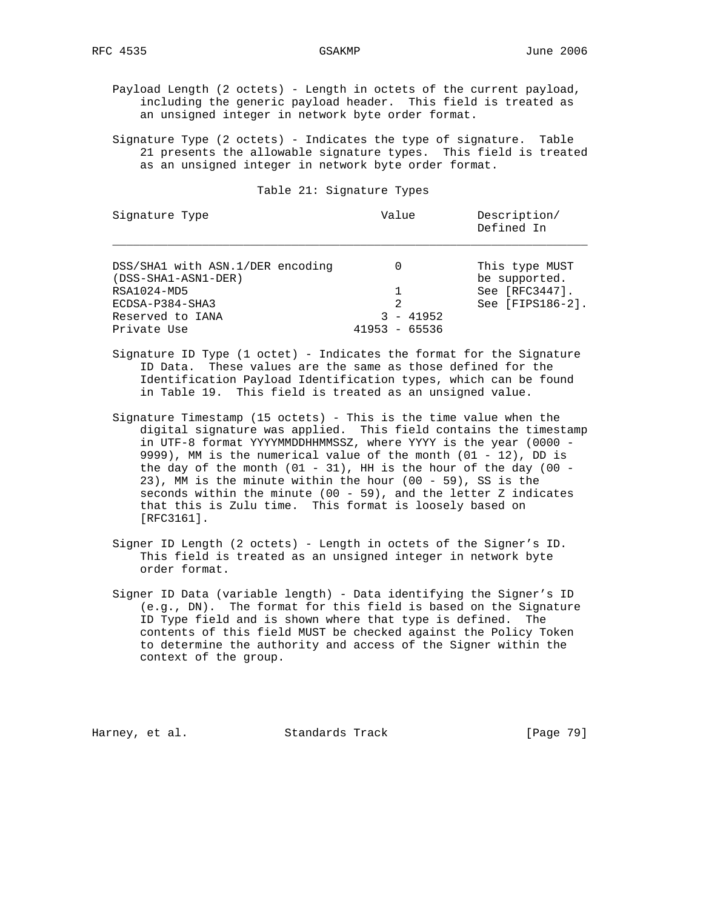Payload Length (2 octets) - Length in octets of the current payload, including the generic payload header. This field is treated as an unsigned integer in network byte order format.

Signature Type (2 octets) - Indicates the type of signature. Table 21 presents the allowable signature types. This field is treated as an unsigned integer in network byte order format.

Table 21: Signature Types

| Signature Type | Value | Description/ Defined In |
|---|---|---|
| DSS/SHA1 with ASN.1/DER encoding (DSS-SHA1-ASN1-DER) | 0 | This type MUST be supported. |
| RSA1024-MD5 | 1 | See [RFC3447]. |
| ECDSA-P384-SHA3 | 2 | See [FIPS186-2]. |
| Reserved to IANA | 3 - 41952 | |
| Private Use | 41953 - 65536 | |

Signature ID Type (1 octet) - Indicates the format for the Signature ID Data. These values are the same as those defined for the Identification Payload Identification types, which can be found in Table 19. This field is treated as an unsigned value.

Signature Timestamp (15 octets) - This is the time value when the digital signature was applied. This field contains the timestamp in UTF-8 format YYYYMMDDHHMMSSZ, where YYYY is the year (0000 - 9999), MM is the numerical value of the month (01 - 12), DD is the day of the month (01 - 31), HH is the hour of the day (00 - 23), MM is the minute within the hour (00 - 59), SS is the seconds within the minute (00 - 59), and the letter Z indicates that this is Zulu time. This format is loosely based on [RFC3161].

Signer ID Length (2 octets) - Length in octets of the Signer's ID. This field is treated as an unsigned integer in network byte order format.

Signer ID Data (variable length) - Data identifying the Signer's ID (e.g., DN). The format for this field is based on the Signature ID Type field and is shown where that type is defined. The contents of this field MUST be checked against the Policy Token to determine the authority and access of the Signer within the context of the group.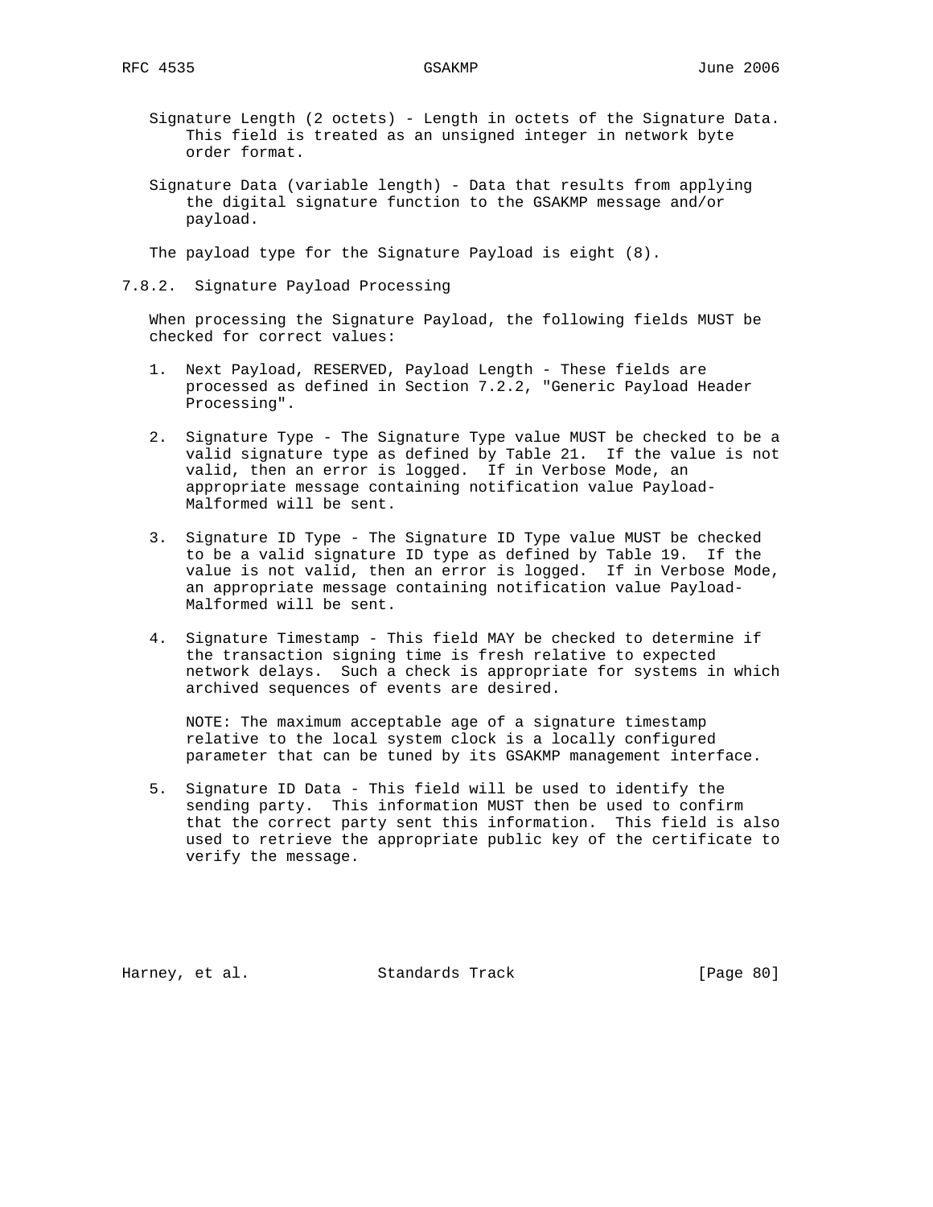Signature Length (2 octets) - Length in octets of the Signature Data. This field is treated as an unsigned integer in network byte order format.

Signature Data (variable length) - Data that results from applying the digital signature function to the GSAKMP message and/or payload.

The payload type for the Signature Payload is eight (8).

### 7.8.2. Signature Payload Processing

When processing the Signature Payload, the following fields MUST be checked for correct values:

1. Next Payload, RESERVED, Payload Length - These fields are processed as defined in Section 7.2.2, "Generic Payload Header Processing".

2. Signature Type - The Signature Type value MUST be checked to be a valid signature type as defined by Table 21. If the value is not valid, then an error is logged. If in Verbose Mode, an appropriate message containing notification value Payload-Malformed will be sent.

3. Signature ID Type - The Signature ID Type value MUST be checked to be a valid signature ID type as defined by Table 19. If the value is not valid, then an error is logged. If in Verbose Mode, an appropriate message containing notification value Payload-Malformed will be sent.

4. Signature Timestamp - This field MAY be checked to determine if the transaction signing time is fresh relative to expected network delays. Such a check is appropriate for systems in which archived sequences of events are desired.

   NOTE: The maximum acceptable age of a signature timestamp relative to the local system clock is a locally configured parameter that can be tuned by its GSAKMP management interface.

5. Signature ID Data - This field will be used to identify the sending party. This information MUST then be used to confirm that the correct party sent this information. This field is also used to retrieve the appropriate public key of the certificate to verify the message.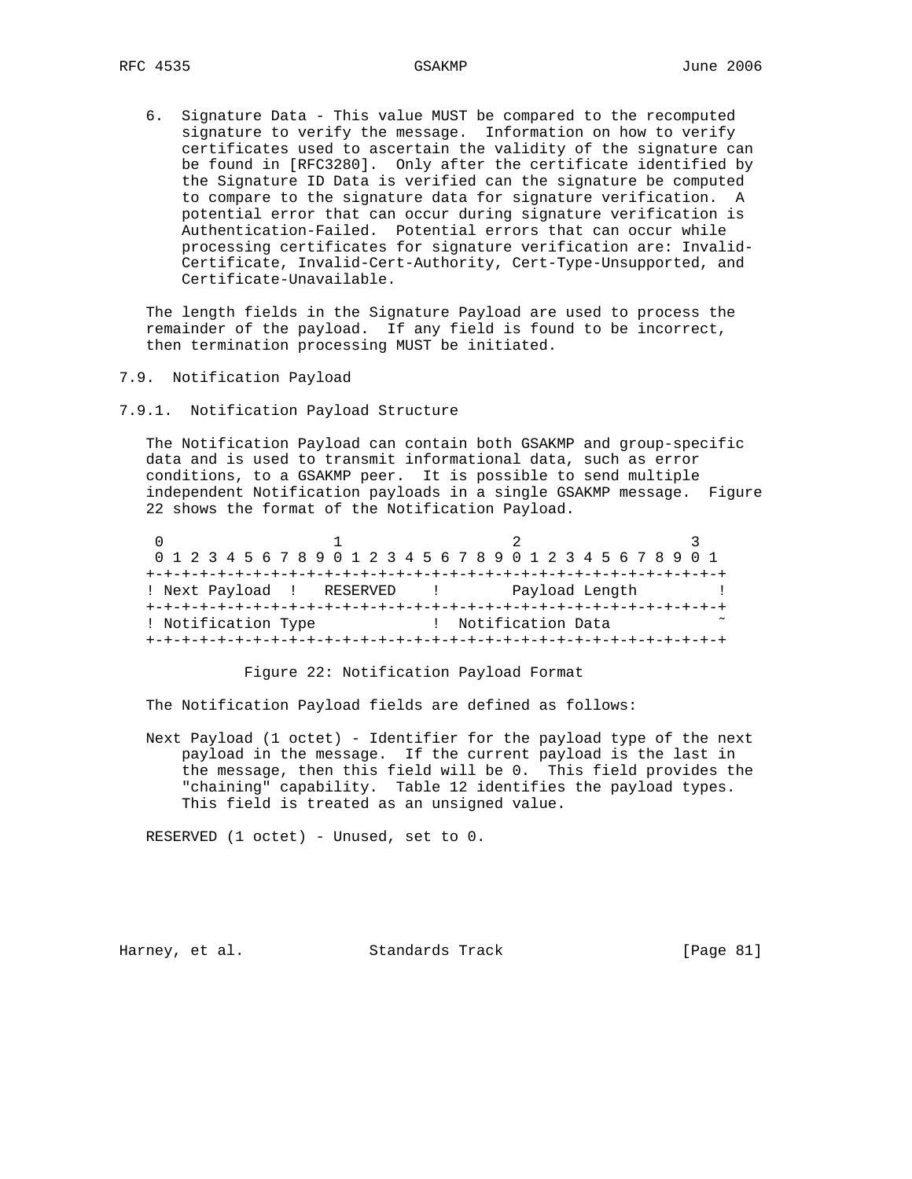6. Signature Data - This value MUST be compared to the recomputed signature to verify the message. Information on how to verify certificates used to ascertain the validity of the signature can be found in [RFC3280]. Only after the certificate identified by the Signature ID Data is verified can the signature be computed to compare to the signature data for signature verification. A potential error that can occur during signature verification is Authentication-Failed. Potential errors that can occur while processing certificates for signature verification are: Invalid-Certificate, Invalid-Cert-Authority, Cert-Type-Unsupported, and Certificate-Unavailable.

The length fields in the Signature Payload are used to process the remainder of the payload. If any field is found to be incorrect, then termination processing MUST be initiated.

### 7.9. Notification Payload

#### 7.9.1. Notification Payload Structure

The Notification Payload can contain both GSAKMP and group-specific data and is used to transmit informational data, such as error conditions, to a GSAKMP peer. It is possible to send multiple independent Notification payloads in a single GSAKMP message. Figure 22 shows the format of the Notification Payload.

```
 0                   1                   2                   3
 0 1 2 3 4 5 6 7 8 9 0 1 2 3 4 5 6 7 8 9 0 1 2 3 4 5 6 7 8 9 0 1
+-+-+-+-+-+-+-+-+-+-+-+-+-+-+-+-+-+-+-+-+-+-+-+-+-+-+-+-+-+-+-+-+
! Next Payload !   RESERVED    !        Payload Length         !
+-+-+-+-+-+-+-+-+-+-+-+-+-+-+-+-+-+-+-+-+-+-+-+-+-+-+-+-+-+-+-+-+
! Notification Type            !  Notification Data            ~
+-+-+-+-+-+-+-+-+-+-+-+-+-+-+-+-+-+-+-+-+-+-+-+-+-+-+-+-+-+-+-+-+
```

Figure 22: Notification Payload Format

The Notification Payload fields are defined as follows:

Next Payload (1 octet) - Identifier for the payload type of the next payload in the message. If the current payload is the last in the message, then this field will be 0. This field provides the "chaining" capability. Table 12 identifies the payload types. This field is treated as an unsigned value.

RESERVED (1 octet) - Unused, set to 0.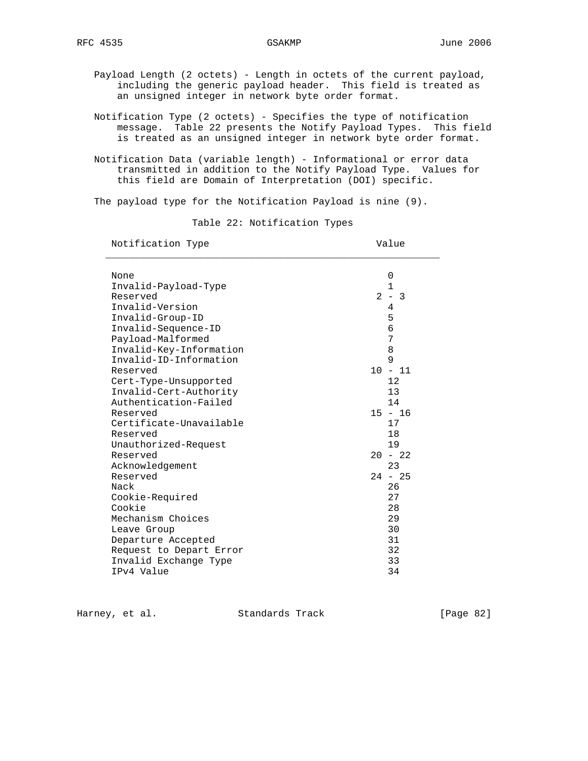Payload Length (2 octets) - Length in octets of the current payload, including the generic payload header. This field is treated as an unsigned integer in network byte order format.

Notification Type (2 octets) - Specifies the type of notification message. Table 22 presents the Notify Payload Types. This field is treated as an unsigned integer in network byte order format.

Notification Data (variable length) - Informational or error data transmitted in addition to the Notify Payload Type. Values for this field are Domain of Interpretation (DOI) specific.

The payload type for the Notification Payload is nine (9).

Table 22: Notification Types

| Notification Type | Value |
|---|---|
| None | 0 |
| Invalid-Payload-Type | 1 |
| Reserved | 2 - 3 |
| Invalid-Version | 4 |
| Invalid-Group-ID | 5 |
| Invalid-Sequence-ID | 6 |
| Payload-Malformed | 7 |
| Invalid-Key-Information | 8 |
| Invalid-ID-Information | 9 |
| Reserved | 10 - 11 |
| Cert-Type-Unsupported | 12 |
| Invalid-Cert-Authority | 13 |
| Authentication-Failed | 14 |
| Reserved | 15 - 16 |
| Certificate-Unavailable | 17 |
| Reserved | 18 |
| Unauthorized-Request | 19 |
| Reserved | 20 - 22 |
| Acknowledgement | 23 |
| Reserved | 24 - 25 |
| Nack | 26 |
| Cookie-Required | 27 |
| Cookie | 28 |
| Mechanism Choices | 29 |
| Leave Group | 30 |
| Departure Accepted | 31 |
| Request to Depart Error | 32 |
| Invalid Exchange Type | 33 |
| IPv4 Value | 34 |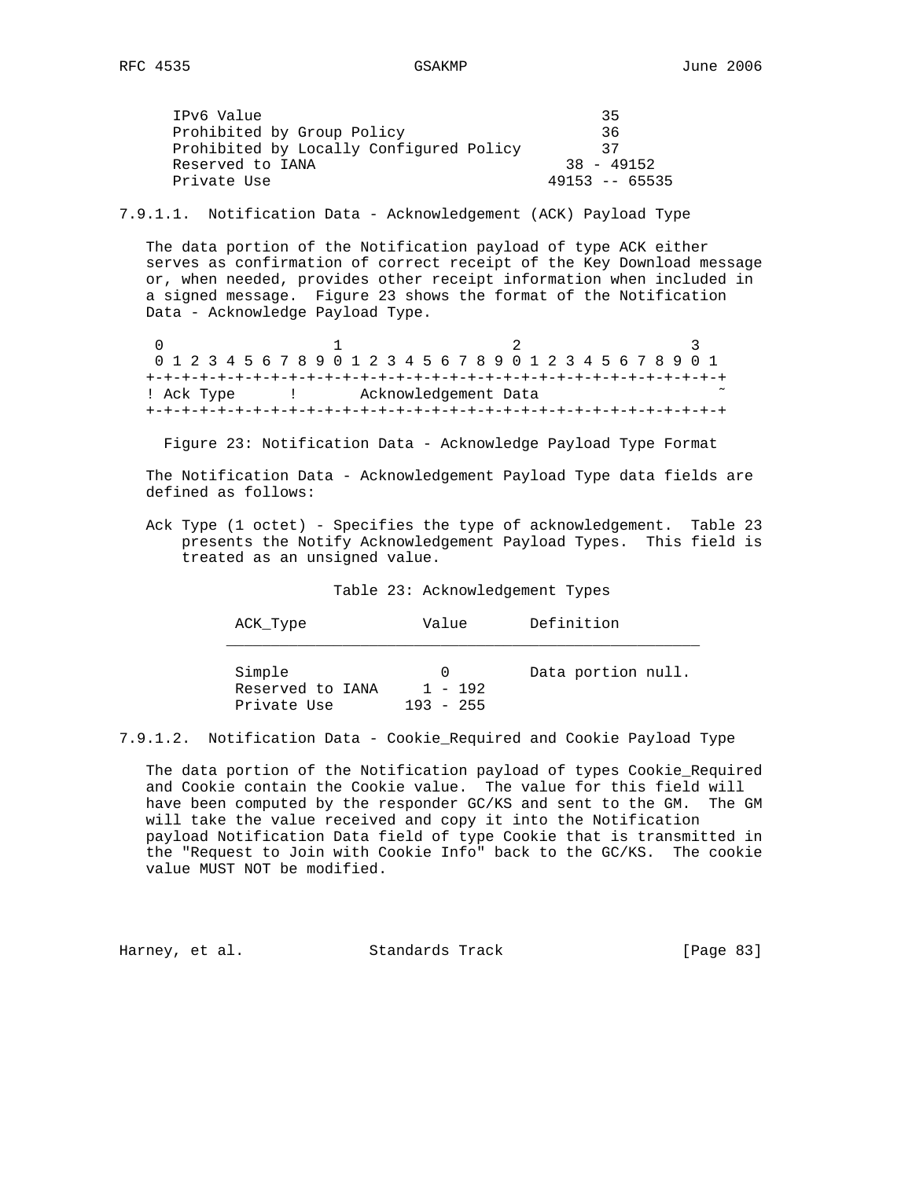| | |
|---|---|
| IPv6 Value | 35 |
| Prohibited by Group Policy | 36 |
| Prohibited by Locally Configured Policy | 37 |
| Reserved to IANA | 38 - 49152 |
| Private Use | 49153 -- 65535 |

### 7.9.1.1. Notification Data - Acknowledgement (ACK) Payload Type

The data portion of the Notification payload of type ACK either serves as confirmation of correct receipt of the Key Download message or, when needed, provides other receipt information when included in a signed message. Figure 23 shows the format of the Notification Data - Acknowledge Payload Type.

```
 0                   1                   2                   3
 0 1 2 3 4 5 6 7 8 9 0 1 2 3 4 5 6 7 8 9 0 1 2 3 4 5 6 7 8 9 0 1
+-+-+-+-+-+-+-+-+-+-+-+-+-+-+-+-+-+-+-+-+-+-+-+-+-+-+-+-+-+-+-+-+
! Ack Type      !      Acknowledgement Data                      ~
+-+-+-+-+-+-+-+-+-+-+-+-+-+-+-+-+-+-+-+-+-+-+-+-+-+-+-+-+-+-+-+-+
```

Figure 23: Notification Data - Acknowledge Payload Type Format

The Notification Data - Acknowledgement Payload Type data fields are defined as follows:

Ack Type (1 octet) - Specifies the type of acknowledgement. Table 23 presents the Notify Acknowledgement Payload Types. This field is treated as an unsigned value.

Table 23: Acknowledgement Types

| ACK_Type | Value | Definition |
|---|---|---|
| Simple | 0 | Data portion null. |
| Reserved to IANA | 1 - 192 | |
| Private Use | 193 - 255 | |

### 7.9.1.2. Notification Data - Cookie_Required and Cookie Payload Type

The data portion of the Notification payload of types Cookie_Required and Cookie contain the Cookie value. The value for this field will have been computed by the responder GC/KS and sent to the GM. The GM will take the value received and copy it into the Notification payload Notification Data field of type Cookie that is transmitted in the "Request to Join with Cookie Info" back to the GC/KS. The cookie value MUST NOT be modified.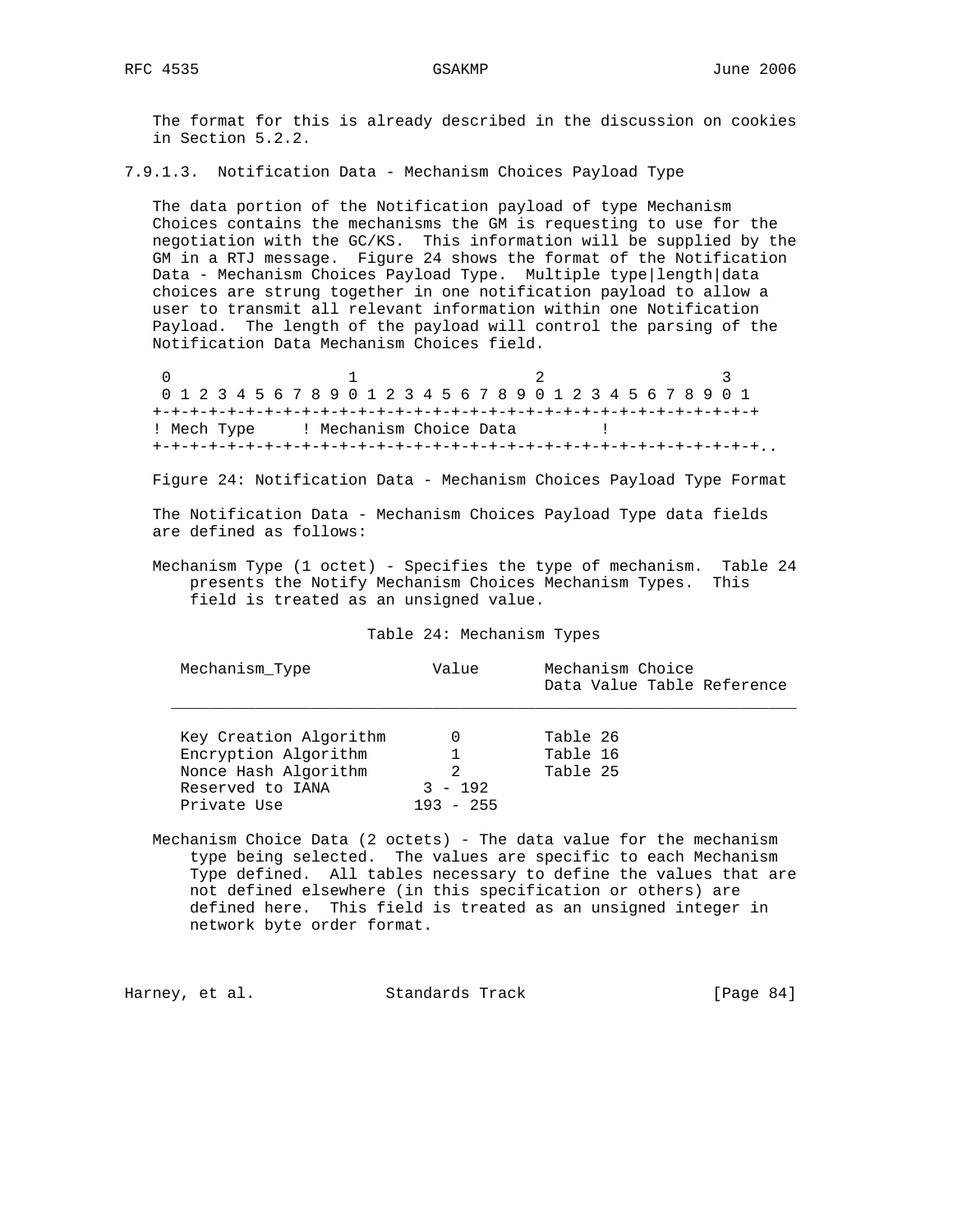The format for this is already described in the discussion on cookies in Section 5.2.2.

#### 7.9.1.3. Notification Data - Mechanism Choices Payload Type

The data portion of the Notification payload of type Mechanism Choices contains the mechanisms the GM is requesting to use for the negotiation with the GC/KS. This information will be supplied by the GM in a RTJ message. Figure 24 shows the format of the Notification Data - Mechanism Choices Payload Type. Multiple type|length|data choices are strung together in one notification payload to allow a user to transmit all relevant information within one Notification Payload. The length of the payload will control the parsing of the Notification Data Mechanism Choices field.

```
 0                   1                   2                   3
 0 1 2 3 4 5 6 7 8 9 0 1 2 3 4 5 6 7 8 9 0 1 2 3 4 5 6 7 8 9 0 1
+-+-+-+-+-+-+-+-+-+-+-+-+-+-+-+-+-+-+-+-+-+-+-+-+-+-+-+-+-+-+-+-+
! Mech Type     ! Mechanism Choice Data         !
+-+-+-+-+-+-+-+-+-+-+-+-+-+-+-+-+-+-+-+-+-+-+-+-+-+-+-+-+-+-+-+-+..
```

Figure 24: Notification Data - Mechanism Choices Payload Type Format

The Notification Data - Mechanism Choices Payload Type data fields are defined as follows:

Mechanism Type (1 octet) - Specifies the type of mechanism. Table 24 presents the Notify Mechanism Choices Mechanism Types. This field is treated as an unsigned value.

Table 24: Mechanism Types

| Mechanism_Type | Value | Mechanism Choice Data Value Table Reference |
|---|---|---|
| Key Creation Algorithm | 0 | Table 26 |
| Encryption Algorithm | 1 | Table 16 |
| Nonce Hash Algorithm | 2 | Table 25 |
| Reserved to IANA | 3 - 192 | |
| Private Use | 193 - 255 | |

Mechanism Choice Data (2 octets) - The data value for the mechanism type being selected. The values are specific to each Mechanism Type defined. All tables necessary to define the values that are not defined elsewhere (in this specification or others) are defined here. This field is treated as an unsigned integer in network byte order format.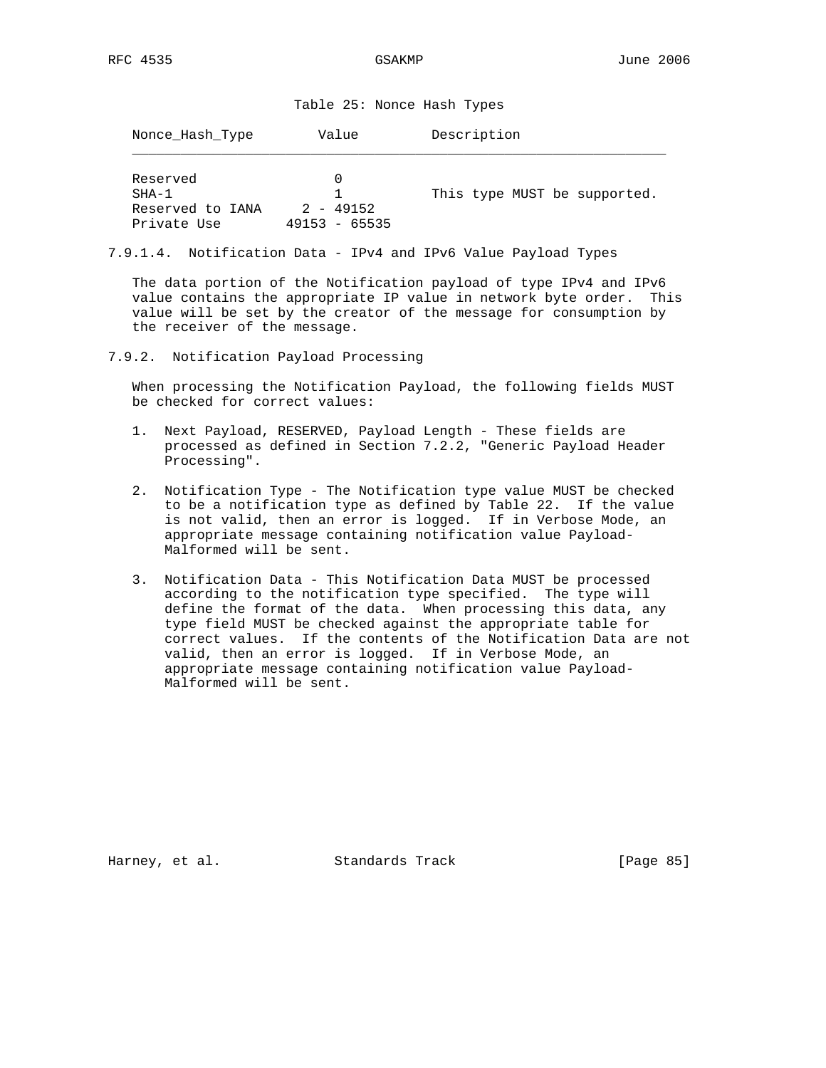Table 25: Nonce Hash Types

| Nonce_Hash_Type | Value | Description |
|---|---|---|
| Reserved | 0 | |
| SHA-1 | 1 | This type MUST be supported. |
| Reserved to IANA | 2 - 49152 | |
| Private Use | 49153 - 65535 | |

#### 7.9.1.4. Notification Data - IPv4 and IPv6 Value Payload Types

The data portion of the Notification payload of type IPv4 and IPv6 value contains the appropriate IP value in network byte order. This value will be set by the creator of the message for consumption by the receiver of the message.

### 7.9.2. Notification Payload Processing

When processing the Notification Payload, the following fields MUST be checked for correct values:

1. Next Payload, RESERVED, Payload Length - These fields are processed as defined in Section 7.2.2, "Generic Payload Header Processing".

2. Notification Type - The Notification type value MUST be checked to be a notification type as defined by Table 22. If the value is not valid, then an error is logged. If in Verbose Mode, an appropriate message containing notification value Payload-Malformed will be sent.

3. Notification Data - This Notification Data MUST be processed according to the notification type specified. The type will define the format of the data. When processing this data, any type field MUST be checked against the appropriate table for correct values. If the contents of the Notification Data are not valid, then an error is logged. If in Verbose Mode, an appropriate message containing notification value Payload-Malformed will be sent.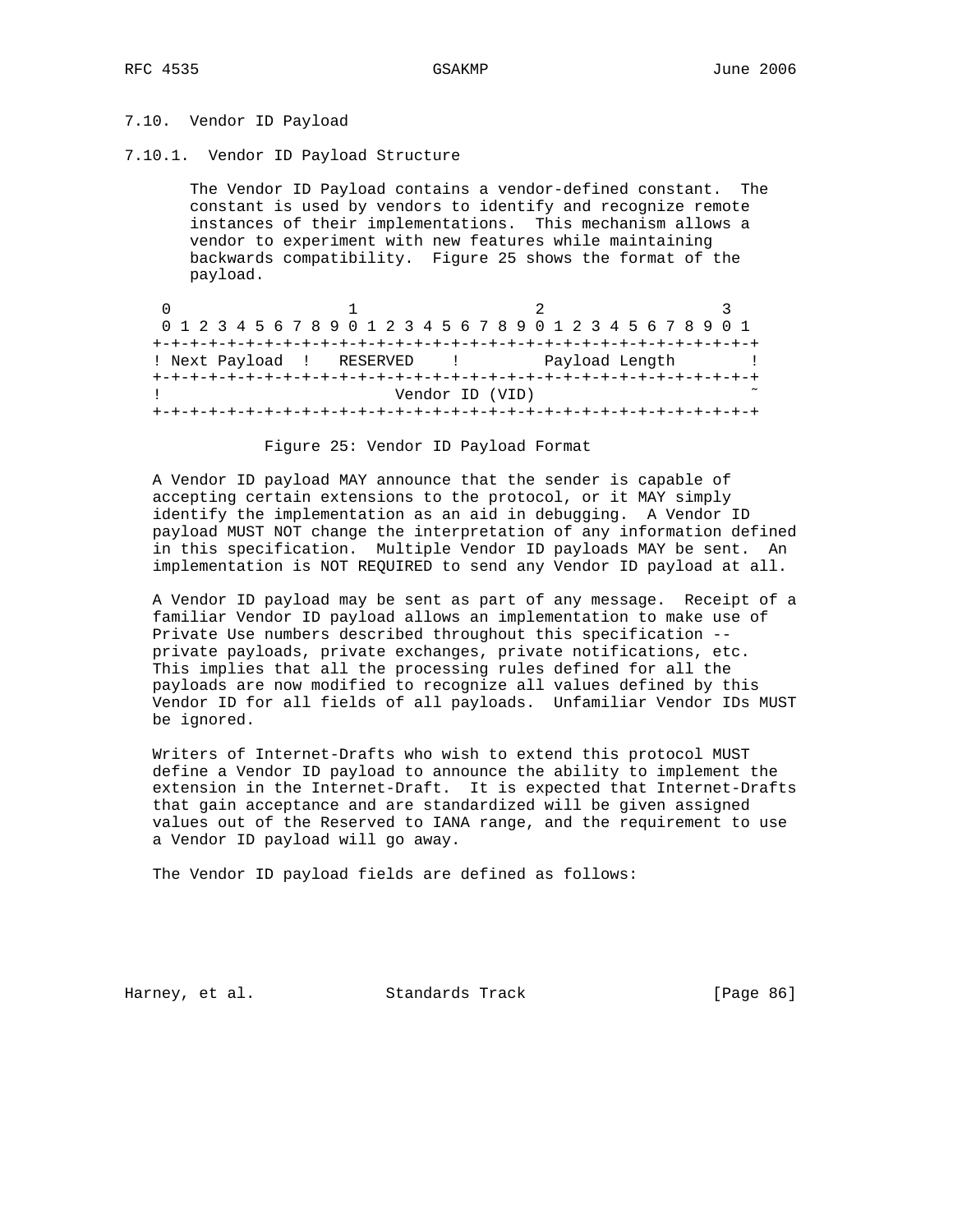### 7.10. Vendor ID Payload

#### 7.10.1. Vendor ID Payload Structure

The Vendor ID Payload contains a vendor-defined constant. The constant is used by vendors to identify and recognize remote instances of their implementations. This mechanism allows a vendor to experiment with new features while maintaining backwards compatibility. Figure 25 shows the format of the payload.

```
 0                   1                   2                   3
 0 1 2 3 4 5 6 7 8 9 0 1 2 3 4 5 6 7 8 9 0 1 2 3 4 5 6 7 8 9 0 1
+-+-+-+-+-+-+-+-+-+-+-+-+-+-+-+-+-+-+-+-+-+-+-+-+-+-+-+-+-+-+-+-+
! Next Payload  !   RESERVED    !         Payload Length        !
+-+-+-+-+-+-+-+-+-+-+-+-+-+-+-+-+-+-+-+-+-+-+-+-+-+-+-+-+-+-+-+-+
!                        Vendor ID (VID)                        ~
+-+-+-+-+-+-+-+-+-+-+-+-+-+-+-+-+-+-+-+-+-+-+-+-+-+-+-+-+-+-+-+-+
```

Figure 25: Vendor ID Payload Format

A Vendor ID payload MAY announce that the sender is capable of accepting certain extensions to the protocol, or it MAY simply identify the implementation as an aid in debugging. A Vendor ID payload MUST NOT change the interpretation of any information defined in this specification. Multiple Vendor ID payloads MAY be sent. An implementation is NOT REQUIRED to send any Vendor ID payload at all.

A Vendor ID payload may be sent as part of any message. Receipt of a familiar Vendor ID payload allows an implementation to make use of Private Use numbers described throughout this specification -- private payloads, private exchanges, private notifications, etc. This implies that all the processing rules defined for all the payloads are now modified to recognize all values defined by this Vendor ID for all fields of all payloads. Unfamiliar Vendor IDs MUST be ignored.

Writers of Internet-Drafts who wish to extend this protocol MUST define a Vendor ID payload to announce the ability to implement the extension in the Internet-Draft. It is expected that Internet-Drafts that gain acceptance and are standardized will be given assigned values out of the Reserved to IANA range, and the requirement to use a Vendor ID payload will go away.

The Vendor ID payload fields are defined as follows: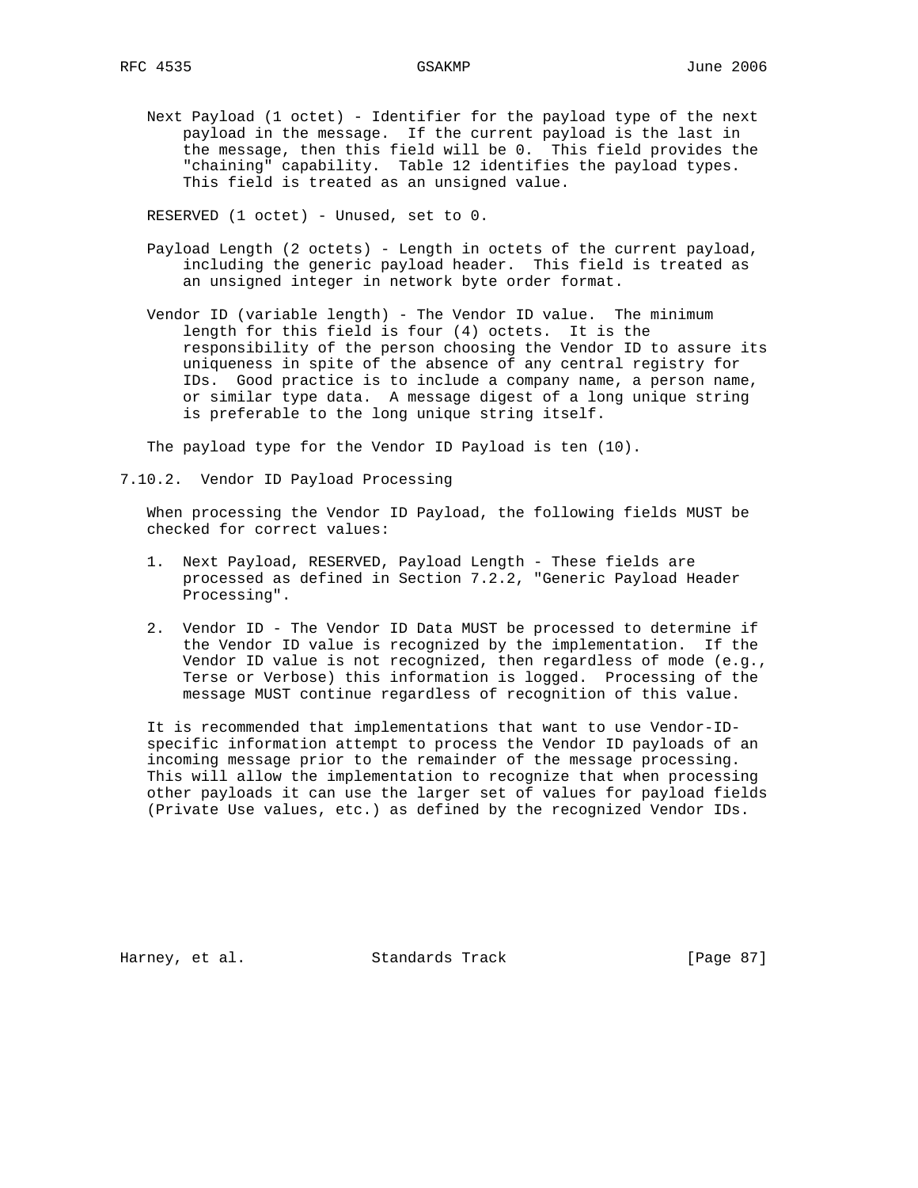Next Payload (1 octet) - Identifier for the payload type of the next payload in the message. If the current payload is the last in the message, then this field will be 0. This field provides the "chaining" capability. Table 12 identifies the payload types. This field is treated as an unsigned value.

RESERVED (1 octet) - Unused, set to 0.

Payload Length (2 octets) - Length in octets of the current payload, including the generic payload header. This field is treated as an unsigned integer in network byte order format.

Vendor ID (variable length) - The Vendor ID value. The minimum length for this field is four (4) octets. It is the responsibility of the person choosing the Vendor ID to assure its uniqueness in spite of the absence of any central registry for IDs. Good practice is to include a company name, a person name, or similar type data. A message digest of a long unique string is preferable to the long unique string itself.

The payload type for the Vendor ID Payload is ten (10).

### 7.10.2. Vendor ID Payload Processing

When processing the Vendor ID Payload, the following fields MUST be checked for correct values:

1. Next Payload, RESERVED, Payload Length - These fields are processed as defined in Section 7.2.2, "Generic Payload Header Processing".

2. Vendor ID - The Vendor ID Data MUST be processed to determine if the Vendor ID value is recognized by the implementation. If the Vendor ID value is not recognized, then regardless of mode (e.g., Terse or Verbose) this information is logged. Processing of the message MUST continue regardless of recognition of this value.

It is recommended that implementations that want to use Vendor-ID-specific information attempt to process the Vendor ID payloads of an incoming message prior to the remainder of the message processing. This will allow the implementation to recognize that when processing other payloads it can use the larger set of values for payload fields (Private Use values, etc.) as defined by the recognized Vendor IDs.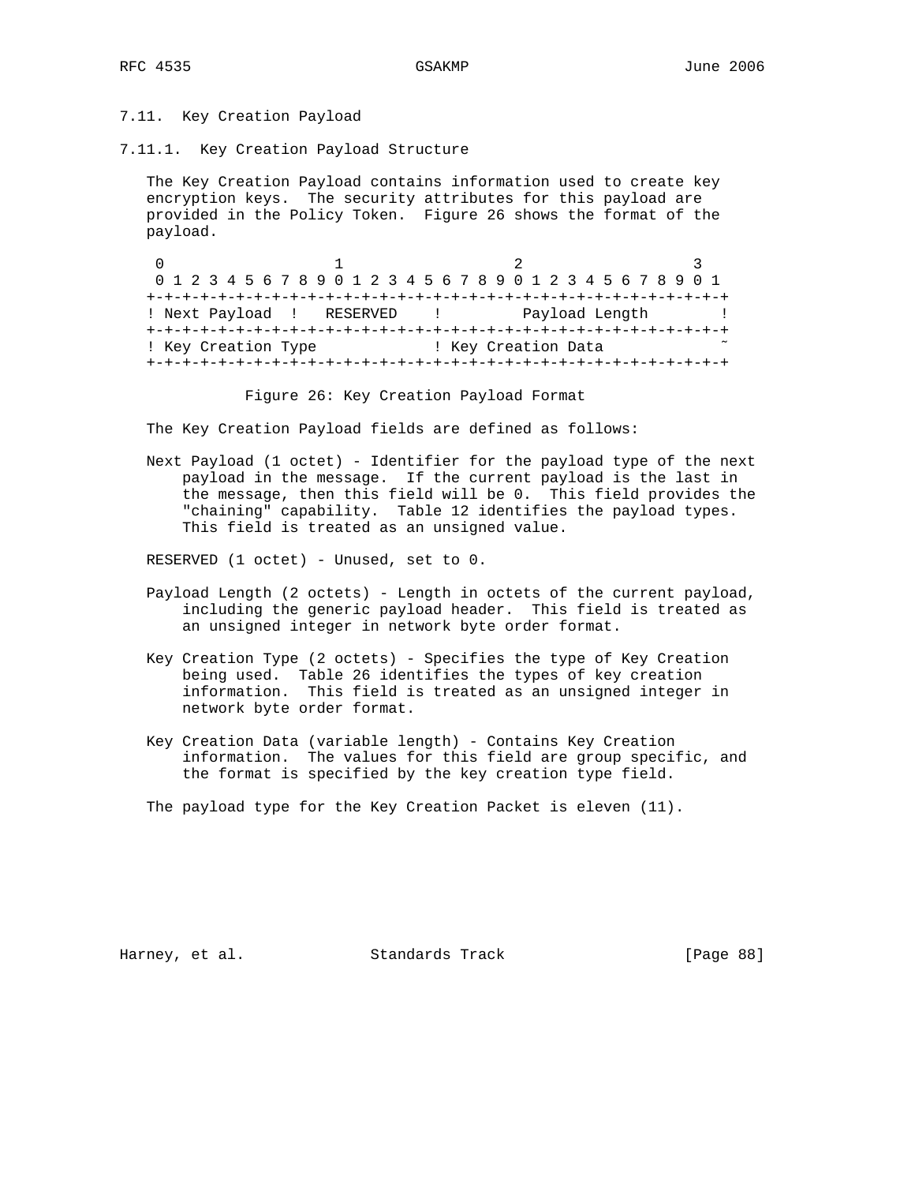### 7.11. Key Creation Payload

#### 7.11.1. Key Creation Payload Structure

The Key Creation Payload contains information used to create key encryption keys. The security attributes for this payload are provided in the Policy Token. Figure 26 shows the format of the payload.

```
 0                   1                   2                   3
 0 1 2 3 4 5 6 7 8 9 0 1 2 3 4 5 6 7 8 9 0 1 2 3 4 5 6 7 8 9 0 1
+-+-+-+-+-+-+-+-+-+-+-+-+-+-+-+-+-+-+-+-+-+-+-+-+-+-+-+-+-+-+-+-+
! Next Payload  !   RESERVED    !         Payload Length        !
+-+-+-+-+-+-+-+-+-+-+-+-+-+-+-+-+-+-+-+-+-+-+-+-+-+-+-+-+-+-+-+-+
! Key Creation Type             ! Key Creation Data             ~
+-+-+-+-+-+-+-+-+-+-+-+-+-+-+-+-+-+-+-+-+-+-+-+-+-+-+-+-+-+-+-+-+
```

Figure 26: Key Creation Payload Format

The Key Creation Payload fields are defined as follows:

Next Payload (1 octet) - Identifier for the payload type of the next payload in the message. If the current payload is the last in the message, then this field will be 0. This field provides the "chaining" capability. Table 12 identifies the payload types. This field is treated as an unsigned value.

RESERVED (1 octet) - Unused, set to 0.

Payload Length (2 octets) - Length in octets of the current payload, including the generic payload header. This field is treated as an unsigned integer in network byte order format.

Key Creation Type (2 octets) - Specifies the type of Key Creation being used. Table 26 identifies the types of key creation information. This field is treated as an unsigned integer in network byte order format.

Key Creation Data (variable length) - Contains Key Creation information. The values for this field are group specific, and the format is specified by the key creation type field.

The payload type for the Key Creation Packet is eleven (11).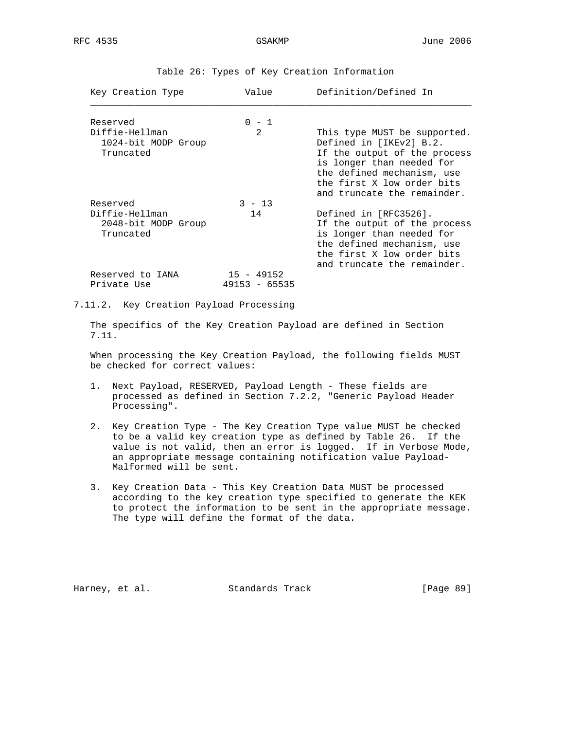Table 26: Types of Key Creation Information

| Key Creation Type | Value | Definition/Defined In |
|---|---|---|
| Reserved | 0 - 1 | |
| Diffie-Hellman 1024-bit MODP Group Truncated | 2 | This type MUST be supported. Defined in [IKEv2] B.2. If the output of the process is longer than needed for the defined mechanism, use the first X low order bits and truncate the remainder. |
| Reserved | 3 - 13 | |
| Diffie-Hellman 2048-bit MODP Group Truncated | 14 | Defined in [RFC3526]. If the output of the process is longer than needed for the defined mechanism, use the first X low order bits and truncate the remainder. |
| Reserved to IANA | 15 - 49152 | |
| Private Use | 49153 - 65535 | |

### 7.11.2. Key Creation Payload Processing

The specifics of the Key Creation Payload are defined in Section 7.11.

When processing the Key Creation Payload, the following fields MUST be checked for correct values:

1. Next Payload, RESERVED, Payload Length - These fields are processed as defined in Section 7.2.2, "Generic Payload Header Processing".

2. Key Creation Type - The Key Creation Type value MUST be checked to be a valid key creation type as defined by Table 26. If the value is not valid, then an error is logged. If in Verbose Mode, an appropriate message containing notification value Payload-Malformed will be sent.

3. Key Creation Data - This Key Creation Data MUST be processed according to the key creation type specified to generate the KEK to protect the information to be sent in the appropriate message. The type will define the format of the data.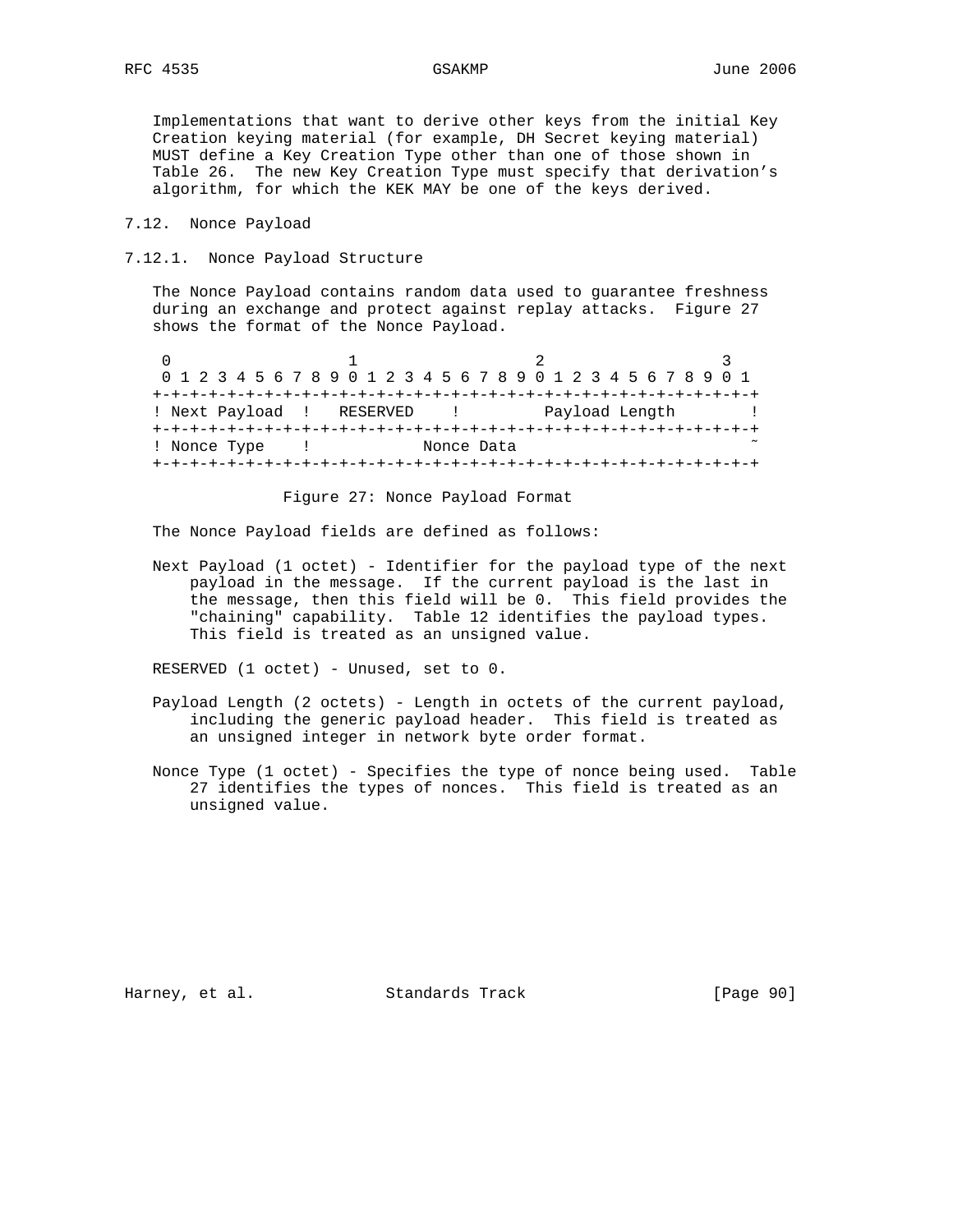Implementations that want to derive other keys from the initial Key Creation keying material (for example, DH Secret keying material) MUST define a Key Creation Type other than one of those shown in Table 26. The new Key Creation Type must specify that derivation's algorithm, for which the KEK MAY be one of the keys derived.

## 7.12. Nonce Payload

### 7.12.1. Nonce Payload Structure

The Nonce Payload contains random data used to guarantee freshness during an exchange and protect against replay attacks. Figure 27 shows the format of the Nonce Payload.

```
 0                   1                   2                   3
 0 1 2 3 4 5 6 7 8 9 0 1 2 3 4 5 6 7 8 9 0 1 2 3 4 5 6 7 8 9 0 1
+-+-+-+-+-+-+-+-+-+-+-+-+-+-+-+-+-+-+-+-+-+-+-+-+-+-+-+-+-+-+-+-+
! Next Payload  !   RESERVED    !         Payload Length        !
+-+-+-+-+-+-+-+-+-+-+-+-+-+-+-+-+-+-+-+-+-+-+-+-+-+-+-+-+-+-+-+-+
! Nonce Type    !           Nonce Data                          ~
+-+-+-+-+-+-+-+-+-+-+-+-+-+-+-+-+-+-+-+-+-+-+-+-+-+-+-+-+-+-+-+-+
```

Figure 27: Nonce Payload Format

The Nonce Payload fields are defined as follows:

Next Payload (1 octet) - Identifier for the payload type of the next payload in the message. If the current payload is the last in the message, then this field will be 0. This field provides the "chaining" capability. Table 12 identifies the payload types. This field is treated as an unsigned value.

RESERVED (1 octet) - Unused, set to 0.

Payload Length (2 octets) - Length in octets of the current payload, including the generic payload header. This field is treated as an unsigned integer in network byte order format.

Nonce Type (1 octet) - Specifies the type of nonce being used. Table 27 identifies the types of nonces. This field is treated as an unsigned value.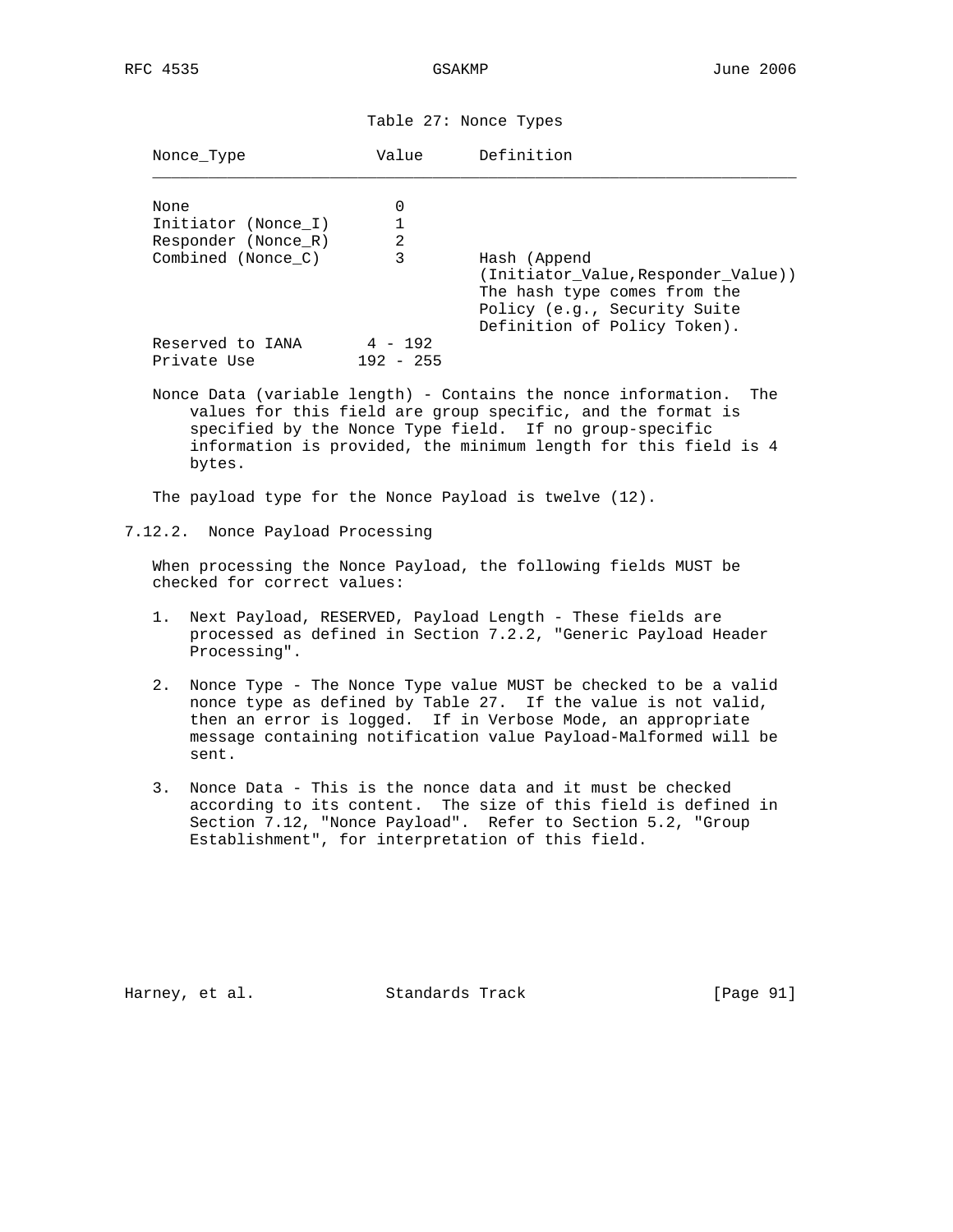Table 27: Nonce Types

| Nonce_Type | Value | Definition |
|---|---|---|
| None | 0 | |
| Initiator (Nonce_I) | 1 | |
| Responder (Nonce_R) | 2 | |
| Combined (Nonce_C) | 3 | Hash (Append (Initiator_Value,Responder_Value)) The hash type comes from the Policy (e.g., Security Suite Definition of Policy Token). |
| Reserved to IANA | 4 - 192 | |
| Private Use | 192 - 255 | |

Nonce Data (variable length) - Contains the nonce information. The values for this field are group specific, and the format is specified by the Nonce Type field. If no group-specific information is provided, the minimum length for this field is 4 bytes.

The payload type for the Nonce Payload is twelve (12).

### 7.12.2. Nonce Payload Processing

When processing the Nonce Payload, the following fields MUST be checked for correct values:

1. Next Payload, RESERVED, Payload Length - These fields are processed as defined in Section 7.2.2, "Generic Payload Header Processing".

2. Nonce Type - The Nonce Type value MUST be checked to be a valid nonce type as defined by Table 27. If the value is not valid, then an error is logged. If in Verbose Mode, an appropriate message containing notification value Payload-Malformed will be sent.

3. Nonce Data - This is the nonce data and it must be checked according to its content. The size of this field is defined in Section 7.12, "Nonce Payload". Refer to Section 5.2, "Group Establishment", for interpretation of this field.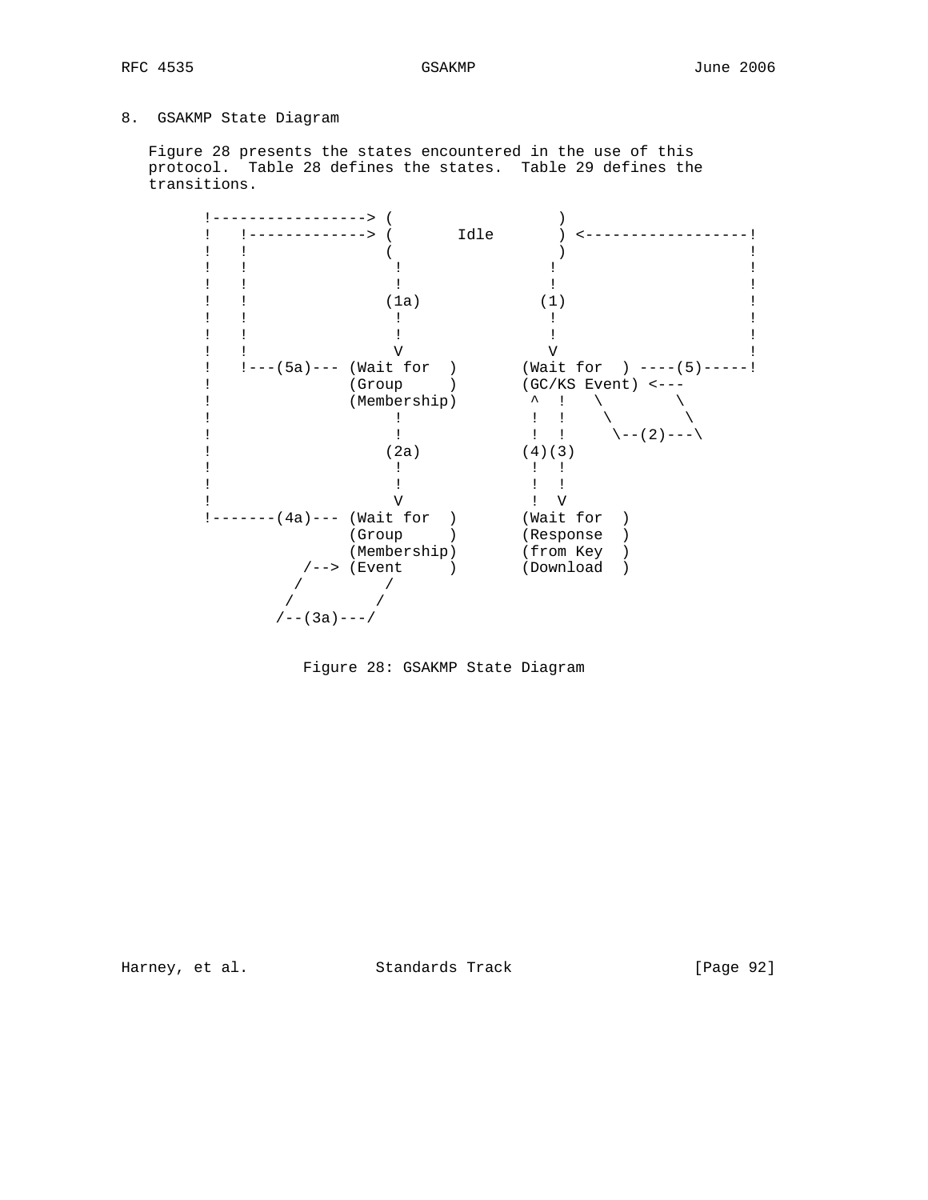## 8. GSAKMP State Diagram

Figure 28 presents the states encountered in the use of this protocol. Table 28 defines the states. Table 29 defines the transitions.

```
      !-----------------> (                   )
      !   !-------------> (       Idle        ) <------------------!
      !   !               (                   )                    !
      !   !                 !               !                      !
      !   !                 !               !                      !
      !   !                (1a)            (1)                     !
      !   !                 !               !                      !
      !   !                 !               !                      !
      !   !                 V               V                      !
      !   !---(5a)--- (Wait for  )       (Wait for  ) ----(5)-----!
      !               (Group     )       (GC/KS Event) <---
      !               (Membership)        ^  !   \        \
      !                 !                 !  !    \        \
      !                 !                 !  !     \--(2)---\
      !                (2a)              (4)(3)
      !                 !                 !  !
      !                 !                 !  !
      !                 V                 !  V
      !-------(4a)--- (Wait for  )       (Wait for  )
                      (Group     )       (Response  )
                      (Membership)       (from Key  )
                 /--> (Event     )       (Download  )
                /         /
               /         /
              /--(3a)---/
```

Figure 28: GSAKMP State Diagram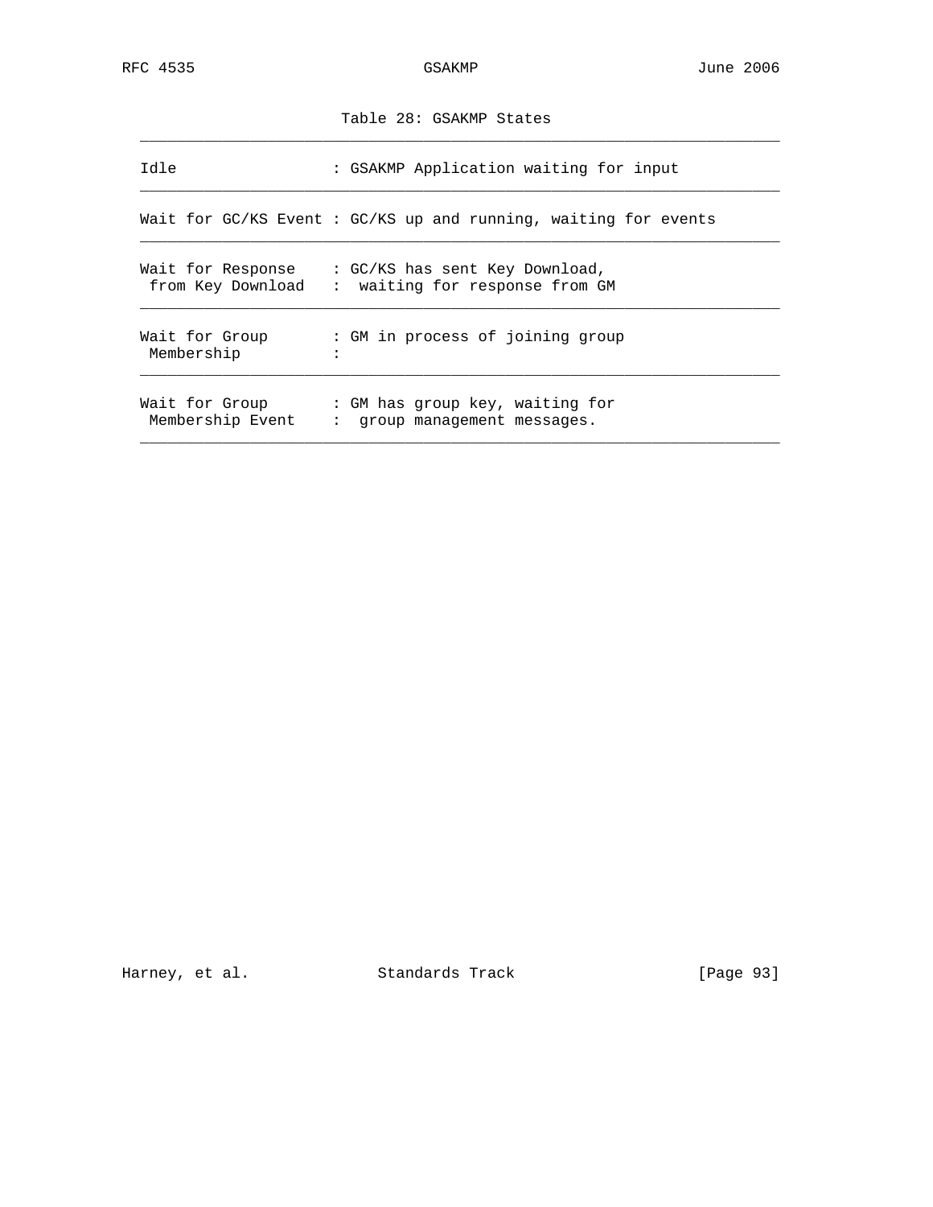Table 28: GSAKMP States

| State | Description |
|---|---|
| Idle | GSAKMP Application waiting for input |
| Wait for GC/KS Event | GC/KS up and running, waiting for events |
| Wait for Response from Key Download | GC/KS has sent Key Download, waiting for response from GM |
| Wait for Group Membership | GM in process of joining group |
| Wait for Group Membership Event | GM has group key, waiting for group management messages. |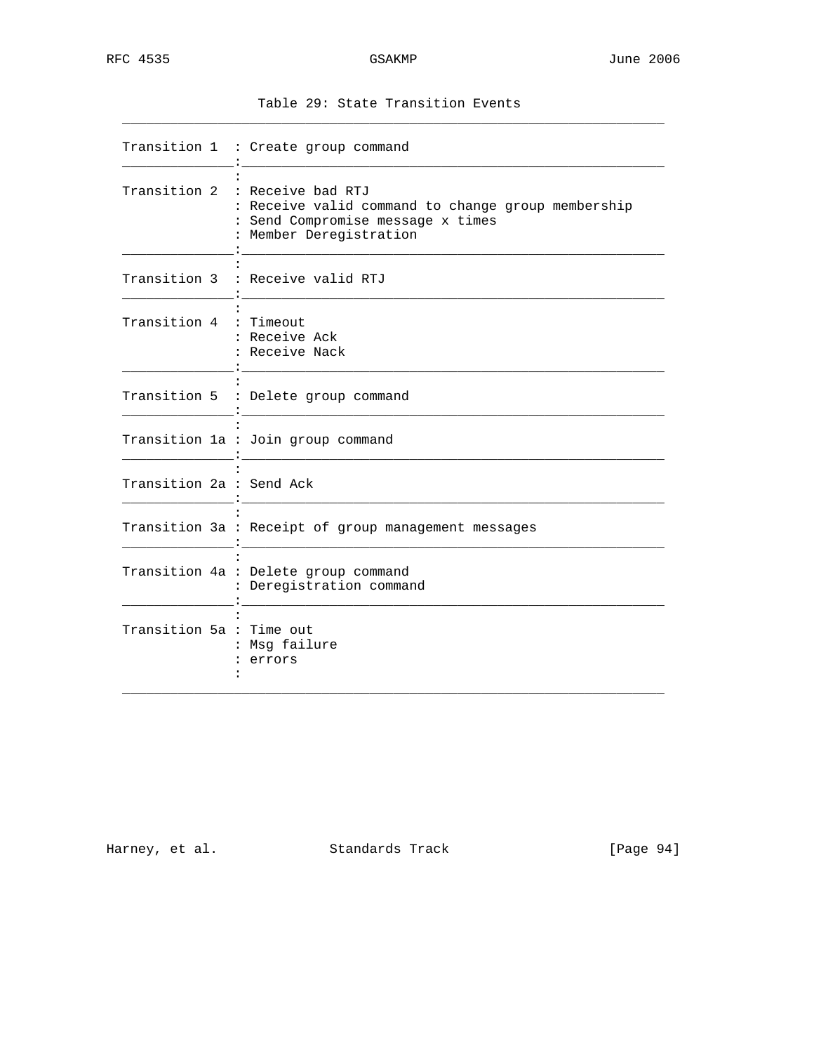Table 29: State Transition Events

| Transition | Events |
|---|---|
| Transition 1 | Create group command |
| Transition 2 | Receive bad RTJ<br>Receive valid command to change group membership<br>Send Compromise message x times<br>Member Deregistration |
| Transition 3 | Receive valid RTJ |
| Transition 4 | Timeout<br>Receive Ack<br>Receive Nack |
| Transition 5 | Delete group command |
| Transition 1a | Join group command |
| Transition 2a | Send Ack |
| Transition 3a | Receipt of group management messages |
| Transition 4a | Delete group command<br>Deregistration command |
| Transition 5a | Time out<br>Msg failure<br>errors |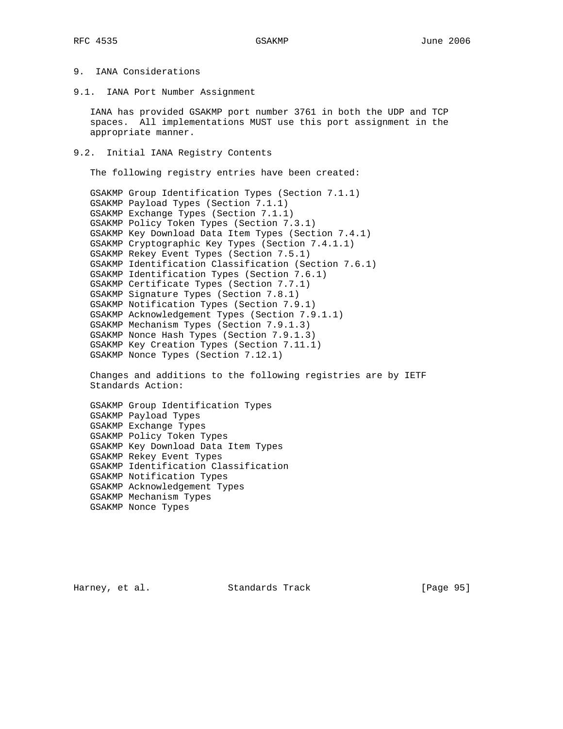# 9. IANA Considerations

## 9.1. IANA Port Number Assignment

IANA has provided GSAKMP port number 3761 in both the UDP and TCP spaces. All implementations MUST use this port assignment in the appropriate manner.

## 9.2. Initial IANA Registry Contents

The following registry entries have been created:

GSAKMP Group Identification Types (Section 7.1.1)
GSAKMP Payload Types (Section 7.1.1)
GSAKMP Exchange Types (Section 7.1.1)
GSAKMP Policy Token Types (Section 7.3.1)
GSAKMP Key Download Data Item Types (Section 7.4.1)
GSAKMP Cryptographic Key Types (Section 7.4.1.1)
GSAKMP Rekey Event Types (Section 7.5.1)
GSAKMP Identification Classification (Section 7.6.1)
GSAKMP Identification Types (Section 7.6.1)
GSAKMP Certificate Types (Section 7.7.1)
GSAKMP Signature Types (Section 7.8.1)
GSAKMP Notification Types (Section 7.9.1)
GSAKMP Acknowledgement Types (Section 7.9.1.1)
GSAKMP Mechanism Types (Section 7.9.1.3)
GSAKMP Nonce Hash Types (Section 7.9.1.3)
GSAKMP Key Creation Types (Section 7.11.1)
GSAKMP Nonce Types (Section 7.12.1)

Changes and additions to the following registries are by IETF Standards Action:

GSAKMP Group Identification Types
GSAKMP Payload Types
GSAKMP Exchange Types
GSAKMP Policy Token Types
GSAKMP Key Download Data Item Types
GSAKMP Rekey Event Types
GSAKMP Identification Classification
GSAKMP Notification Types
GSAKMP Acknowledgement Types
GSAKMP Mechanism Types
GSAKMP Nonce Types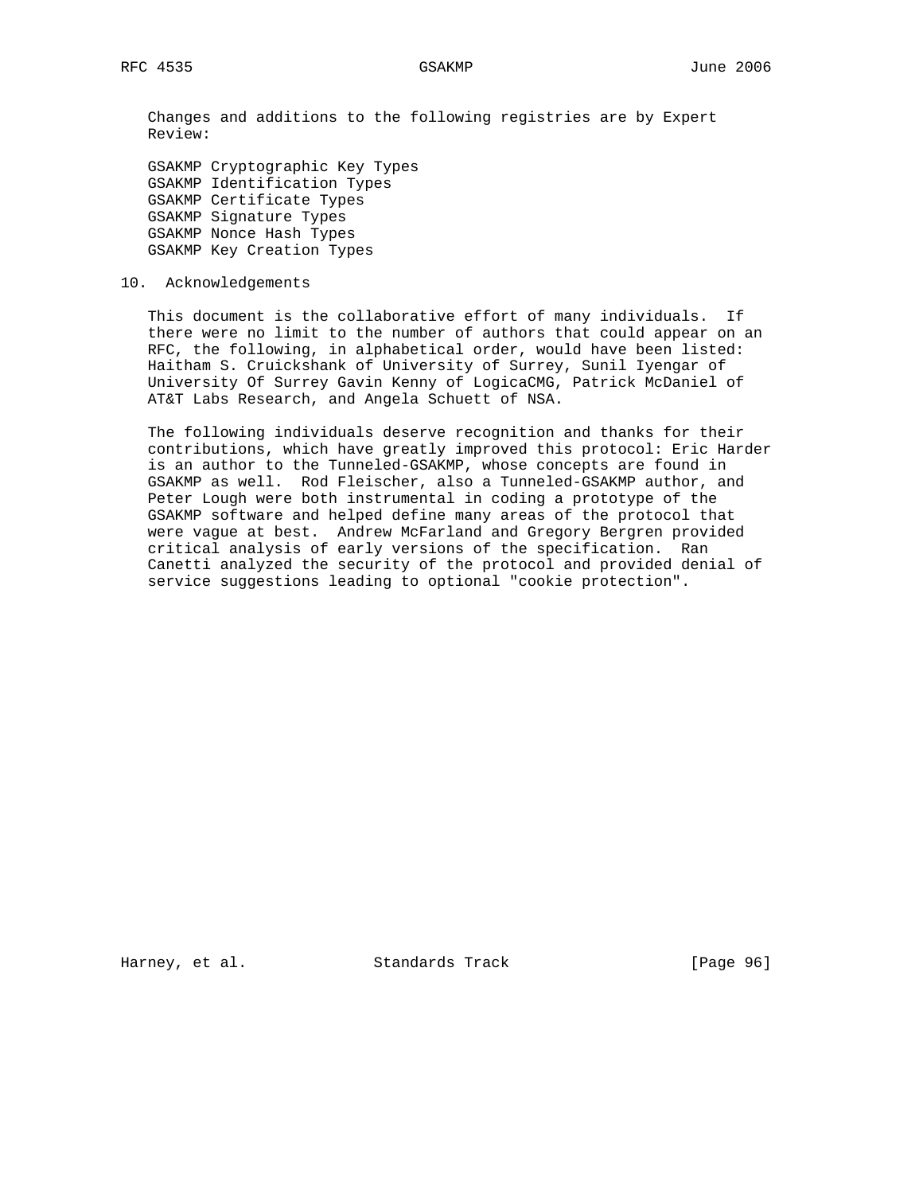Changes and additions to the following registries are by Expert Review:

GSAKMP Cryptographic Key Types
GSAKMP Identification Types
GSAKMP Certificate Types
GSAKMP Signature Types
GSAKMP Nonce Hash Types
GSAKMP Key Creation Types

## 10. Acknowledgements

This document is the collaborative effort of many individuals. If there were no limit to the number of authors that could appear on an RFC, the following, in alphabetical order, would have been listed: Haitham S. Cruickshank of University of Surrey, Sunil Iyengar of University Of Surrey Gavin Kenny of LogicaCMG, Patrick McDaniel of AT&T Labs Research, and Angela Schuett of NSA.

The following individuals deserve recognition and thanks for their contributions, which have greatly improved this protocol: Eric Harder is an author to the Tunneled-GSAKMP, whose concepts are found in GSAKMP as well. Rod Fleischer, also a Tunneled-GSAKMP author, and Peter Lough were both instrumental in coding a prototype of the GSAKMP software and helped define many areas of the protocol that were vague at best. Andrew McFarland and Gregory Bergren provided critical analysis of early versions of the specification. Ran Canetti analyzed the security of the protocol and provided denial of service suggestions leading to optional "cookie protection".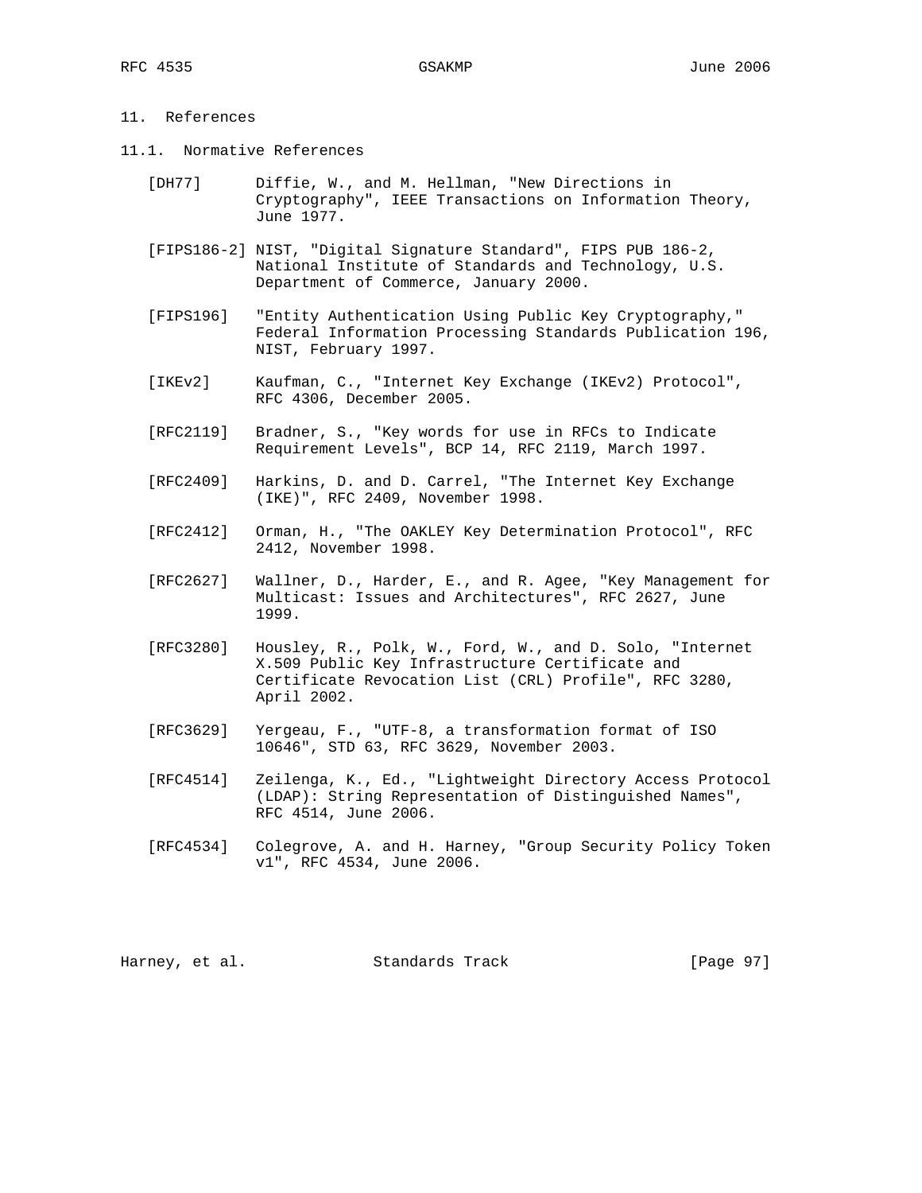## 11. References

### 11.1. Normative References

[DH77] Diffie, W., and M. Hellman, "New Directions in Cryptography", IEEE Transactions on Information Theory, June 1977.

[FIPS186-2] NIST, "Digital Signature Standard", FIPS PUB 186-2, National Institute of Standards and Technology, U.S. Department of Commerce, January 2000.

[FIPS196] "Entity Authentication Using Public Key Cryptography," Federal Information Processing Standards Publication 196, NIST, February 1997.

[IKEv2] Kaufman, C., "Internet Key Exchange (IKEv2) Protocol", RFC 4306, December 2005.

[RFC2119] Bradner, S., "Key words for use in RFCs to Indicate Requirement Levels", BCP 14, RFC 2119, March 1997.

[RFC2409] Harkins, D. and D. Carrel, "The Internet Key Exchange (IKE)", RFC 2409, November 1998.

[RFC2412] Orman, H., "The OAKLEY Key Determination Protocol", RFC 2412, November 1998.

[RFC2627] Wallner, D., Harder, E., and R. Agee, "Key Management for Multicast: Issues and Architectures", RFC 2627, June 1999.

[RFC3280] Housley, R., Polk, W., Ford, W., and D. Solo, "Internet X.509 Public Key Infrastructure Certificate and Certificate Revocation List (CRL) Profile", RFC 3280, April 2002.

[RFC3629] Yergeau, F., "UTF-8, a transformation format of ISO 10646", STD 63, RFC 3629, November 2003.

[RFC4514] Zeilenga, K., Ed., "Lightweight Directory Access Protocol (LDAP): String Representation of Distinguished Names", RFC 4514, June 2006.

[RFC4534] Colegrove, A. and H. Harney, "Group Security Policy Token v1", RFC 4534, June 2006.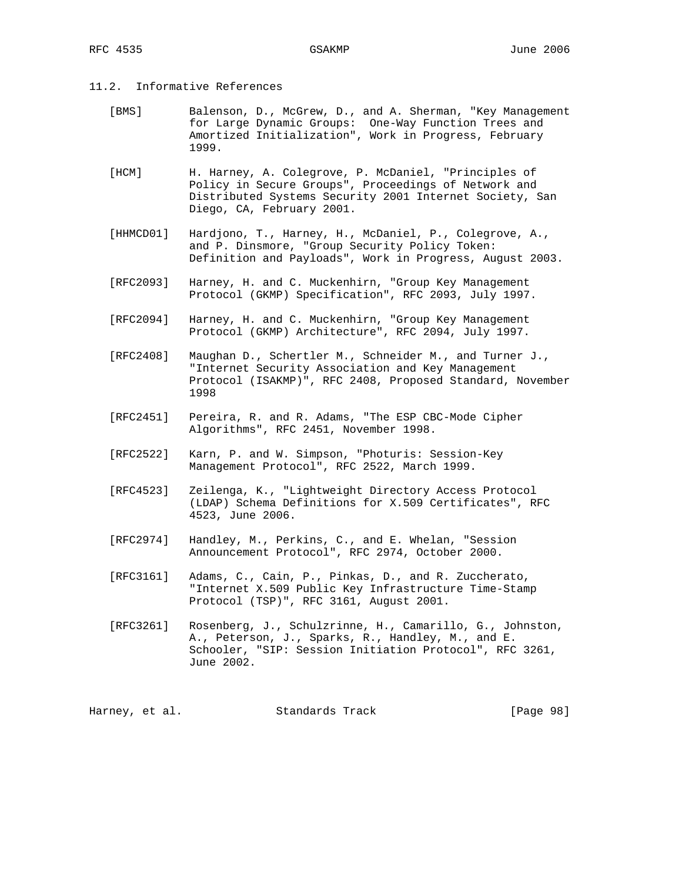## 11.2. Informative References

[BMS] Balenson, D., McGrew, D., and A. Sherman, "Key Management for Large Dynamic Groups: One-Way Function Trees and Amortized Initialization", Work in Progress, February 1999.

[HCM] H. Harney, A. Colegrove, P. McDaniel, "Principles of Policy in Secure Groups", Proceedings of Network and Distributed Systems Security 2001 Internet Society, San Diego, CA, February 2001.

[HHMCD01] Hardjono, T., Harney, H., McDaniel, P., Colegrove, A., and P. Dinsmore, "Group Security Policy Token: Definition and Payloads", Work in Progress, August 2003.

[RFC2093] Harney, H. and C. Muckenhirn, "Group Key Management Protocol (GKMP) Specification", RFC 2093, July 1997.

[RFC2094] Harney, H. and C. Muckenhirn, "Group Key Management Protocol (GKMP) Architecture", RFC 2094, July 1997.

[RFC2408] Maughan D., Schertler M., Schneider M., and Turner J., "Internet Security Association and Key Management Protocol (ISAKMP)", RFC 2408, Proposed Standard, November 1998

[RFC2451] Pereira, R. and R. Adams, "The ESP CBC-Mode Cipher Algorithms", RFC 2451, November 1998.

[RFC2522] Karn, P. and W. Simpson, "Photuris: Session-Key Management Protocol", RFC 2522, March 1999.

[RFC4523] Zeilenga, K., "Lightweight Directory Access Protocol (LDAP) Schema Definitions for X.509 Certificates", RFC 4523, June 2006.

[RFC2974] Handley, M., Perkins, C., and E. Whelan, "Session Announcement Protocol", RFC 2974, October 2000.

[RFC3161] Adams, C., Cain, P., Pinkas, D., and R. Zuccherato, "Internet X.509 Public Key Infrastructure Time-Stamp Protocol (TSP)", RFC 3161, August 2001.

[RFC3261] Rosenberg, J., Schulzrinne, H., Camarillo, G., Johnston, A., Peterson, J., Sparks, R., Handley, M., and E. Schooler, "SIP: Session Initiation Protocol", RFC 3261, June 2002.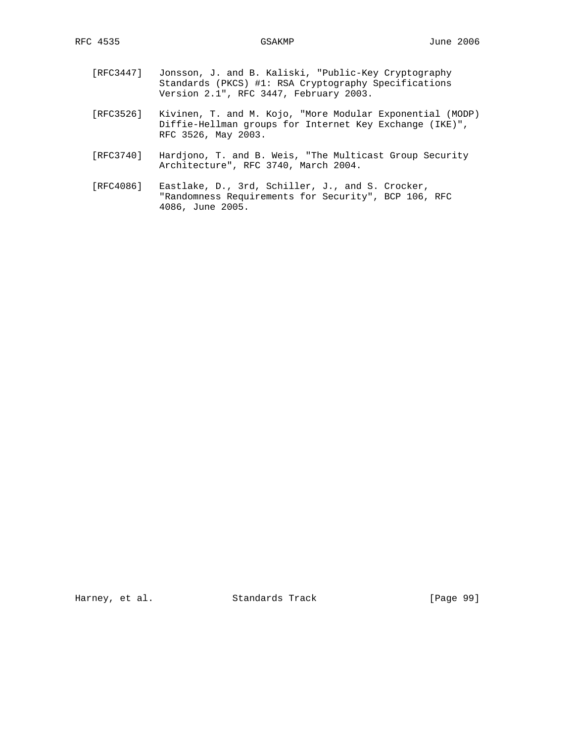[RFC3447] Jonsson, J. and B. Kaliski, "Public-Key Cryptography Standards (PKCS) #1: RSA Cryptography Specifications Version 2.1", RFC 3447, February 2003.

[RFC3526] Kivinen, T. and M. Kojo, "More Modular Exponential (MODP) Diffie-Hellman groups for Internet Key Exchange (IKE)", RFC 3526, May 2003.

[RFC3740] Hardjono, T. and B. Weis, "The Multicast Group Security Architecture", RFC 3740, March 2004.

[RFC4086] Eastlake, D., 3rd, Schiller, J., and S. Crocker, "Randomness Requirements for Security", BCP 106, RFC 4086, June 2005.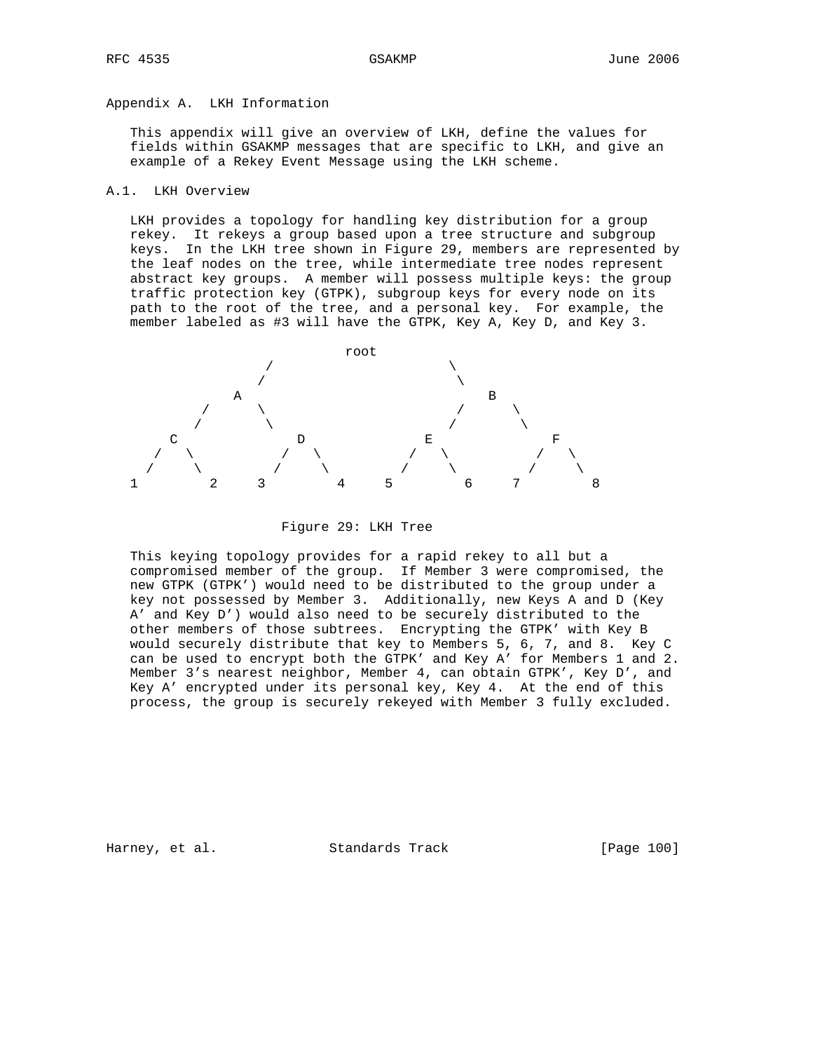# Appendix A. LKH Information

This appendix will give an overview of LKH, define the values for fields within GSAKMP messages that are specific to LKH, and give an example of a Rekey Event Message using the LKH scheme.

## A.1. LKH Overview

LKH provides a topology for handling key distribution for a group rekey. It rekeys a group based upon a tree structure and subgroup keys. In the LKH tree shown in Figure 29, members are represented by the leaf nodes on the tree, while intermediate tree nodes represent abstract key groups. A member will possess multiple keys: the group traffic protection key (GTPK), subgroup keys for every node on its path to the root of the tree, and a personal key. For example, the member labeled as #3 will have the GTPK, Key A, Key D, and Key 3.

```
                          root
                  /                   \
                 /                     \
               A                         B
            /     \                   /     \
           /       \                 /       \
        C             D           E             F
      /   \         /   \       /   \         /   \
     /     \       /     \     /     \       /     \
    1        2     3        4     5        6     7        8
```

Figure 29: LKH Tree

This keying topology provides for a rapid rekey to all but a compromised member of the group. If Member 3 were compromised, the new GTPK (GTPK') would need to be distributed to the group under a key not possessed by Member 3. Additionally, new Keys A and D (Key A' and Key D') would also need to be securely distributed to the other members of those subtrees. Encrypting the GTPK' with Key B would securely distribute that key to Members 5, 6, 7, and 8. Key C can be used to encrypt both the GTPK' and Key A' for Members 1 and 2. Member 3's nearest neighbor, Member 4, can obtain GTPK', Key D', and Key A' encrypted under its personal key, Key 4. At the end of this process, the group is securely rekeyed with Member 3 fully excluded.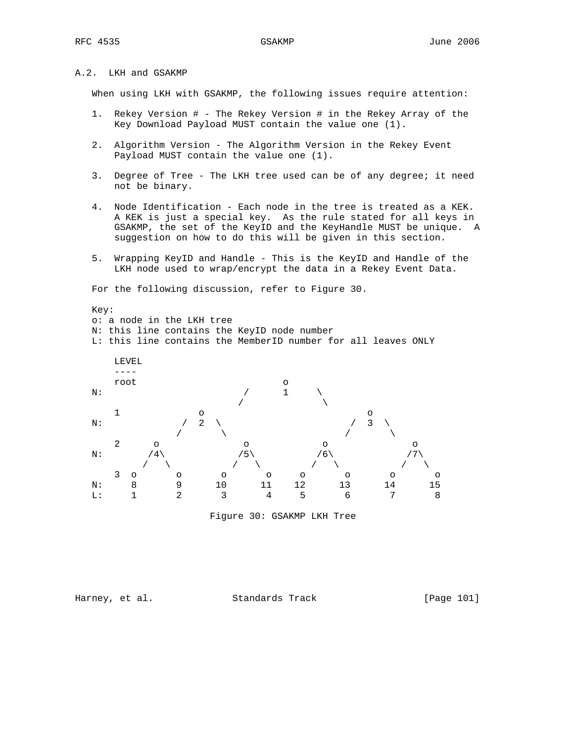## A.2. LKH and GSAKMP

When using LKH with GSAKMP, the following issues require attention:

1. Rekey Version # - The Rekey Version # in the Rekey Array of the Key Download Payload MUST contain the value one (1).

2. Algorithm Version - The Algorithm Version in the Rekey Event Payload MUST contain the value one (1).

3. Degree of Tree - The LKH tree used can be of any degree; it need not be binary.

4. Node Identification - Each node in the tree is treated as a KEK. A KEK is just a special key. As the rule stated for all keys in GSAKMP, the set of the KeyID and the KeyHandle MUST be unique. A suggestion on how to do this will be given in this section.

5. Wrapping KeyID and Handle - This is the KeyID and Handle of the LKH node used to wrap/encrypt the data in a Rekey Event Data.

For the following discussion, refer to Figure 30.

```
   Key:
   o: a node in the LKH tree
   N: this line contains the KeyID node number
   L: this line contains the MemberID number for all leaves ONLY

      LEVEL
      ----
      root                        o
   N:                      /      1     \
                          /              \
      1             o                          o
   N:             /  2  \                    /  3  \
                 /       \                  /       \
      2      o              o           o              o
   N:       /4\            /5\         /6\            /7\
           /   \          /   \       /   \          /   \
      3  o      o       o      o     o      o      o      o
   N:    8      9      10     11    12     13     14     15
   L:    1      2       3      4     5      6      7      8
```

Figure 30: GSAKMP LKH Tree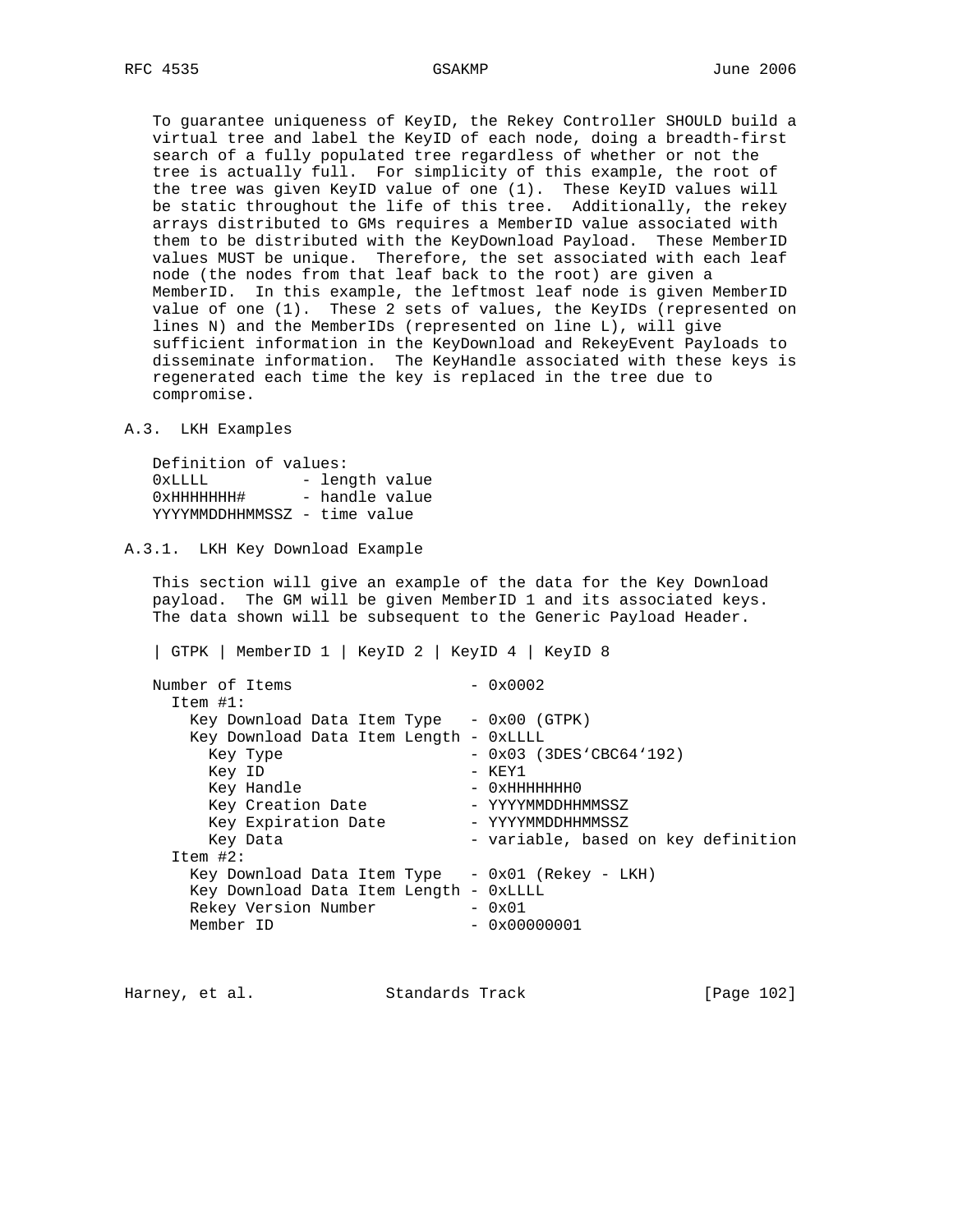To guarantee uniqueness of KeyID, the Rekey Controller SHOULD build a virtual tree and label the KeyID of each node, doing a breadth-first search of a fully populated tree regardless of whether or not the tree is actually full. For simplicity of this example, the root of the tree was given KeyID value of one (1). These KeyID values will be static throughout the life of this tree. Additionally, the rekey arrays distributed to GMs requires a MemberID value associated with them to be distributed with the KeyDownload Payload. These MemberID values MUST be unique. Therefore, the set associated with each leaf node (the nodes from that leaf back to the root) are given a MemberID. In this example, the leftmost leaf node is given MemberID value of one (1). These 2 sets of values, the KeyIDs (represented on lines N) and the MemberIDs (represented on line L), will give sufficient information in the KeyDownload and RekeyEvent Payloads to disseminate information. The KeyHandle associated with these keys is regenerated each time the key is replaced in the tree due to compromise.

### A.3. LKH Examples

```
Definition of values:
0xLLLL          - length value
0xHHHHHHH#      - handle value
YYYYMMDDHHMMSSZ - time value
```

#### A.3.1. LKH Key Download Example

This section will give an example of the data for the Key Download payload. The GM will be given MemberID 1 and its associated keys. The data shown will be subsequent to the Generic Payload Header.

```
| GTPK | MemberID 1 | KeyID 2 | KeyID 4 | KeyID 8

Number of Items                  - 0x0002
  Item #1:
    Key Download Data Item Type   - 0x00 (GTPK)
    Key Download Data Item Length - 0xLLLL
      Key Type                    - 0x03 (3DES'CBC64'192)
      Key ID                      - KEY1
      Key Handle                  - 0xHHHHHHH0
      Key Creation Date           - YYYYMMDDHHMMSSZ
      Key Expiration Date         - YYYYMMDDHHMMSSZ
      Key Data                    - variable, based on key definition
  Item #2:
    Key Download Data Item Type   - 0x01 (Rekey - LKH)
    Key Download Data Item Length - 0xLLLL
    Rekey Version Number          - 0x01
    Member ID                     - 0x00000001
```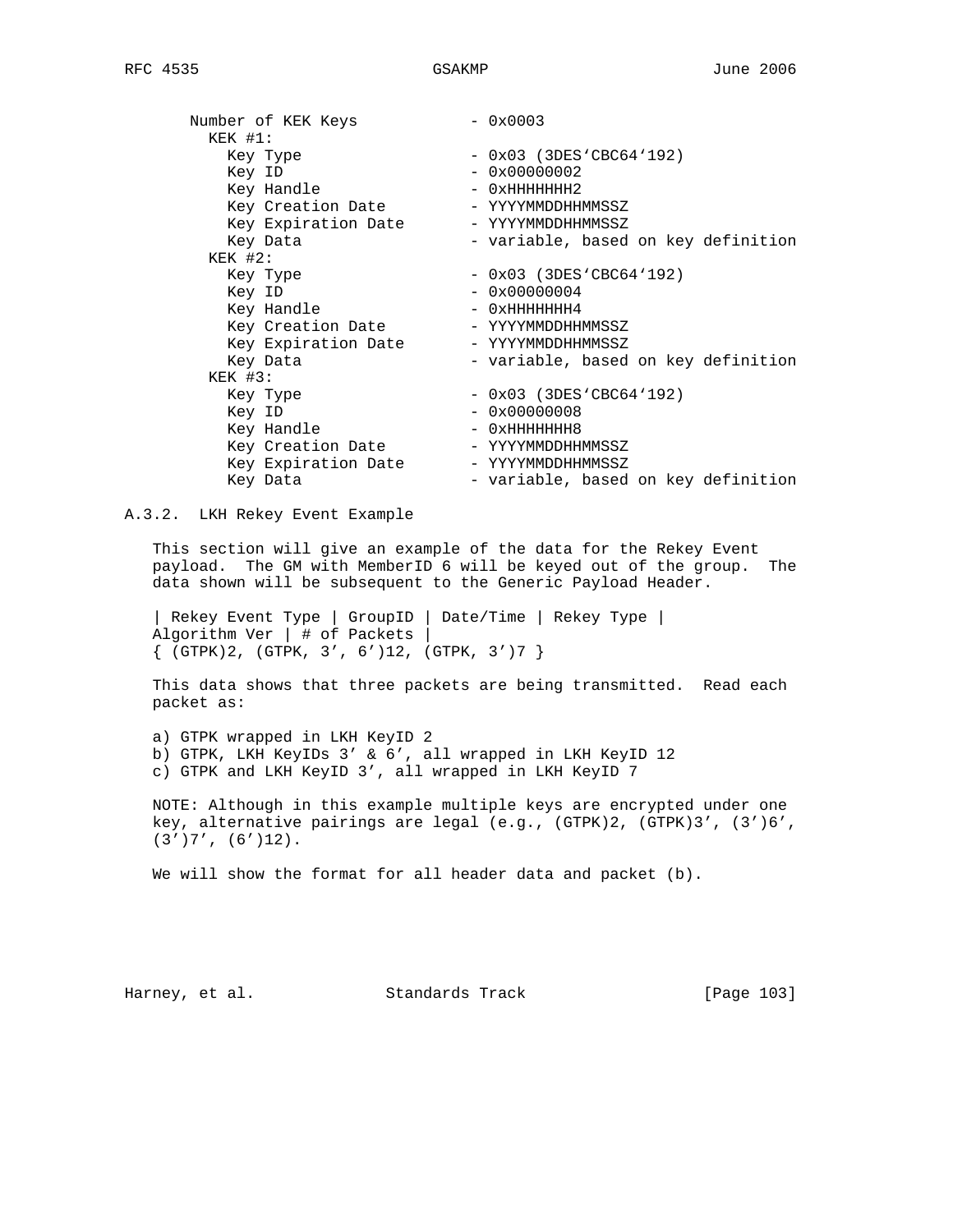```
   Number of KEK Keys            - 0x0003
     KEK #1:
       Key Type                  - 0x03 (3DES'CBC64'192)
       Key ID                    - 0x00000002
       Key Handle                - 0xHHHHHHH2
       Key Creation Date         - YYYYMMDDHHMMSSZ
       Key Expiration Date       - YYYYMMDDHHMMSSZ
       Key Data                  - variable, based on key definition
     KEK #2:
       Key Type                  - 0x03 (3DES'CBC64'192)
       Key ID                    - 0x00000004
       Key Handle                - 0xHHHHHHH4
       Key Creation Date         - YYYYMMDDHHMMSSZ
       Key Expiration Date       - YYYYMMDDHHMMSSZ
       Key Data                  - variable, based on key definition
     KEK #3:
       Key Type                  - 0x03 (3DES'CBC64'192)
       Key ID                    - 0x00000008
       Key Handle                - 0xHHHHHHH8
       Key Creation Date         - YYYYMMDDHHMMSSZ
       Key Expiration Date       - YYYYMMDDHHMMSSZ
       Key Data                  - variable, based on key definition
```

### A.3.2. LKH Rekey Event Example

This section will give an example of the data for the Rekey Event payload. The GM with MemberID 6 will be keyed out of the group. The data shown will be subsequent to the Generic Payload Header.

```
| Rekey Event Type | GroupID | Date/Time | Rekey Type |
Algorithm Ver | # of Packets |
{ (GTPK)2, (GTPK, 3', 6')12, (GTPK, 3')7 }
```

This data shows that three packets are being transmitted. Read each packet as:

a) GTPK wrapped in LKH KeyID 2
b) GTPK, LKH KeyIDs 3' & 6', all wrapped in LKH KeyID 12
c) GTPK and LKH KeyID 3', all wrapped in LKH KeyID 7

NOTE: Although in this example multiple keys are encrypted under one key, alternative pairings are legal (e.g., (GTPK)2, (GTPK)3', (3')6', (3')7', (6')12).

We will show the format for all header data and packet (b).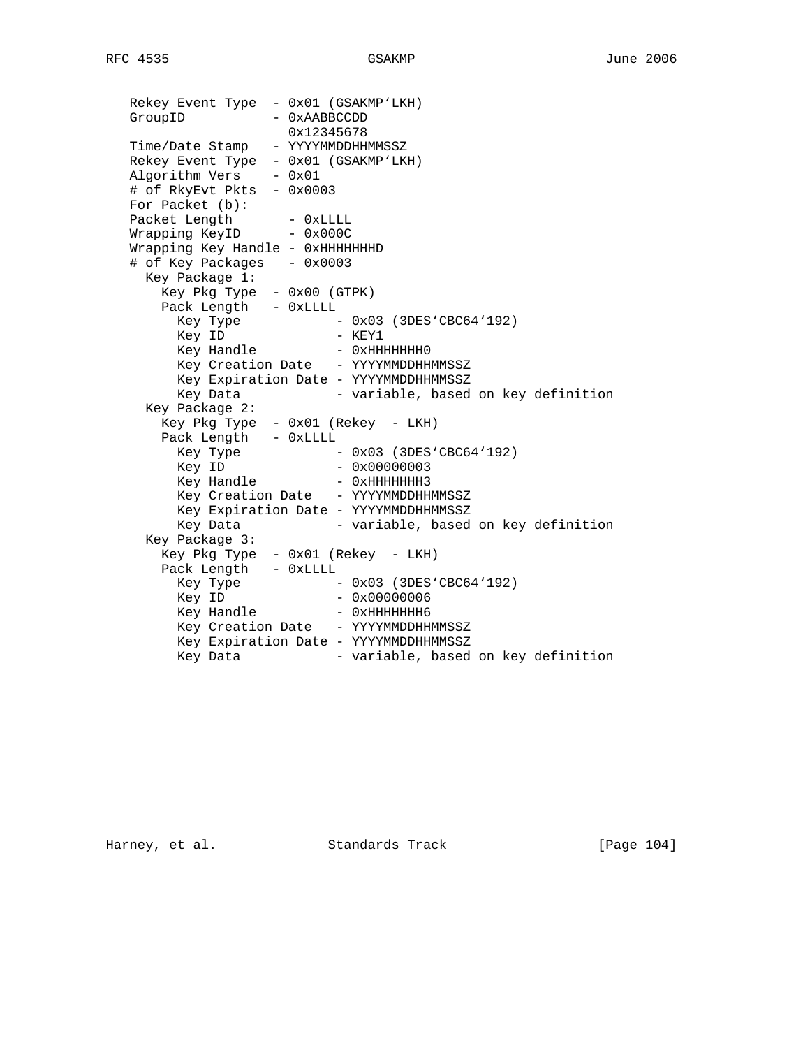```
   Rekey Event Type  - 0x01 (GSAKMP'LKH)
   GroupID           - 0xAABBCCDD
                       0x12345678
   Time/Date Stamp   - YYYYMMDDHHMMSSZ
   Rekey Event Type  - 0x01 (GSAKMP'LKH)
   Algorithm Vers    - 0x01
   # of RkyEvt Pkts  - 0x0003
   For Packet (b):
   Packet Length       - 0xLLLL
   Wrapping KeyID      - 0x000C
   Wrapping Key Handle - 0xHHHHHHHD
   # of Key Packages   - 0x0003
     Key Package 1:
       Key Pkg Type  - 0x00 (GTPK)
       Pack Length   - 0xLLLL
         Key Type            - 0x03 (3DES'CBC64'192)
         Key ID              - KEY1
         Key Handle          - 0xHHHHHHH0
         Key Creation Date   - YYYYMMDDHHMMSSZ
         Key Expiration Date - YYYYMMDDHHMMSSZ
         Key Data            - variable, based on key definition
     Key Package 2:
       Key Pkg Type  - 0x01 (Rekey  - LKH)
       Pack Length   - 0xLLLL
         Key Type            - 0x03 (3DES'CBC64'192)
         Key ID              - 0x00000003
         Key Handle          - 0xHHHHHHH3
         Key Creation Date   - YYYYMMDDHHMMSSZ
         Key Expiration Date - YYYYMMDDHHMMSSZ
         Key Data            - variable, based on key definition
     Key Package 3:
       Key Pkg Type  - 0x01 (Rekey  - LKH)
       Pack Length   - 0xLLLL
         Key Type            - 0x03 (3DES'CBC64'192)
         Key ID              - 0x00000006
         Key Handle          - 0xHHHHHHH6
         Key Creation Date   - YYYYMMDDHHMMSSZ
         Key Expiration Date - YYYYMMDDHHMMSSZ
         Key Data            - variable, based on key definition
```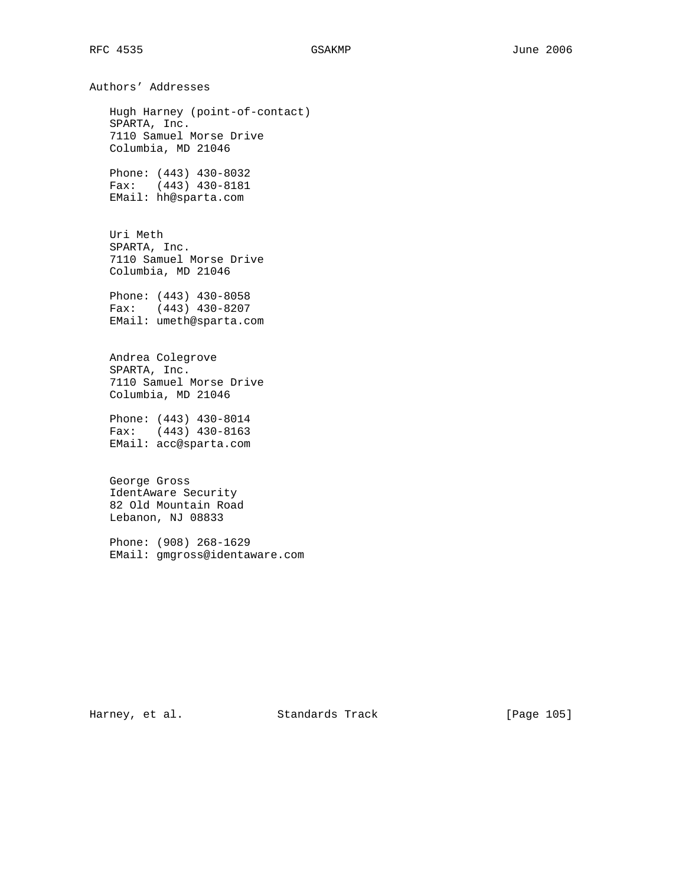## Authors' Addresses

Hugh Harney (point-of-contact)
SPARTA, Inc.
7110 Samuel Morse Drive
Columbia, MD 21046

Phone: (443) 430-8032
Fax: (443) 430-8181
EMail: hh@sparta.com

Uri Meth
SPARTA, Inc.
7110 Samuel Morse Drive
Columbia, MD 21046

Phone: (443) 430-8058
Fax: (443) 430-8207
EMail: umeth@sparta.com

Andrea Colegrove
SPARTA, Inc.
7110 Samuel Morse Drive
Columbia, MD 21046

Phone: (443) 430-8014
Fax: (443) 430-8163
EMail: acc@sparta.com

George Gross
IdentAware Security
82 Old Mountain Road
Lebanon, NJ 08833

Phone: (908) 268-1629
EMail: gmgross@identaware.com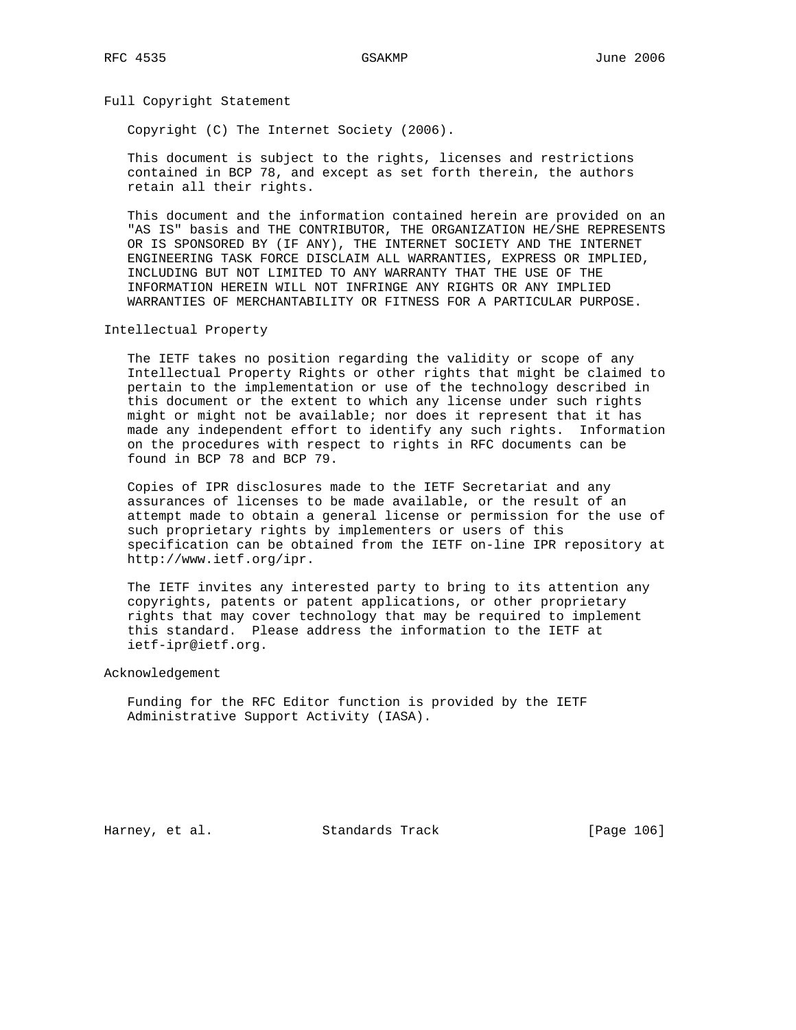## Full Copyright Statement

Copyright (C) The Internet Society (2006).

This document is subject to the rights, licenses and restrictions contained in BCP 78, and except as set forth therein, the authors retain all their rights.

This document and the information contained herein are provided on an "AS IS" basis and THE CONTRIBUTOR, THE ORGANIZATION HE/SHE REPRESENTS OR IS SPONSORED BY (IF ANY), THE INTERNET SOCIETY AND THE INTERNET ENGINEERING TASK FORCE DISCLAIM ALL WARRANTIES, EXPRESS OR IMPLIED, INCLUDING BUT NOT LIMITED TO ANY WARRANTY THAT THE USE OF THE INFORMATION HEREIN WILL NOT INFRINGE ANY RIGHTS OR ANY IMPLIED WARRANTIES OF MERCHANTABILITY OR FITNESS FOR A PARTICULAR PURPOSE.

## Intellectual Property

The IETF takes no position regarding the validity or scope of any Intellectual Property Rights or other rights that might be claimed to pertain to the implementation or use of the technology described in this document or the extent to which any license under such rights might or might not be available; nor does it represent that it has made any independent effort to identify any such rights. Information on the procedures with respect to rights in RFC documents can be found in BCP 78 and BCP 79.

Copies of IPR disclosures made to the IETF Secretariat and any assurances of licenses to be made available, or the result of an attempt made to obtain a general license or permission for the use of such proprietary rights by implementers or users of this specification can be obtained from the IETF on-line IPR repository at http://www.ietf.org/ipr.

The IETF invites any interested party to bring to its attention any copyrights, patents or patent applications, or other proprietary rights that may cover technology that may be required to implement this standard. Please address the information to the IETF at ietf-ipr@ietf.org.

## Acknowledgement

Funding for the RFC Editor function is provided by the IETF Administrative Support Activity (IASA).